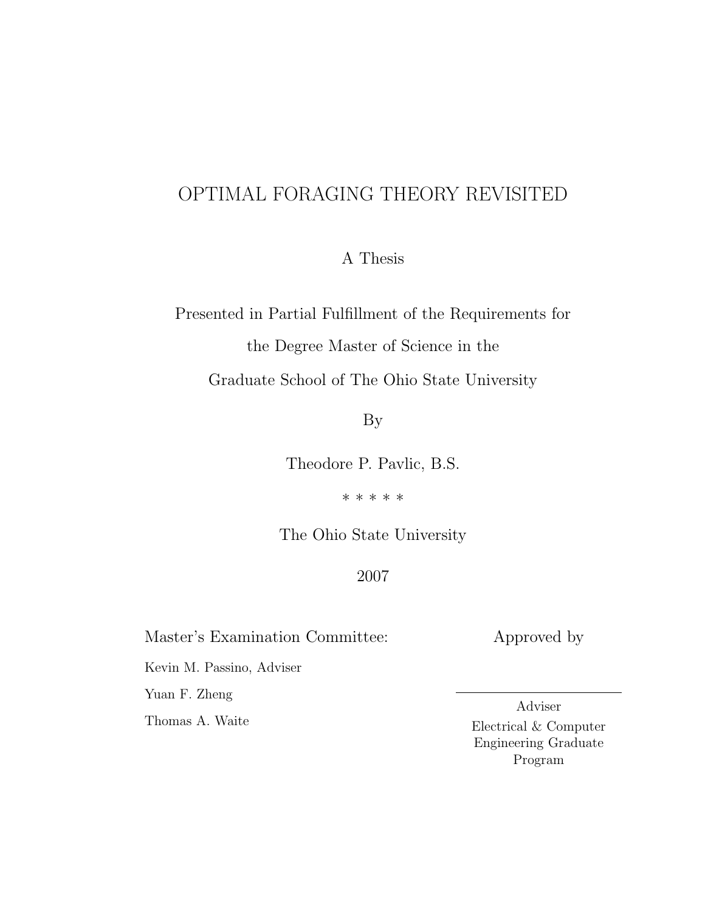# OPTIMAL FORAGING THEORY REVISITED

A Thesis

Presented in Partial Fulfillment of the Requirements for the Degree Master of Science in the Graduate School of The Ohio State University

By

Theodore P. Pavlic, B.S.

\* \* \* \* \*

The Ohio State University

2007

Master's Examination Committee:

Kevin M. Passino, Adviser

Yuan F. Zheng

Thomas A. Waite

Approved by

---

Adviser

Electrical & Computer Engineering Graduate Program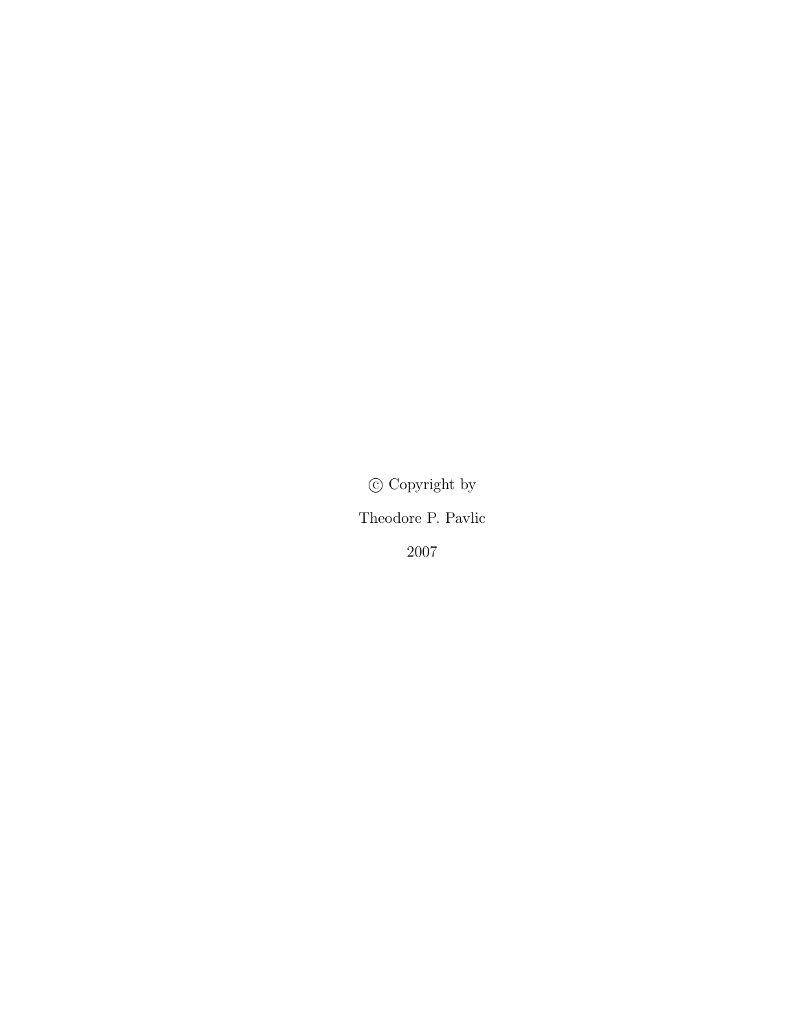© Copyright by

Theodore P. Pavlic

2007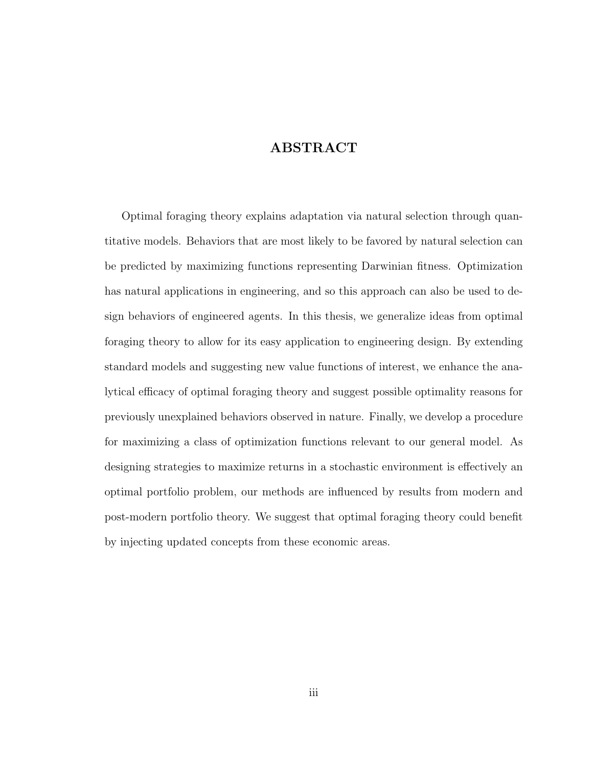# ABSTRACT

Optimal foraging theory explains adaptation via natural selection through quantitative models. Behaviors that are most likely to be favored by natural selection can be predicted by maximizing functions representing Darwinian fitness. Optimization has natural applications in engineering, and so this approach can also be used to design behaviors of engineered agents. In this thesis, we generalize ideas from optimal foraging theory to allow for its easy application to engineering design. By extending standard models and suggesting new value functions of interest, we enhance the analytical efficacy of optimal foraging theory and suggest possible optimality reasons for previously unexplained behaviors observed in nature. Finally, we develop a procedure for maximizing a class of optimization functions relevant to our general model. As designing strategies to maximize returns in a stochastic environment is effectively an optimal portfolio problem, our methods are influenced by results from modern and post-modern portfolio theory. We suggest that optimal foraging theory could benefit by injecting updated concepts from these economic areas.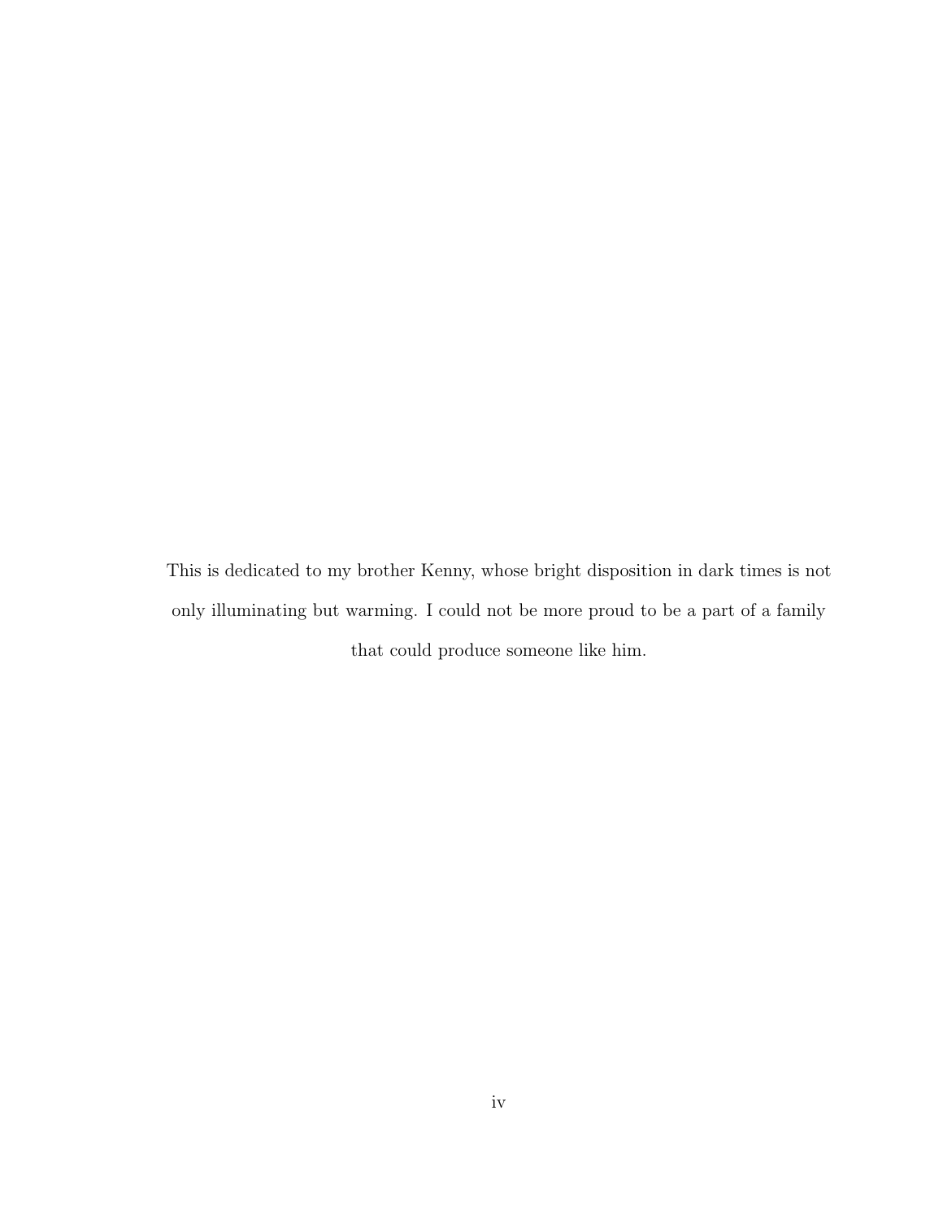This is dedicated to my brother Kenny, whose bright disposition in dark times is not only illuminating but warming. I could not be more proud to be a part of a family that could produce someone like him.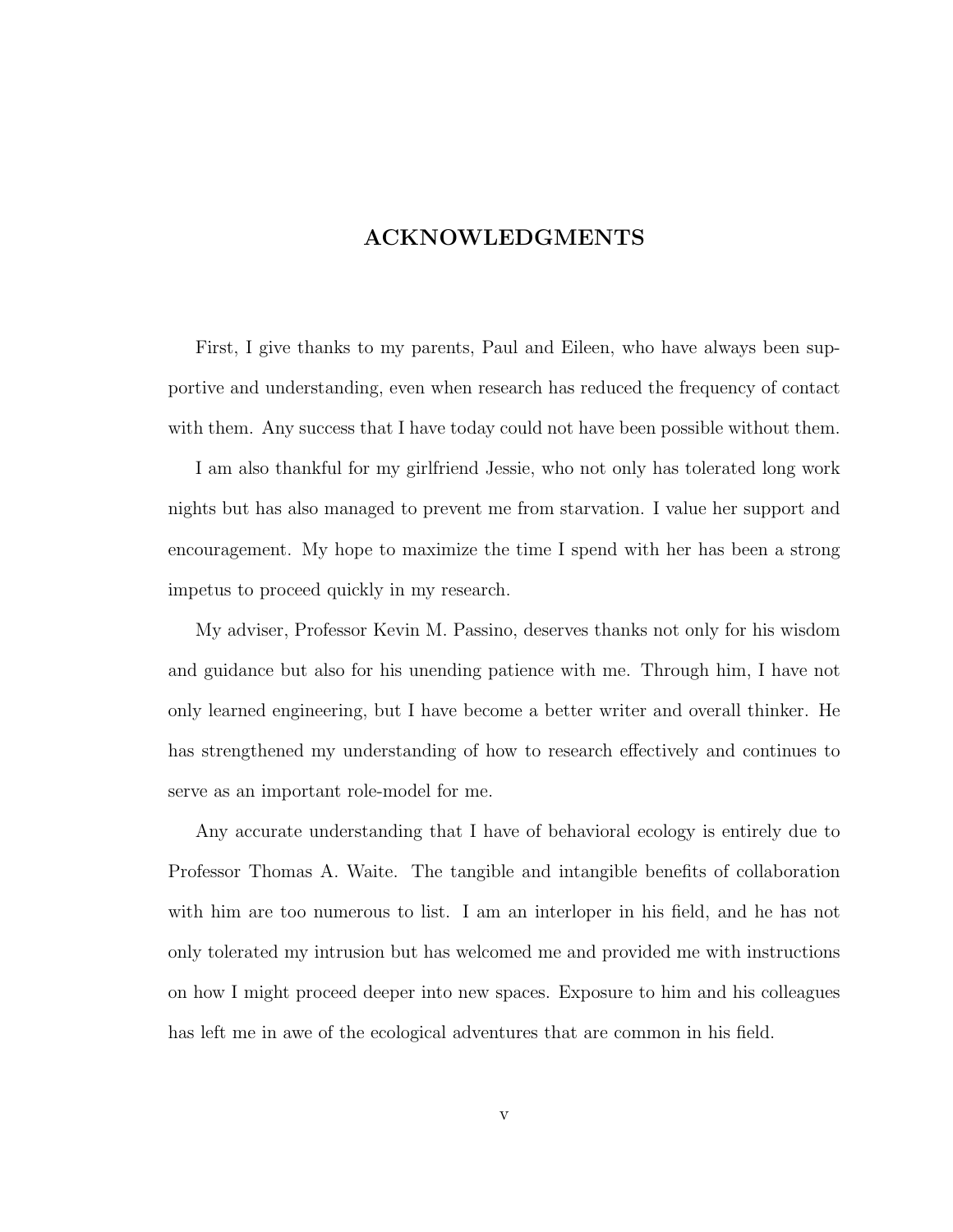# ACKNOWLEDGMENTS

First, I give thanks to my parents, Paul and Eileen, who have always been supportive and understanding, even when research has reduced the frequency of contact with them. Any success that I have today could not have been possible without them.

I am also thankful for my girlfriend Jessie, who not only has tolerated long work nights but has also managed to prevent me from starvation. I value her support and encouragement. My hope to maximize the time I spend with her has been a strong impetus to proceed quickly in my research.

My adviser, Professor Kevin M. Passino, deserves thanks not only for his wisdom and guidance but also for his unending patience with me. Through him, I have not only learned engineering, but I have become a better writer and overall thinker. He has strengthened my understanding of how to research effectively and continues to serve as an important role-model for me.

Any accurate understanding that I have of behavioral ecology is entirely due to Professor Thomas A. Waite. The tangible and intangible benefits of collaboration with him are too numerous to list. I am an interloper in his field, and he has not only tolerated my intrusion but has welcomed me and provided me with instructions on how I might proceed deeper into new spaces. Exposure to him and his colleagues has left me in awe of the ecological adventures that are common in his field.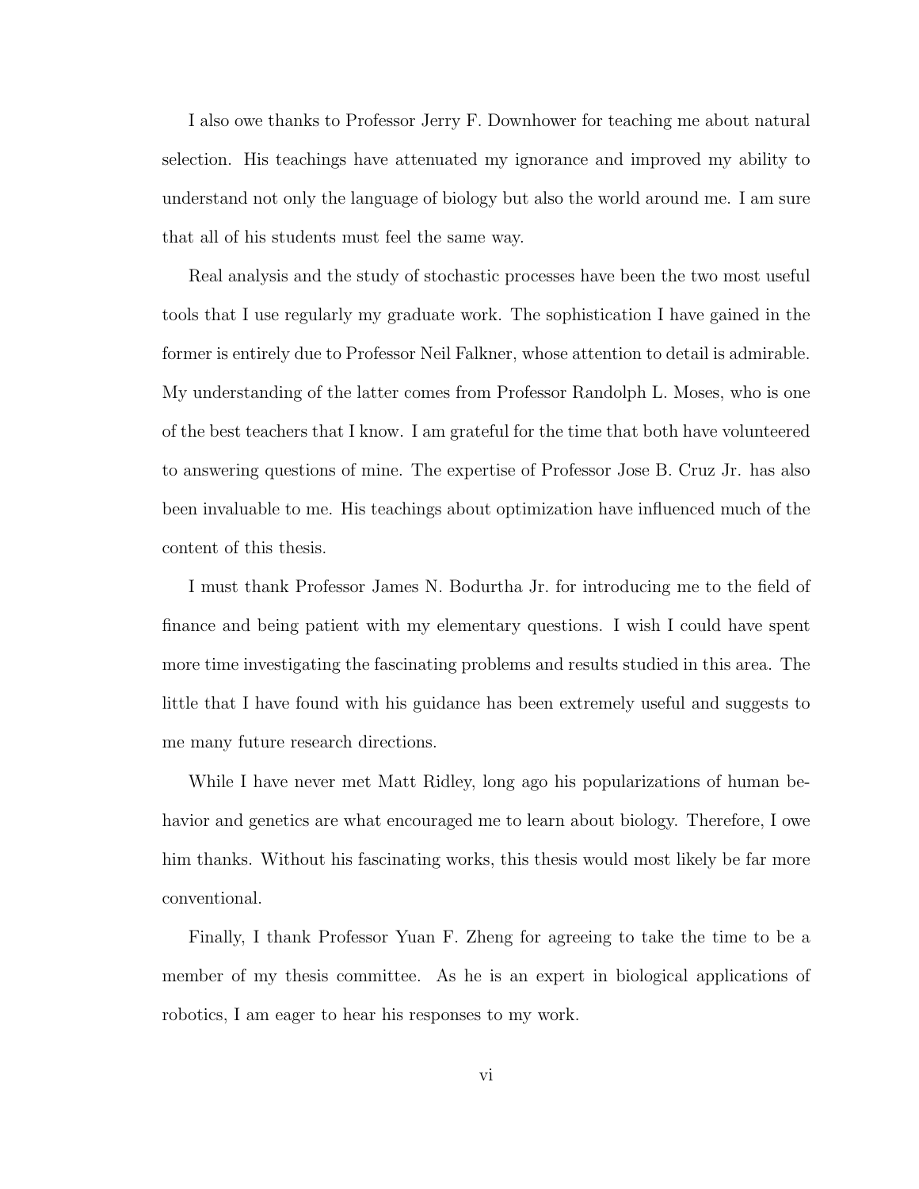I also owe thanks to Professor Jerry F. Downhower for teaching me about natural selection. His teachings have attenuated my ignorance and improved my ability to understand not only the language of biology but also the world around me. I am sure that all of his students must feel the same way.

Real analysis and the study of stochastic processes have been the two most useful tools that I use regularly my graduate work. The sophistication I have gained in the former is entirely due to Professor Neil Falkner, whose attention to detail is admirable. My understanding of the latter comes from Professor Randolph L. Moses, who is one of the best teachers that I know. I am grateful for the time that both have volunteered to answering questions of mine. The expertise of Professor Jose B. Cruz Jr. has also been invaluable to me. His teachings about optimization have influenced much of the content of this thesis.

I must thank Professor James N. Bodurtha Jr. for introducing me to the field of finance and being patient with my elementary questions. I wish I could have spent more time investigating the fascinating problems and results studied in this area. The little that I have found with his guidance has been extremely useful and suggests to me many future research directions.

While I have never met Matt Ridley, long ago his popularizations of human behavior and genetics are what encouraged me to learn about biology. Therefore, I owe him thanks. Without his fascinating works, this thesis would most likely be far more conventional.

Finally, I thank Professor Yuan F. Zheng for agreeing to take the time to be a member of my thesis committee. As he is an expert in biological applications of robotics, I am eager to hear his responses to my work.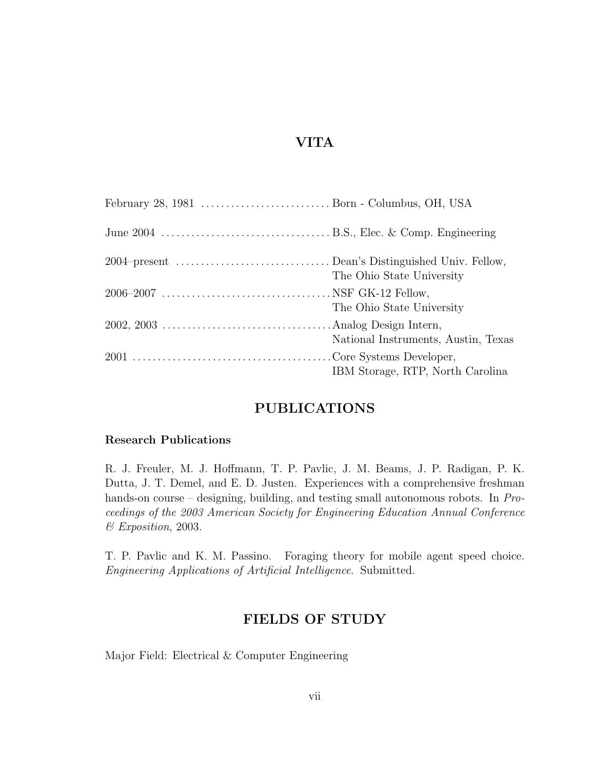# VITA

| | |
|---|---|
| February 28, 1981 | Born - Columbus, OH, USA |
| June 2004 | B.S., Elec. & Comp. Engineering |
| 2004–present | Dean's Distinguished Univ. Fellow, The Ohio State University |
| 2006–2007 | NSF GK-12 Fellow, The Ohio State University |
| 2002, 2003 | Analog Design Intern, National Instruments, Austin, Texas |
| 2001 | Core Systems Developer, IBM Storage, RTP, North Carolina |

# PUBLICATIONS

### Research Publications

R. J. Freuler, M. J. Hoffmann, T. P. Pavlic, J. M. Beams, J. P. Radigan, P. K. Dutta, J. T. Demel, and E. D. Justen. Experiences with a comprehensive freshman hands-on course – designing, building, and testing small autonomous robots. In *Proceedings of the 2003 American Society for Engineering Education Annual Conference & Exposition*, 2003.

T. P. Pavlic and K. M. Passino. Foraging theory for mobile agent speed choice. *Engineering Applications of Artificial Intelligence*. Submitted.

# FIELDS OF STUDY

Major Field: Electrical & Computer Engineering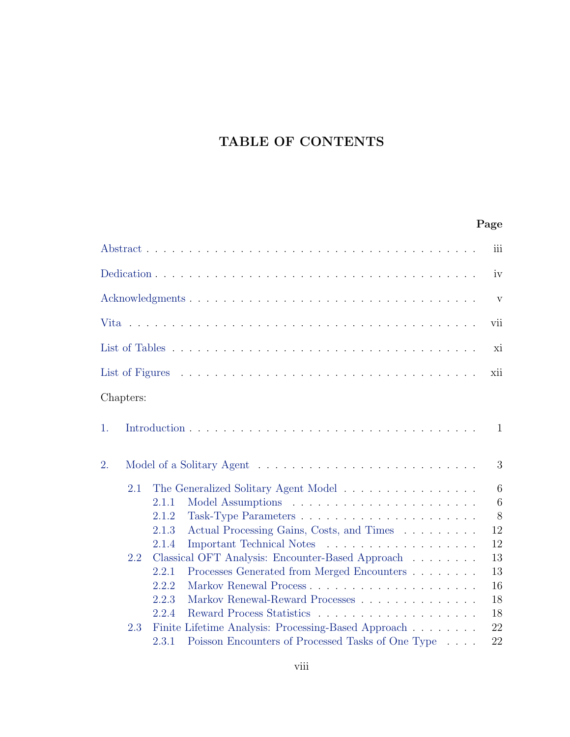# TABLE OF CONTENTS

| | Page |
|---|---|
| Abstract | iii |
| Dedication | iv |
| Acknowledgments | v |
| Vita | vii |
| List of Tables | xi |
| List of Figures | xii |

Chapters:

| | | Page |
|---|---|---|
| 1. | Introduction | 1 |
| 2. | Model of a Solitary Agent | 3 |
| | 2.1 The Generalized Solitary Agent Model | 6 |
| | 2.1.1 Model Assumptions | 6 |
| | 2.1.2 Task-Type Parameters | 8 |
| | 2.1.3 Actual Processing Gains, Costs, and Times | 12 |
| | 2.1.4 Important Technical Notes | 12 |
| | 2.2 Classical OFT Analysis: Encounter-Based Approach | 13 |
| | 2.2.1 Processes Generated from Merged Encounters | 13 |
| | 2.2.2 Markov Renewal Process | 16 |
| | 2.2.3 Markov Renewal-Reward Processes | 18 |
| | 2.2.4 Reward Process Statistics | 18 |
| | 2.3 Finite Lifetime Analysis: Processing-Based Approach | 22 |
| | 2.3.1 Poisson Encounters of Processed Tasks of One Type | 22 |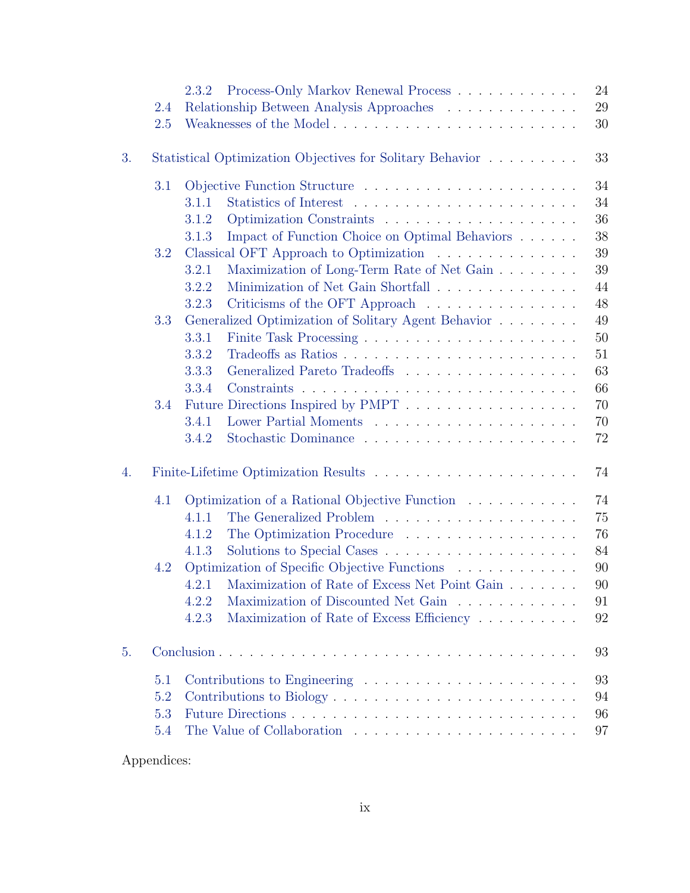- 2.3.2 Process-Only Markov Renewal Process . . . . . . . . . . . . . 24
- 2.4 Relationship Between Analysis Approaches . . . . . . . . . . . . . 29
- 2.5 Weaknesses of the Model . . . . . . . . . . . . . . . . . . . . . . . 30

3. Statistical Optimization Objectives for Solitary Behavior . . . . . . . . . 33

- 3.1 Objective Function Structure . . . . . . . . . . . . . . . . . . . . . 34
  - 3.1.1 Statistics of Interest . . . . . . . . . . . . . . . . . . . . . . 34
  - 3.1.2 Optimization Constraints . . . . . . . . . . . . . . . . . . . 36
  - 3.1.3 Impact of Function Choice on Optimal Behaviors . . . . . . 38
- 3.2 Classical OFT Approach to Optimization . . . . . . . . . . . . . . 39
  - 3.2.1 Maximization of Long-Term Rate of Net Gain . . . . . . . . 39
  - 3.2.2 Minimization of Net Gain Shortfall . . . . . . . . . . . . . . 44
  - 3.2.3 Criticisms of the OFT Approach . . . . . . . . . . . . . . . 48
- 3.3 Generalized Optimization of Solitary Agent Behavior . . . . . . . . 49
  - 3.3.1 Finite Task Processing . . . . . . . . . . . . . . . . . . . . . 50
  - 3.3.2 Tradeoffs as Ratios . . . . . . . . . . . . . . . . . . . . . . . 51
  - 3.3.3 Generalized Pareto Tradeoffs . . . . . . . . . . . . . . . . . 63
  - 3.3.4 Constraints . . . . . . . . . . . . . . . . . . . . . . . . . . . 66
- 3.4 Future Directions Inspired by PMPT . . . . . . . . . . . . . . . . . 70
  - 3.4.1 Lower Partial Moments . . . . . . . . . . . . . . . . . . . . 70
  - 3.4.2 Stochastic Dominance . . . . . . . . . . . . . . . . . . . . . 72

4. Finite-Lifetime Optimization Results . . . . . . . . . . . . . . . . . . . . . 74

- 4.1 Optimization of a Rational Objective Function . . . . . . . . . . . 74
  - 4.1.1 The Generalized Problem . . . . . . . . . . . . . . . . . . . 75
  - 4.1.2 The Optimization Procedure . . . . . . . . . . . . . . . . . 76
  - 4.1.3 Solutions to Special Cases . . . . . . . . . . . . . . . . . . . 84
- 4.2 Optimization of Specific Objective Functions . . . . . . . . . . . . 90
  - 4.2.1 Maximization of Rate of Excess Net Point Gain . . . . . . . 90
  - 4.2.2 Maximization of Discounted Net Gain . . . . . . . . . . . . 91
  - 4.2.3 Maximization of Rate of Excess Efficiency . . . . . . . . . . 92

5. Conclusion . . . . . . . . . . . . . . . . . . . . . . . . . . . . . . . . . . . 93

- 5.1 Contributions to Engineering . . . . . . . . . . . . . . . . . . . . . 93
- 5.2 Contributions to Biology . . . . . . . . . . . . . . . . . . . . . . . . 94
- 5.3 Future Directions . . . . . . . . . . . . . . . . . . . . . . . . . . . . 96
- 5.4 The Value of Collaboration . . . . . . . . . . . . . . . . . . . . . . 97

Appendices: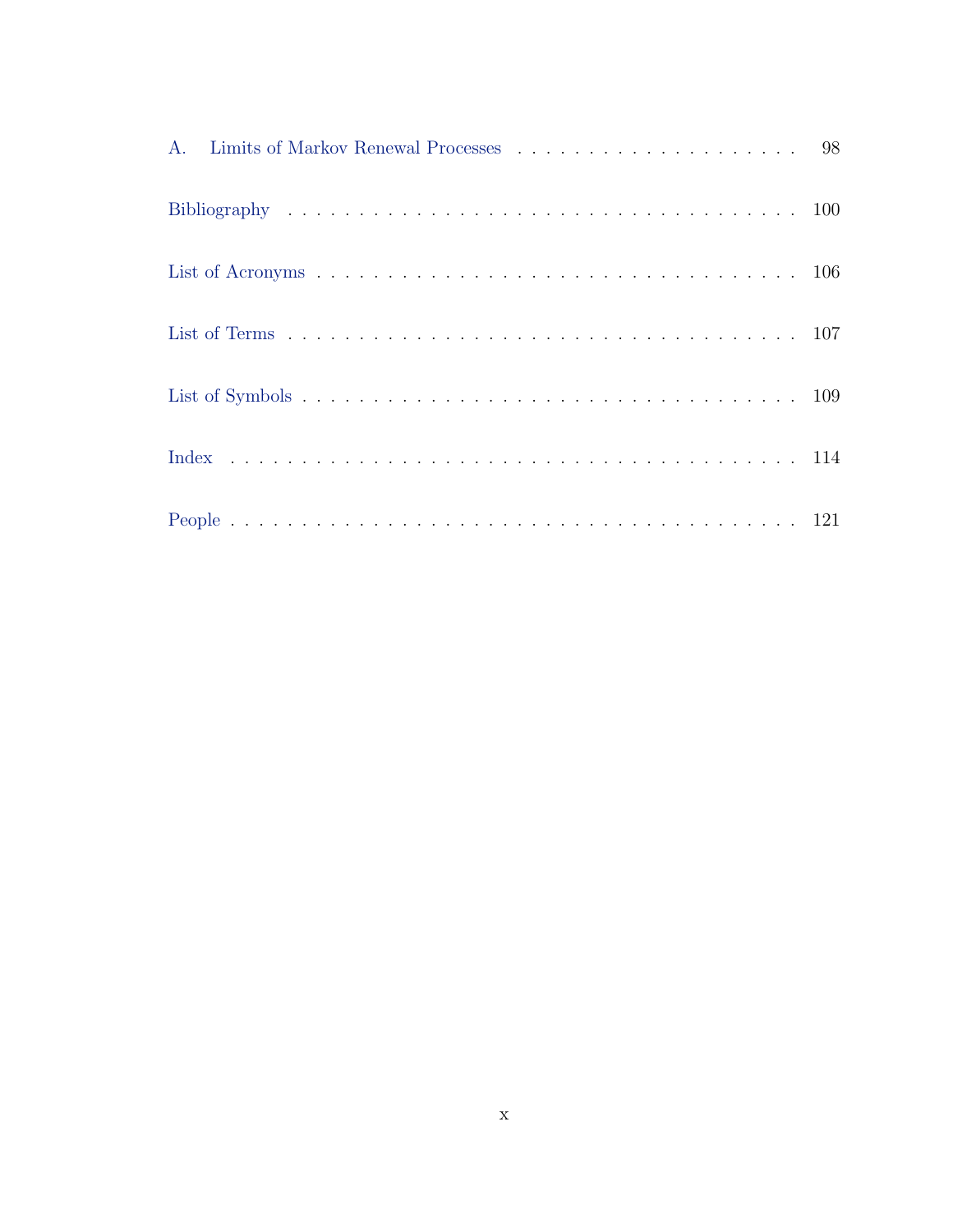A. Limits of Markov Renewal Processes . . . . . . . . . . . . . . . . . . . . . 98

Bibliography . . . . . . . . . . . . . . . . . . . . . . . . . . . . . . . . . . . . 100

List of Acronyms . . . . . . . . . . . . . . . . . . . . . . . . . . . . . . . . . 106

List of Terms . . . . . . . . . . . . . . . . . . . . . . . . . . . . . . . . . . . 107

List of Symbols . . . . . . . . . . . . . . . . . . . . . . . . . . . . . . . . . . 109

Index . . . . . . . . . . . . . . . . . . . . . . . . . . . . . . . . . . . . . . . 114

People . . . . . . . . . . . . . . . . . . . . . . . . . . . . . . . . . . . . . . 121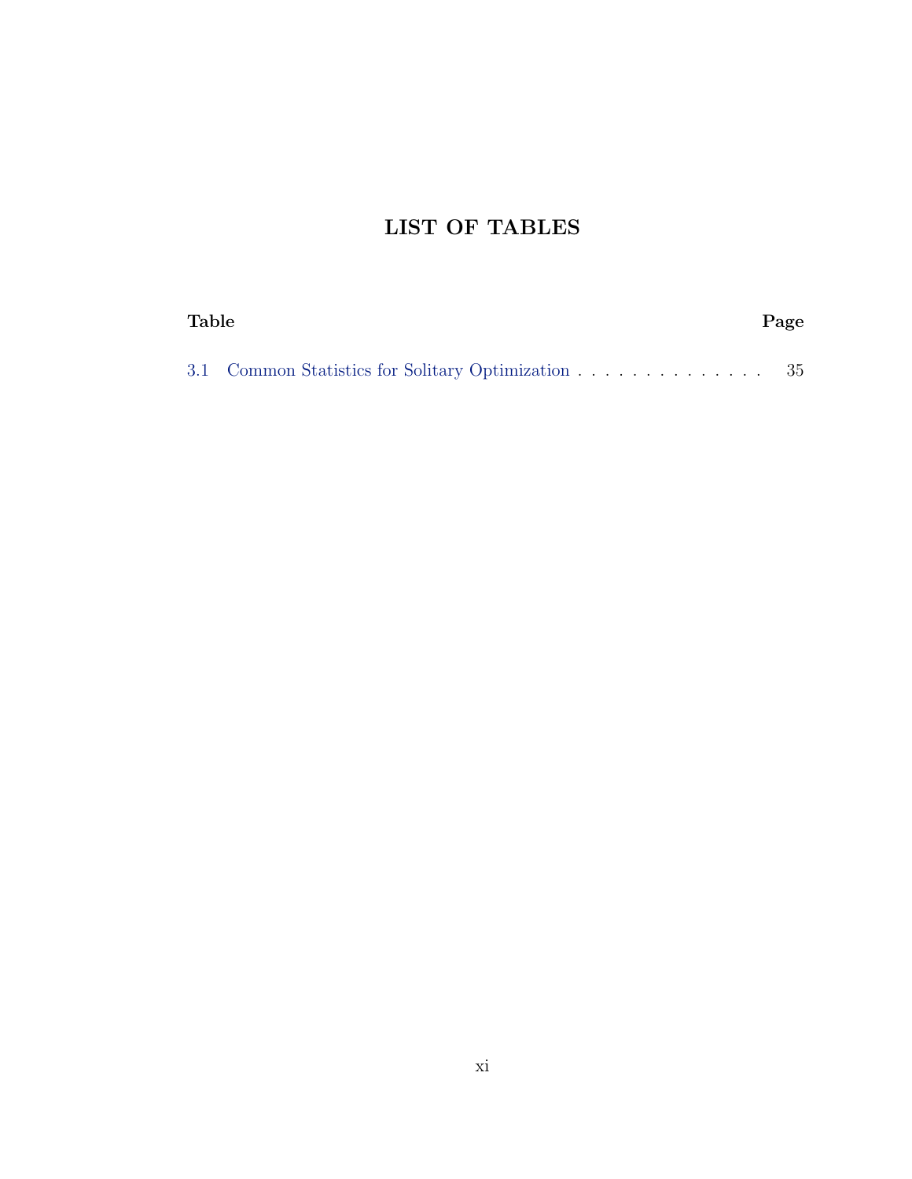# LIST OF TABLES

| Table | | Page |
|---|---|---|
| 3.1 | Common Statistics for Solitary Optimization | 35 |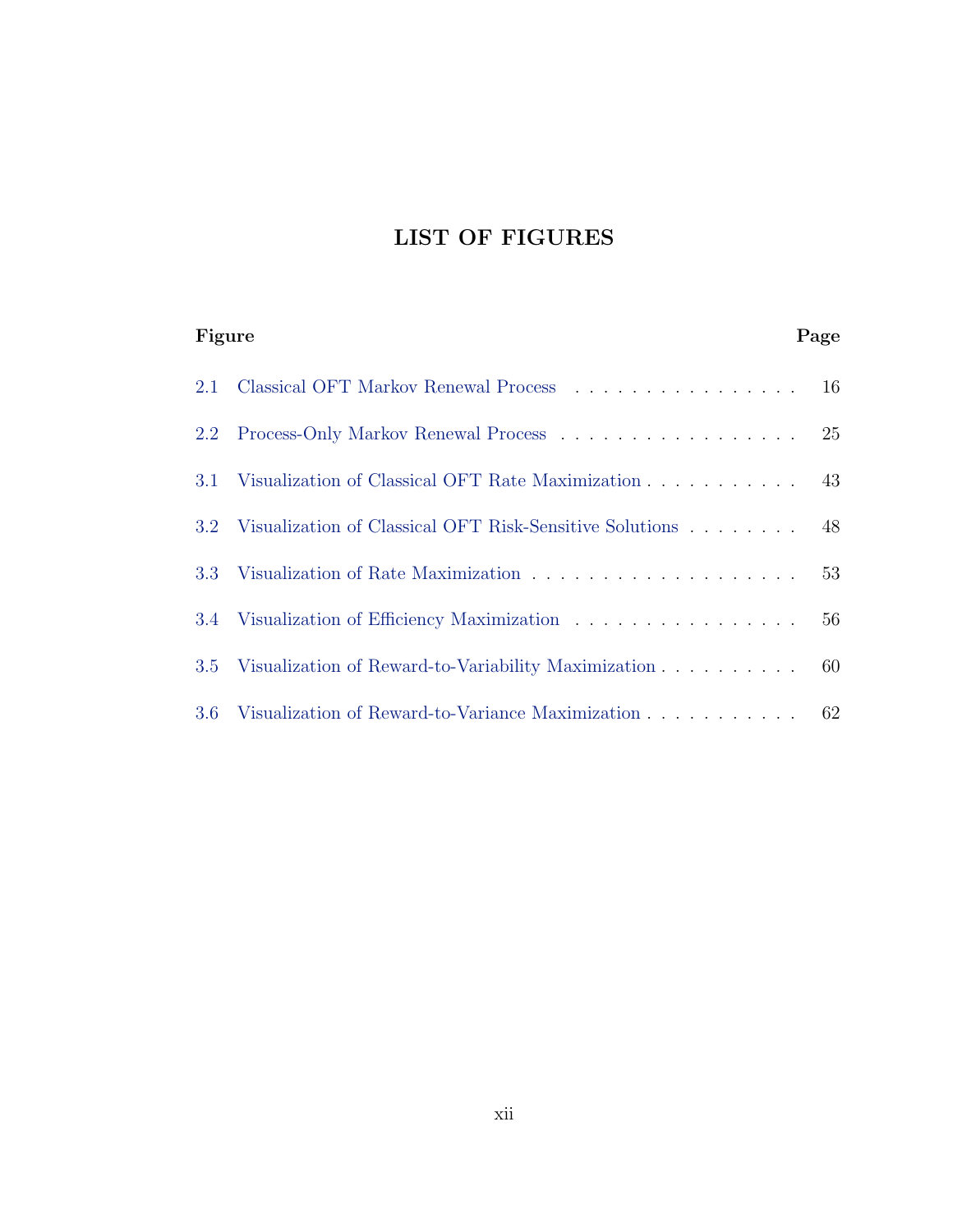# LIST OF FIGURES

| Figure | | Page |
|---|---|---|
| 2.1 | Classical OFT Markov Renewal Process | 16 |
| 2.2 | Process-Only Markov Renewal Process | 25 |
| 3.1 | Visualization of Classical OFT Rate Maximization | 43 |
| 3.2 | Visualization of Classical OFT Risk-Sensitive Solutions | 48 |
| 3.3 | Visualization of Rate Maximization | 53 |
| 3.4 | Visualization of Efficiency Maximization | 56 |
| 3.5 | Visualization of Reward-to-Variability Maximization | 60 |
| 3.6 | Visualization of Reward-to-Variance Maximization | 62 |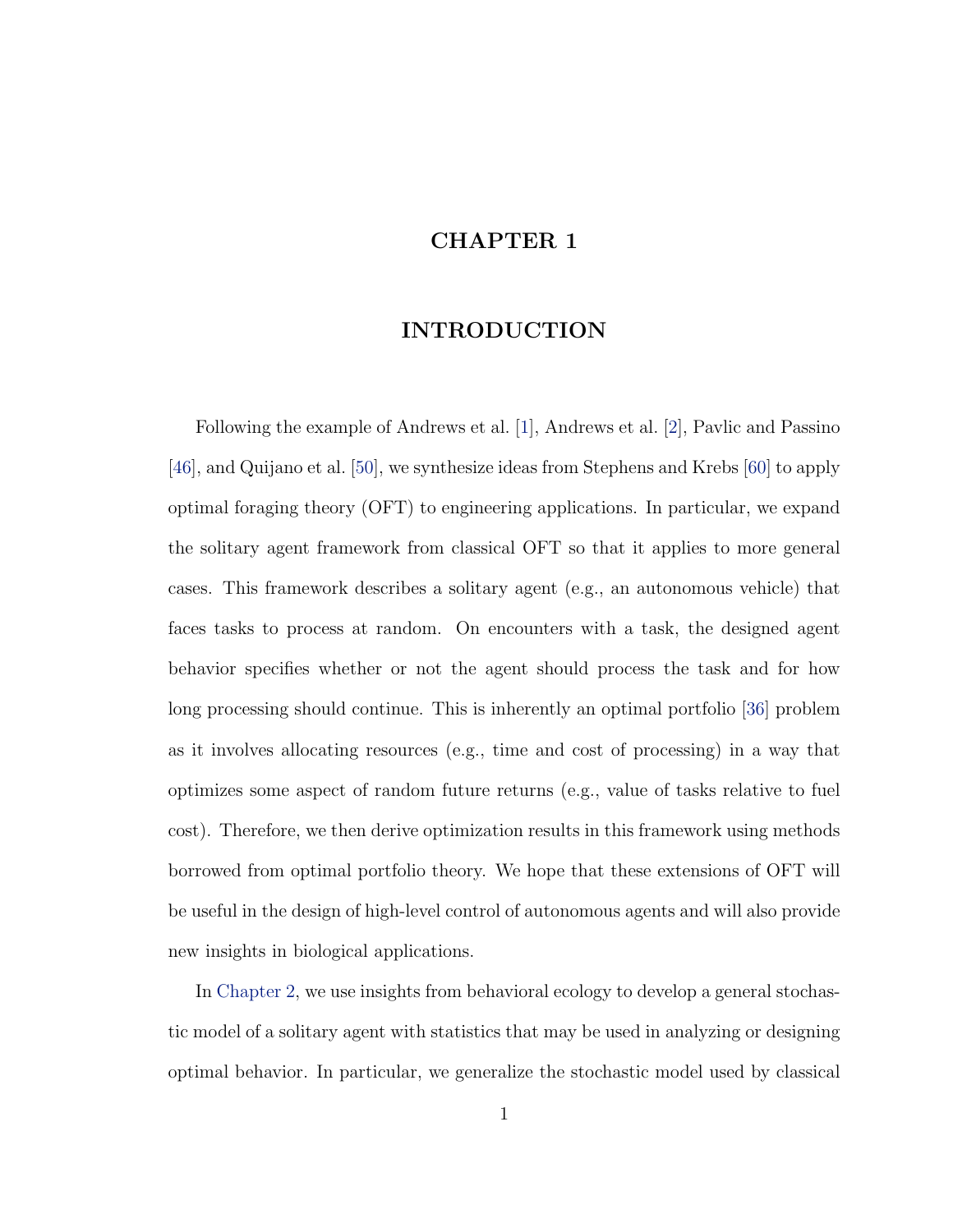# CHAPTER 1

# INTRODUCTION

Following the example of Andrews et al. [1], Andrews et al. [2], Pavlic and Passino [46], and Quijano et al. [50], we synthesize ideas from Stephens and Krebs [60] to apply optimal foraging theory (OFT) to engineering applications. In particular, we expand the solitary agent framework from classical OFT so that it applies to more general cases. This framework describes a solitary agent (e.g., an autonomous vehicle) that faces tasks to process at random. On encounters with a task, the designed agent behavior specifies whether or not the agent should process the task and for how long processing should continue. This is inherently an optimal portfolio [36] problem as it involves allocating resources (e.g., time and cost of processing) in a way that optimizes some aspect of random future returns (e.g., value of tasks relative to fuel cost). Therefore, we then derive optimization results in this framework using methods borrowed from optimal portfolio theory. We hope that these extensions of OFT will be useful in the design of high-level control of autonomous agents and will also provide new insights in biological applications.

In Chapter 2, we use insights from behavioral ecology to develop a general stochastic model of a solitary agent with statistics that may be used in analyzing or designing optimal behavior. In particular, we generalize the stochastic model used by classical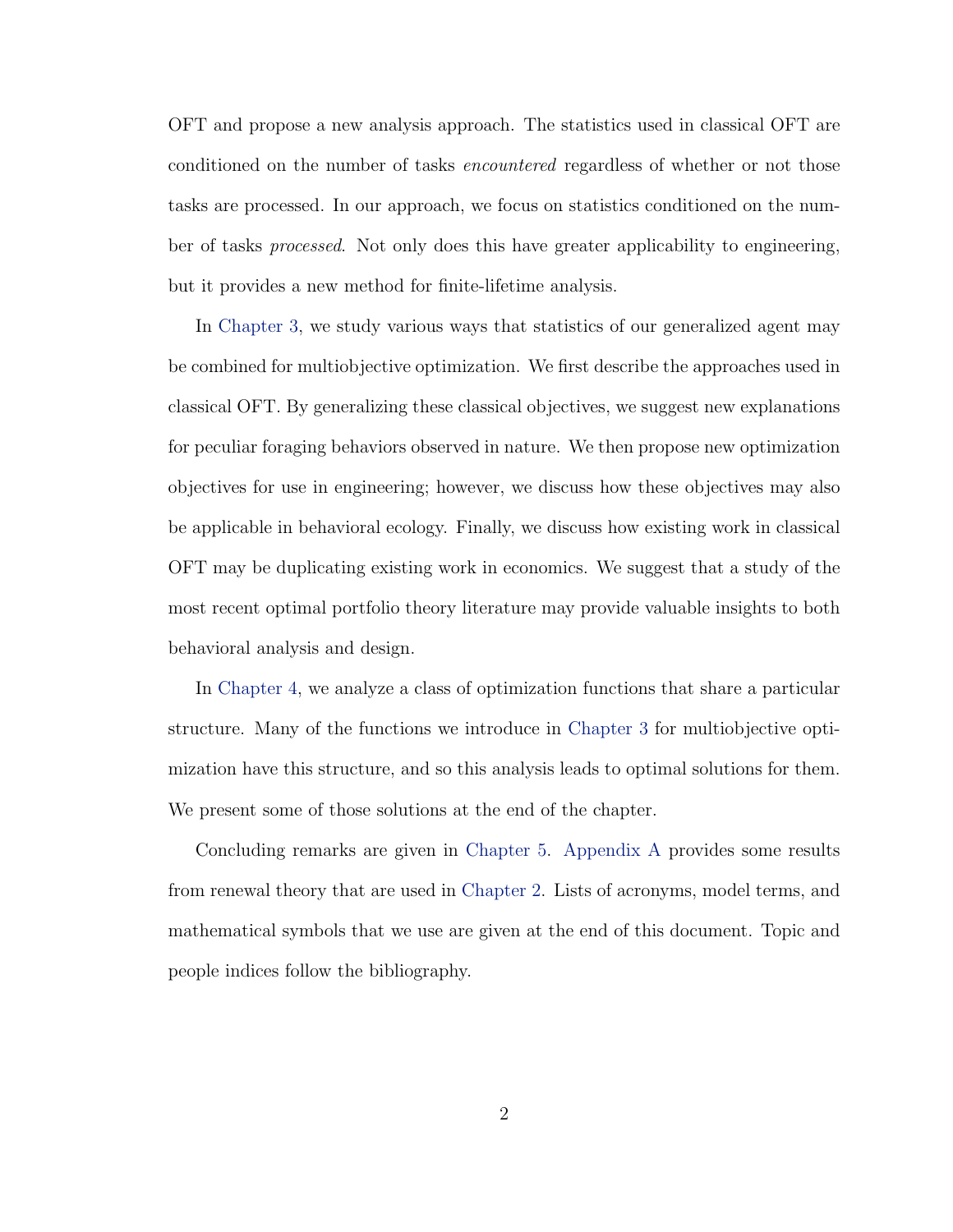OFT and propose a new analysis approach. The statistics used in classical OFT are conditioned on the number of tasks *encountered* regardless of whether or not those tasks are processed. In our approach, we focus on statistics conditioned on the number of tasks *processed*. Not only does this have greater applicability to engineering, but it provides a new method for finite-lifetime analysis.

In Chapter 3, we study various ways that statistics of our generalized agent may be combined for multiobjective optimization. We first describe the approaches used in classical OFT. By generalizing these classical objectives, we suggest new explanations for peculiar foraging behaviors observed in nature. We then propose new optimization objectives for use in engineering; however, we discuss how these objectives may also be applicable in behavioral ecology. Finally, we discuss how existing work in classical OFT may be duplicating existing work in economics. We suggest that a study of the most recent optimal portfolio theory literature may provide valuable insights to both behavioral analysis and design.

In Chapter 4, we analyze a class of optimization functions that share a particular structure. Many of the functions we introduce in Chapter 3 for multiobjective optimization have this structure, and so this analysis leads to optimal solutions for them. We present some of those solutions at the end of the chapter.

Concluding remarks are given in Chapter 5. Appendix A provides some results from renewal theory that are used in Chapter 2. Lists of acronyms, model terms, and mathematical symbols that we use are given at the end of this document. Topic and people indices follow the bibliography.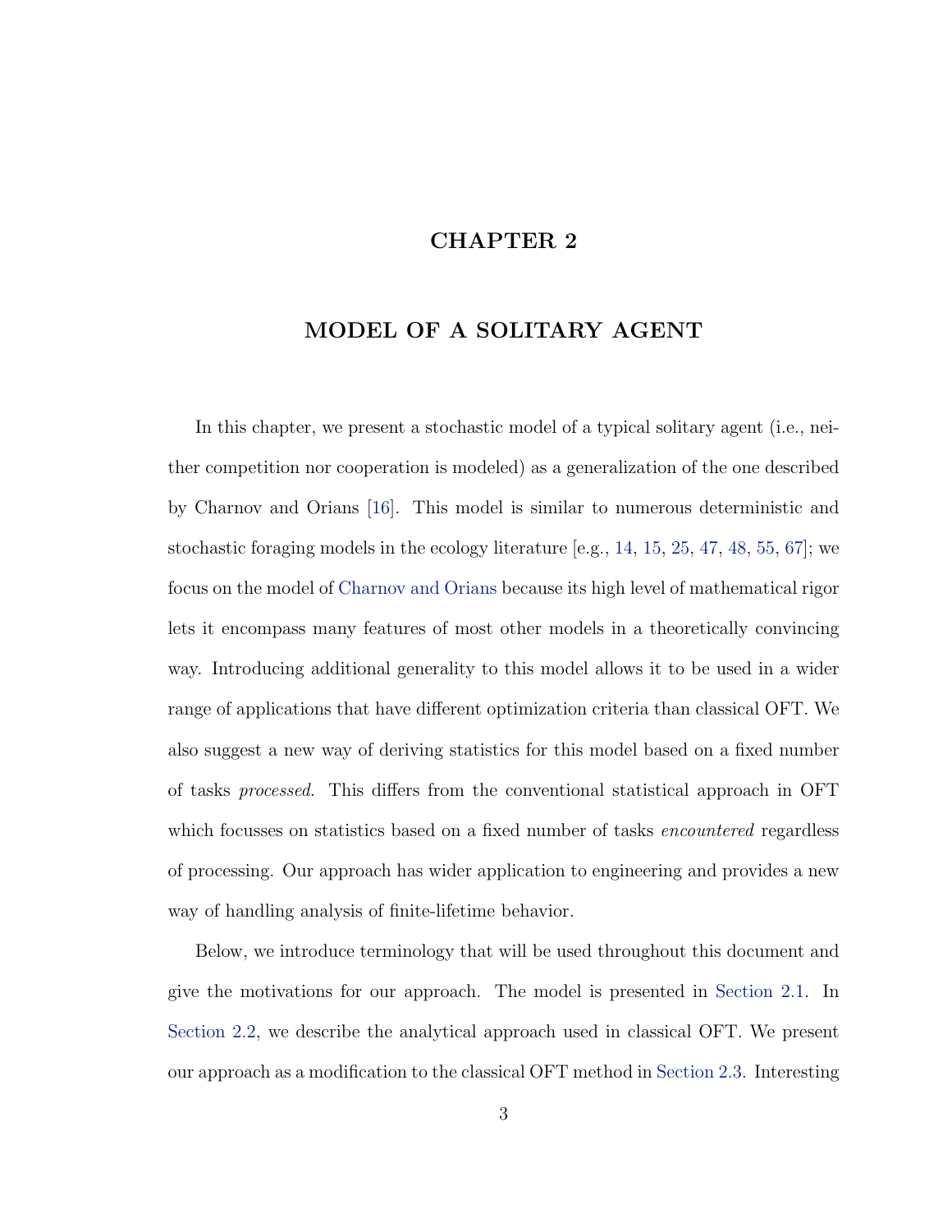# CHAPTER 2

# MODEL OF A SOLITARY AGENT

In this chapter, we present a stochastic model of a typical solitary agent (i.e., neither competition nor cooperation is modeled) as a generalization of the one described by Charnov and Orians [16]. This model is similar to numerous deterministic and stochastic foraging models in the ecology literature [e.g., 14, 15, 25, 47, 48, 55, 67]; we focus on the model of Charnov and Orians because its high level of mathematical rigor lets it encompass many features of most other models in a theoretically convincing way. Introducing additional generality to this model allows it to be used in a wider range of applications that have different optimization criteria than classical OFT. We also suggest a new way of deriving statistics for this model based on a fixed number of tasks *processed*. This differs from the conventional statistical approach in OFT which focusses on statistics based on a fixed number of tasks *encountered* regardless of processing. Our approach has wider application to engineering and provides a new way of handling analysis of finite-lifetime behavior.

Below, we introduce terminology that will be used throughout this document and give the motivations for our approach. The model is presented in Section 2.1. In Section 2.2, we describe the analytical approach used in classical OFT. We present our approach as a modification to the classical OFT method in Section 2.3. Interesting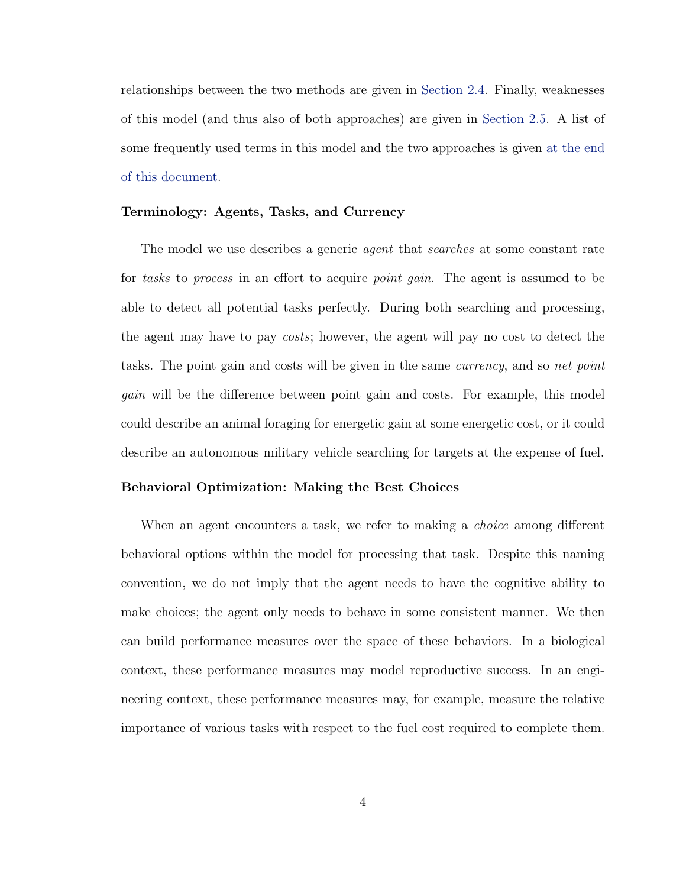relationships between the two methods are given in Section 2.4. Finally, weaknesses of this model (and thus also of both approaches) are given in Section 2.5. A list of some frequently used terms in this model and the two approaches is given at the end of this document.

### Terminology: Agents, Tasks, and Currency

The model we use describes a generic *agent* that *searches* at some constant rate for *tasks* to *process* in an effort to acquire *point gain*. The agent is assumed to be able to detect all potential tasks perfectly. During both searching and processing, the agent may have to pay *costs*; however, the agent will pay no cost to detect the tasks. The point gain and costs will be given in the same *currency*, and so *net point gain* will be the difference between point gain and costs. For example, this model could describe an animal foraging for energetic gain at some energetic cost, or it could describe an autonomous military vehicle searching for targets at the expense of fuel.

### Behavioral Optimization: Making the Best Choices

When an agent encounters a task, we refer to making a *choice* among different behavioral options within the model for processing that task. Despite this naming convention, we do not imply that the agent needs to have the cognitive ability to make choices; the agent only needs to behave in some consistent manner. We then can build performance measures over the space of these behaviors. In a biological context, these performance measures may model reproductive success. In an engineering context, these performance measures may, for example, measure the relative importance of various tasks with respect to the fuel cost required to complete them.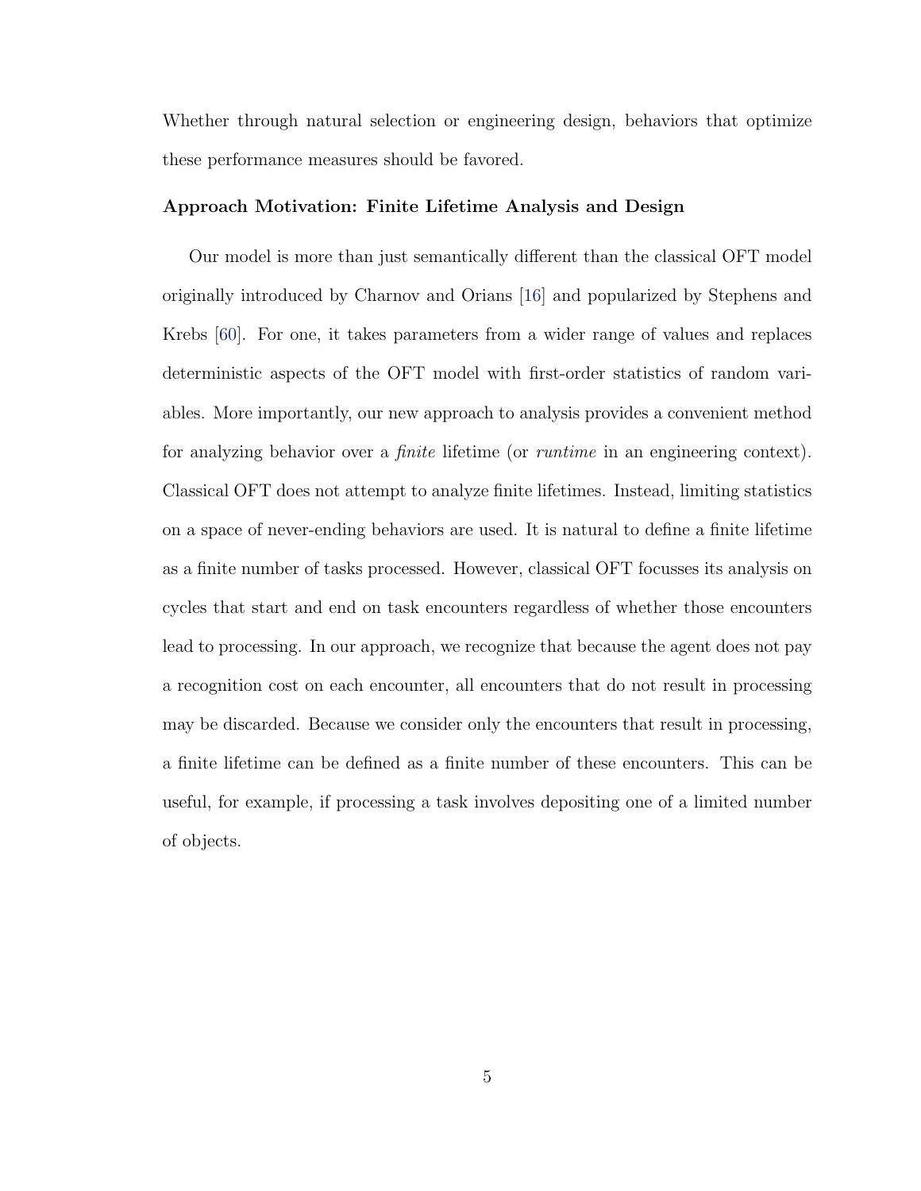Whether through natural selection or engineering design, behaviors that optimize these performance measures should be favored.

### Approach Motivation: Finite Lifetime Analysis and Design

Our model is more than just semantically different than the classical OFT model originally introduced by Charnov and Orians [16] and popularized by Stephens and Krebs [60]. For one, it takes parameters from a wider range of values and replaces deterministic aspects of the OFT model with first-order statistics of random variables. More importantly, our new approach to analysis provides a convenient method for analyzing behavior over a *finite* lifetime (or *runtime* in an engineering context). Classical OFT does not attempt to analyze finite lifetimes. Instead, limiting statistics on a space of never-ending behaviors are used. It is natural to define a finite lifetime as a finite number of tasks processed. However, classical OFT focusses its analysis on cycles that start and end on task encounters regardless of whether those encounters lead to processing. In our approach, we recognize that because the agent does not pay a recognition cost on each encounter, all encounters that do not result in processing may be discarded. Because we consider only the encounters that result in processing, a finite lifetime can be defined as a finite number of these encounters. This can be useful, for example, if processing a task involves depositing one of a limited number of objects.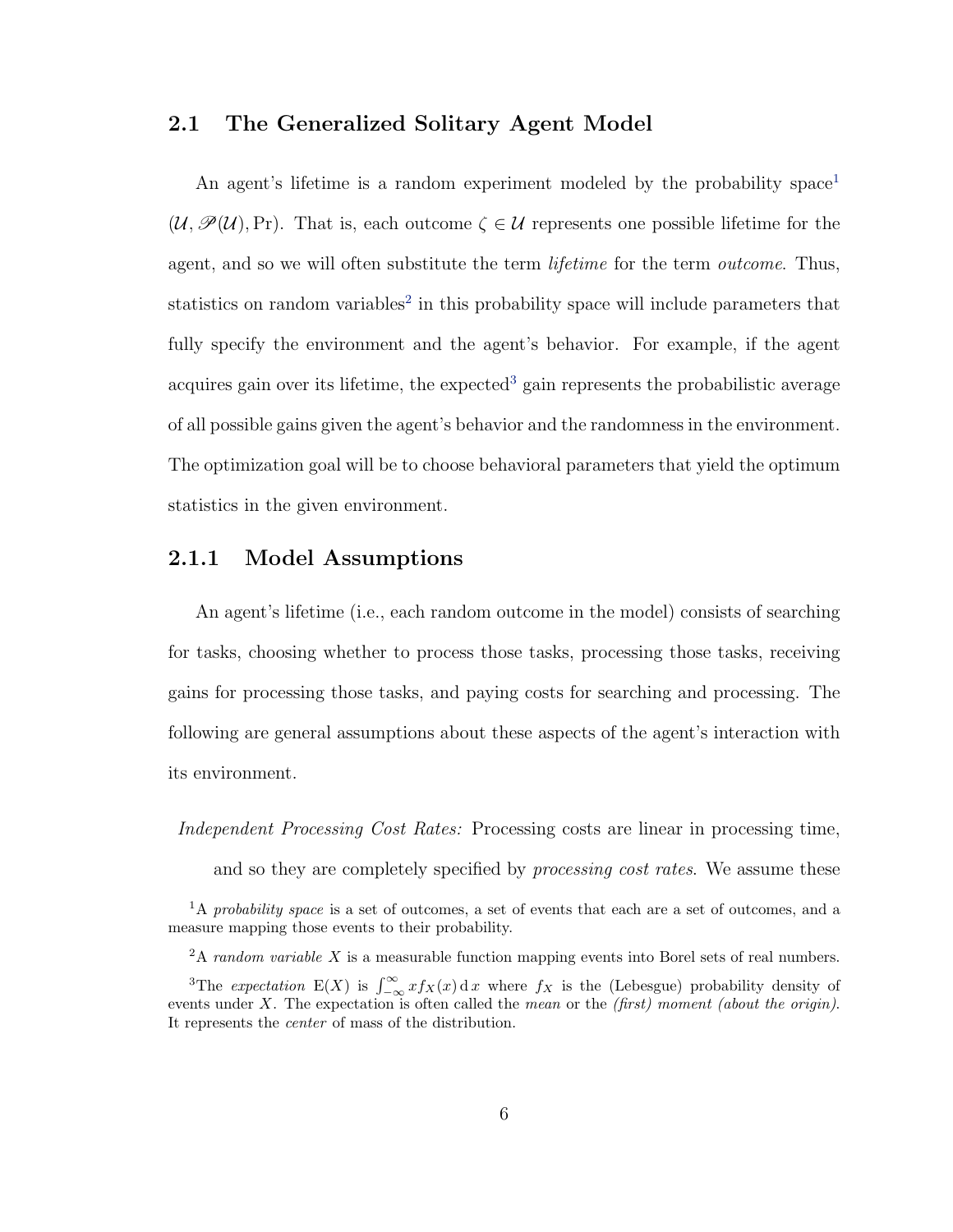## 2.1 The Generalized Solitary Agent Model

An agent's lifetime is a random experiment modeled by the probability space[1] $(\mathcal{U}, \mathscr{P}(\mathcal{U}), \Pr)$. That is, each outcome $\zeta \in \mathcal{U}$ represents one possible lifetime for the agent, and so we will often substitute the term *lifetime* for the term *outcome*. Thus, statistics on random variables[2] in this probability space will include parameters that fully specify the environment and the agent's behavior. For example, if the agent acquires gain over its lifetime, the expected[3] gain represents the probabilistic average of all possible gains given the agent's behavior and the randomness in the environment. The optimization goal will be to choose behavioral parameters that yield the optimum statistics in the given environment.

### 2.1.1 Model Assumptions

An agent's lifetime (i.e., each random outcome in the model) consists of searching for tasks, choosing whether to process those tasks, processing those tasks, receiving gains for processing those tasks, and paying costs for searching and processing. The following are general assumptions about these aspects of the agent's interaction with its environment.

*Independent Processing Cost Rates:* Processing costs are linear in processing time, and so they are completely specified by *processing cost rates*. We assume these

[1] A *probability space* is a set of outcomes, a set of events that each are a set of outcomes, and a measure mapping those events to their probability.

[2] A *random variable* $X$ is a measurable function mapping events into Borel sets of real numbers.

[3] The *expectation* $\mathrm{E}(X)$ is $\int_{-\infty}^{\infty} x f_X(x) \, \mathrm{d}\, x$ where $f_X$ is the (Lebesgue) probability density of events under $X$. The expectation is often called the *mean* or the *(first) moment (about the origin)*. It represents the *center* of mass of the distribution.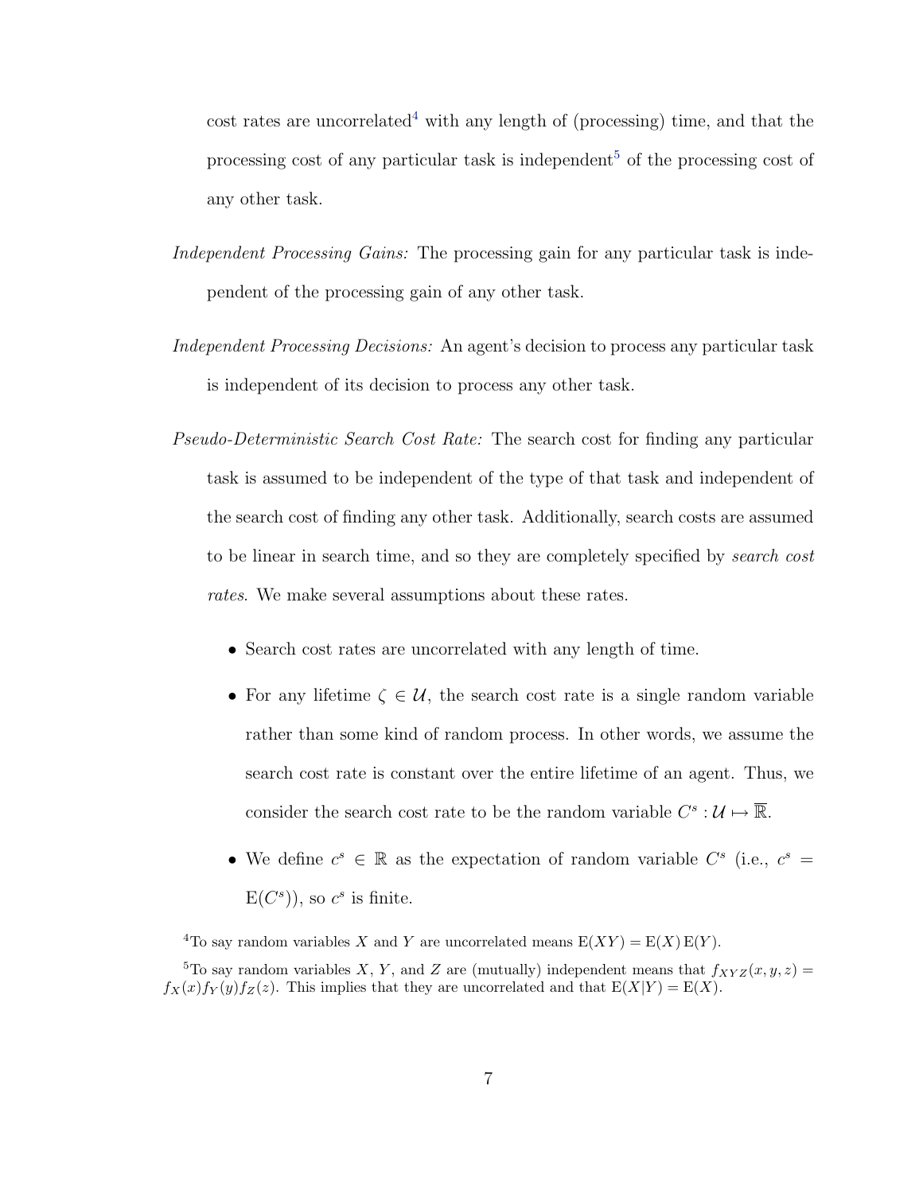cost rates are uncorrelated[4] with any length of (processing) time, and that the processing cost of any particular task is independent[5] of the processing cost of any other task.

*Independent Processing Gains:* The processing gain for any particular task is independent of the processing gain of any other task.

*Independent Processing Decisions:* An agent's decision to process any particular task is independent of its decision to process any other task.

*Pseudo-Deterministic Search Cost Rate:* The search cost for finding any particular task is assumed to be independent of the type of that task and independent of the search cost of finding any other task. Additionally, search costs are assumed to be linear in search time, and so they are completely specified by *search cost rates*. We make several assumptions about these rates.

- Search cost rates are uncorrelated with any length of time.
- For any lifetime $\zeta \in \mathcal{U}$, the search cost rate is a single random variable rather than some kind of random process. In other words, we assume the search cost rate is constant over the entire lifetime of an agent. Thus, we consider the search cost rate to be the random variable $C^s : \mathcal{U} \mapsto \overline{\mathbb{R}}$.
- We define $c^s \in \mathbb{R}$ as the expectation of random variable $C^s$ (i.e., $c^s = \mathrm{E}(C^s)$), so $c^s$ is finite.

[4] To say random variables $X$ and $Y$ are uncorrelated means $\mathrm{E}(XY) = \mathrm{E}(X)\,\mathrm{E}(Y)$.

[5] To say random variables $X$, $Y$, and $Z$ are (mutually) independent means that $f_{XYZ}(x, y, z) = f_X(x)f_Y(y)f_Z(z)$. This implies that they are uncorrelated and that $\mathrm{E}(X|Y) = \mathrm{E}(X)$.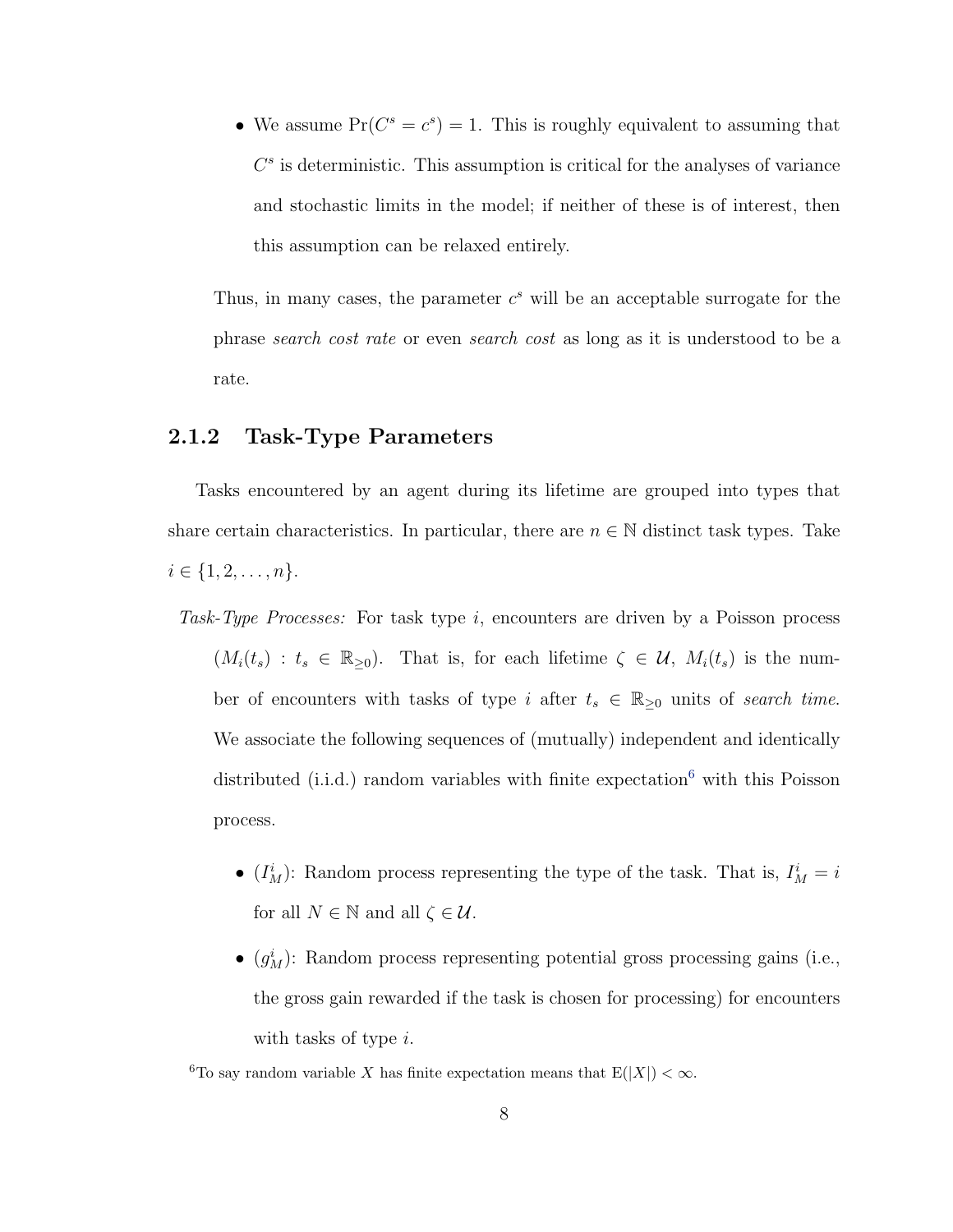- We assume $\Pr(C^s = c^s) = 1$. This is roughly equivalent to assuming that $C^s$ is deterministic. This assumption is critical for the analyses of variance and stochastic limits in the model; if neither of these is of interest, then this assumption can be relaxed entirely.

Thus, in many cases, the parameter $c^s$ will be an acceptable surrogate for the phrase *search cost rate* or even *search cost* as long as it is understood to be a rate.

### 2.1.2 Task-Type Parameters

Tasks encountered by an agent during its lifetime are grouped into types that share certain characteristics. In particular, there are $n \in \mathbb{N}$ distinct task types. Take $i \in \{1, 2, \ldots, n\}$.

*Task-Type Processes:* For task type $i$, encounters are driven by a Poisson process $(M_i(t_s) : t_s \in \mathbb{R}_{\geq 0})$. That is, for each lifetime $\zeta \in \mathcal{U}$, $M_i(t_s)$ is the number of encounters with tasks of type $i$ after $t_s \in \mathbb{R}_{\geq 0}$ units of *search time*. We associate the following sequences of (mutually) independent and identically distributed (i.i.d.) random variables with finite expectation[6] with this Poisson process.

- $(I_M^i)$: Random process representing the type of the task. That is, $I_M^i = i$ for all $N \in \mathbb{N}$ and all $\zeta \in \mathcal{U}$.
- $(g_M^i)$: Random process representing potential gross processing gains (i.e., the gross gain rewarded if the task is chosen for processing) for encounters with tasks of type $i$.

[6]To say random variable $X$ has finite expectation means that $\mathrm{E}(|X|) < \infty$.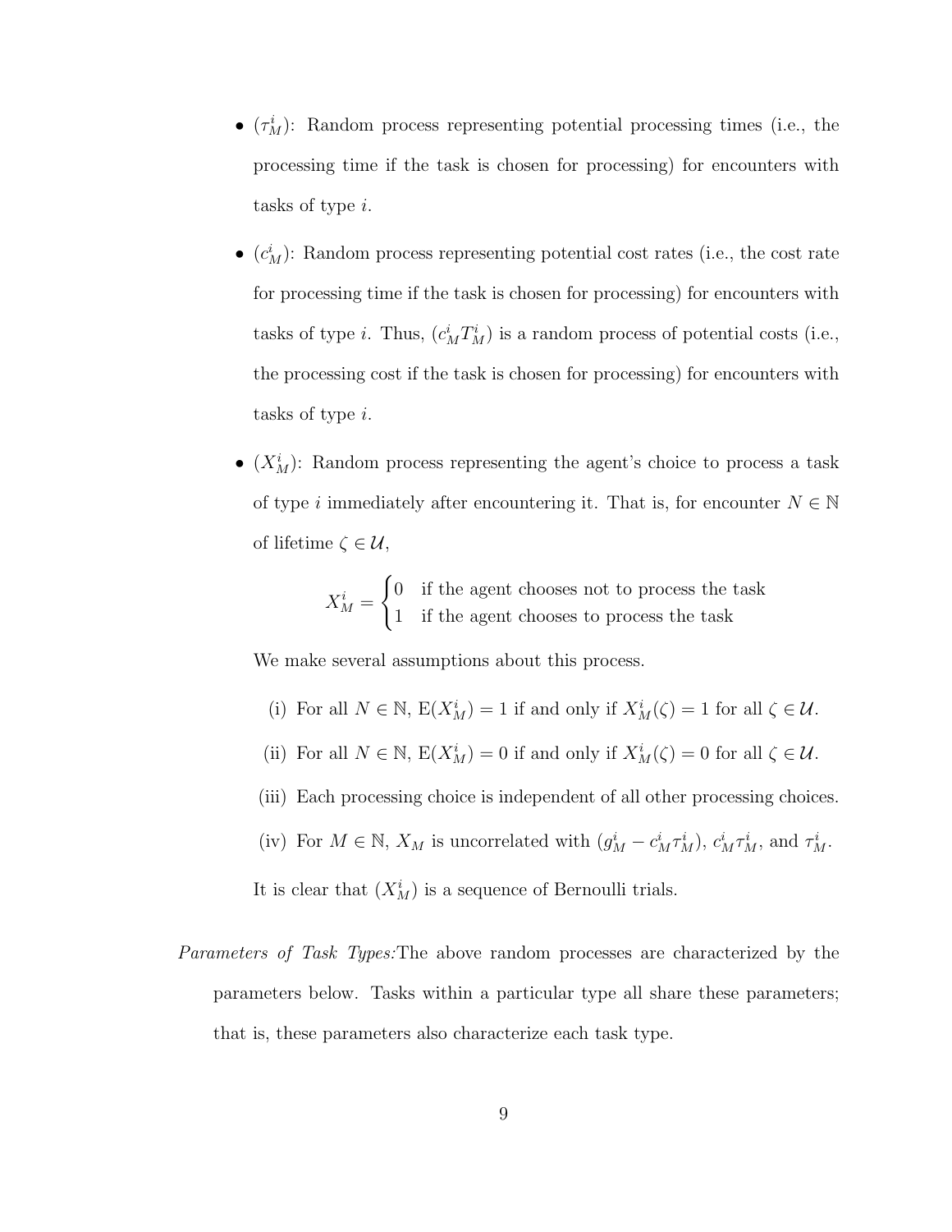- $(\tau_M^i)$: Random process representing potential processing times (i.e., the processing time if the task is chosen for processing) for encounters with tasks of type $i$.

- $(c_M^i)$: Random process representing potential cost rates (i.e., the cost rate for processing time if the task is chosen for processing) for encounters with tasks of type $i$. Thus, $(c_M^i T_M^i)$ is a random process of potential costs (i.e., the processing cost if the task is chosen for processing) for encounters with tasks of type $i$.

- $(X_M^i)$: Random process representing the agent's choice to process a task of type $i$ immediately after encountering it. That is, for encounter $N \in \mathbb{N}$ of lifetime $\zeta \in \mathcal{U}$,

$$X_M^i = \begin{cases} 0 & \text{if the agent chooses not to process the task} \\ 1 & \text{if the agent chooses to process the task} \end{cases}$$

  We make several assumptions about this process.

  (i) For all $N \in \mathbb{N}$, $\mathrm{E}(X_M^i) = 1$ if and only if $X_M^i(\zeta) = 1$ for all $\zeta \in \mathcal{U}$.

  (ii) For all $N \in \mathbb{N}$, $\mathrm{E}(X_M^i) = 0$ if and only if $X_M^i(\zeta) = 0$ for all $\zeta \in \mathcal{U}$.

  (iii) Each processing choice is independent of all other processing choices.

  (iv) For $M \in \mathbb{N}$, $X_M$ is uncorrelated with $(g_M^i - c_M^i \tau_M^i)$, $c_M^i \tau_M^i$, and $\tau_M^i$.

  It is clear that $(X_M^i)$ is a sequence of Bernoulli trials.

*Parameters of Task Types:* The above random processes are characterized by the parameters below. Tasks within a particular type all share these parameters; that is, these parameters also characterize each task type.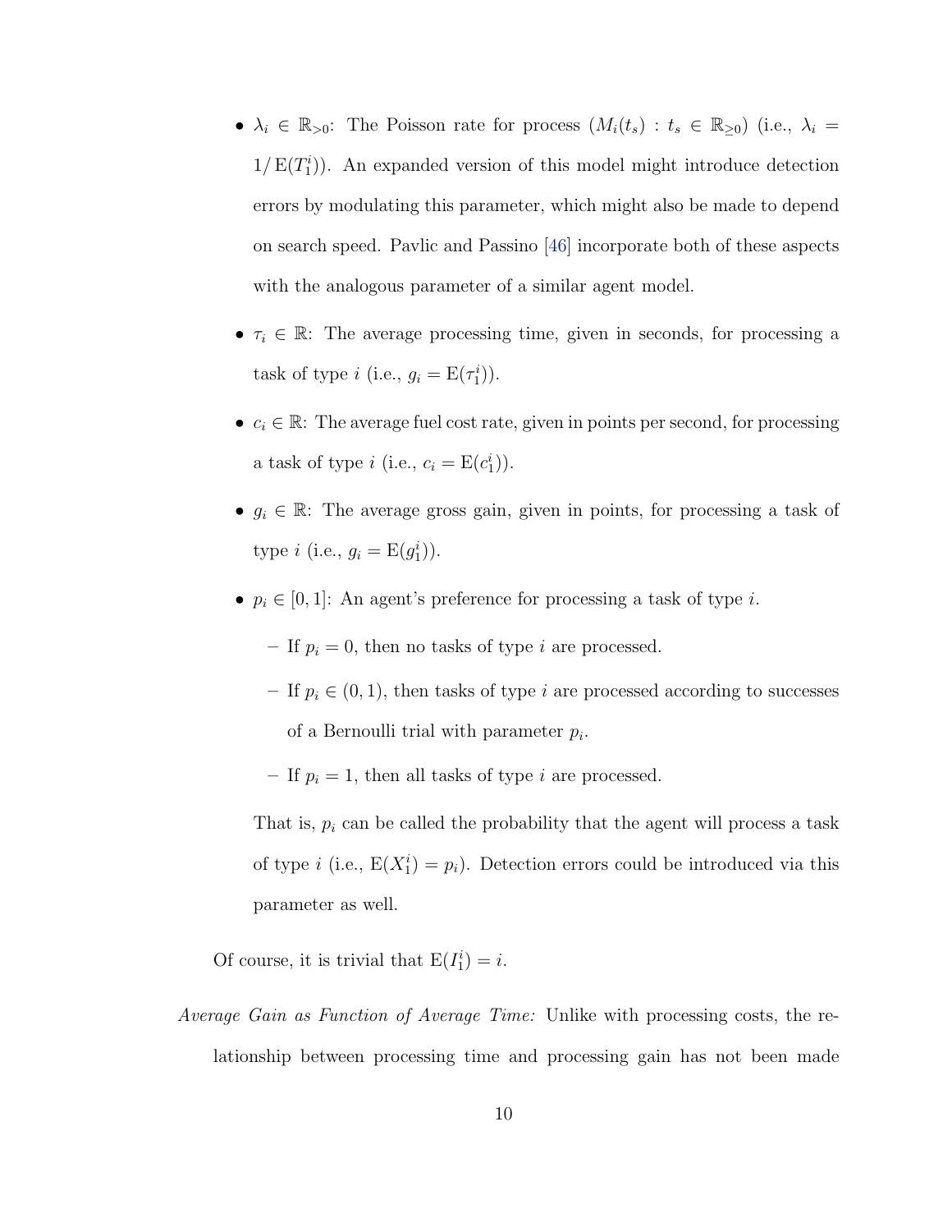- $\lambda_i \in \mathbb{R}_{>0}$: The Poisson rate for process $(M_i(t_s) : t_s \in \mathbb{R}_{\geq 0})$ (i.e., $\lambda_i = 1/\operatorname{E}(T_1^i)$). An expanded version of this model might introduce detection errors by modulating this parameter, which might also be made to depend on search speed. Pavlic and Passino [46] incorporate both of these aspects with the analogous parameter of a similar agent model.

- $\tau_i \in \mathbb{R}$: The average processing time, given in seconds, for processing a task of type $i$ (i.e., $g_i = \operatorname{E}(\tau_1^i)$).

- $c_i \in \mathbb{R}$: The average fuel cost rate, given in points per second, for processing a task of type $i$ (i.e., $c_i = \operatorname{E}(c_1^i)$).

- $g_i \in \mathbb{R}$: The average gross gain, given in points, for processing a task of type $i$ (i.e., $g_i = \operatorname{E}(g_1^i)$).

- $p_i \in [0, 1]$: An agent's preference for processing a task of type $i$.
  - If $p_i = 0$, then no tasks of type $i$ are processed.
  - If $p_i \in (0, 1)$, then tasks of type $i$ are processed according to successes of a Bernoulli trial with parameter $p_i$.
  - If $p_i = 1$, then all tasks of type $i$ are processed.

  That is, $p_i$ can be called the probability that the agent will process a task of type $i$ (i.e., $\operatorname{E}(X_1^i) = p_i$). Detection errors could be introduced via this parameter as well.

Of course, it is trivial that $\operatorname{E}(I_1^i) = i$.

*Average Gain as Function of Average Time:* Unlike with processing costs, the relationship between processing time and processing gain has not been made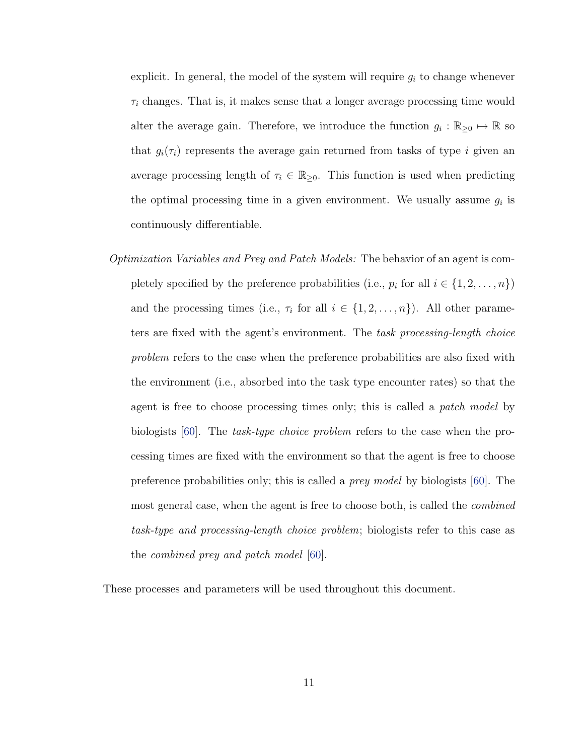explicit. In general, the model of the system will require $g_i$ to change whenever $\tau_i$ changes. That is, it makes sense that a longer average processing time would alter the average gain. Therefore, we introduce the function $g_i : \mathbb{R}_{\geq 0} \mapsto \mathbb{R}$ so that $g_i(\tau_i)$ represents the average gain returned from tasks of type $i$ given an average processing length of $\tau_i \in \mathbb{R}_{\geq 0}$. This function is used when predicting the optimal processing time in a given environment. We usually assume $g_i$ is continuously differentiable.

*Optimization Variables and Prey and Patch Models:* The behavior of an agent is completely specified by the preference probabilities (i.e., $p_i$ for all $i \in \{1, 2, \ldots, n\}$) and the processing times (i.e., $\tau_i$ for all $i \in \{1, 2, \ldots, n\}$). All other parameters are fixed with the agent's environment. The *task processing-length choice problem* refers to the case when the preference probabilities are also fixed with the environment (i.e., absorbed into the task type encounter rates) so that the agent is free to choose processing times only; this is called a *patch model* by biologists [60]. The *task-type choice problem* refers to the case when the processing times are fixed with the environment so that the agent is free to choose preference probabilities only; this is called a *prey model* by biologists [60]. The most general case, when the agent is free to choose both, is called the *combined task-type and processing-length choice problem*; biologists refer to this case as the *combined prey and patch model* [60].

These processes and parameters will be used throughout this document.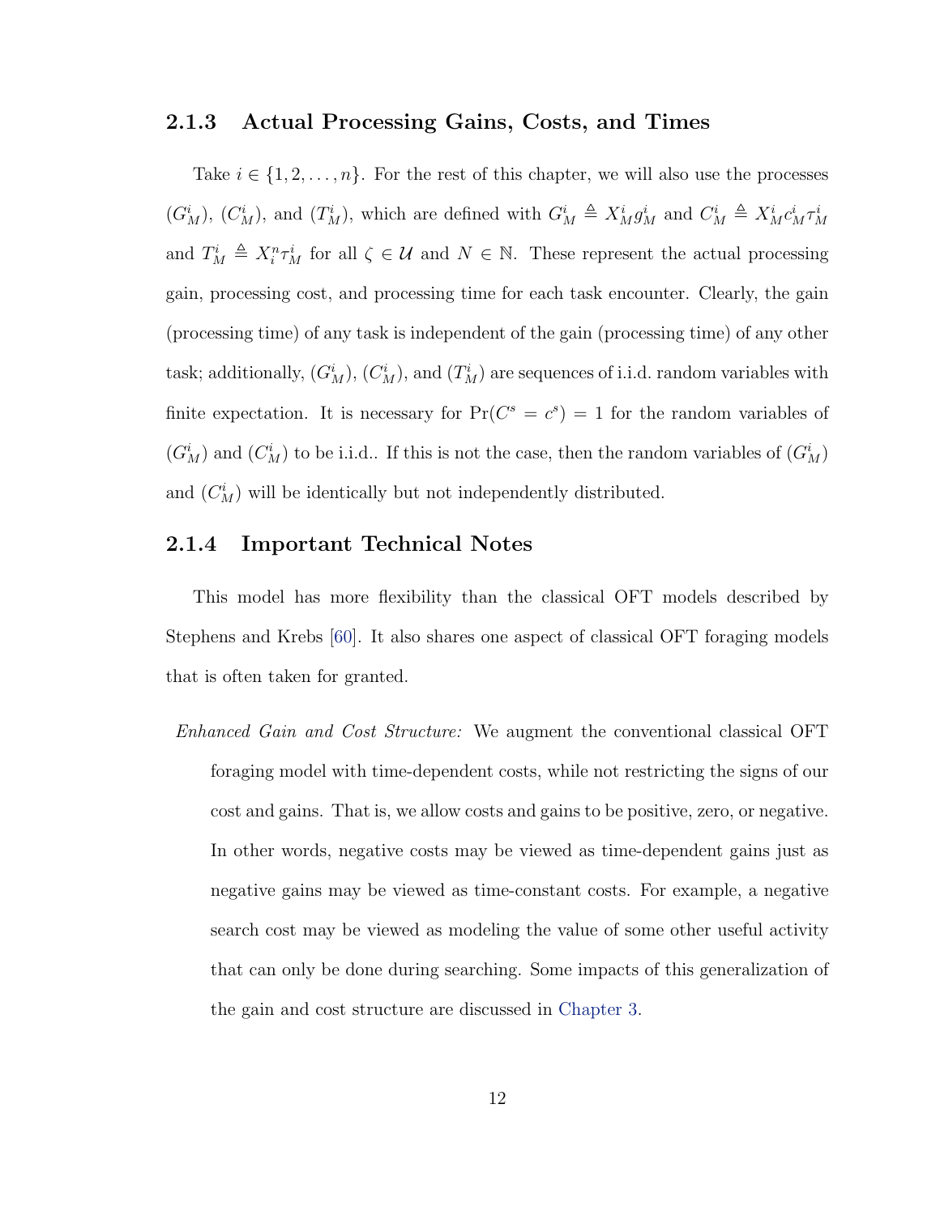### 2.1.3 Actual Processing Gains, Costs, and Times

Take $i \in \{1, 2, \dots, n\}$. For the rest of this chapter, we will also use the processes $(G^i_M)$, $(C^i_M)$, and $(T^i_M)$, which are defined with $G^i_M \triangleq X^i_M g^i_M$ and $C^i_M \triangleq X^i_M c^i_M \tau^i_M$ and $T^i_M \triangleq X^n_i \tau^i_M$ for all $\zeta \in \mathcal{U}$ and $N \in \mathbb{N}$. These represent the actual processing gain, processing cost, and processing time for each task encounter. Clearly, the gain (processing time) of any task is independent of the gain (processing time) of any other task; additionally, $(G^i_M)$, $(C^i_M)$, and $(T^i_M)$ are sequences of i.i.d. random variables with finite expectation. It is necessary for $\Pr(C^s = c^s) = 1$ for the random variables of $(G^i_M)$ and $(C^i_M)$ to be i.i.d.. If this is not the case, then the random variables of $(G^i_M)$ and $(C^i_M)$ will be identically but not independently distributed.

### 2.1.4 Important Technical Notes

This model has more flexibility than the classical OFT models described by Stephens and Krebs [60]. It also shares one aspect of classical OFT foraging models that is often taken for granted.

*Enhanced Gain and Cost Structure:* We augment the conventional classical OFT foraging model with time-dependent costs, while not restricting the signs of our cost and gains. That is, we allow costs and gains to be positive, zero, or negative. In other words, negative costs may be viewed as time-dependent gains just as negative gains may be viewed as time-constant costs. For example, a negative search cost may be viewed as modeling the value of some other useful activity that can only be done during searching. Some impacts of this generalization of the gain and cost structure are discussed in Chapter 3.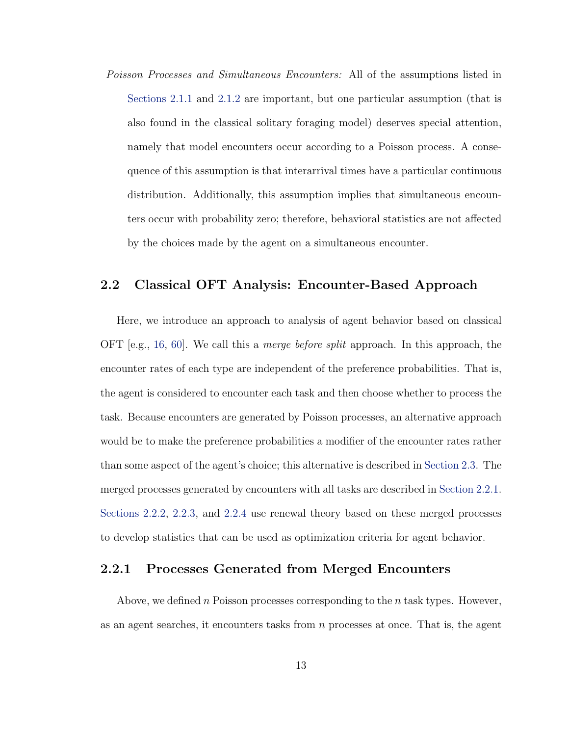*Poisson Processes and Simultaneous Encounters:* All of the assumptions listed in Sections 2.1.1 and 2.1.2 are important, but one particular assumption (that is also found in the classical solitary foraging model) deserves special attention, namely that model encounters occur according to a Poisson process. A consequence of this assumption is that interarrival times have a particular continuous distribution. Additionally, this assumption implies that simultaneous encounters occur with probability zero; therefore, behavioral statistics are not affected by the choices made by the agent on a simultaneous encounter.

## 2.2 Classical OFT Analysis: Encounter-Based Approach

Here, we introduce an approach to analysis of agent behavior based on classical OFT [e.g., 16, 60]. We call this a *merge before split* approach. In this approach, the encounter rates of each type are independent of the preference probabilities. That is, the agent is considered to encounter each task and then choose whether to process the task. Because encounters are generated by Poisson processes, an alternative approach would be to make the preference probabilities a modifier of the encounter rates rather than some aspect of the agent's choice; this alternative is described in Section 2.3. The merged processes generated by encounters with all tasks are described in Section 2.2.1. Sections 2.2.2, 2.2.3, and 2.2.4 use renewal theory based on these merged processes to develop statistics that can be used as optimization criteria for agent behavior.

### 2.2.1 Processes Generated from Merged Encounters

Above, we defined $n$ Poisson processes corresponding to the $n$ task types. However, as an agent searches, it encounters tasks from $n$ processes at once. That is, the agent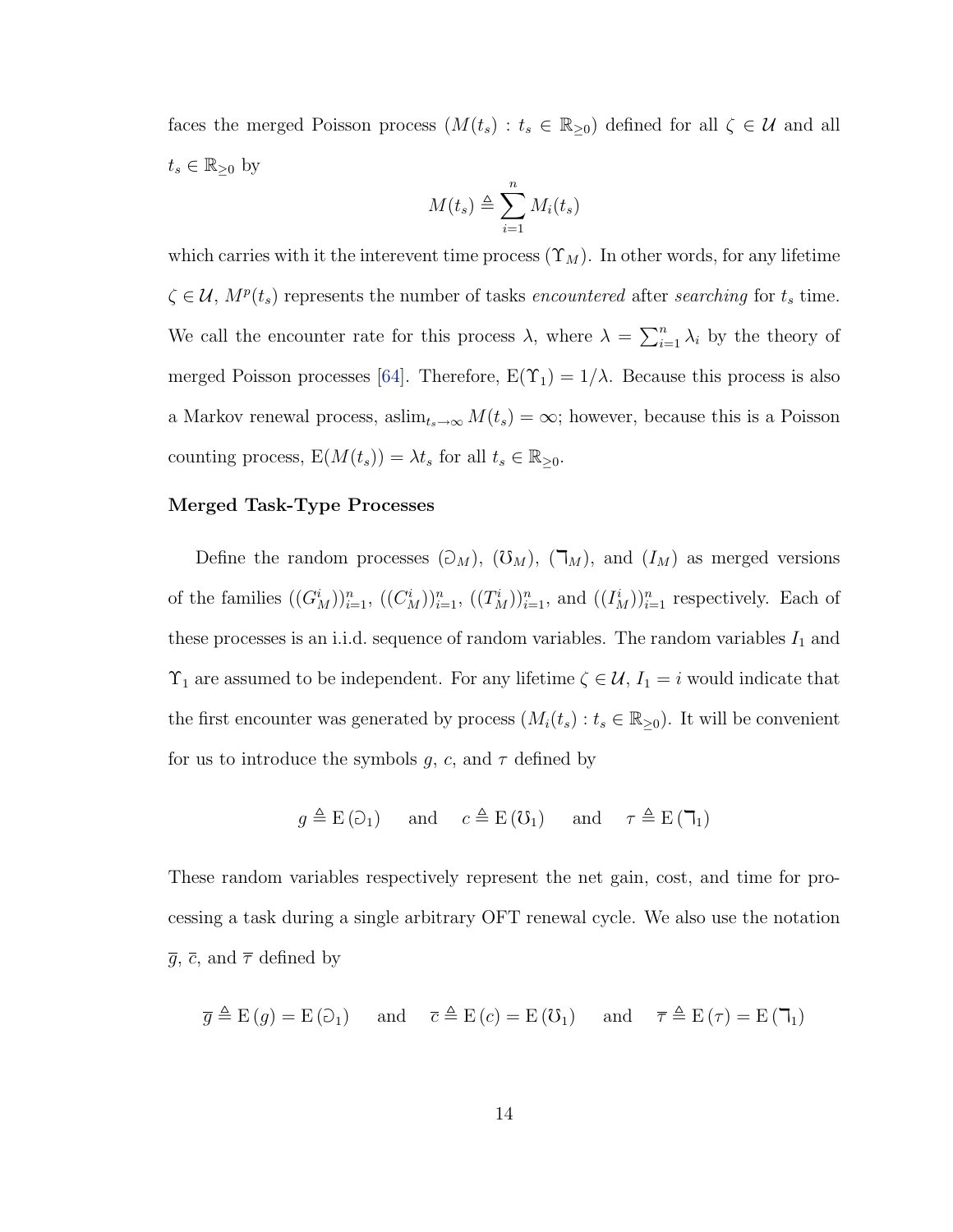faces the merged Poisson process $(M(t_s) : t_s \in \mathbb{R}_{\geq 0})$ defined for all $\zeta \in \mathcal{U}$ and all $t_s \in \mathbb{R}_{\geq 0}$ by

$$M(t_s) \triangleq \sum_{i=1}^{n} M_i(t_s)$$

which carries with it the interevent time process $(\Upsilon_M)$. In other words, for any lifetime $\zeta \in \mathcal{U}$, $M^p(t_s)$ represents the number of tasks *encountered* after *searching* for $t_s$ time. We call the encounter rate for this process $\lambda$, where $\lambda = \sum_{i=1}^{n} \lambda_i$ by the theory of merged Poisson processes [64]. Therefore, $\mathrm{E}(\Upsilon_1) = 1/\lambda$. Because this process is also a Markov renewal process, as$\lim_{t_s \to \infty} M(t_s) = \infty$; however, because this is a Poisson counting process, $\mathrm{E}(M(t_s)) = \lambda t_s$ for all $t_s \in \mathbb{R}_{\geq 0}$.

### Merged Task-Type Processes

Define the random processes $(\eth_M)$, $(\mho_M)$, $(\daleth_M)$, and $(I_M)$ as merged versions of the families $((G_M^i))_{i=1}^n$, $((C_M^i))_{i=1}^n$, $((T_M^i))_{i=1}^n$, and $((I_M^i))_{i=1}^n$ respectively. Each of these processes is an i.i.d. sequence of random variables. The random variables $I_1$ and $\Upsilon_1$ are assumed to be independent. For any lifetime $\zeta \in \mathcal{U}$, $I_1 = i$ would indicate that the first encounter was generated by process $(M_i(t_s) : t_s \in \mathbb{R}_{\geq 0})$. It will be convenient for us to introduce the symbols $g$, $c$, and $\tau$ defined by

$$g \triangleq \mathrm{E}(\eth_1) \quad \text{and} \quad c \triangleq \mathrm{E}(\mho_1) \quad \text{and} \quad \tau \triangleq \mathrm{E}(\daleth_1)$$

These random variables respectively represent the net gain, cost, and time for processing a task during a single arbitrary OFT renewal cycle. We also use the notation $\overline{g}$, $\overline{c}$, and $\overline{\tau}$ defined by

$$\overline{g} \triangleq \mathrm{E}(g) = \mathrm{E}(\eth_1) \quad \text{and} \quad \overline{c} \triangleq \mathrm{E}(c) = \mathrm{E}(\mho_1) \quad \text{and} \quad \overline{\tau} \triangleq \mathrm{E}(\tau) = \mathrm{E}(\daleth_1)$$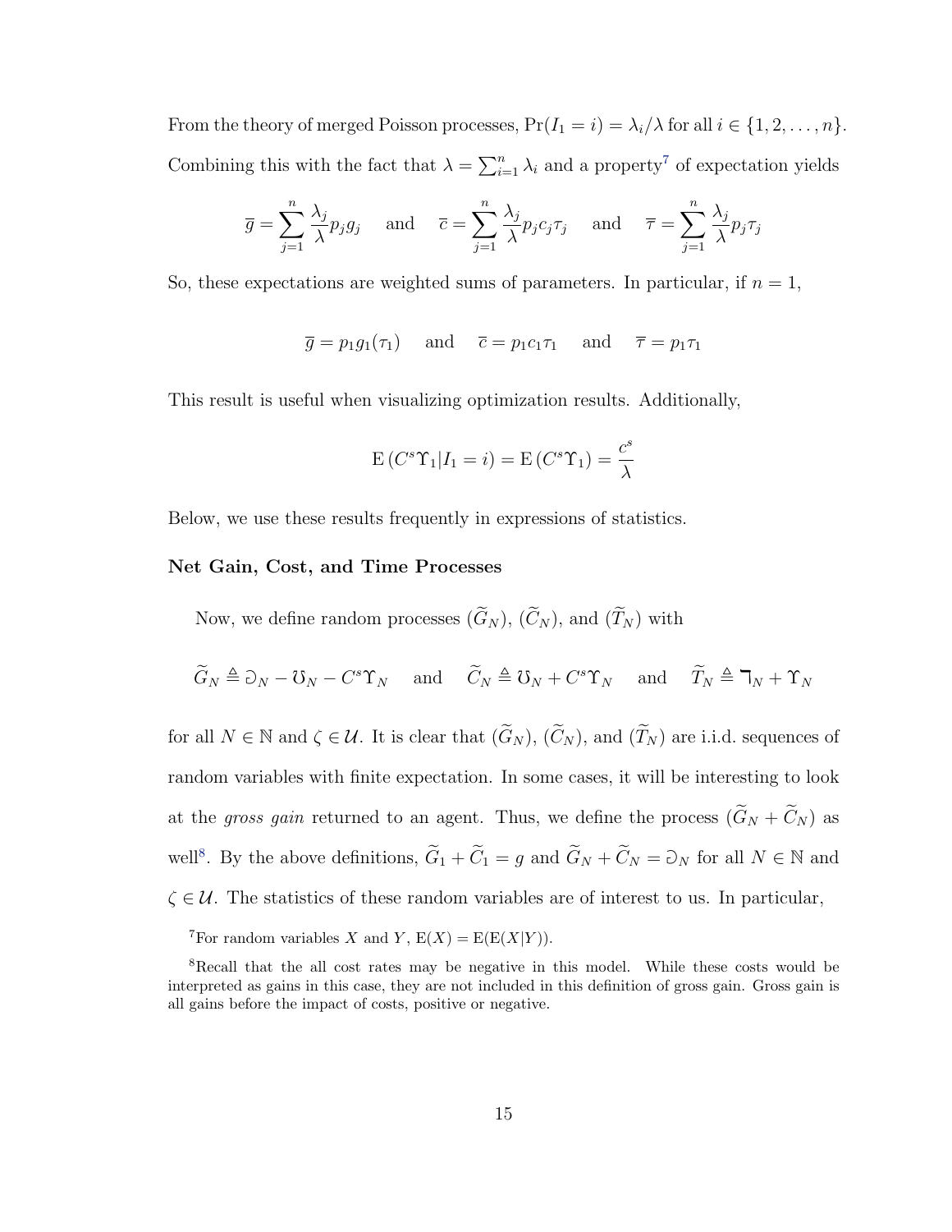From the theory of merged Poisson processes, $\Pr(I_1 = i) = \lambda_i/\lambda$ for all $i \in \{1, 2, \ldots, n\}$. Combining this with the fact that $\lambda = \sum_{i=1}^{n} \lambda_i$ and a property[7] of expectation yields

$$\overline{g} = \sum_{j=1}^{n} \frac{\lambda_j}{\lambda} p_j g_j \quad \text{and} \quad \overline{c} = \sum_{j=1}^{n} \frac{\lambda_j}{\lambda} p_j c_j \tau_j \quad \text{and} \quad \overline{\tau} = \sum_{j=1}^{n} \frac{\lambda_j}{\lambda} p_j \tau_j$$

So, these expectations are weighted sums of parameters. In particular, if $n = 1$,

$$\overline{g} = p_1 g_1(\tau_1) \quad \text{and} \quad \overline{c} = p_1 c_1 \tau_1 \quad \text{and} \quad \overline{\tau} = p_1 \tau_1$$

This result is useful when visualizing optimization results. Additionally,

$$\mathrm{E}\left(C^s \Upsilon_1 | I_1 = i\right) = \mathrm{E}\left(C^s \Upsilon_1\right) = \frac{c^s}{\lambda}$$

Below, we use these results frequently in expressions of statistics.

**Net Gain, Cost, and Time Processes**

Now, we define random processes $(\widetilde{G}_N)$, $(\widetilde{C}_N)$, and $(\widetilde{T}_N)$ with

$$\widetilde{G}_N \triangleq \eth_N - \mho_N - C^s \Upsilon_N \quad \text{and} \quad \widetilde{C}_N \triangleq \mho_N + C^s \Upsilon_N \quad \text{and} \quad \widetilde{T}_N \triangleq \daleth_N + \Upsilon_N$$

for all $N \in \mathbb{N}$ and $\zeta \in \mathcal{U}$. It is clear that $(\widetilde{G}_N)$, $(\widetilde{C}_N)$, and $(\widetilde{T}_N)$ are i.i.d. sequences of random variables with finite expectation. In some cases, it will be interesting to look at the *gross gain* returned to an agent. Thus, we define the process $(\widetilde{G}_N + \widetilde{C}_N)$ as well[8]. By the above definitions, $\widetilde{G}_1 + \widetilde{C}_1 = g$ and $\widetilde{G}_N + \widetilde{C}_N = \eth_N$ for all $N \in \mathbb{N}$ and $\zeta \in \mathcal{U}$. The statistics of these random variables are of interest to us. In particular,

[7]For random variables $X$ and $Y$, $\mathrm{E}(X) = \mathrm{E}(\mathrm{E}(X|Y))$.

[8]Recall that the all cost rates may be negative in this model. While these costs would be interpreted as gains in this case, they are not included in this definition of gross gain. Gross gain is all gains before the impact of costs, positive or negative.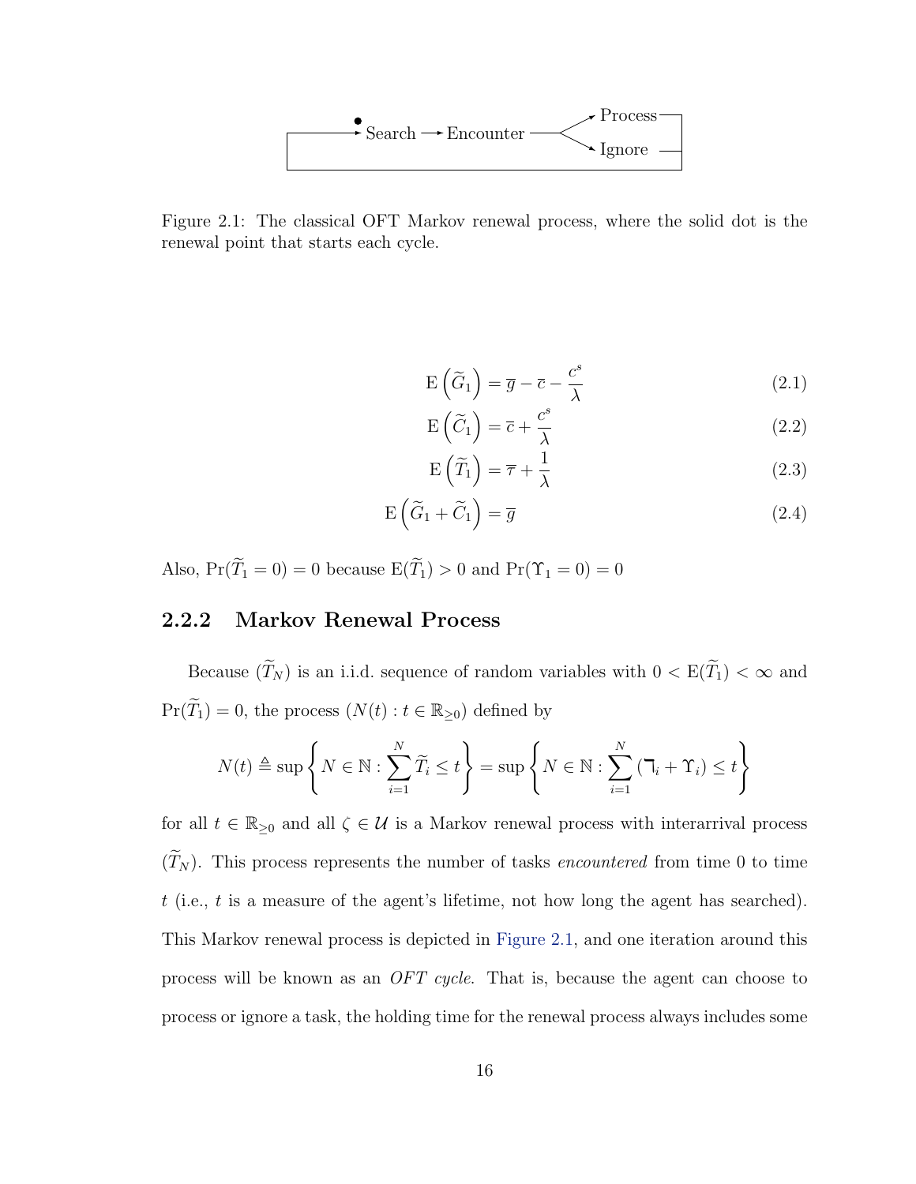Figure 2.1: The classical OFT Markov renewal process, where the solid dot is the renewal point that starts each cycle.

$$\mathrm{E}\left(\widetilde{G}_1\right) = \overline{g} - \overline{c} - \frac{c^s}{\lambda} \tag{2.1}$$

$$\mathrm{E}\left(\widetilde{C}_1\right) = \overline{c} + \frac{c^s}{\lambda} \tag{2.2}$$

$$\mathrm{E}\left(\widetilde{T}_1\right) = \overline{\tau} + \frac{1}{\lambda} \tag{2.3}$$

$$\mathrm{E}\left(\widetilde{G}_1 + \widetilde{C}_1\right) = \overline{g} \tag{2.4}$$

Also, $\Pr(\widetilde{T}_1 = 0) = 0$ because $\mathrm{E}(\widetilde{T}_1) > 0$ and $\Pr(\Upsilon_1 = 0) = 0$

### 2.2.2 Markov Renewal Process

Because $(\widetilde{T}_N)$ is an i.i.d. sequence of random variables with $0 < \mathrm{E}(\widetilde{T}_1) < \infty$ and $\Pr(\widetilde{T}_1) = 0$, the process $(N(t) : t \in \mathbb{R}_{\geq 0})$ defined by

$$N(t) \triangleq \sup\left\{ N \in \mathbb{N} : \sum_{i=1}^{N} \widetilde{T}_i \leq t \right\} = \sup\left\{ N \in \mathbb{N} : \sum_{i=1}^{N} (\daleth_i + \Upsilon_i) \leq t \right\}$$

for all $t \in \mathbb{R}_{\geq 0}$ and all $\zeta \in \mathcal{U}$ is a Markov renewal process with interarrival process $(\widetilde{T}_N)$. This process represents the number of tasks *encountered* from time 0 to time $t$ (i.e., $t$ is a measure of the agent's lifetime, not how long the agent has searched). This Markov renewal process is depicted in Figure 2.1, and one iteration around this process will be known as an *OFT cycle*. That is, because the agent can choose to process or ignore a task, the holding time for the renewal process always includes some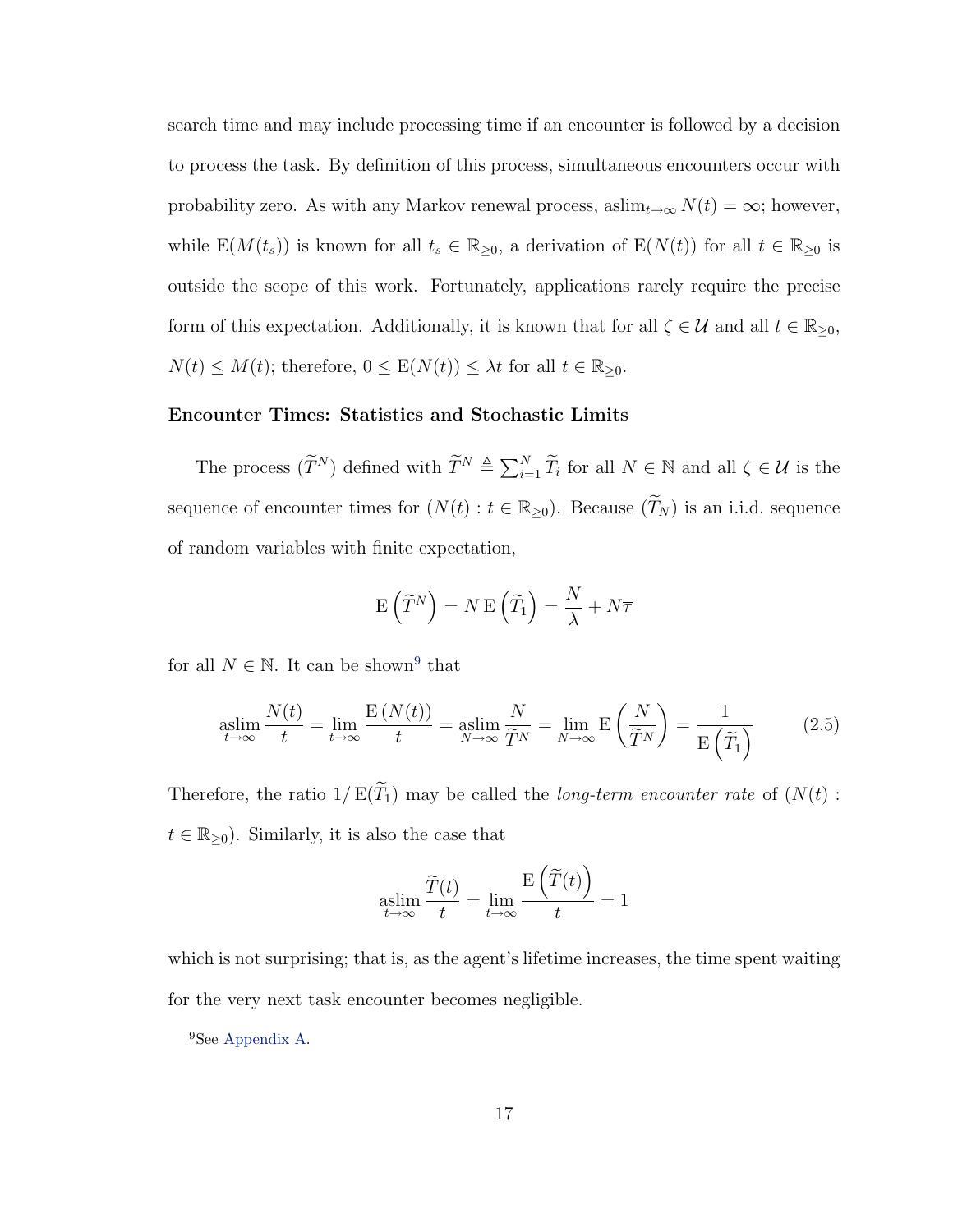search time and may include processing time if an encounter is followed by a decision to process the task. By definition of this process, simultaneous encounters occur with probability zero. As with any Markov renewal process, $\operatorname{aslim}_{t\to\infty} N(t) = \infty$; however, while $\mathrm{E}(M(t_s))$ is known for all $t_s \in \mathbb{R}_{\geq 0}$, a derivation of $\mathrm{E}(N(t))$ for all $t \in \mathbb{R}_{\geq 0}$ is outside the scope of this work. Fortunately, applications rarely require the precise form of this expectation. Additionally, it is known that for all $\zeta \in \mathcal{U}$ and all $t \in \mathbb{R}_{\geq 0}$, $N(t) \leq M(t)$; therefore, $0 \leq \mathrm{E}(N(t)) \leq \lambda t$ for all $t \in \mathbb{R}_{\geq 0}$.

**Encounter Times: Statistics and Stochastic Limits**

The process $(\widetilde{T}^N)$ defined with $\widetilde{T}^N \triangleq \sum_{i=1}^{N} \widetilde{T}_i$ for all $N \in \mathbb{N}$ and all $\zeta \in \mathcal{U}$ is the sequence of encounter times for $(N(t) : t \in \mathbb{R}_{\geq 0})$. Because $(\widetilde{T}_N)$ is an i.i.d. sequence of random variables with finite expectation,

$$\mathrm{E}\left(\widetilde{T}^N\right) = N\,\mathrm{E}\left(\widetilde{T}_1\right) = \frac{N}{\lambda} + N\overline{\tau}$$

for all $N \in \mathbb{N}$. It can be shown[9] that

$$\operatorname*{aslim}_{t\to\infty} \frac{N(t)}{t} = \lim_{t\to\infty} \frac{\mathrm{E}\left(N(t)\right)}{t} = \operatorname*{aslim}_{N\to\infty} \frac{N}{\widetilde{T}^N} = \lim_{N\to\infty} \mathrm{E}\left(\frac{N}{\widetilde{T}^N}\right) = \frac{1}{\mathrm{E}\left(\widetilde{T}_1\right)} \tag{2.5}$$

Therefore, the ratio $1/\mathrm{E}(\widetilde{T}_1)$ may be called the *long-term encounter rate* of $(N(t) : t \in \mathbb{R}_{\geq 0})$. Similarly, it is also the case that

$$\operatorname*{aslim}_{t\to\infty} \frac{\widetilde{T}(t)}{t} = \lim_{t\to\infty} \frac{\mathrm{E}\left(\widetilde{T}(t)\right)}{t} = 1$$

which is not surprising; that is, as the agent's lifetime increases, the time spent waiting for the very next task encounter becomes negligible.

[9] See Appendix A.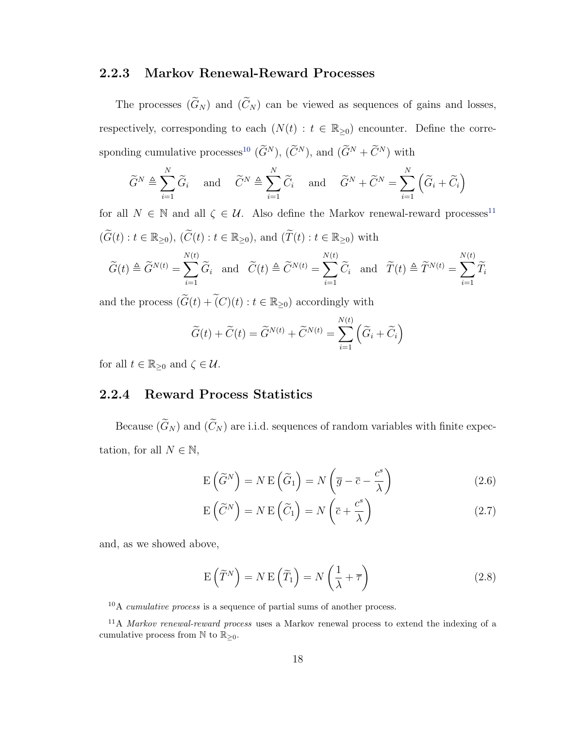### 2.2.3 Markov Renewal-Reward Processes

The processes $(\widetilde{G}_N)$ and $(\widetilde{C}_N)$ can be viewed as sequences of gains and losses, respectively, corresponding to each $(N(t) : t \in \mathbb{R}_{\geq 0})$ encounter. Define the corresponding cumulative processes[10] $(\widetilde{G}^N)$, $(\widetilde{C}^N)$, and $(\widetilde{G}^N + \widetilde{C}^N)$ with

$$\widetilde{G}^N \triangleq \sum_{i=1}^{N} \widetilde{G}_i \quad \text{and} \quad \widetilde{C}^N \triangleq \sum_{i=1}^{N} \widetilde{C}_i \quad \text{and} \quad \widetilde{G}^N + \widetilde{C}^N = \sum_{i=1}^{N} \left( \widetilde{G}_i + \widetilde{C}_i \right)$$

for all $N \in \mathbb{N}$ and all $\zeta \in \mathcal{U}$. Also define the Markov renewal-reward processes[11] $(\widetilde{G}(t) : t \in \mathbb{R}_{\geq 0})$, $(\widetilde{C}(t) : t \in \mathbb{R}_{\geq 0})$, and $(\widetilde{T}(t) : t \in \mathbb{R}_{\geq 0})$ with

$$\widetilde{G}(t) \triangleq \widetilde{G}^{N(t)} = \sum_{i=1}^{N(t)} \widetilde{G}_i \quad \text{and} \quad \widetilde{C}(t) \triangleq \widetilde{C}^{N(t)} = \sum_{i=1}^{N(t)} \widetilde{C}_i \quad \text{and} \quad \widetilde{T}(t) \triangleq \widetilde{T}^{N(t)} = \sum_{i=1}^{N(t)} \widetilde{T}_i$$

and the process $(\widetilde{G}(t) + \widetilde{(C)}(t) : t \in \mathbb{R}_{\geq 0})$ accordingly with

$$\widetilde{G}(t) + \widetilde{C}(t) = \widetilde{G}^{N(t)} + \widetilde{C}^{N(t)} = \sum_{i=1}^{N(t)} \left( \widetilde{G}_i + \widetilde{C}_i \right)$$

for all $t \in \mathbb{R}_{\geq 0}$ and $\zeta \in \mathcal{U}$.

### 2.2.4 Reward Process Statistics

Because $(\widetilde{G}_N)$ and $(\widetilde{C}_N)$ are i.i.d. sequences of random variables with finite expectation, for all $N \in \mathbb{N}$,

$$\mathrm{E}\left(\widetilde{G}^N\right) = N\,\mathrm{E}\left(\widetilde{G}_1\right) = N\left(\overline{g} - \overline{c} - \frac{c^s}{\lambda}\right) \tag{2.6}$$

$$\mathrm{E}\left(\widetilde{C}^N\right) = N\,\mathrm{E}\left(\widetilde{C}_1\right) = N\left(\overline{c} + \frac{c^s}{\lambda}\right) \tag{2.7}$$

and, as we showed above,

$$\mathrm{E}\left(\widetilde{T}^N\right) = N\,\mathrm{E}\left(\widetilde{T}_1\right) = N\left(\frac{1}{\lambda} + \overline{\tau}\right) \tag{2.8}$$

[10] A *cumulative process* is a sequence of partial sums of another process.

[11] A *Markov renewal-reward process* uses a Markov renewal process to extend the indexing of a cumulative process from $\mathbb{N}$ to $\mathbb{R}_{\geq 0}$.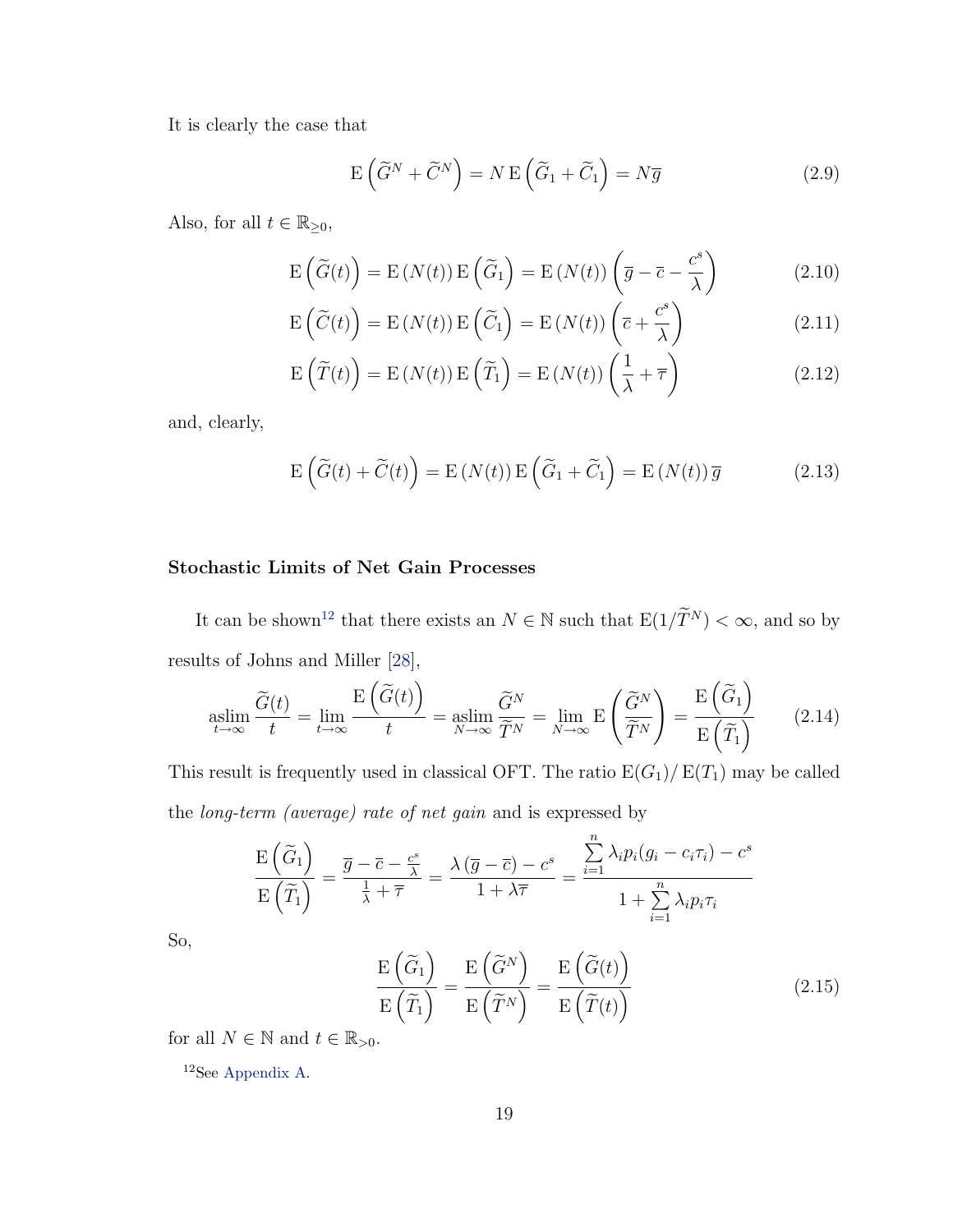It is clearly the case that

$$\mathrm{E}\left(\widetilde{G}^N + \widetilde{C}^N\right) = N\,\mathrm{E}\left(\widetilde{G}_1 + \widetilde{C}_1\right) = N\overline{g} \tag{2.9}$$

Also, for all $t \in \mathbb{R}_{\geq 0}$,

$$\mathrm{E}\left(\widetilde{G}(t)\right) = \mathrm{E}\left(N(t)\right)\mathrm{E}\left(\widetilde{G}_1\right) = \mathrm{E}\left(N(t)\right)\left(\overline{g} - \overline{c} - \frac{c^s}{\lambda}\right) \tag{2.10}$$

$$\mathrm{E}\left(\widetilde{C}(t)\right) = \mathrm{E}\left(N(t)\right)\mathrm{E}\left(\widetilde{C}_1\right) = \mathrm{E}\left(N(t)\right)\left(\overline{c} + \frac{c^s}{\lambda}\right) \tag{2.11}$$

$$\mathrm{E}\left(\widetilde{T}(t)\right) = \mathrm{E}\left(N(t)\right)\mathrm{E}\left(\widetilde{T}_1\right) = \mathrm{E}\left(N(t)\right)\left(\frac{1}{\lambda} + \overline{\tau}\right) \tag{2.12}$$

and, clearly,

$$\mathrm{E}\left(\widetilde{G}(t) + \widetilde{C}(t)\right) = \mathrm{E}\left(N(t)\right)\mathrm{E}\left(\widetilde{G}_1 + \widetilde{C}_1\right) = \mathrm{E}\left(N(t)\right)\overline{g} \tag{2.13}$$

### Stochastic Limits of Net Gain Processes

It can be shown[12] that there exists an $N \in \mathbb{N}$ such that $\mathrm{E}(1/\widetilde{T}^N) < \infty$, and so by results of Johns and Miller [28],

$$\operatorname*{aslim}_{t\to\infty} \frac{\widetilde{G}(t)}{t} = \lim_{t\to\infty} \frac{\mathrm{E}\left(\widetilde{G}(t)\right)}{t} = \operatorname*{aslim}_{N\to\infty} \frac{\widetilde{G}^N}{\widetilde{T}^N} = \lim_{N\to\infty} \mathrm{E}\left(\frac{\widetilde{G}^N}{\widetilde{T}^N}\right) = \frac{\mathrm{E}\left(\widetilde{G}_1\right)}{\mathrm{E}\left(\widetilde{T}_1\right)} \tag{2.14}$$

This result is frequently used in classical OFT. The ratio $\mathrm{E}(G_1)/\mathrm{E}(T_1)$ may be called the *long-term (average) rate of net gain* and is expressed by

$$\frac{\mathrm{E}\left(\widetilde{G}_1\right)}{\mathrm{E}\left(\widetilde{T}_1\right)} = \frac{\overline{g} - \overline{c} - \frac{c^s}{\lambda}}{\frac{1}{\lambda} + \overline{\tau}} = \frac{\lambda\left(\overline{g} - \overline{c}\right) - c^s}{1 + \lambda\overline{\tau}} = \frac{\sum\limits_{i=1}^{n} \lambda_i p_i (g_i - c_i \tau_i) - c^s}{1 + \sum\limits_{i=1}^{n} \lambda_i p_i \tau_i}$$

So,

$$\frac{\mathrm{E}\left(\widetilde{G}_1\right)}{\mathrm{E}\left(\widetilde{T}_1\right)} = \frac{\mathrm{E}\left(\widetilde{G}^N\right)}{\mathrm{E}\left(\widetilde{T}^N\right)} = \frac{\mathrm{E}\left(\widetilde{G}(t)\right)}{\mathrm{E}\left(\widetilde{T}(t)\right)} \tag{2.15}$$

for all $N \in \mathbb{N}$ and $t \in \mathbb{R}_{>0}$.

[12] See Appendix A.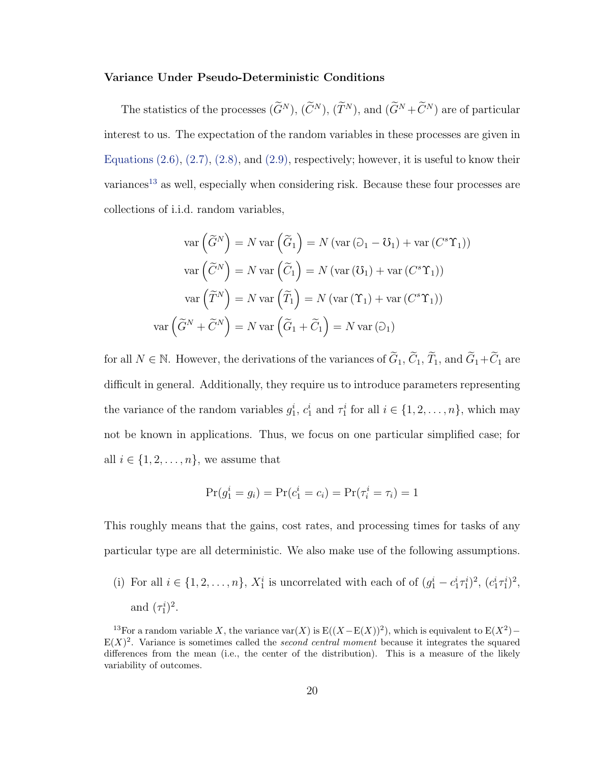### Variance Under Pseudo-Deterministic Conditions

The statistics of the processes $(\widetilde{G}^N)$, $(\widetilde{C}^N)$, $(\widetilde{T}^N)$, and $(\widetilde{G}^N + \widetilde{C}^N)$ are of particular interest to us. The expectation of the random variables in these processes are given in Equations (2.6), (2.7), (2.8), and (2.9), respectively; however, it is useful to know their variances[13] as well, especially when considering risk. Because these four processes are collections of i.i.d. random variables,

$$
\begin{aligned}
\operatorname{var}\left(\widetilde{G}^N\right) &= N \operatorname{var}\left(\widetilde{G}_1\right) = N \left(\operatorname{var}\left(\eth_1 - \mho_1\right) + \operatorname{var}\left(C^s \Upsilon_1\right)\right) \\
\operatorname{var}\left(\widetilde{C}^N\right) &= N \operatorname{var}\left(\widetilde{C}_1\right) = N \left(\operatorname{var}\left(\mho_1\right) + \operatorname{var}\left(C^s \Upsilon_1\right)\right) \\
\operatorname{var}\left(\widetilde{T}^N\right) &= N \operatorname{var}\left(\widetilde{T}_1\right) = N \left(\operatorname{var}\left(\Upsilon_1\right) + \operatorname{var}\left(C^s \Upsilon_1\right)\right) \\
\operatorname{var}\left(\widetilde{G}^N + \widetilde{C}^N\right) &= N \operatorname{var}\left(\widetilde{G}_1 + \widetilde{C}_1\right) = N \operatorname{var}\left(\eth_1\right)
\end{aligned}
$$

for all $N \in \mathbb{N}$. However, the derivations of the variances of $\widetilde{G}_1$, $\widetilde{C}_1$, $\widetilde{T}_1$, and $\widetilde{G}_1 + \widetilde{C}_1$ are difficult in general. Additionally, they require us to introduce parameters representing the variance of the random variables $g_1^i$, $c_1^i$ and $\tau_1^i$ for all $i \in \{1, 2, \ldots, n\}$, which may not be known in applications. Thus, we focus on one particular simplified case; for all $i \in \{1, 2, \ldots, n\}$, we assume that

$$
\Pr(g_1^i = g_i) = \Pr(c_1^i = c_i) = \Pr(\tau_i^i = \tau_i) = 1
$$

This roughly means that the gains, cost rates, and processing times for tasks of any particular type are all deterministic. We also make use of the following assumptions.

(i) For all $i \in \{1, 2, \ldots, n\}$, $X_1^i$ is uncorrelated with each of of $(g_1^i - c_1^i \tau_1^i)^2$, $(c_1^i \tau_1^i)^2$, and $(\tau_1^i)^2$.

[13] For a random variable $X$, the variance $\operatorname{var}(X)$ is $\operatorname{E}((X - \operatorname{E}(X))^2)$, which is equivalent to $\operatorname{E}(X^2) - \operatorname{E}(X)^2$. Variance is sometimes called the *second central moment* because it integrates the squared differences from the mean (i.e., the center of the distribution). This is a measure of the likely variability of outcomes.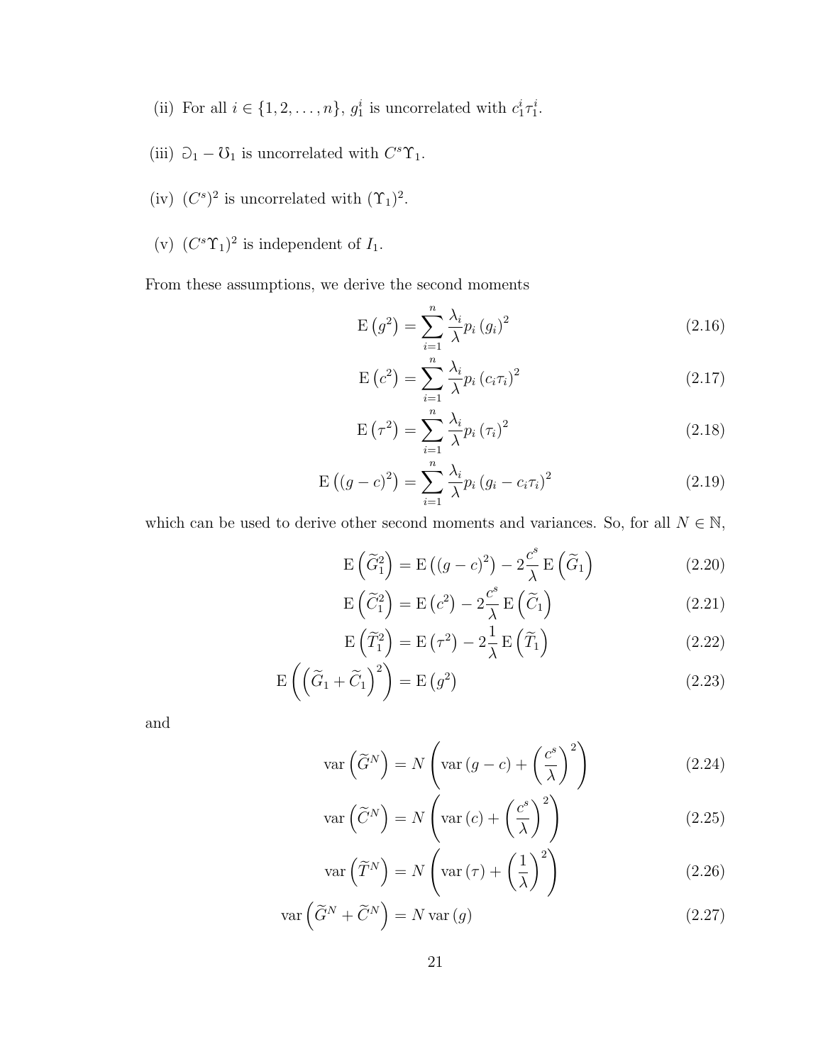(ii) For all $i \in \{1, 2, \ldots, n\}$, $g_1^i$ is uncorrelated with $c_1^i \tau_1^i$.

(iii) $\eth_1 - \mho_1$ is uncorrelated with $C^s \Upsilon_1$.

(iv) $(C^s)^2$ is uncorrelated with $(\Upsilon_1)^2$.

(v) $(C^s \Upsilon_1)^2$ is independent of $I_1$.

From these assumptions, we derive the second moments

$$\mathrm{E}\left(g^2\right) = \sum_{i=1}^{n} \frac{\lambda_i}{\lambda} p_i \left(g_i\right)^2 \tag{2.16}$$

$$\mathrm{E}\left(c^2\right) = \sum_{i=1}^{n} \frac{\lambda_i}{\lambda} p_i \left(c_i \tau_i\right)^2 \tag{2.17}$$

$$\mathrm{E}\left(\tau^2\right) = \sum_{i=1}^{n} \frac{\lambda_i}{\lambda} p_i \left(\tau_i\right)^2 \tag{2.18}$$

$$\mathrm{E}\left((g-c)^2\right) = \sum_{i=1}^{n} \frac{\lambda_i}{\lambda} p_i \left(g_i - c_i \tau_i\right)^2 \tag{2.19}$$

which can be used to derive other second moments and variances. So, for all $N \in \mathbb{N}$,

$$\mathrm{E}\left(\widetilde{G}_1^2\right) = \mathrm{E}\left((g-c)^2\right) - 2\frac{c^s}{\lambda} \mathrm{E}\left(\widetilde{G}_1\right) \tag{2.20}$$

$$\mathrm{E}\left(\widetilde{C}_1^2\right) = \mathrm{E}\left(c^2\right) - 2\frac{c^s}{\lambda} \mathrm{E}\left(\widetilde{C}_1\right) \tag{2.21}$$

$$\mathrm{E}\left(\widetilde{T}_1^2\right) = \mathrm{E}\left(\tau^2\right) - 2\frac{1}{\lambda} \mathrm{E}\left(\widetilde{T}_1\right) \tag{2.22}$$

$$\mathrm{E}\left(\left(\widetilde{G}_1 + \widetilde{C}_1\right)^2\right) = \mathrm{E}\left(g^2\right) \tag{2.23}$$

and

$$\mathrm{var}\left(\widetilde{G}^N\right) = N\left(\mathrm{var}\left(g-c\right) + \left(\frac{c^s}{\lambda}\right)^2\right) \tag{2.24}$$

$$\mathrm{var}\left(\widetilde{C}^N\right) = N\left(\mathrm{var}\left(c\right) + \left(\frac{c^s}{\lambda}\right)^2\right) \tag{2.25}$$

$$\mathrm{var}\left(\widetilde{T}^N\right) = N\left(\mathrm{var}\left(\tau\right) + \left(\frac{1}{\lambda}\right)^2\right) \tag{2.26}$$

$$\mathrm{var}\left(\widetilde{G}^N + \widetilde{C}^N\right) = N\,\mathrm{var}\left(g\right) \tag{2.27}$$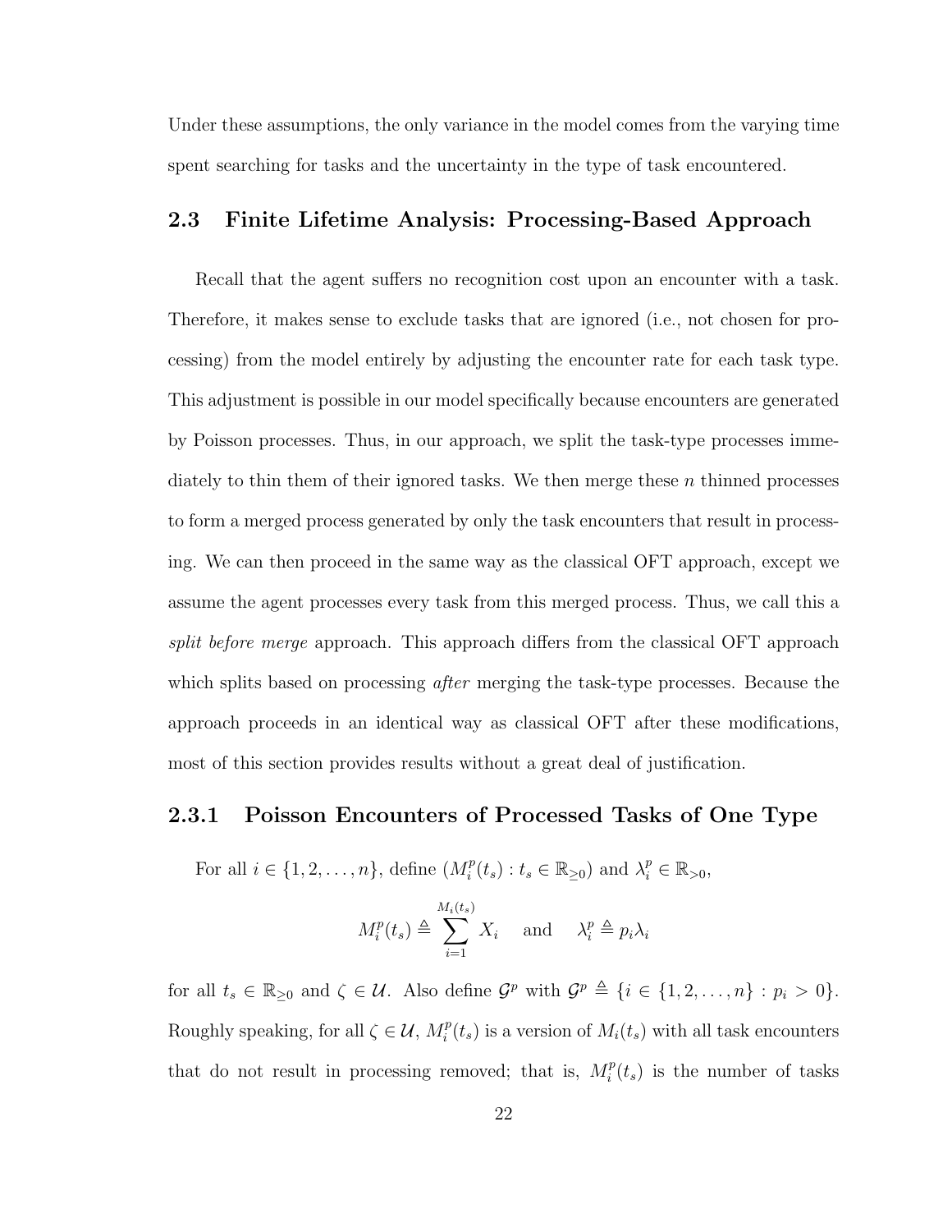Under these assumptions, the only variance in the model comes from the varying time spent searching for tasks and the uncertainty in the type of task encountered.

## 2.3 Finite Lifetime Analysis: Processing-Based Approach

Recall that the agent suffers no recognition cost upon an encounter with a task. Therefore, it makes sense to exclude tasks that are ignored (i.e., not chosen for processing) from the model entirely by adjusting the encounter rate for each task type. This adjustment is possible in our model specifically because encounters are generated by Poisson processes. Thus, in our approach, we split the task-type processes immediately to thin them of their ignored tasks. We then merge these $n$ thinned processes to form a merged process generated by only the task encounters that result in processing. We can then proceed in the same way as the classical OFT approach, except we assume the agent processes every task from this merged process. Thus, we call this a *split before merge* approach. This approach differs from the classical OFT approach which splits based on processing *after* merging the task-type processes. Because the approach proceeds in an identical way as classical OFT after these modifications, most of this section provides results without a great deal of justification.

### 2.3.1 Poisson Encounters of Processed Tasks of One Type

For all $i \in \{1, 2, \ldots, n\}$, define $(M_i^p(t_s) : t_s \in \mathbb{R}_{\geq 0})$ and $\lambda_i^p \in \mathbb{R}_{>0}$,

$$M_i^p(t_s) \triangleq \sum_{i=1}^{M_i(t_s)} X_i \quad \text{and} \quad \lambda_i^p \triangleq p_i \lambda_i$$

for all $t_s \in \mathbb{R}_{\geq 0}$ and $\zeta \in \mathcal{U}$. Also define $\mathcal{G}^p$ with $\mathcal{G}^p \triangleq \{i \in \{1, 2, \ldots, n\} : p_i > 0\}$. Roughly speaking, for all $\zeta \in \mathcal{U}$, $M_i^p(t_s)$ is a version of $M_i(t_s)$ with all task encounters that do not result in processing removed; that is, $M_i^p(t_s)$ is the number of tasks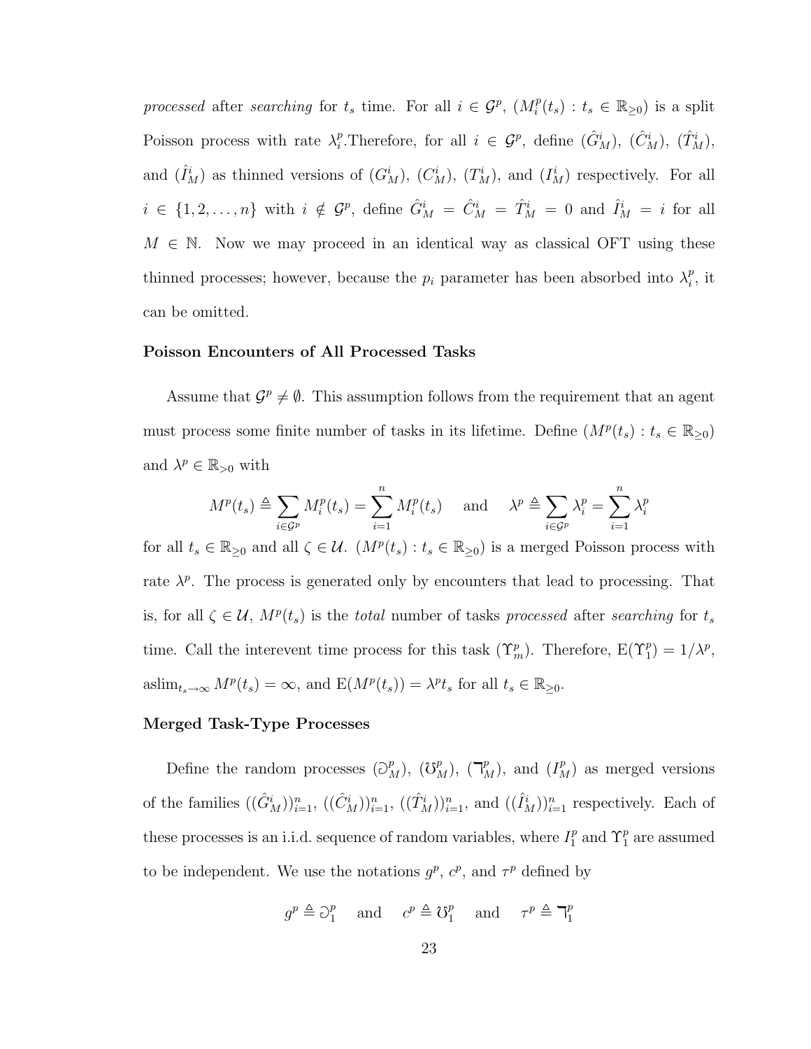*processed* after *searching* for $t_s$ time. For all $i \in \mathcal{G}^p$, $(M_i^p(t_s) : t_s \in \mathbb{R}_{\geq 0})$ is a split Poisson process with rate $\lambda_i^p$.Therefore, for all $i \in \mathcal{G}^p$, define $(\hat{G}_M^i)$, $(\hat{C}_M^i)$, $(\hat{T}_M^i)$, and $(\hat{I}_M^i)$ as thinned versions of $(G_M^i)$, $(C_M^i)$, $(T_M^i)$, and $(I_M^i)$ respectively. For all $i \in \{1, 2, \ldots, n\}$ with $i \notin \mathcal{G}^p$, define $\hat{G}_M^i = \hat{C}_M^i = \hat{T}_M^i = 0$ and $\hat{I}_M^i = i$ for all $M \in \mathbb{N}$. Now we may proceed in an identical way as classical OFT using these thinned processes; however, because the $p_i$ parameter has been absorbed into $\lambda_i^p$, it can be omitted.

### Poisson Encounters of All Processed Tasks

Assume that $\mathcal{G}^p \neq \emptyset$. This assumption follows from the requirement that an agent must process some finite number of tasks in its lifetime. Define $(M^p(t_s) : t_s \in \mathbb{R}_{\geq 0})$ and $\lambda^p \in \mathbb{R}_{>0}$ with

$$M^p(t_s) \triangleq \sum_{i \in \mathcal{G}^p} M_i^p(t_s) = \sum_{i=1}^{n} M_i^p(t_s) \quad \text{and} \quad \lambda^p \triangleq \sum_{i \in \mathcal{G}^p} \lambda_i^p = \sum_{i=1}^{n} \lambda_i^p$$

for all $t_s \in \mathbb{R}_{\geq 0}$ and all $\zeta \in \mathcal{U}$. $(M^p(t_s) : t_s \in \mathbb{R}_{\geq 0})$ is a merged Poisson process with rate $\lambda^p$. The process is generated only by encounters that lead to processing. That is, for all $\zeta \in \mathcal{U}$, $M^p(t_s)$ is the *total* number of tasks *processed* after *searching* for $t_s$ time. Call the interevent time process for this task $(\Upsilon_m^p)$. Therefore, $\mathrm{E}(\Upsilon_1^p) = 1/\lambda^p$, $\operatorname{aslim}_{t_s \to \infty} M^p(t_s) = \infty$, and $\mathrm{E}(M^p(t_s)) = \lambda^p t_s$ for all $t_s \in \mathbb{R}_{\geq 0}$.

### Merged Task-Type Processes

Define the random processes $(\Game_M^p)$, $(\mho_M^p)$, $(\daleth_M^p)$, and $(I_M^p)$ as merged versions of the families $((\hat{G}_M^i))_{i=1}^n$, $((\hat{C}_M^i))_{i=1}^n$, $((\hat{T}_M^i))_{i=1}^n$, and $((\hat{I}_M^i))_{i=1}^n$ respectively. Each of these processes is an i.i.d. sequence of random variables, where $I_1^p$ and $\Upsilon_1^p$ are assumed to be independent. We use the notations $g^p$, $c^p$, and $\tau^p$ defined by

$$g^p \triangleq \Game_1^p \quad \text{and} \quad c^p \triangleq \mho_1^p \quad \text{and} \quad \tau^p \triangleq \daleth_1^p$$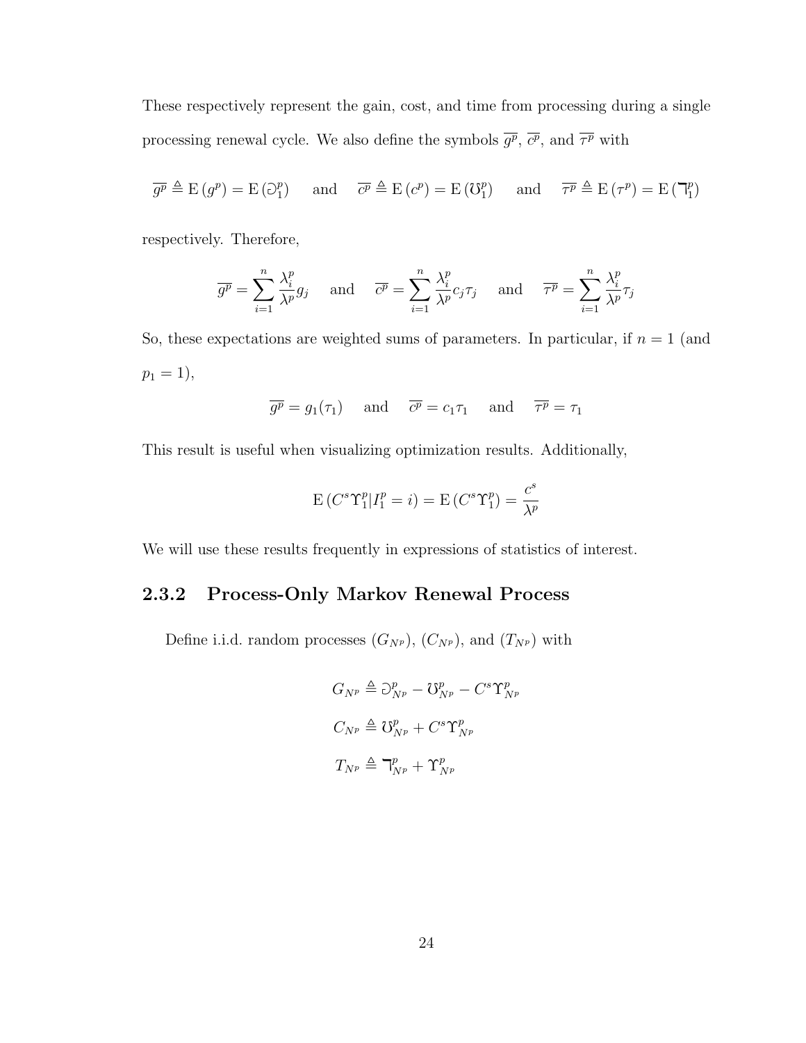These respectively represent the gain, cost, and time from processing during a single processing renewal cycle. We also define the symbols $\overline{g^p}$, $\overline{c^p}$, and $\overline{\tau^p}$ with

$$\overline{g^p} \triangleq \mathrm{E}\left(g^p\right) = \mathrm{E}\left(\eth_1^p\right) \quad \text{ and } \quad \overline{c^p} \triangleq \mathrm{E}\left(c^p\right) = \mathrm{E}\left(\mho_1^p\right) \quad \text{ and } \quad \overline{\tau^p} \triangleq \mathrm{E}\left(\tau^p\right) = \mathrm{E}\left(\daleth_1^p\right)$$

respectively. Therefore,

$$\overline{g^p} = \sum_{i=1}^{n} \frac{\lambda_i^p}{\lambda^p} g_j \quad \text{ and } \quad \overline{c^p} = \sum_{i=1}^{n} \frac{\lambda_i^p}{\lambda^p} c_j \tau_j \quad \text{ and } \quad \overline{\tau^p} = \sum_{i=1}^{n} \frac{\lambda_i^p}{\lambda^p} \tau_j$$

So, these expectations are weighted sums of parameters. In particular, if $n = 1$ (and $p_1 = 1$),

$$\overline{g^p} = g_1(\tau_1) \quad \text{ and } \quad \overline{c^p} = c_1 \tau_1 \quad \text{ and } \quad \overline{\tau^p} = \tau_1$$

This result is useful when visualizing optimization results. Additionally,

$$\mathrm{E}\left(C^s \Upsilon_1^p | I_1^p = i\right) = \mathrm{E}\left(C^s \Upsilon_1^p\right) = \frac{c^s}{\lambda^p}$$

We will use these results frequently in expressions of statistics of interest.

### 2.3.2 Process-Only Markov Renewal Process

Define i.i.d. random processes $(G_{N^p})$, $(C_{N^p})$, and $(T_{N^p})$ with

$$G_{N^p} \triangleq \eth_{N^p}^p - \mho_{N^p}^p - C^s \Upsilon_{N^p}^p$$

$$C_{N^p} \triangleq \mho_{N^p}^p + C^s \Upsilon_{N^p}^p$$

$$T_{N^p} \triangleq \daleth_{N^p}^p + \Upsilon_{N^p}^p$$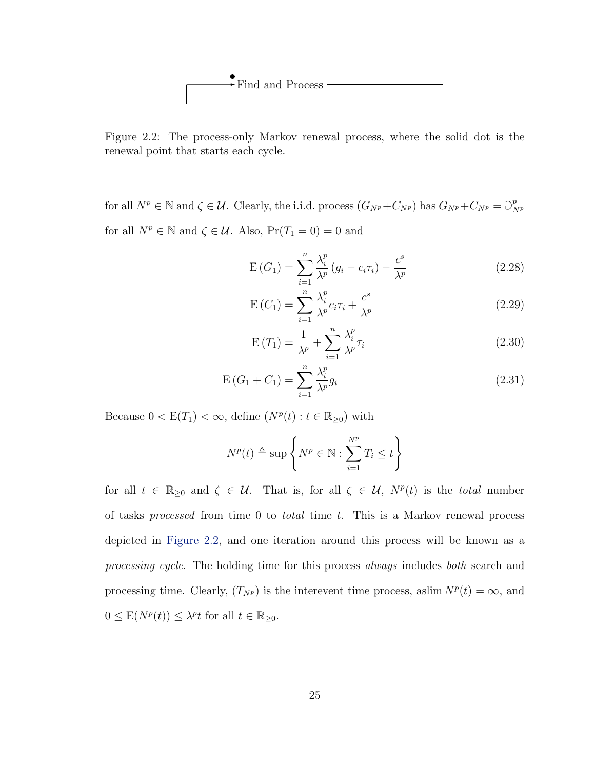Figure 2.2: The process-only Markov renewal process, where the solid dot is the renewal point that starts each cycle.

for all $N^p \in \mathbb{N}$ and $\zeta \in \mathcal{U}$. Clearly, the i.i.d. process $(G_{N^p}+C_{N^p})$ has $G_{N^p}+C_{N^p} = \eth^p_{N^p}$ for all $N^p \in \mathbb{N}$ and $\zeta \in \mathcal{U}$. Also, $\Pr(T_1 = 0) = 0$ and

$$\mathrm{E}\left(G_1\right) = \sum_{i=1}^{n} \frac{\lambda_i^p}{\lambda^p} \left(g_i - c_i \tau_i\right) - \frac{c^s}{\lambda^p} \tag{2.28}$$

$$\mathrm{E}\left(C_1\right) = \sum_{i=1}^{n} \frac{\lambda_i^p}{\lambda^p} c_i \tau_i + \frac{c^s}{\lambda^p} \tag{2.29}$$

$$\mathrm{E}\left(T_1\right) = \frac{1}{\lambda^p} + \sum_{i=1}^{n} \frac{\lambda_i^p}{\lambda^p} \tau_i \tag{2.30}$$

$$\mathrm{E}\left(G_1 + C_1\right) = \sum_{i=1}^{n} \frac{\lambda_i^p}{\lambda^p} g_i \tag{2.31}$$

Because $0 < \mathrm{E}(T_1) < \infty$, define $(N^p(t) : t \in \mathbb{R}_{\geq 0})$ with

$$N^p(t) \triangleq \sup \left\{ N^p \in \mathbb{N} : \sum_{i=1}^{N^p} T_i \leq t \right\}$$

for all $t \in \mathbb{R}_{\geq 0}$ and $\zeta \in \mathcal{U}$. That is, for all $\zeta \in \mathcal{U}$, $N^p(t)$ is the *total* number of tasks *processed* from time 0 to *total* time $t$. This is a Markov renewal process depicted in Figure 2.2, and one iteration around this process will be known as a *processing cycle*. The holding time for this process *always* includes *both* search and processing time. Clearly, $(T_{N^p})$ is the interevent time process, as $\lim N^p(t) = \infty$, and $0 \leq \mathrm{E}(N^p(t)) \leq \lambda^p t$ for all $t \in \mathbb{R}_{\geq 0}$.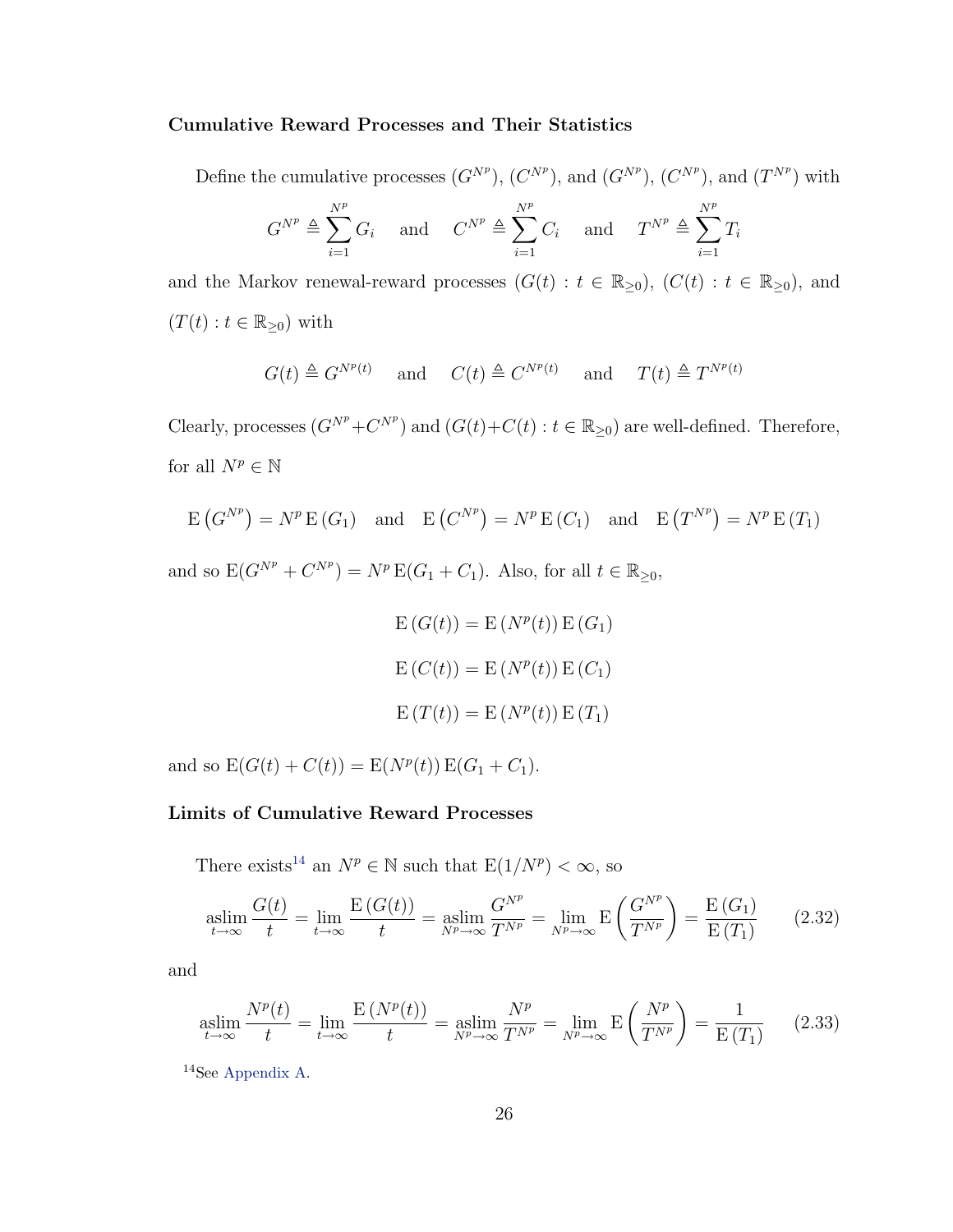#### Cumulative Reward Processes and Their Statistics

Define the cumulative processes $(G^{N^p})$, $(C^{N^p})$, and $(G^{N^p})$, $(C^{N^p})$, and $(T^{N^p})$ with

$$G^{N^p} \triangleq \sum_{i=1}^{N^p} G_i \quad \text{and} \quad C^{N^p} \triangleq \sum_{i=1}^{N^p} C_i \quad \text{and} \quad T^{N^p} \triangleq \sum_{i=1}^{N^p} T_i$$

and the Markov renewal-reward processes $(G(t) : t \in \mathbb{R}_{\geq 0})$, $(C(t) : t \in \mathbb{R}_{\geq 0})$, and $(T(t) : t \in \mathbb{R}_{\geq 0})$ with

$$G(t) \triangleq G^{N^p(t)} \quad \text{and} \quad C(t) \triangleq C^{N^p(t)} \quad \text{and} \quad T(t) \triangleq T^{N^p(t)}$$

Clearly, processes $(G^{N^p}+C^{N^p})$ and $(G(t)+C(t) : t \in \mathbb{R}_{\geq 0})$ are well-defined. Therefore, for all $N^p \in \mathbb{N}$

$$\mathrm{E}\left(G^{N^p}\right) = N^p \, \mathrm{E}\left(G_1\right) \quad \text{and} \quad \mathrm{E}\left(C^{N^p}\right) = N^p \, \mathrm{E}\left(C_1\right) \quad \text{and} \quad \mathrm{E}\left(T^{N^p}\right) = N^p \, \mathrm{E}\left(T_1\right)$$

and so $\mathrm{E}(G^{N^p} + C^{N^p}) = N^p \, \mathrm{E}(G_1 + C_1)$. Also, for all $t \in \mathbb{R}_{\geq 0}$,

$$\mathrm{E}\left(G(t)\right) = \mathrm{E}\left(N^p(t)\right) \mathrm{E}\left(G_1\right)$$

$$\mathrm{E}\left(C(t)\right) = \mathrm{E}\left(N^p(t)\right) \mathrm{E}\left(C_1\right)$$

$$\mathrm{E}\left(T(t)\right) = \mathrm{E}\left(N^p(t)\right) \mathrm{E}\left(T_1\right)$$

and so $\mathrm{E}(G(t) + C(t)) = \mathrm{E}(N^p(t)) \, \mathrm{E}(G_1 + C_1)$.

#### Limits of Cumulative Reward Processes

There exists[14] an $N^p \in \mathbb{N}$ such that $\mathrm{E}(1/N^p) < \infty$, so

$$\operatorname*{aslim}_{t \to \infty} \frac{G(t)}{t} = \lim_{t \to \infty} \frac{\mathrm{E}\left(G(t)\right)}{t} = \operatorname*{aslim}_{N^p \to \infty} \frac{G^{N^p}}{T^{N^p}} = \lim_{N^p \to \infty} \mathrm{E}\left(\frac{G^{N^p}}{T^{N^p}}\right) = \frac{\mathrm{E}\left(G_1\right)}{\mathrm{E}\left(T_1\right)} \tag{2.32}$$

and

$$\operatorname*{aslim}_{t \to \infty} \frac{N^p(t)}{t} = \lim_{t \to \infty} \frac{\mathrm{E}\left(N^p(t)\right)}{t} = \operatorname*{aslim}_{N^p \to \infty} \frac{N^p}{T^{N^p}} = \lim_{N^p \to \infty} \mathrm{E}\left(\frac{N^p}{T^{N^p}}\right) = \frac{1}{\mathrm{E}\left(T_1\right)} \tag{2.33}$$

[14] See Appendix A.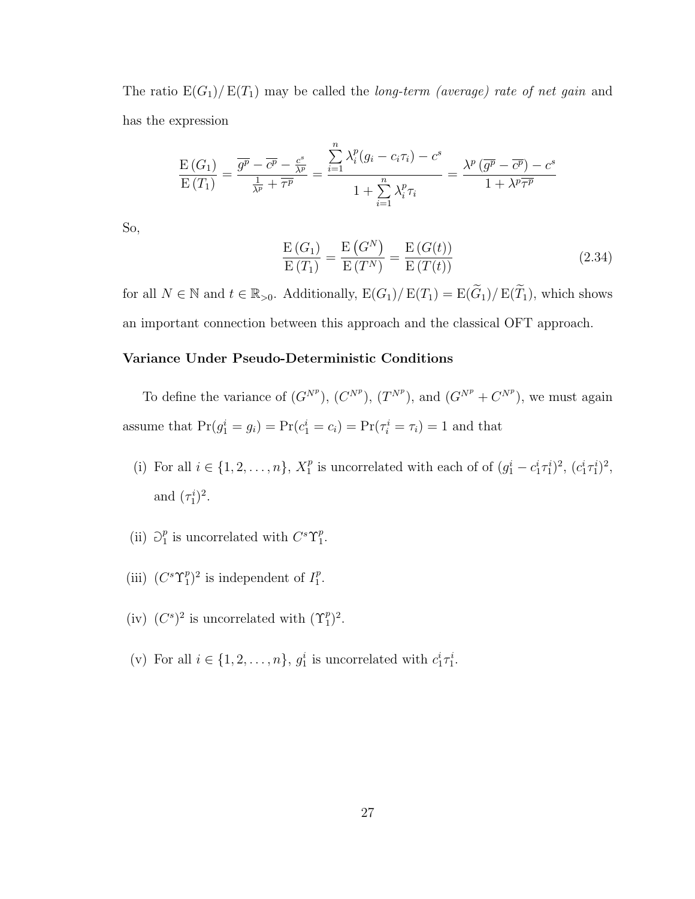The ratio $\mathrm{E}(G_1)/\mathrm{E}(T_1)$ may be called the *long-term (average) rate of net gain* and has the expression

$$\frac{\mathrm{E}\left(G_1\right)}{\mathrm{E}\left(T_1\right)} = \frac{\overline{g^p} - \overline{c^p} - \frac{c^s}{\lambda^p}}{\frac{1}{\lambda^p} + \overline{\tau^p}} = \frac{\sum\limits_{i=1}^{n} \lambda_i^p (g_i - c_i \tau_i) - c^s}{1 + \sum\limits_{i=1}^{n} \lambda_i^p \tau_i} = \frac{\lambda^p \left(\overline{g^p} - \overline{c^p}\right) - c^s}{1 + \lambda^p \overline{\tau^p}}$$

So,

$$\frac{\mathrm{E}\left(G_1\right)}{\mathrm{E}\left(T_1\right)} = \frac{\mathrm{E}\left(G^N\right)}{\mathrm{E}\left(T^N\right)} = \frac{\mathrm{E}\left(G(t)\right)}{\mathrm{E}\left(T(t)\right)} \tag{2.34}$$

for all $N \in \mathbb{N}$ and $t \in \mathbb{R}_{>0}$. Additionally, $\mathrm{E}(G_1)/\mathrm{E}(T_1) = \mathrm{E}(\widetilde{G}_1)/\mathrm{E}(\widetilde{T}_1)$, which shows an important connection between this approach and the classical OFT approach.

### Variance Under Pseudo-Deterministic Conditions

To define the variance of $(G^{N^p})$, $(C^{N^p})$, $(T^{N^p})$, and $(G^{N^p} + C^{N^p})$, we must again assume that $\Pr(g_1^i = g_i) = \Pr(c_1^i = c_i) = \Pr(\tau_i^i = \tau_i) = 1$ and that

(i) For all $i \in \{1, 2, \ldots, n\}$, $X_1^p$ is uncorrelated with each of of $(g_1^i - c_1^i \tau_1^i)^2$, $(c_1^i \tau_1^i)^2$, and $(\tau_1^i)^2$.

(ii) $\eth_1^p$ is uncorrelated with $C^s \Upsilon_1^p$.

(iii) $(C^s \Upsilon_1^p)^2$ is independent of $I_1^p$.

(iv) $(C^s)^2$ is uncorrelated with $(\Upsilon_1^p)^2$.

(v) For all $i \in \{1, 2, \ldots, n\}$, $g_1^i$ is uncorrelated with $c_1^i \tau_1^i$.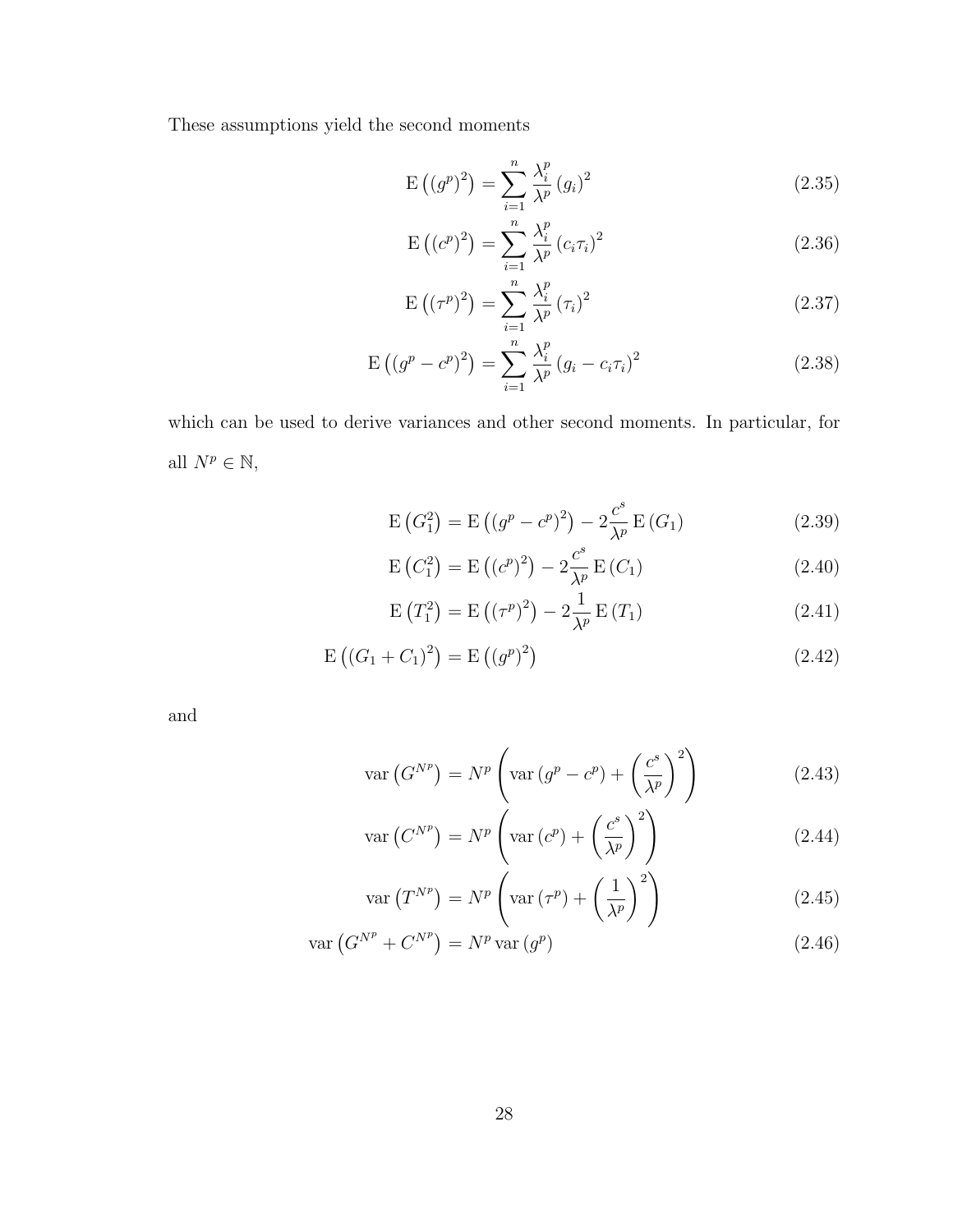These assumptions yield the second moments

$$\mathrm{E}\left((g^p)^2\right) = \sum_{i=1}^{n} \frac{\lambda_i^p}{\lambda^p} (g_i)^2 \tag{2.35}$$

$$\mathrm{E}\left((c^p)^2\right) = \sum_{i=1}^{n} \frac{\lambda_i^p}{\lambda^p} (c_i \tau_i)^2 \tag{2.36}$$

$$\mathrm{E}\left((\tau^p)^2\right) = \sum_{i=1}^{n} \frac{\lambda_i^p}{\lambda^p} (\tau_i)^2 \tag{2.37}$$

$$\mathrm{E}\left((g^p - c^p)^2\right) = \sum_{i=1}^{n} \frac{\lambda_i^p}{\lambda^p} (g_i - c_i \tau_i)^2 \tag{2.38}$$

which can be used to derive variances and other second moments. In particular, for all $N^p \in \mathbb{N}$,

$$\mathrm{E}\left(G_1^2\right) = \mathrm{E}\left((g^p - c^p)^2\right) - 2\frac{c^s}{\lambda^p}\,\mathrm{E}\left(G_1\right) \tag{2.39}$$

$$\mathrm{E}\left(C_1^2\right) = \mathrm{E}\left((c^p)^2\right) - 2\frac{c^s}{\lambda^p}\,\mathrm{E}\left(C_1\right) \tag{2.40}$$

$$\mathrm{E}\left(T_1^2\right) = \mathrm{E}\left((\tau^p)^2\right) - 2\frac{1}{\lambda^p}\,\mathrm{E}\left(T_1\right) \tag{2.41}$$

$$\mathrm{E}\left((G_1 + C_1)^2\right) = \mathrm{E}\left((g^p)^2\right) \tag{2.42}$$

and

$$\mathrm{var}\left(G^{N^p}\right) = N^p \left(\mathrm{var}\left(g^p - c^p\right) + \left(\frac{c^s}{\lambda^p}\right)^2\right) \tag{2.43}$$

$$\mathrm{var}\left(C^{N^p}\right) = N^p \left(\mathrm{var}\left(c^p\right) + \left(\frac{c^s}{\lambda^p}\right)^2\right) \tag{2.44}$$

$$\mathrm{var}\left(T^{N^p}\right) = N^p \left(\mathrm{var}\left(\tau^p\right) + \left(\frac{1}{\lambda^p}\right)^2\right) \tag{2.45}$$

$$\mathrm{var}\left(G^{N^p} + C^{N^p}\right) = N^p\,\mathrm{var}\left(g^p\right) \tag{2.46}$$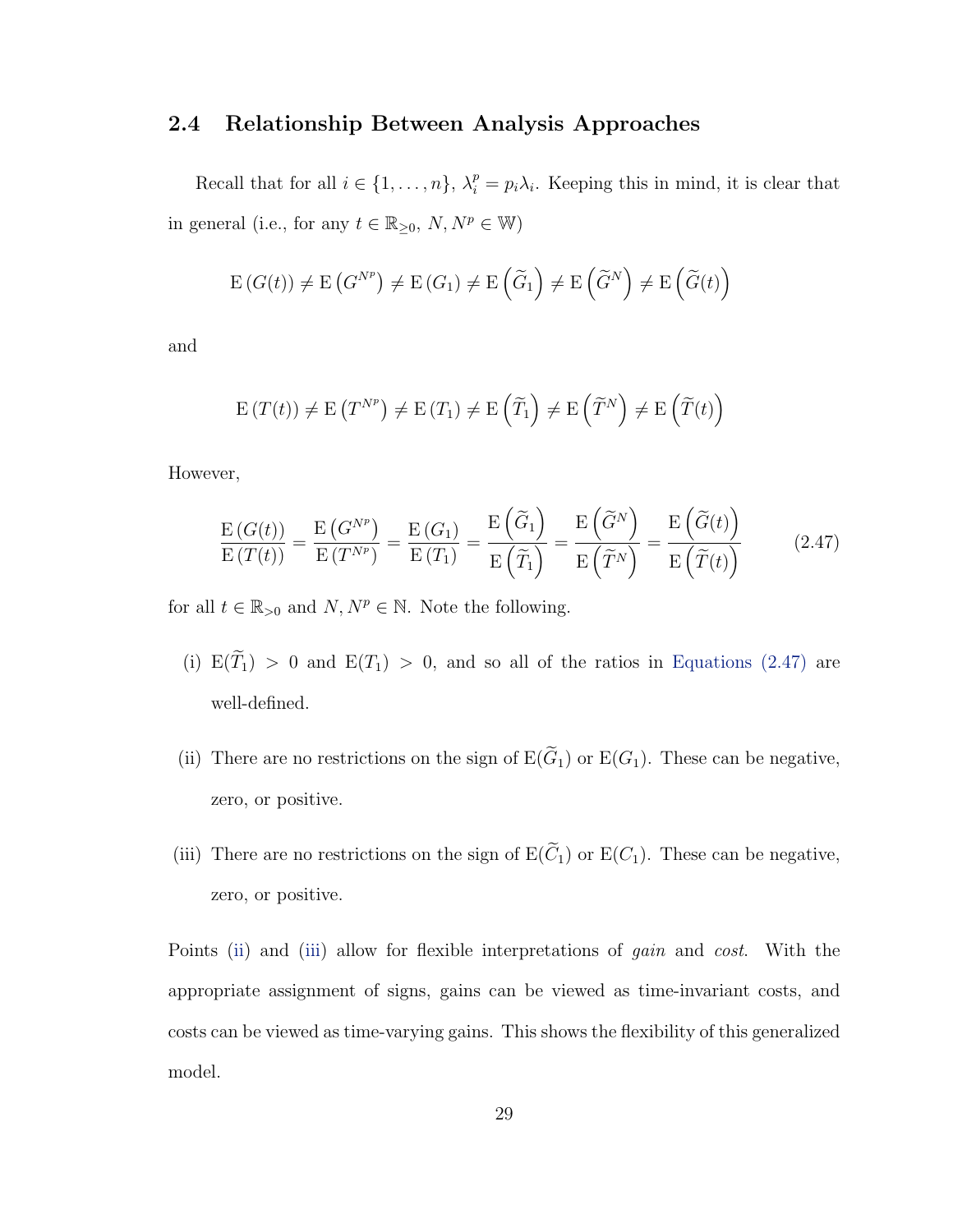## 2.4 Relationship Between Analysis Approaches

Recall that for all $i \in \{1, \ldots, n\}$, $\lambda_i^p = p_i \lambda_i$. Keeping this in mind, it is clear that in general (i.e., for any $t \in \mathbb{R}_{\geq 0}$, $N, N^p \in \mathbb{W}$)

$$\mathrm{E}\left(G(t)\right) \neq \mathrm{E}\left(G^{N^p}\right) \neq \mathrm{E}\left(G_1\right) \neq \mathrm{E}\left(\widetilde{G}_1\right) \neq \mathrm{E}\left(\widetilde{G}^N\right) \neq \mathrm{E}\left(\widetilde{G}(t)\right)$$

and

$$\mathrm{E}\left(T(t)\right) \neq \mathrm{E}\left(T^{N^p}\right) \neq \mathrm{E}\left(T_1\right) \neq \mathrm{E}\left(\widetilde{T}_1\right) \neq \mathrm{E}\left(\widetilde{T}^N\right) \neq \mathrm{E}\left(\widetilde{T}(t)\right)$$

However,

$$\frac{\mathrm{E}\left(G(t)\right)}{\mathrm{E}\left(T(t)\right)} = \frac{\mathrm{E}\left(G^{N^p}\right)}{\mathrm{E}\left(T^{N^p}\right)} = \frac{\mathrm{E}\left(G_1\right)}{\mathrm{E}\left(T_1\right)} = \frac{\mathrm{E}\left(\widetilde{G}_1\right)}{\mathrm{E}\left(\widetilde{T}_1\right)} = \frac{\mathrm{E}\left(\widetilde{G}^N\right)}{\mathrm{E}\left(\widetilde{T}^N\right)} = \frac{\mathrm{E}\left(\widetilde{G}(t)\right)}{\mathrm{E}\left(\widetilde{T}(t)\right)} \tag{2.47}$$

for all $t \in \mathbb{R}_{>0}$ and $N, N^p \in \mathbb{N}$. Note the following.

(i) $\mathrm{E}(\widetilde{T}_1) > 0$ and $\mathrm{E}(T_1) > 0$, and so all of the ratios in Equations (2.47) are well-defined.

(ii) There are no restrictions on the sign of $\mathrm{E}(\widetilde{G}_1)$ or $\mathrm{E}(G_1)$. These can be negative, zero, or positive.

(iii) There are no restrictions on the sign of $\mathrm{E}(\widetilde{C}_1)$ or $\mathrm{E}(C_1)$. These can be negative, zero, or positive.

Points (ii) and (iii) allow for flexible interpretations of *gain* and *cost*. With the appropriate assignment of signs, gains can be viewed as time-invariant costs, and costs can be viewed as time-varying gains. This shows the flexibility of this generalized model.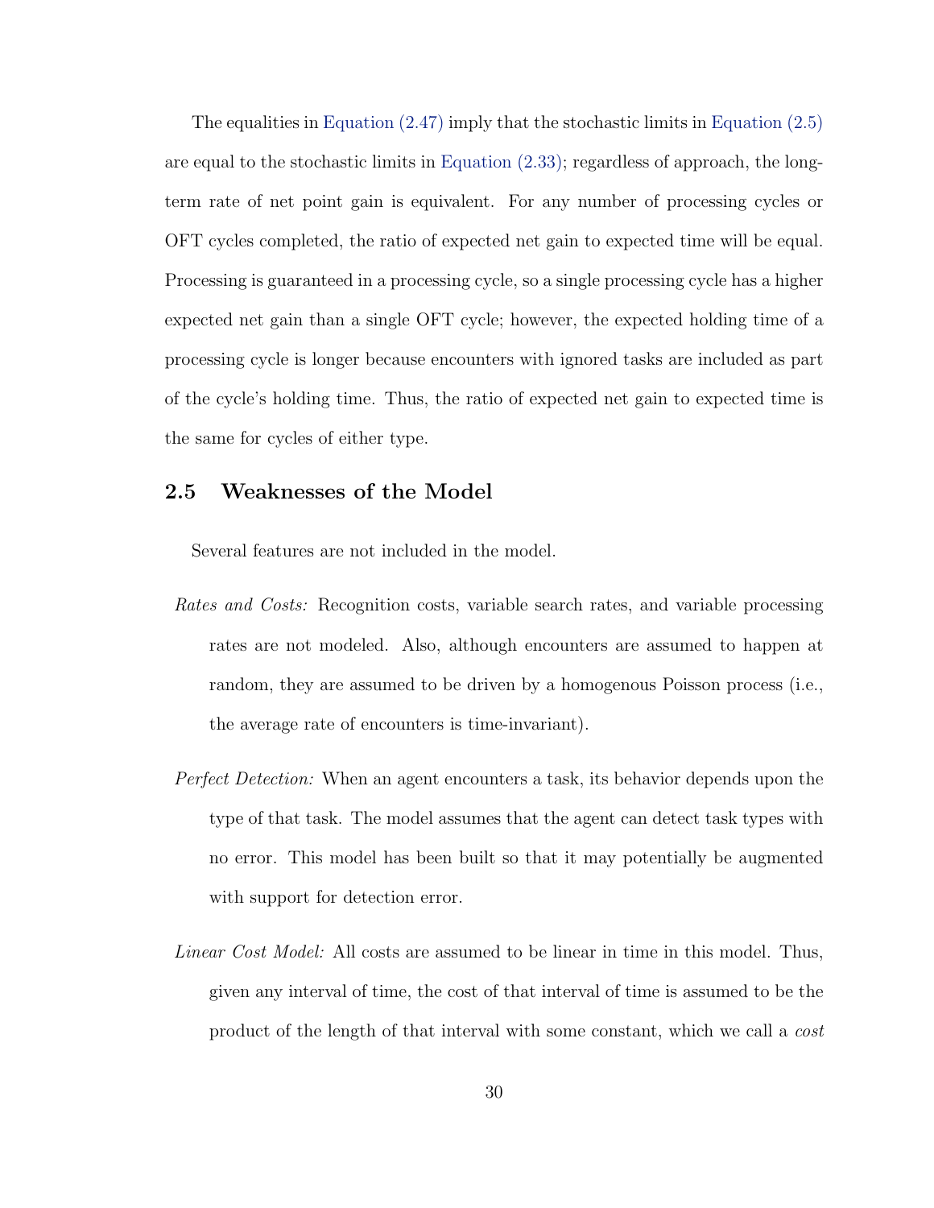The equalities in Equation (2.47) imply that the stochastic limits in Equation (2.5) are equal to the stochastic limits in Equation (2.33); regardless of approach, the long-term rate of net point gain is equivalent. For any number of processing cycles or OFT cycles completed, the ratio of expected net gain to expected time will be equal. Processing is guaranteed in a processing cycle, so a single processing cycle has a higher expected net gain than a single OFT cycle; however, the expected holding time of a processing cycle is longer because encounters with ignored tasks are included as part of the cycle's holding time. Thus, the ratio of expected net gain to expected time is the same for cycles of either type.

## 2.5 Weaknesses of the Model

Several features are not included in the model.

*Rates and Costs:* Recognition costs, variable search rates, and variable processing rates are not modeled. Also, although encounters are assumed to happen at random, they are assumed to be driven by a homogenous Poisson process (i.e., the average rate of encounters is time-invariant).

*Perfect Detection:* When an agent encounters a task, its behavior depends upon the type of that task. The model assumes that the agent can detect task types with no error. This model has been built so that it may potentially be augmented with support for detection error.

*Linear Cost Model:* All costs are assumed to be linear in time in this model. Thus, given any interval of time, the cost of that interval of time is assumed to be the product of the length of that interval with some constant, which we call a *cost*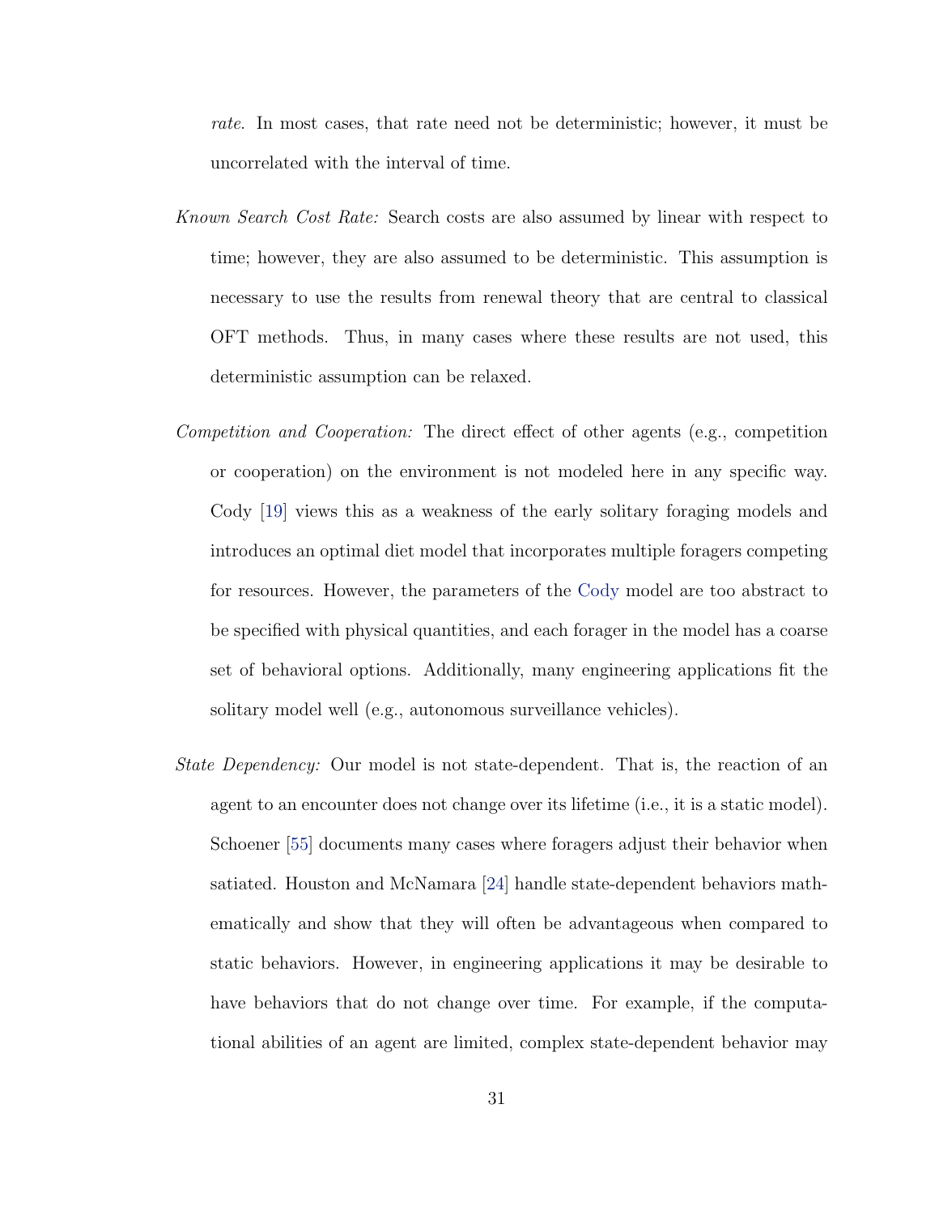*rate*. In most cases, that rate need not be deterministic; however, it must be uncorrelated with the interval of time.

*Known Search Cost Rate:* Search costs are also assumed by linear with respect to time; however, they are also assumed to be deterministic. This assumption is necessary to use the results from renewal theory that are central to classical OFT methods. Thus, in many cases where these results are not used, this deterministic assumption can be relaxed.

*Competition and Cooperation:* The direct effect of other agents (e.g., competition or cooperation) on the environment is not modeled here in any specific way. Cody [19] views this as a weakness of the early solitary foraging models and introduces an optimal diet model that incorporates multiple foragers competing for resources. However, the parameters of the Cody model are too abstract to be specified with physical quantities, and each forager in the model has a coarse set of behavioral options. Additionally, many engineering applications fit the solitary model well (e.g., autonomous surveillance vehicles).

*State Dependency:* Our model is not state-dependent. That is, the reaction of an agent to an encounter does not change over its lifetime (i.e., it is a static model). Schoener [55] documents many cases where foragers adjust their behavior when satiated. Houston and McNamara [24] handle state-dependent behaviors mathematically and show that they will often be advantageous when compared to static behaviors. However, in engineering applications it may be desirable to have behaviors that do not change over time. For example, if the computational abilities of an agent are limited, complex state-dependent behavior may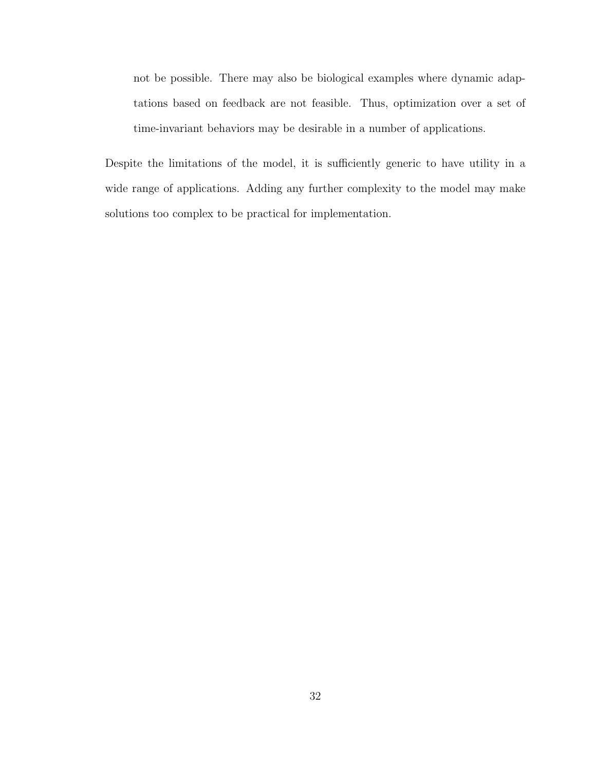not be possible. There may also be biological examples where dynamic adaptations based on feedback are not feasible. Thus, optimization over a set of time-invariant behaviors may be desirable in a number of applications.

Despite the limitations of the model, it is sufficiently generic to have utility in a wide range of applications. Adding any further complexity to the model may make solutions too complex to be practical for implementation.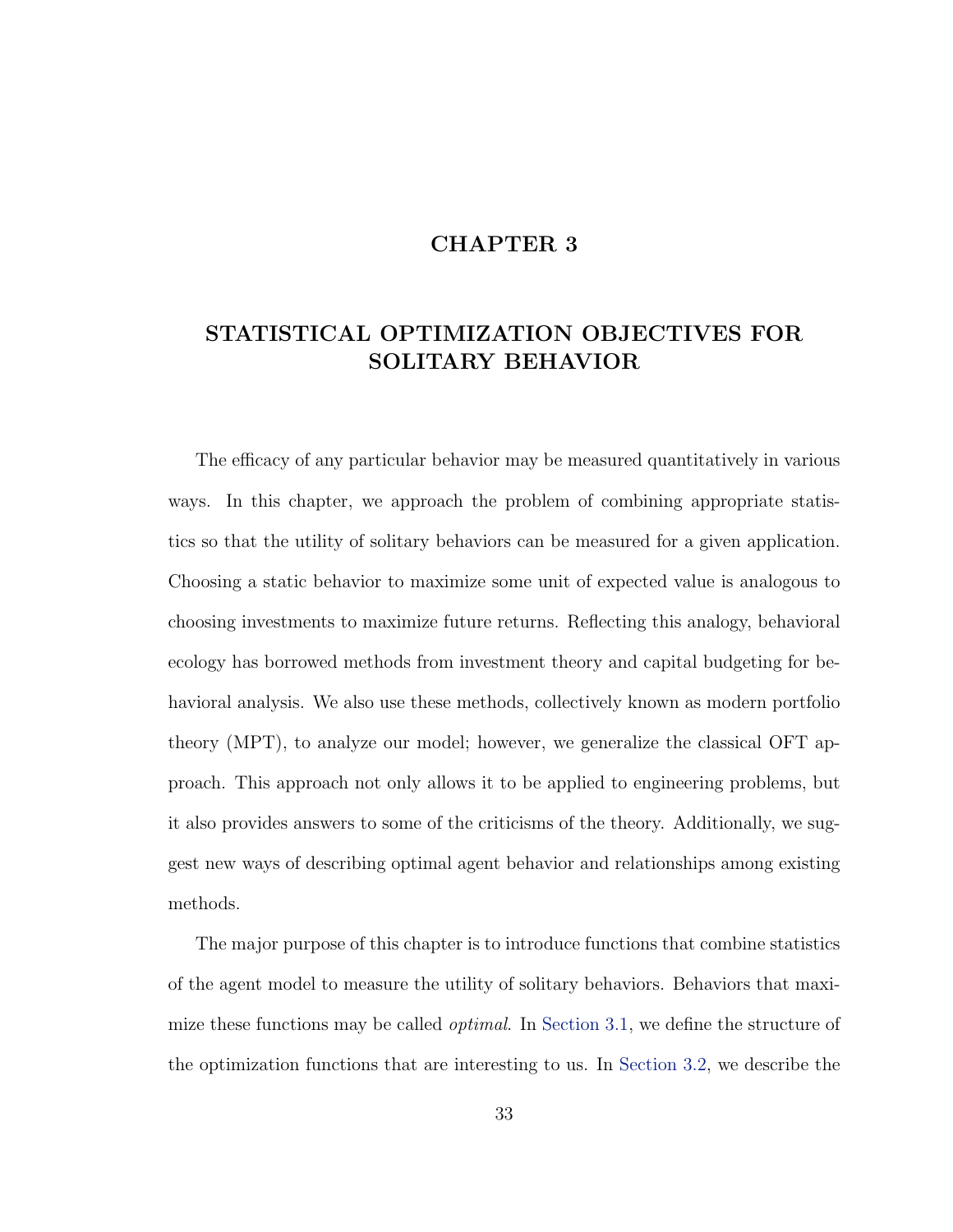# CHAPTER 3

# STATISTICAL OPTIMIZATION OBJECTIVES FOR SOLITARY BEHAVIOR

The efficacy of any particular behavior may be measured quantitatively in various ways. In this chapter, we approach the problem of combining appropriate statistics so that the utility of solitary behaviors can be measured for a given application. Choosing a static behavior to maximize some unit of expected value is analogous to choosing investments to maximize future returns. Reflecting this analogy, behavioral ecology has borrowed methods from investment theory and capital budgeting for behavioral analysis. We also use these methods, collectively known as modern portfolio theory (MPT), to analyze our model; however, we generalize the classical OFT approach. This approach not only allows it to be applied to engineering problems, but it also provides answers to some of the criticisms of the theory. Additionally, we suggest new ways of describing optimal agent behavior and relationships among existing methods.

The major purpose of this chapter is to introduce functions that combine statistics of the agent model to measure the utility of solitary behaviors. Behaviors that maximize these functions may be called *optimal*. In Section 3.1, we define the structure of the optimization functions that are interesting to us. In Section 3.2, we describe the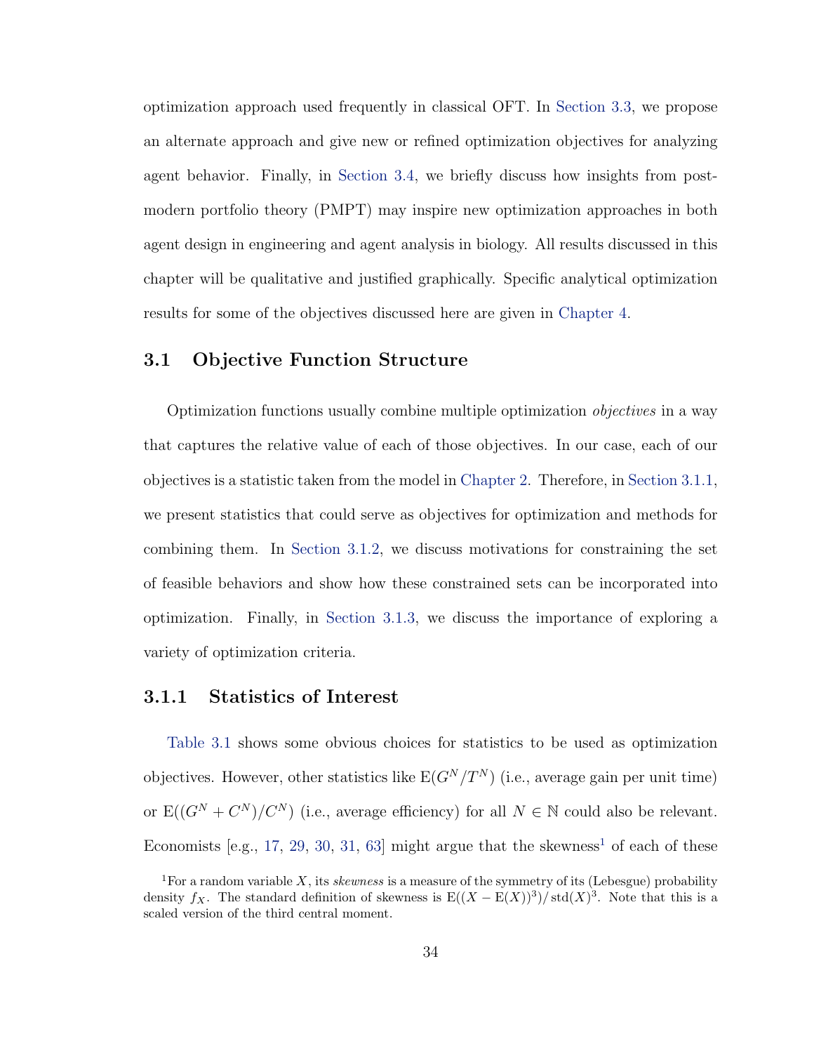optimization approach used frequently in classical OFT. In Section 3.3, we propose an alternate approach and give new or refined optimization objectives for analyzing agent behavior. Finally, in Section 3.4, we briefly discuss how insights from post-modern portfolio theory (PMPT) may inspire new optimization approaches in both agent design in engineering and agent analysis in biology. All results discussed in this chapter will be qualitative and justified graphically. Specific analytical optimization results for some of the objectives discussed here are given in Chapter 4.

## 3.1 Objective Function Structure

Optimization functions usually combine multiple optimization *objectives* in a way that captures the relative value of each of those objectives. In our case, each of our objectives is a statistic taken from the model in Chapter 2. Therefore, in Section 3.1.1, we present statistics that could serve as objectives for optimization and methods for combining them. In Section 3.1.2, we discuss motivations for constraining the set of feasible behaviors and show how these constrained sets can be incorporated into optimization. Finally, in Section 3.1.3, we discuss the importance of exploring a variety of optimization criteria.

### 3.1.1 Statistics of Interest

Table 3.1 shows some obvious choices for statistics to be used as optimization objectives. However, other statistics like $\mathrm{E}(G^N/T^N)$ (i.e., average gain per unit time) or $\mathrm{E}((G^N + C^N)/C^N)$ (i.e., average efficiency) for all $N \in \mathbb{N}$ could also be relevant. Economists [e.g., 17, 29, 30, 31, 63] might argue that the skewness[1] of each of these

[1] For a random variable $X$, its *skewness* is a measure of the symmetry of its (Lebesgue) probability density $f_X$. The standard definition of skewness is $\mathrm{E}((X - \mathrm{E}(X))^3)/\operatorname{std}(X)^3$. Note that this is a scaled version of the third central moment.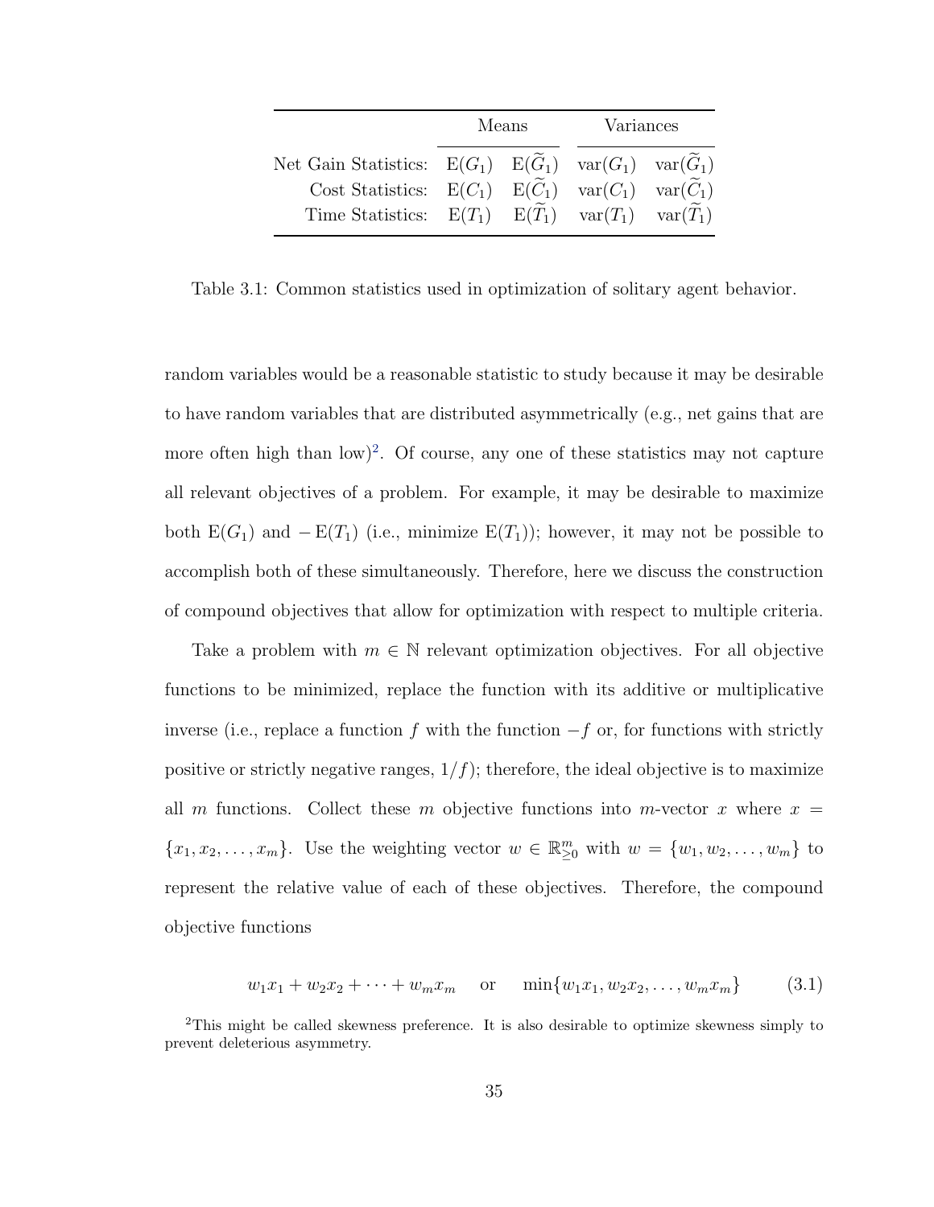| | Means | | Variances | |
|---|---|---|---|---|
| Net Gain Statistics: | $\mathrm{E}(G_1)$ | $\mathrm{E}(\widetilde{G}_1)$ | $\mathrm{var}(G_1)$ | $\mathrm{var}(\widetilde{G}_1)$ |
| Cost Statistics: | $\mathrm{E}(C_1)$ | $\mathrm{E}(\widetilde{C}_1)$ | $\mathrm{var}(C_1)$ | $\mathrm{var}(\widetilde{C}_1)$ |
| Time Statistics: | $\mathrm{E}(T_1)$ | $\mathrm{E}(\widetilde{T}_1)$ | $\mathrm{var}(T_1)$ | $\mathrm{var}(\widetilde{T}_1)$ |

Table 3.1: Common statistics used in optimization of solitary agent behavior.

random variables would be a reasonable statistic to study because it may be desirable to have random variables that are distributed asymmetrically (e.g., net gains that are more often high than low)[2]. Of course, any one of these statistics may not capture all relevant objectives of a problem. For example, it may be desirable to maximize both $\mathrm{E}(G_1)$ and $-\mathrm{E}(T_1)$ (i.e., minimize $\mathrm{E}(T_1)$); however, it may not be possible to accomplish both of these simultaneously. Therefore, here we discuss the construction of compound objectives that allow for optimization with respect to multiple criteria.

Take a problem with $m \in \mathbb{N}$ relevant optimization objectives. For all objective functions to be minimized, replace the function with its additive or multiplicative inverse (i.e., replace a function $f$ with the function $-f$ or, for functions with strictly positive or strictly negative ranges, $1/f$); therefore, the ideal objective is to maximize all $m$ functions. Collect these $m$ objective functions into $m$-vector $x$ where $x = \{x_1, x_2, \ldots, x_m\}$. Use the weighting vector $w \in \mathbb{R}^m_{\geq 0}$ with $w = \{w_1, w_2, \ldots, w_m\}$ to represent the relative value of each of these objectives. Therefore, the compound objective functions

$$w_1 x_1 + w_2 x_2 + \cdots + w_m x_m \quad \text{or} \quad \min\{w_1 x_1, w_2 x_2, \ldots, w_m x_m\} \tag{3.1}$$

[2]This might be called skewness preference. It is also desirable to optimize skewness simply to prevent deleterious asymmetry.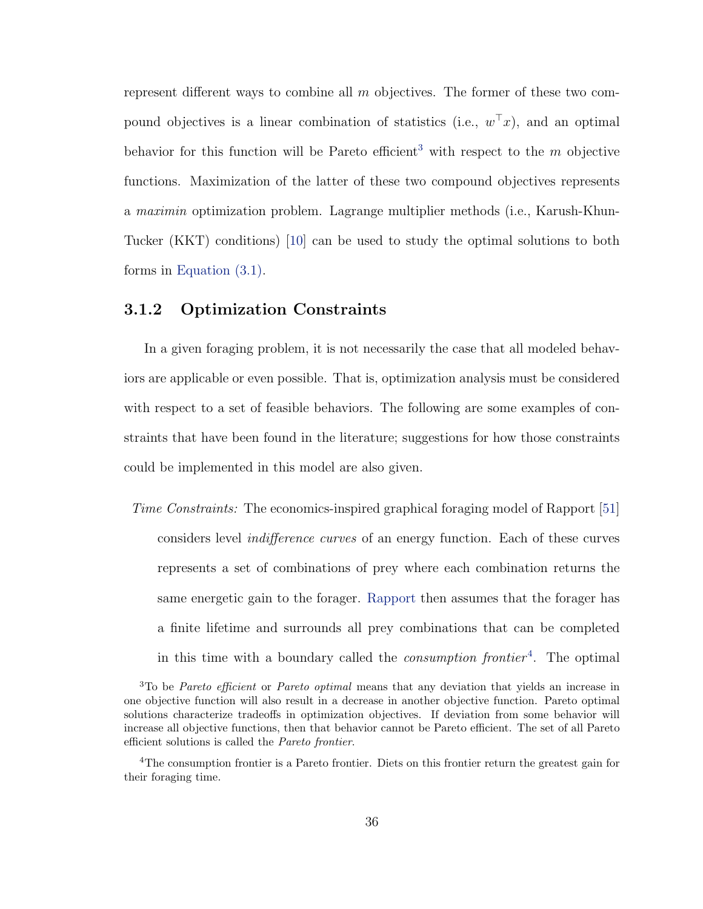represent different ways to combine all $m$ objectives. The former of these two compound objectives is a linear combination of statistics (i.e., $w^\top x$), and an optimal behavior for this function will be Pareto efficient[3] with respect to the $m$ objective functions. Maximization of the latter of these two compound objectives represents a *maximin* optimization problem. Lagrange multiplier methods (i.e., Karush-Khun-Tucker (KKT) conditions) [10] can be used to study the optimal solutions to both forms in Equation (3.1).

### 3.1.2 Optimization Constraints

In a given foraging problem, it is not necessarily the case that all modeled behaviors are applicable or even possible. That is, optimization analysis must be considered with respect to a set of feasible behaviors. The following are some examples of constraints that have been found in the literature; suggestions for how those constraints could be implemented in this model are also given.

*Time Constraints:* The economics-inspired graphical foraging model of Rapport [51] considers level *indifference curves* of an energy function. Each of these curves represents a set of combinations of prey where each combination returns the same energetic gain to the forager. Rapport then assumes that the forager has a finite lifetime and surrounds all prey combinations that can be completed in this time with a boundary called the *consumption frontier*[4]. The optimal

[3]To be *Pareto efficient* or *Pareto optimal* means that any deviation that yields an increase in one objective function will also result in a decrease in another objective function. Pareto optimal solutions characterize tradeoffs in optimization objectives. If deviation from some behavior will increase all objective functions, then that behavior cannot be Pareto efficient. The set of all Pareto efficient solutions is called the *Pareto frontier*.

[4]The consumption frontier is a Pareto frontier. Diets on this frontier return the greatest gain for their foraging time.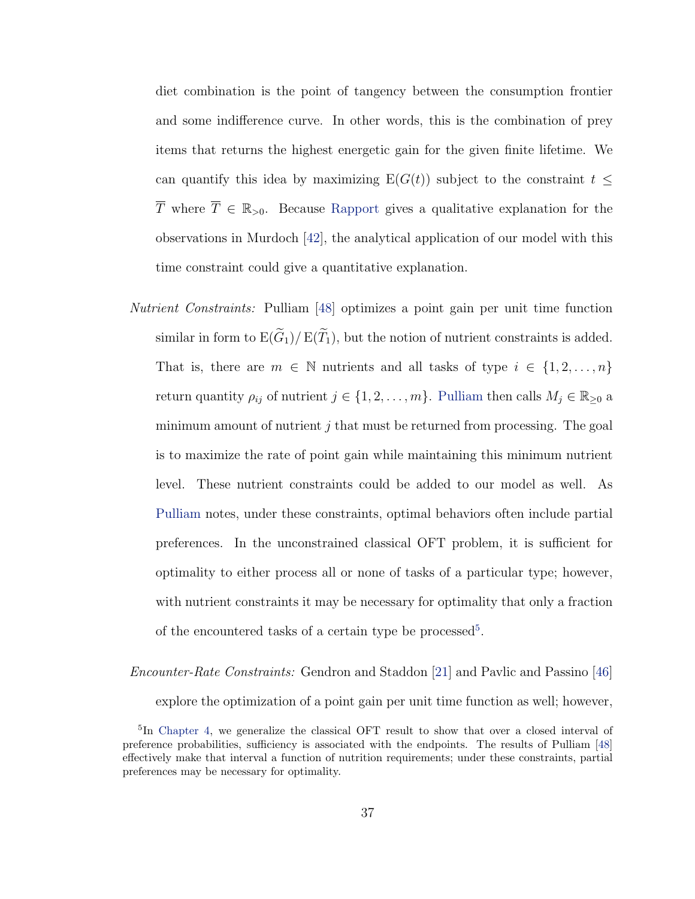diet combination is the point of tangency between the consumption frontier and some indifference curve. In other words, this is the combination of prey items that returns the highest energetic gain for the given finite lifetime. We can quantify this idea by maximizing $\mathrm{E}(G(t))$ subject to the constraint $t \leq \overline{T}$ where $\overline{T} \in \mathbb{R}_{>0}$. Because Rapport gives a qualitative explanation for the observations in Murdoch [42], the analytical application of our model with this time constraint could give a quantitative explanation.

*Nutrient Constraints:* Pulliam [48] optimizes a point gain per unit time function similar in form to $\mathrm{E}(\widetilde{G}_1)/\mathrm{E}(\widetilde{T}_1)$, but the notion of nutrient constraints is added. That is, there are $m \in \mathbb{N}$ nutrients and all tasks of type $i \in \{1, 2, \dots, n\}$ return quantity $\rho_{ij}$ of nutrient $j \in \{1, 2, \dots, m\}$. Pulliam then calls $M_j \in \mathbb{R}_{\geq 0}$ a minimum amount of nutrient $j$ that must be returned from processing. The goal is to maximize the rate of point gain while maintaining this minimum nutrient level. These nutrient constraints could be added to our model as well. As Pulliam notes, under these constraints, optimal behaviors often include partial preferences. In the unconstrained classical OFT problem, it is sufficient for optimality to either process all or none of tasks of a particular type; however, with nutrient constraints it may be necessary for optimality that only a fraction of the encountered tasks of a certain type be processed[5].

*Encounter-Rate Constraints:* Gendron and Staddon [21] and Pavlic and Passino [46] explore the optimization of a point gain per unit time function as well; however,

[5] In Chapter 4, we generalize the classical OFT result to show that over a closed interval of preference probabilities, sufficiency is associated with the endpoints. The results of Pulliam [48] effectively make that interval a function of nutrition requirements; under these constraints, partial preferences may be necessary for optimality.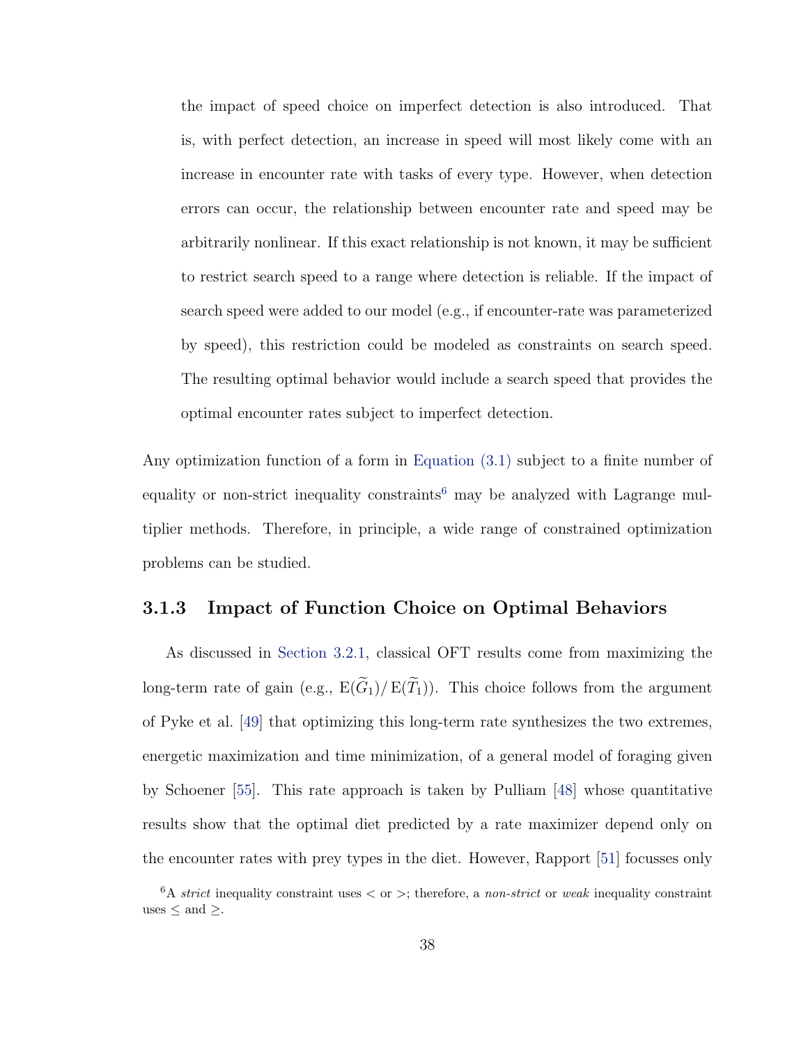the impact of speed choice on imperfect detection is also introduced. That is, with perfect detection, an increase in speed will most likely come with an increase in encounter rate with tasks of every type. However, when detection errors can occur, the relationship between encounter rate and speed may be arbitrarily nonlinear. If this exact relationship is not known, it may be sufficient to restrict search speed to a range where detection is reliable. If the impact of search speed were added to our model (e.g., if encounter-rate was parameterized by speed), this restriction could be modeled as constraints on search speed. The resulting optimal behavior would include a search speed that provides the optimal encounter rates subject to imperfect detection.

Any optimization function of a form in Equation (3.1) subject to a finite number of equality or non-strict inequality constraints[6] may be analyzed with Lagrange multiplier methods. Therefore, in principle, a wide range of constrained optimization problems can be studied.

### 3.1.3 Impact of Function Choice on Optimal Behaviors

As discussed in Section 3.2.1, classical OFT results come from maximizing the long-term rate of gain (e.g., $\mathrm{E}(\widetilde{G}_1)/\mathrm{E}(\widetilde{T}_1)$). This choice follows from the argument of Pyke et al. [49] that optimizing this long-term rate synthesizes the two extremes, energetic maximization and time minimization, of a general model of foraging given by Schoener [55]. This rate approach is taken by Pulliam [48] whose quantitative results show that the optimal diet predicted by a rate maximizer depend only on the encounter rates with prey types in the diet. However, Rapport [51] focusses only

[6] A *strict* inequality constraint uses $<$ or $>$; therefore, a *non-strict* or *weak* inequality constraint uses $\leq$ and $\geq$.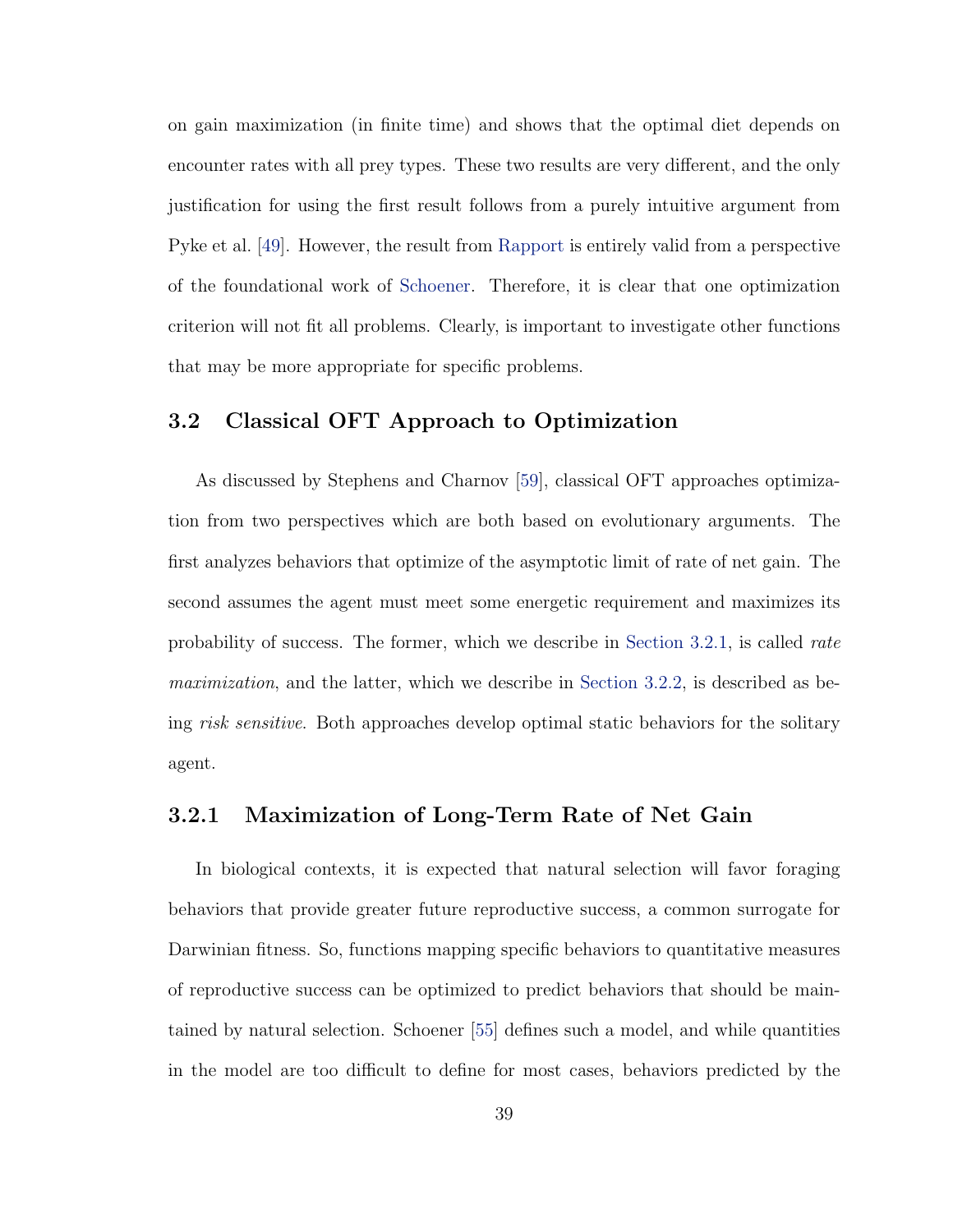on gain maximization (in finite time) and shows that the optimal diet depends on encounter rates with all prey types. These two results are very different, and the only justification for using the first result follows from a purely intuitive argument from Pyke et al. [49]. However, the result from Rapport is entirely valid from a perspective of the foundational work of Schoener. Therefore, it is clear that one optimization criterion will not fit all problems. Clearly, is important to investigate other functions that may be more appropriate for specific problems.

## 3.2 Classical OFT Approach to Optimization

As discussed by Stephens and Charnov [59], classical OFT approaches optimization from two perspectives which are both based on evolutionary arguments. The first analyzes behaviors that optimize of the asymptotic limit of rate of net gain. The second assumes the agent must meet some energetic requirement and maximizes its probability of success. The former, which we describe in Section 3.2.1, is called *rate maximization*, and the latter, which we describe in Section 3.2.2, is described as being *risk sensitive*. Both approaches develop optimal static behaviors for the solitary agent.

### 3.2.1 Maximization of Long-Term Rate of Net Gain

In biological contexts, it is expected that natural selection will favor foraging behaviors that provide greater future reproductive success, a common surrogate for Darwinian fitness. So, functions mapping specific behaviors to quantitative measures of reproductive success can be optimized to predict behaviors that should be maintained by natural selection. Schoener [55] defines such a model, and while quantities in the model are too difficult to define for most cases, behaviors predicted by the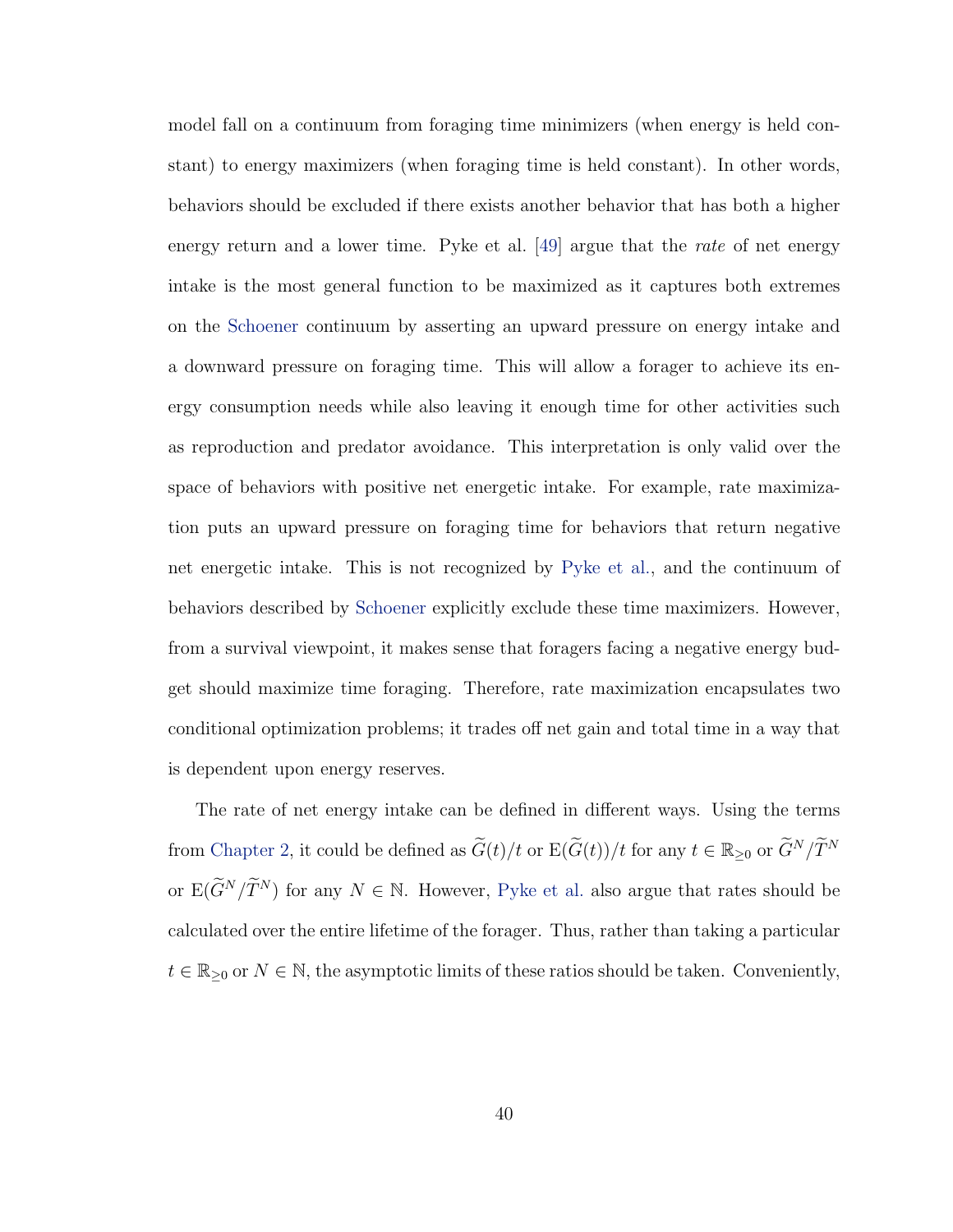model fall on a continuum from foraging time minimizers (when energy is held constant) to energy maximizers (when foraging time is held constant). In other words, behaviors should be excluded if there exists another behavior that has both a higher energy return and a lower time. Pyke et al. [49] argue that the *rate* of net energy intake is the most general function to be maximized as it captures both extremes on the Schoener continuum by asserting an upward pressure on energy intake and a downward pressure on foraging time. This will allow a forager to achieve its energy consumption needs while also leaving it enough time for other activities such as reproduction and predator avoidance. This interpretation is only valid over the space of behaviors with positive net energetic intake. For example, rate maximization puts an upward pressure on foraging time for behaviors that return negative net energetic intake. This is not recognized by Pyke et al., and the continuum of behaviors described by Schoener explicitly exclude these time maximizers. However, from a survival viewpoint, it makes sense that foragers facing a negative energy budget should maximize time foraging. Therefore, rate maximization encapsulates two conditional optimization problems; it trades off net gain and total time in a way that is dependent upon energy reserves.

The rate of net energy intake can be defined in different ways. Using the terms from Chapter 2, it could be defined as $\widetilde{G}(t)/t$ or $\mathrm{E}(\widetilde{G}(t))/t$ for any $t \in \mathbb{R}_{\geq 0}$ or $\widetilde{G}^N/\widetilde{T}^N$ or $\mathrm{E}(\widetilde{G}^N/\widetilde{T}^N)$ for any $N \in \mathbb{N}$. However, Pyke et al. also argue that rates should be calculated over the entire lifetime of the forager. Thus, rather than taking a particular $t \in \mathbb{R}_{\geq 0}$ or $N \in \mathbb{N}$, the asymptotic limits of these ratios should be taken. Conveniently,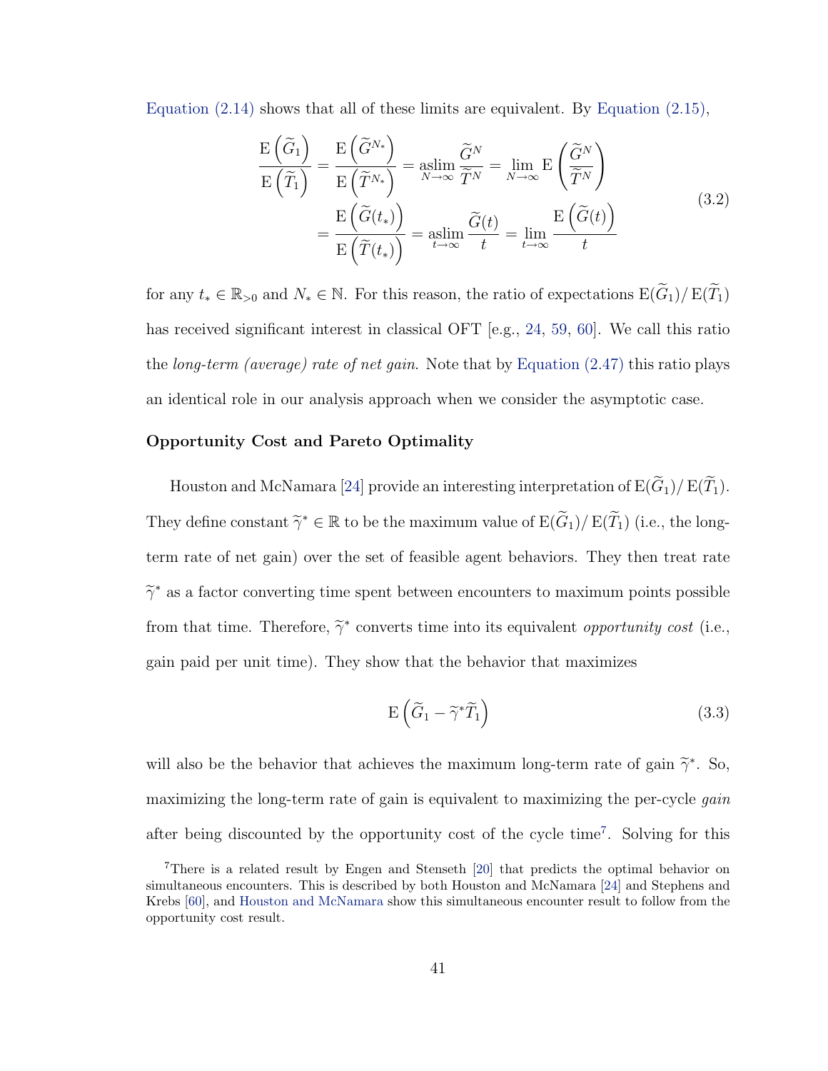Equation (2.14) shows that all of these limits are equivalent. By Equation (2.15),

$$
\begin{aligned}
\frac{\mathrm{E}\left(\widetilde{G}_1\right)}{\mathrm{E}\left(\widetilde{T}_1\right)} &= \frac{\mathrm{E}\left(\widetilde{G}^{N_*}\right)}{\mathrm{E}\left(\widetilde{T}^{N_*}\right)} = \operatorname*{aslim}_{N\to\infty} \frac{\widetilde{G}^N}{\widetilde{T}^N} = \lim_{N\to\infty} \mathrm{E}\left(\frac{\widetilde{G}^N}{\widetilde{T}^N}\right) \\
&= \frac{\mathrm{E}\left(\widetilde{G}(t_*)\right)}{\mathrm{E}\left(\widetilde{T}(t_*)\right)} = \operatorname*{aslim}_{t\to\infty} \frac{\widetilde{G}(t)}{t} = \lim_{t\to\infty} \frac{\mathrm{E}\left(\widetilde{G}(t)\right)}{t}
\end{aligned}
\tag{3.2}
$$

for any $t_* \in \mathbb{R}_{>0}$ and $N_* \in \mathbb{N}$. For this reason, the ratio of expectations $\mathrm{E}(\widetilde{G}_1)/\mathrm{E}(\widetilde{T}_1)$ has received significant interest in classical OFT [e.g., 24, 59, 60]. We call this ratio the *long-term (average) rate of net gain*. Note that by Equation (2.47) this ratio plays an identical role in our analysis approach when we consider the asymptotic case.

**Opportunity Cost and Pareto Optimality**

Houston and McNamara [24] provide an interesting interpretation of $\mathrm{E}(\widetilde{G}_1)/\mathrm{E}(\widetilde{T}_1)$. They define constant $\widetilde{\gamma}^* \in \mathbb{R}$ to be the maximum value of $\mathrm{E}(\widetilde{G}_1)/\mathrm{E}(\widetilde{T}_1)$ (i.e., the long-term rate of net gain) over the set of feasible agent behaviors. They then treat rate $\widetilde{\gamma}^*$ as a factor converting time spent between encounters to maximum points possible from that time. Therefore, $\widetilde{\gamma}^*$ converts time into its equivalent *opportunity cost* (i.e., gain paid per unit time). They show that the behavior that maximizes

$$
\mathrm{E}\left(\widetilde{G}_1 - \widetilde{\gamma}^* \widetilde{T}_1\right) \tag{3.3}
$$

will also be the behavior that achieves the maximum long-term rate of gain $\widetilde{\gamma}^*$. So, maximizing the long-term rate of gain is equivalent to maximizing the per-cycle *gain* after being discounted by the opportunity cost of the cycle time[7]. Solving for this

[7]There is a related result by Engen and Stenseth [20] that predicts the optimal behavior on simultaneous encounters. This is described by both Houston and McNamara [24] and Stephens and Krebs [60], and Houston and McNamara show this simultaneous encounter result to follow from the opportunity cost result.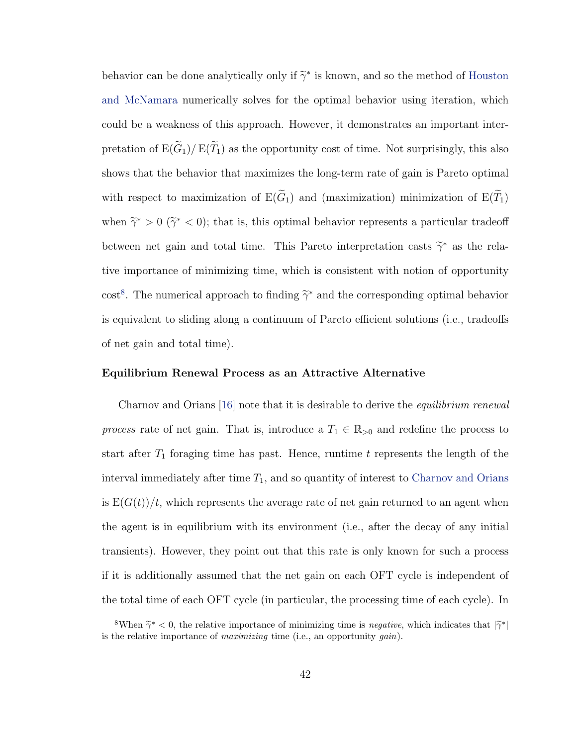behavior can be done analytically only if $\widetilde{\gamma}^*$ is known, and so the method of Houston and McNamara numerically solves for the optimal behavior using iteration, which could be a weakness of this approach. However, it demonstrates an important interpretation of $\mathrm{E}(\widetilde{G}_1)/\,\mathrm{E}(\widetilde{T}_1)$ as the opportunity cost of time. Not surprisingly, this also shows that the behavior that maximizes the long-term rate of gain is Pareto optimal with respect to maximization of $\mathrm{E}(\widetilde{G}_1)$ and (maximization) minimization of $\mathrm{E}(\widetilde{T}_1)$ when $\widetilde{\gamma}^* > 0$ ($\widetilde{\gamma}^* < 0$); that is, this optimal behavior represents a particular tradeoff between net gain and total time. This Pareto interpretation casts $\widetilde{\gamma}^*$ as the relative importance of minimizing time, which is consistent with notion of opportunity cost[8]. The numerical approach to finding $\widetilde{\gamma}^*$ and the corresponding optimal behavior is equivalent to sliding along a continuum of Pareto efficient solutions (i.e., tradeoffs of net gain and total time).

#### Equilibrium Renewal Process as an Attractive Alternative

Charnov and Orians [16] note that it is desirable to derive the *equilibrium renewal process* rate of net gain. That is, introduce a $T_1 \in \mathbb{R}_{>0}$ and redefine the process to start after $T_1$ foraging time has past. Hence, runtime $t$ represents the length of the interval immediately after time $T_1$, and so quantity of interest to Charnov and Orians is $\mathrm{E}(G(t))/t$, which represents the average rate of net gain returned to an agent when the agent is in equilibrium with its environment (i.e., after the decay of any initial transients). However, they point out that this rate is only known for such a process if it is additionally assumed that the net gain on each OFT cycle is independent of the total time of each OFT cycle (in particular, the processing time of each cycle). In

[8]When $\widetilde{\gamma}^* < 0$, the relative importance of minimizing time is *negative*, which indicates that $|\widetilde{\gamma}^*|$ is the relative importance of *maximizing* time (i.e., an opportunity *gain*).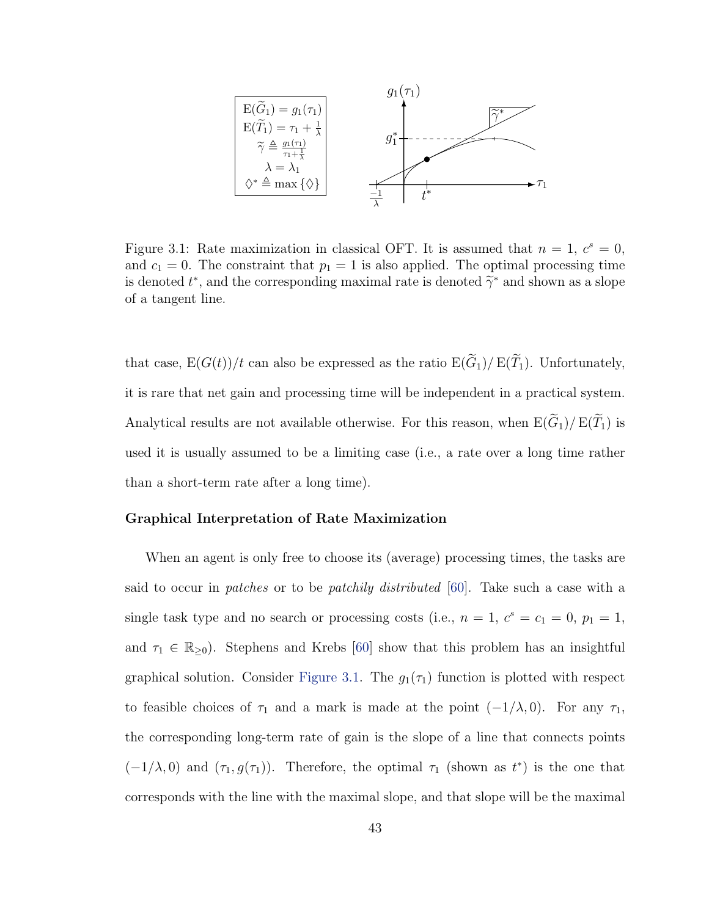Figure 3.1: Rate maximization in classical OFT. It is assumed that $n = 1$, $c^s = 0$, and $c_1 = 0$. The constraint that $p_1 = 1$ is also applied. The optimal processing time is denoted $t^*$, and the corresponding maximal rate is denoted $\widetilde{\gamma}^*$ and shown as a slope of a tangent line.

that case, $\mathrm{E}(G(t))/t$ can also be expressed as the ratio $\mathrm{E}(\widetilde{G}_1)/\,\mathrm{E}(\widetilde{T}_1)$. Unfortunately, it is rare that net gain and processing time will be independent in a practical system. Analytical results are not available otherwise. For this reason, when $\mathrm{E}(\widetilde{G}_1)/\,\mathrm{E}(\widetilde{T}_1)$ is used it is usually assumed to be a limiting case (i.e., a rate over a long time rather than a short-term rate after a long time).

### Graphical Interpretation of Rate Maximization

When an agent is only free to choose its (average) processing times, the tasks are said to occur in *patches* or to be *patchily distributed* [60]. Take such a case with a single task type and no search or processing costs (i.e., $n = 1$, $c^s = c_1 = 0$, $p_1 = 1$, and $\tau_1 \in \mathbb{R}_{\geq 0}$). Stephens and Krebs [60] show that this problem has an insightful graphical solution. Consider Figure 3.1. The $g_1(\tau_1)$ function is plotted with respect to feasible choices of $\tau_1$ and a mark is made at the point $(-1/\lambda, 0)$. For any $\tau_1$, the corresponding long-term rate of gain is the slope of a line that connects points $(-1/\lambda, 0)$ and $(\tau_1, g(\tau_1))$. Therefore, the optimal $\tau_1$ (shown as $t^*$) is the one that corresponds with the line with the maximal slope, and that slope will be the maximal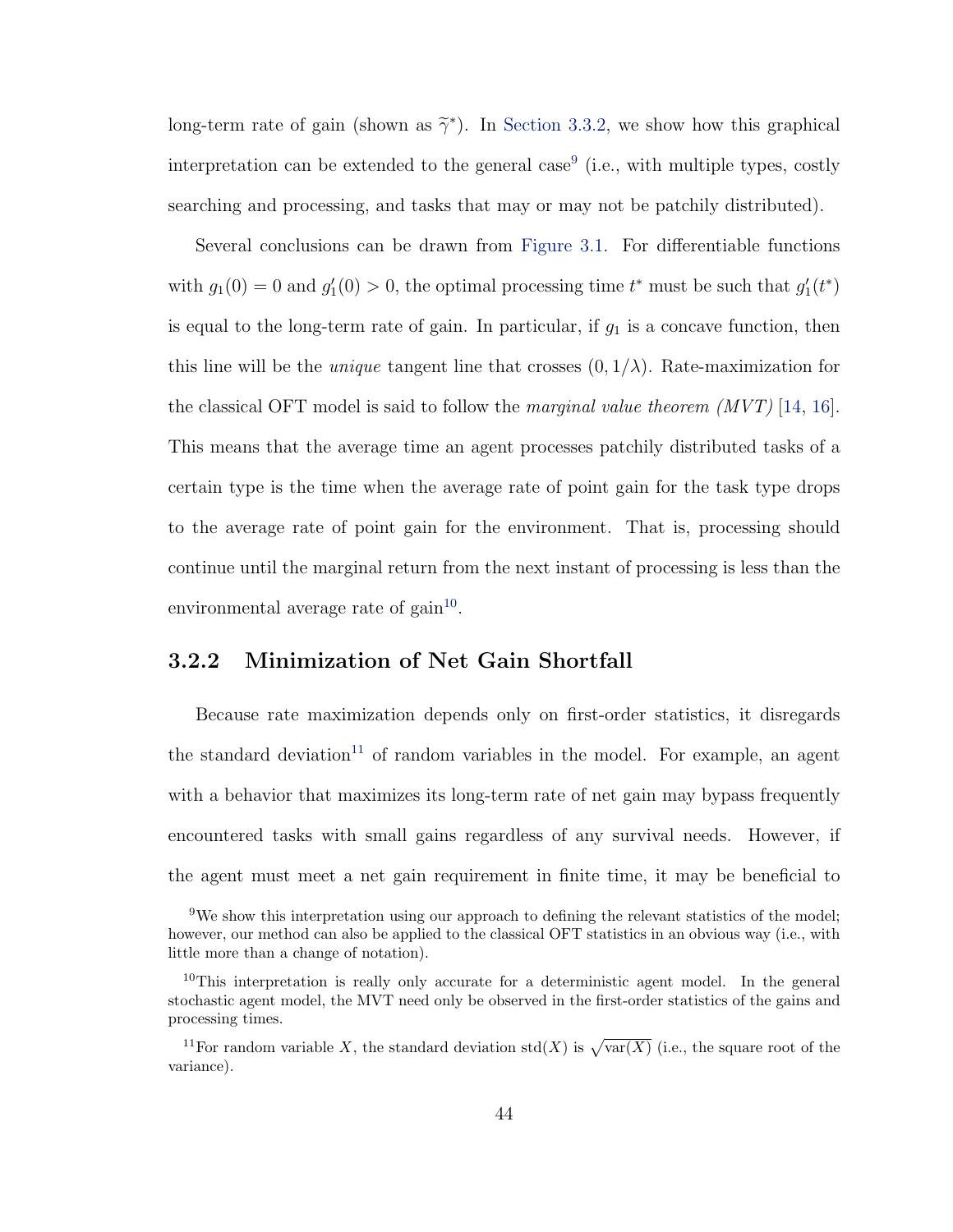long-term rate of gain (shown as $\widetilde{\gamma}^*$). In Section 3.3.2, we show how this graphical interpretation can be extended to the general case[9] (i.e., with multiple types, costly searching and processing, and tasks that may or may not be patchily distributed).

Several conclusions can be drawn from Figure 3.1. For differentiable functions with $g_1(0) = 0$ and $g_1'(0) > 0$, the optimal processing time $t^*$ must be such that $g_1'(t^*)$ is equal to the long-term rate of gain. In particular, if $g_1$ is a concave function, then this line will be the *unique* tangent line that crosses $(0, 1/\lambda)$. Rate-maximization for the classical OFT model is said to follow the *marginal value theorem (MVT)* [14, 16]. This means that the average time an agent processes patchily distributed tasks of a certain type is the time when the average rate of point gain for the task type drops to the average rate of point gain for the environment. That is, processing should continue until the marginal return from the next instant of processing is less than the environmental average rate of gain[10].

### 3.2.2 Minimization of Net Gain Shortfall

Because rate maximization depends only on first-order statistics, it disregards the standard deviation[11] of random variables in the model. For example, an agent with a behavior that maximizes its long-term rate of net gain may bypass frequently encountered tasks with small gains regardless of any survival needs. However, if the agent must meet a net gain requirement in finite time, it may be beneficial to

[9] We show this interpretation using our approach to defining the relevant statistics of the model; however, our method can also be applied to the classical OFT statistics in an obvious way (i.e., with little more than a change of notation).

[10] This interpretation is really only accurate for a deterministic agent model. In the general stochastic agent model, the MVT need only be observed in the first-order statistics of the gains and processing times.

[11] For random variable $X$, the standard deviation $\text{std}(X)$ is $\sqrt{\text{var}(X)}$ (i.e., the square root of the variance).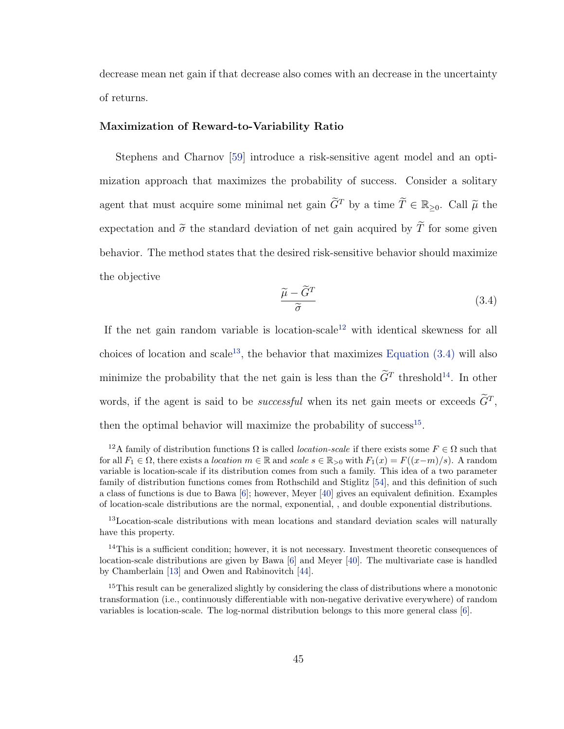decrease mean net gain if that decrease also comes with an decrease in the uncertainty of returns.

### Maximization of Reward-to-Variability Ratio

Stephens and Charnov [59] introduce a risk-sensitive agent model and an optimization approach that maximizes the probability of success. Consider a solitary agent that must acquire some minimal net gain $\widetilde{G}^T$ by a time $\widetilde{T} \in \mathbb{R}_{\geq 0}$. Call $\widetilde{\mu}$ the expectation and $\widetilde{\sigma}$ the standard deviation of net gain acquired by $\widetilde{T}$ for some given behavior. The method states that the desired risk-sensitive behavior should maximize the objective

$$\frac{\widetilde{\mu} - \widetilde{G}^T}{\widetilde{\sigma}} \tag{3.4}$$

If the net gain random variable is location-scale[12] with identical skewness for all choices of location and scale[13], the behavior that maximizes Equation (3.4) will also minimize the probability that the net gain is less than the $\widetilde{G}^T$ threshold[14]. In other words, if the agent is said to be *successful* when its net gain meets or exceeds $\widetilde{G}^T$, then the optimal behavior will maximize the probability of success[15].

[12] A family of distribution functions $\Omega$ is called *location-scale* if there exists some $F \in \Omega$ such that for all $F_1 \in \Omega$, there exists a *location* $m \in \mathbb{R}$ and *scale* $s \in \mathbb{R}_{>0}$ with $F_1(x) = F((x-m)/s)$. A random variable is location-scale if its distribution comes from such a family. This idea of a two parameter family of distribution functions comes from Rothschild and Stiglitz [54], and this definition of such a class of functions is due to Bawa [6]; however, Meyer [40] gives an equivalent definition. Examples of location-scale distributions are the normal, exponential, , and double exponential distributions.

[13] Location-scale distributions with mean locations and standard deviation scales will naturally have this property.

[14] This is a sufficient condition; however, it is not necessary. Investment theoretic consequences of location-scale distributions are given by Bawa [6] and Meyer [40]. The multivariate case is handled by Chamberlain [13] and Owen and Rabinovitch [44].

[15] This result can be generalized slightly by considering the class of distributions where a monotonic transformation (i.e., continuously differentiable with non-negative derivative everywhere) of random variables is location-scale. The log-normal distribution belongs to this more general class [6].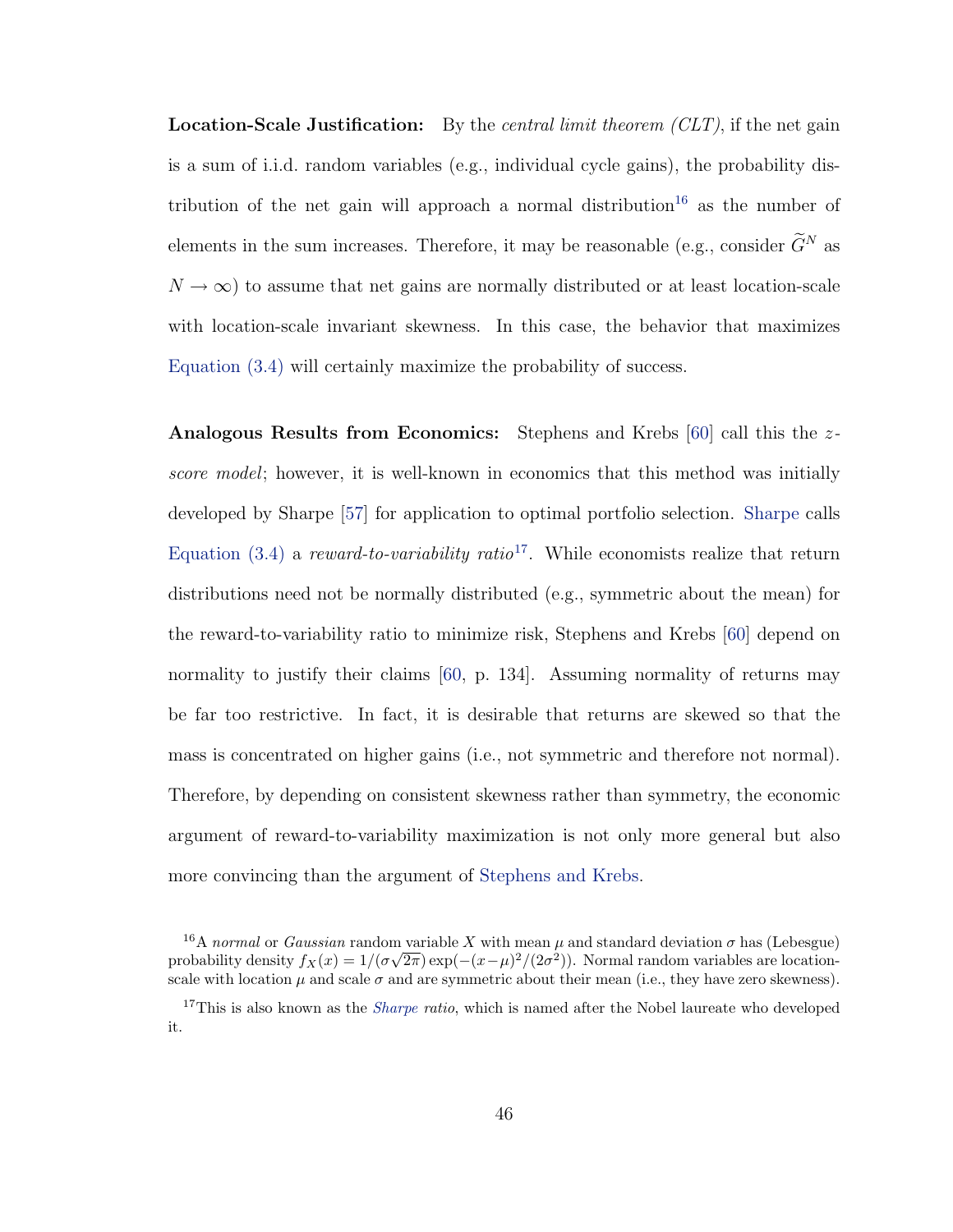**Location-Scale Justification:** By the *central limit theorem (CLT)*, if the net gain is a sum of i.i.d. random variables (e.g., individual cycle gains), the probability distribution of the net gain will approach a normal distribution[16] as the number of elements in the sum increases. Therefore, it may be reasonable (e.g., consider $\widetilde{G}^N$ as $N \to \infty$) to assume that net gains are normally distributed or at least location-scale with location-scale invariant skewness. In this case, the behavior that maximizes Equation (3.4) will certainly maximize the probability of success.

**Analogous Results from Economics:** Stephens and Krebs [60] call this the *z-score model*; however, it is well-known in economics that this method was initially developed by Sharpe [57] for application to optimal portfolio selection. Sharpe calls Equation (3.4) a *reward-to-variability ratio*[17]. While economists realize that return distributions need not be normally distributed (e.g., symmetric about the mean) for the reward-to-variability ratio to minimize risk, Stephens and Krebs [60] depend on normality to justify their claims [60, p. 134]. Assuming normality of returns may be far too restrictive. In fact, it is desirable that returns are skewed so that the mass is concentrated on higher gains (i.e., not symmetric and therefore not normal). Therefore, by depending on consistent skewness rather than symmetry, the economic argument of reward-to-variability maximization is not only more general but also more convincing than the argument of Stephens and Krebs.

[16] A *normal* or *Gaussian* random variable $X$ with mean $\mu$ and standard deviation $\sigma$ has (Lebesgue) probability density $f_X(x) = 1/(\sigma\sqrt{2\pi})\exp(-(x-\mu)^2/(2\sigma^2))$. Normal random variables are location-scale with location $\mu$ and scale $\sigma$ and are symmetric about their mean (i.e., they have zero skewness).

[17] This is also known as the *Sharpe ratio*, which is named after the Nobel laureate who developed it.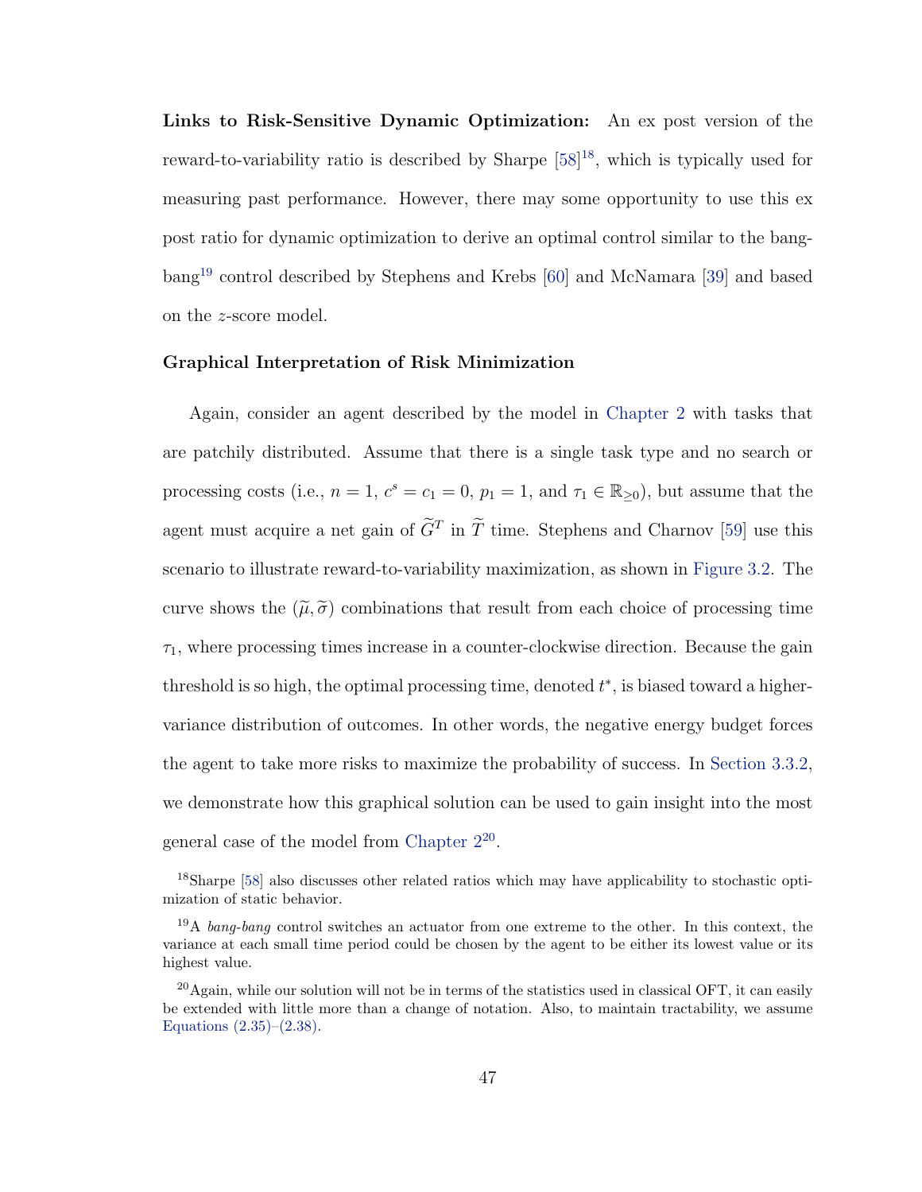**Links to Risk-Sensitive Dynamic Optimization:** An ex post version of the reward-to-variability ratio is described by Sharpe [58][18], which is typically used for measuring past performance. However, there may some opportunity to use this ex post ratio for dynamic optimization to derive an optimal control similar to the bang-bang[19] control described by Stephens and Krebs [60] and McNamara [39] and based on the $z$-score model.

### Graphical Interpretation of Risk Minimization

Again, consider an agent described by the model in Chapter 2 with tasks that are patchily distributed. Assume that there is a single task type and no search or processing costs (i.e., $n = 1$, $c^s = c_1 = 0$, $p_1 = 1$, and $\tau_1 \in \mathbb{R}_{\geq 0}$), but assume that the agent must acquire a net gain of $\widetilde{G}^T$ in $\widetilde{T}$ time. Stephens and Charnov [59] use this scenario to illustrate reward-to-variability maximization, as shown in Figure 3.2. The curve shows the $(\widetilde{\mu}, \widetilde{\sigma})$ combinations that result from each choice of processing time $\tau_1$, where processing times increase in a counter-clockwise direction. Because the gain threshold is so high, the optimal processing time, denoted $t^*$, is biased toward a higher-variance distribution of outcomes. In other words, the negative energy budget forces the agent to take more risks to maximize the probability of success. In Section 3.3.2, we demonstrate how this graphical solution can be used to gain insight into the most general case of the model from Chapter 2[20].

[18] Sharpe [58] also discusses other related ratios which may have applicability to stochastic optimization of static behavior.

[19] A *bang-bang* control switches an actuator from one extreme to the other. In this context, the variance at each small time period could be chosen by the agent to be either its lowest value or its highest value.

[20] Again, while our solution will not be in terms of the statistics used in classical OFT, it can easily be extended with little more than a change of notation. Also, to maintain tractability, we assume Equations (2.35)–(2.38).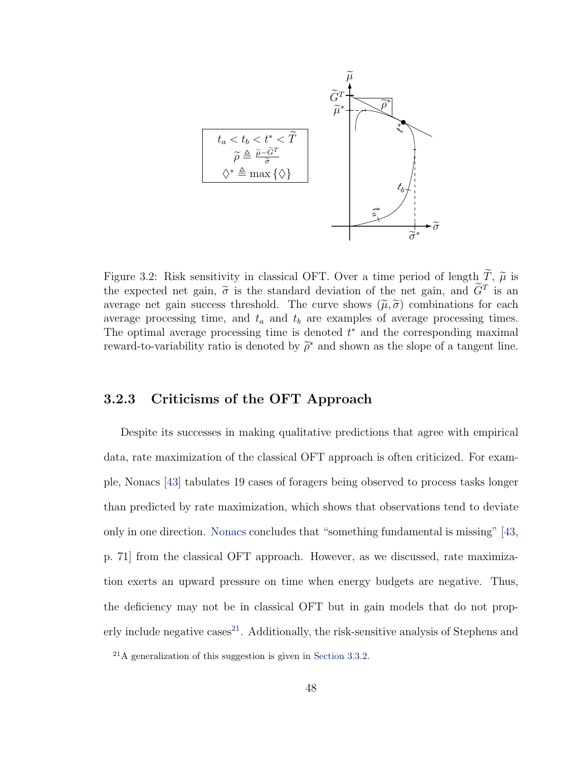$t_a < t_b < t^* < \widetilde{T}$
$\widetilde{\rho} \triangleq \frac{\widetilde{\mu} - \widetilde{G}^T}{\widetilde{\sigma}}$
$\lozenge^* \triangleq \max\{\lozenge\}$

Figure 3.2: Risk sensitivity in classical OFT. Over a time period of length $\widetilde{T}$, $\widetilde{\mu}$ is the expected net gain, $\widetilde{\sigma}$ is the standard deviation of the net gain, and $\widetilde{G}^T$ is an average net gain success threshold. The curve shows $(\widetilde{\mu}, \widetilde{\sigma})$ combinations for each average processing time, and $t_a$ and $t_b$ are examples of average processing times. The optimal average processing time is denoted $t^*$ and the corresponding maximal reward-to-variability ratio is denoted by $\widetilde{\rho}^*$ and shown as the slope of a tangent line.

### 3.2.3 Criticisms of the OFT Approach

Despite its successes in making qualitative predictions that agree with empirical data, rate maximization of the classical OFT approach is often criticized. For example, Nonacs [43] tabulates 19 cases of foragers being observed to process tasks longer than predicted by rate maximization, which shows that observations tend to deviate only in one direction. Nonacs concludes that "something fundamental is missing" [43, p. 71] from the classical OFT approach. However, as we discussed, rate maximization exerts an upward pressure on time when energy budgets are negative. Thus, the deficiency may not be in classical OFT but in gain models that do not properly include negative cases[21]. Additionally, the risk-sensitive analysis of Stephens and

[21] A generalization of this suggestion is given in Section 3.3.2.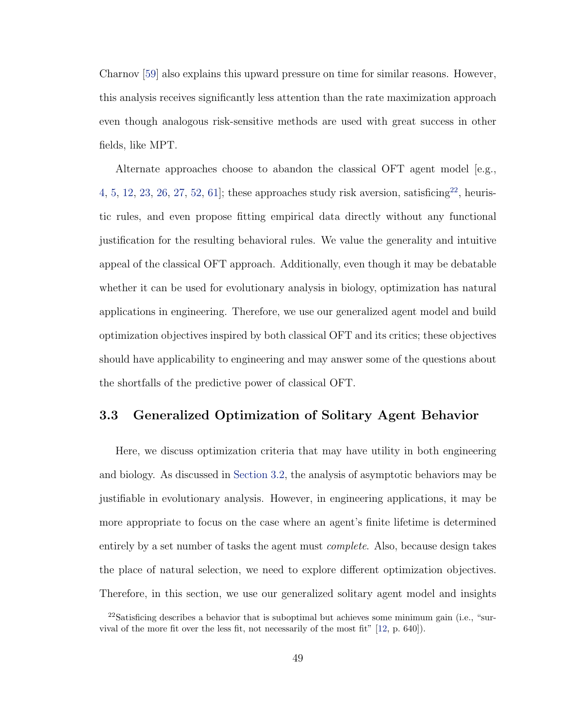Charnov [59] also explains this upward pressure on time for similar reasons. However, this analysis receives significantly less attention than the rate maximization approach even though analogous risk-sensitive methods are used with great success in other fields, like MPT.

Alternate approaches choose to abandon the classical OFT agent model [e.g., 4, 5, 12, 23, 26, 27, 52, 61]; these approaches study risk aversion, satisficing[22], heuristic rules, and even propose fitting empirical data directly without any functional justification for the resulting behavioral rules. We value the generality and intuitive appeal of the classical OFT approach. Additionally, even though it may be debatable whether it can be used for evolutionary analysis in biology, optimization has natural applications in engineering. Therefore, we use our generalized agent model and build optimization objectives inspired by both classical OFT and its critics; these objectives should have applicability to engineering and may answer some of the questions about the shortfalls of the predictive power of classical OFT.

## 3.3 Generalized Optimization of Solitary Agent Behavior

Here, we discuss optimization criteria that may have utility in both engineering and biology. As discussed in Section 3.2, the analysis of asymptotic behaviors may be justifiable in evolutionary analysis. However, in engineering applications, it may be more appropriate to focus on the case where an agent's finite lifetime is determined entirely by a set number of tasks the agent must *complete*. Also, because design takes the place of natural selection, we need to explore different optimization objectives. Therefore, in this section, we use our generalized solitary agent model and insights

[22] Satisficing describes a behavior that is suboptimal but achieves some minimum gain (i.e., "survival of the more fit over the less fit, not necessarily of the most fit" [12, p. 640]).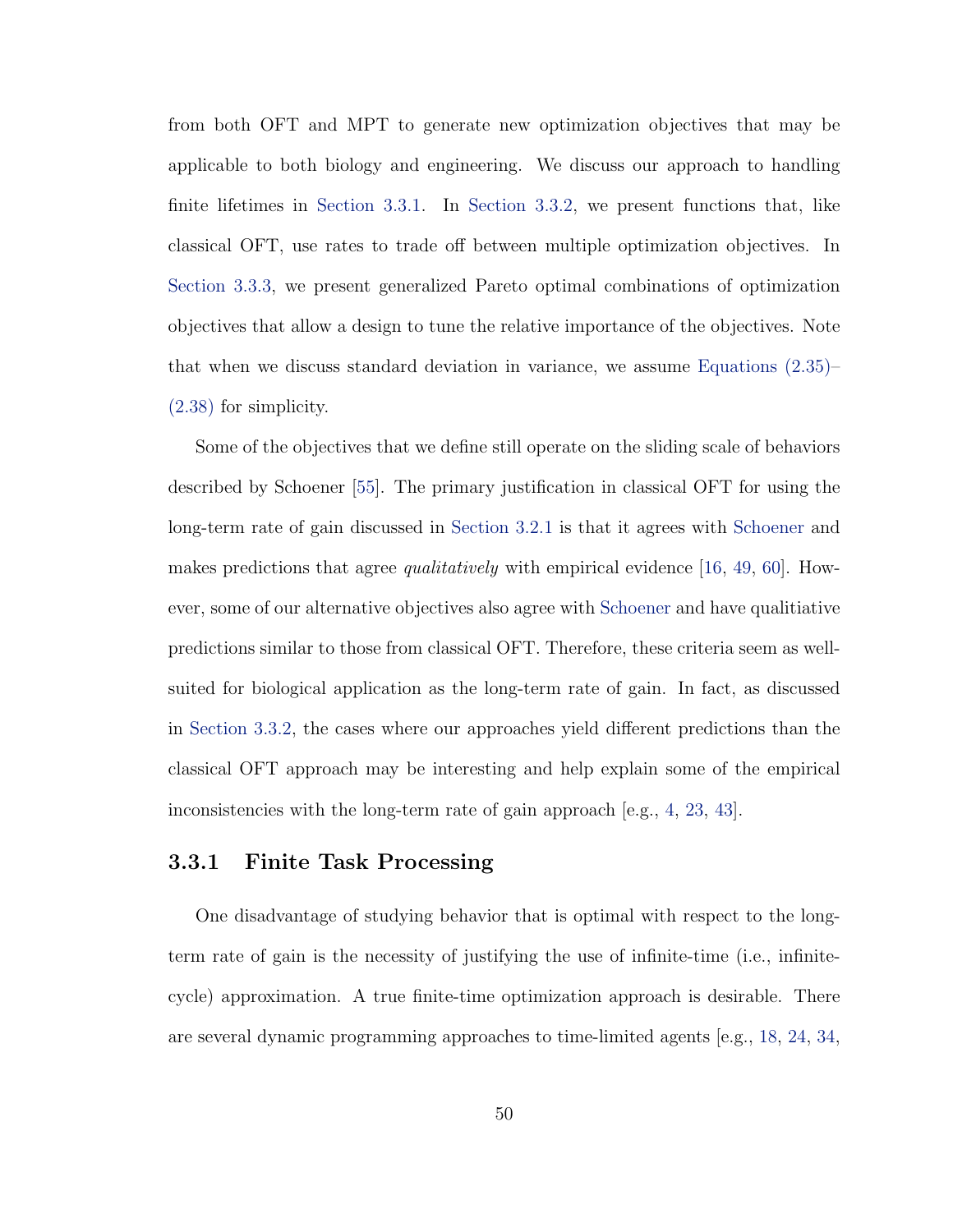from both OFT and MPT to generate new optimization objectives that may be applicable to both biology and engineering. We discuss our approach to handling finite lifetimes in Section 3.3.1. In Section 3.3.2, we present functions that, like classical OFT, use rates to trade off between multiple optimization objectives. In Section 3.3.3, we present generalized Pareto optimal combinations of optimization objectives that allow a design to tune the relative importance of the objectives. Note that when we discuss standard deviation in variance, we assume Equations (2.35)–(2.38) for simplicity.

Some of the objectives that we define still operate on the sliding scale of behaviors described by Schoener [55]. The primary justification in classical OFT for using the long-term rate of gain discussed in Section 3.2.1 is that it agrees with Schoener and makes predictions that agree *qualitatively* with empirical evidence [16, 49, 60]. However, some of our alternative objectives also agree with Schoener and have qualitiative predictions similar to those from classical OFT. Therefore, these criteria seem as well-suited for biological application as the long-term rate of gain. In fact, as discussed in Section 3.3.2, the cases where our approaches yield different predictions than the classical OFT approach may be interesting and help explain some of the empirical inconsistencies with the long-term rate of gain approach [e.g., 4, 23, 43].

### 3.3.1 Finite Task Processing

One disadvantage of studying behavior that is optimal with respect to the long-term rate of gain is the necessity of justifying the use of infinite-time (i.e., infinite-cycle) approximation. A true finite-time optimization approach is desirable. There are several dynamic programming approaches to time-limited agents [e.g., 18, 24, 34,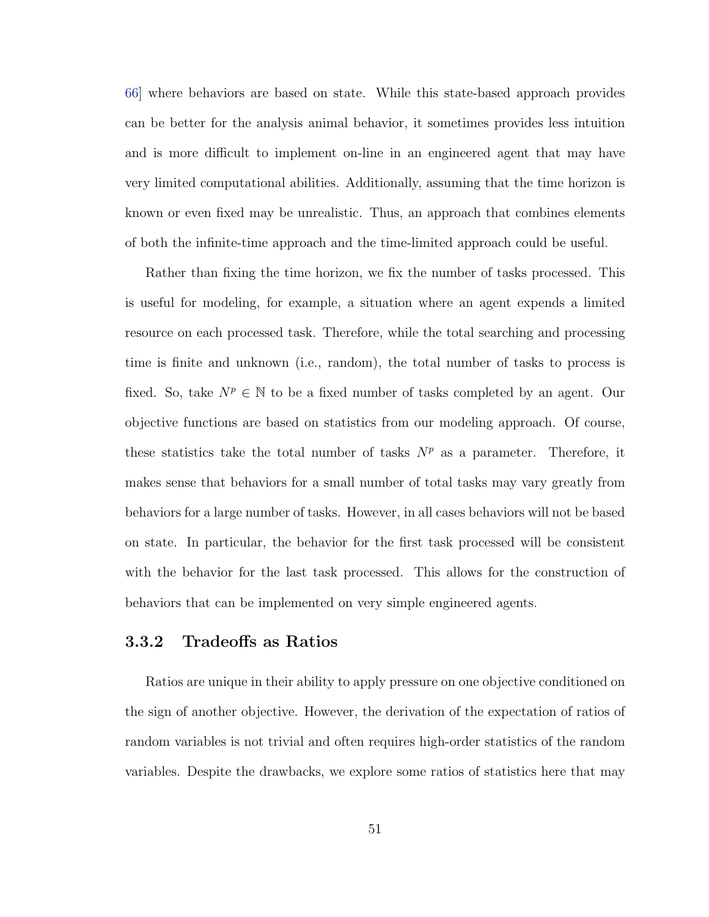66] where behaviors are based on state. While this state-based approach provides can be better for the analysis animal behavior, it sometimes provides less intuition and is more difficult to implement on-line in an engineered agent that may have very limited computational abilities. Additionally, assuming that the time horizon is known or even fixed may be unrealistic. Thus, an approach that combines elements of both the infinite-time approach and the time-limited approach could be useful.

Rather than fixing the time horizon, we fix the number of tasks processed. This is useful for modeling, for example, a situation where an agent expends a limited resource on each processed task. Therefore, while the total searching and processing time is finite and unknown (i.e., random), the total number of tasks to process is fixed. So, take $N^p \in \mathbb{N}$ to be a fixed number of tasks completed by an agent. Our objective functions are based on statistics from our modeling approach. Of course, these statistics take the total number of tasks $N^p$ as a parameter. Therefore, it makes sense that behaviors for a small number of total tasks may vary greatly from behaviors for a large number of tasks. However, in all cases behaviors will not be based on state. In particular, the behavior for the first task processed will be consistent with the behavior for the last task processed. This allows for the construction of behaviors that can be implemented on very simple engineered agents.

### 3.3.2 Tradeoffs as Ratios

Ratios are unique in their ability to apply pressure on one objective conditioned on the sign of another objective. However, the derivation of the expectation of ratios of random variables is not trivial and often requires high-order statistics of the random variables. Despite the drawbacks, we explore some ratios of statistics here that may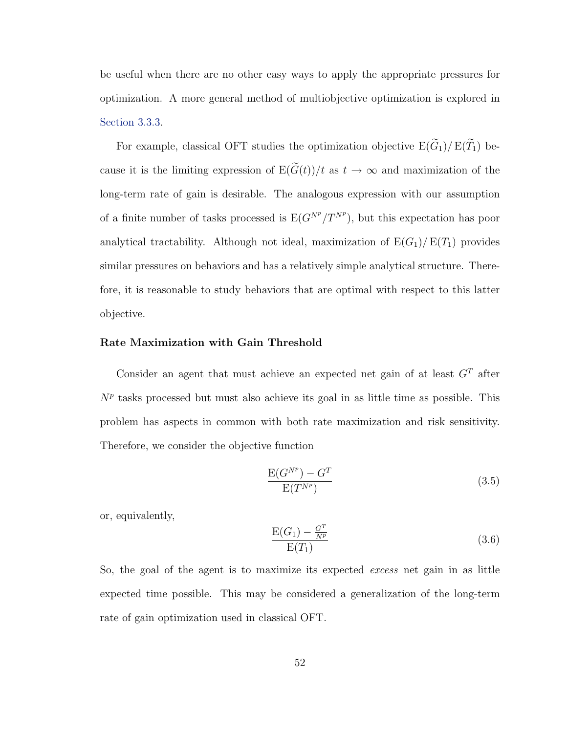be useful when there are no other easy ways to apply the appropriate pressures for optimization. A more general method of multiobjective optimization is explored in Section 3.3.3.

For example, classical OFT studies the optimization objective $\mathrm{E}(\widetilde{G}_1)/\,\mathrm{E}(\widetilde{T}_1)$ because it is the limiting expression of $\mathrm{E}(\widetilde{G}(t))/t$ as $t \to \infty$ and maximization of the long-term rate of gain is desirable. The analogous expression with our assumption of a finite number of tasks processed is $\mathrm{E}(G^{N^p}/T^{N^p})$, but this expectation has poor analytical tractability. Although not ideal, maximization of $\mathrm{E}(G_1)/\,\mathrm{E}(T_1)$ provides similar pressures on behaviors and has a relatively simple analytical structure. Therefore, it is reasonable to study behaviors that are optimal with respect to this latter objective.

### Rate Maximization with Gain Threshold

Consider an agent that must achieve an expected net gain of at least $G^T$ after $N^p$ tasks processed but must also achieve its goal in as little time as possible. This problem has aspects in common with both rate maximization and risk sensitivity. Therefore, we consider the objective function

$$\frac{\mathrm{E}(G^{N^p}) - G^T}{\mathrm{E}(T^{N^p})} \tag{3.5}$$

or, equivalently,

$$\frac{\mathrm{E}(G_1) - \frac{G^T}{N^p}}{\mathrm{E}(T_1)} \tag{3.6}$$

So, the goal of the agent is to maximize its expected *excess* net gain in as little expected time possible. This may be considered a generalization of the long-term rate of gain optimization used in classical OFT.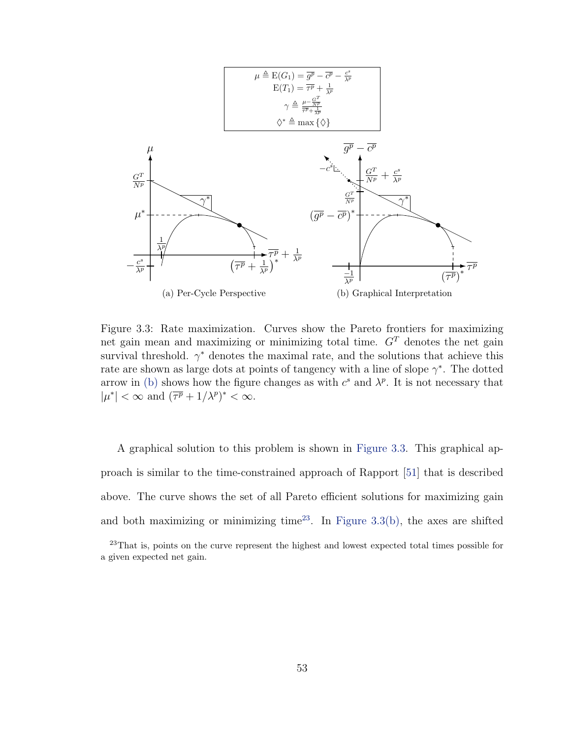$$\mu \triangleq \mathrm{E}(G_1) = \overline{g^p} - \overline{c^p} - \frac{c^s}{\lambda^p}$$
$$\mathrm{E}(T_1) = \overline{\tau^p} + \frac{1}{\lambda^p}$$
$$\gamma \triangleq \frac{\mu - \frac{G^T}{N^p}}{\overline{\tau^p} + \frac{1}{\lambda^p}}$$
$$\Diamond^* \triangleq \max\{\Diamond\}$$

(a) Per-Cycle Perspective

(b) Graphical Interpretation

Figure 3.3: Rate maximization. Curves show the Pareto frontiers for maximizing net gain mean and maximizing or minimizing total time. $G^T$ denotes the net gain survival threshold. $\gamma^*$ denotes the maximal rate, and the solutions that achieve this rate are shown as large dots at points of tangency with a line of slope $\gamma^*$. The dotted arrow in (b) shows how the figure changes as with $c^s$ and $\lambda^p$. It is not necessary that $|\mu^*| < \infty$ and $(\overline{\tau^p} + 1/\lambda^p)^* < \infty$.

A graphical solution to this problem is shown in Figure 3.3. This graphical approach is similar to the time-constrained approach of Rapport [51] that is described above. The curve shows the set of all Pareto efficient solutions for maximizing gain and both maximizing or minimizing time[23]. In Figure 3.3(b), the axes are shifted

[23] That is, points on the curve represent the highest and lowest expected total times possible for a given expected net gain.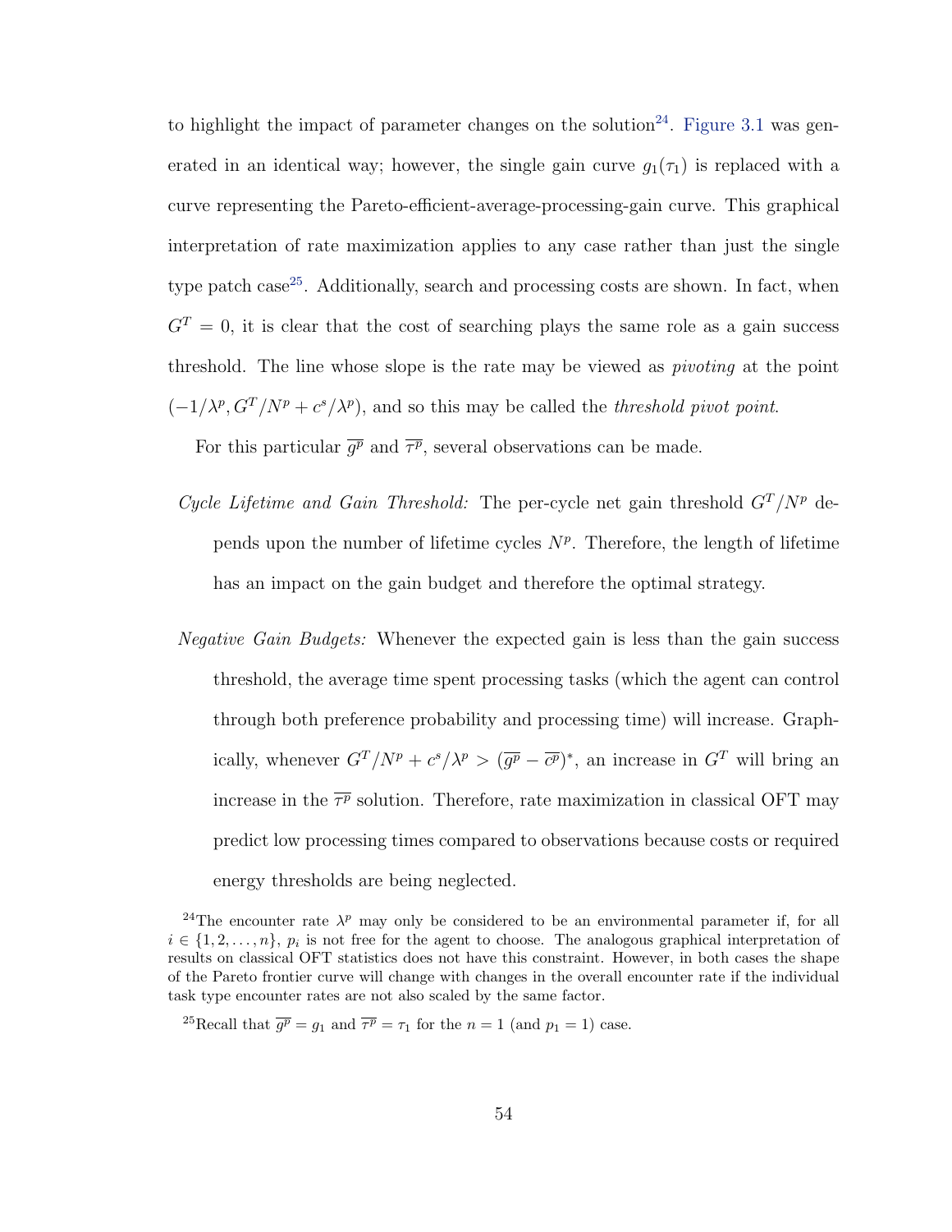to highlight the impact of parameter changes on the solution[24]. Figure 3.1 was generated in an identical way; however, the single gain curve $g_1(\tau_1)$ is replaced with a curve representing the Pareto-efficient-average-processing-gain curve. This graphical interpretation of rate maximization applies to any case rather than just the single type patch case[25]. Additionally, search and processing costs are shown. In fact, when $G^T = 0$, it is clear that the cost of searching plays the same role as a gain success threshold. The line whose slope is the rate may be viewed as *pivoting* at the point $(-1/\lambda^p, G^T/N^p + c^s/\lambda^p)$, and so this may be called the *threshold pivot point*.

For this particular $\overline{g^p}$ and $\overline{\tau^p}$, several observations can be made.

*Cycle Lifetime and Gain Threshold:* The per-cycle net gain threshold $G^T/N^p$ depends upon the number of lifetime cycles $N^p$. Therefore, the length of lifetime has an impact on the gain budget and therefore the optimal strategy.

*Negative Gain Budgets:* Whenever the expected gain is less than the gain success threshold, the average time spent processing tasks (which the agent can control through both preference probability and processing time) will increase. Graphically, whenever $G^T/N^p + c^s/\lambda^p > (\overline{g^p} - \overline{c^p})^*$, an increase in $G^T$ will bring an increase in the $\overline{\tau^p}$ solution. Therefore, rate maximization in classical OFT may predict low processing times compared to observations because costs or required energy thresholds are being neglected.

[24]The encounter rate $\lambda^p$ may only be considered to be an environmental parameter if, for all $i \in \{1, 2, \ldots, n\}$, $p_i$ is not free for the agent to choose. The analogous graphical interpretation of results on classical OFT statistics does not have this constraint. However, in both cases the shape of the Pareto frontier curve will change with changes in the overall encounter rate if the individual task type encounter rates are not also scaled by the same factor.

[25]Recall that $\overline{g^p} = g_1$ and $\overline{\tau^p} = \tau_1$ for the $n = 1$ (and $p_1 = 1$) case.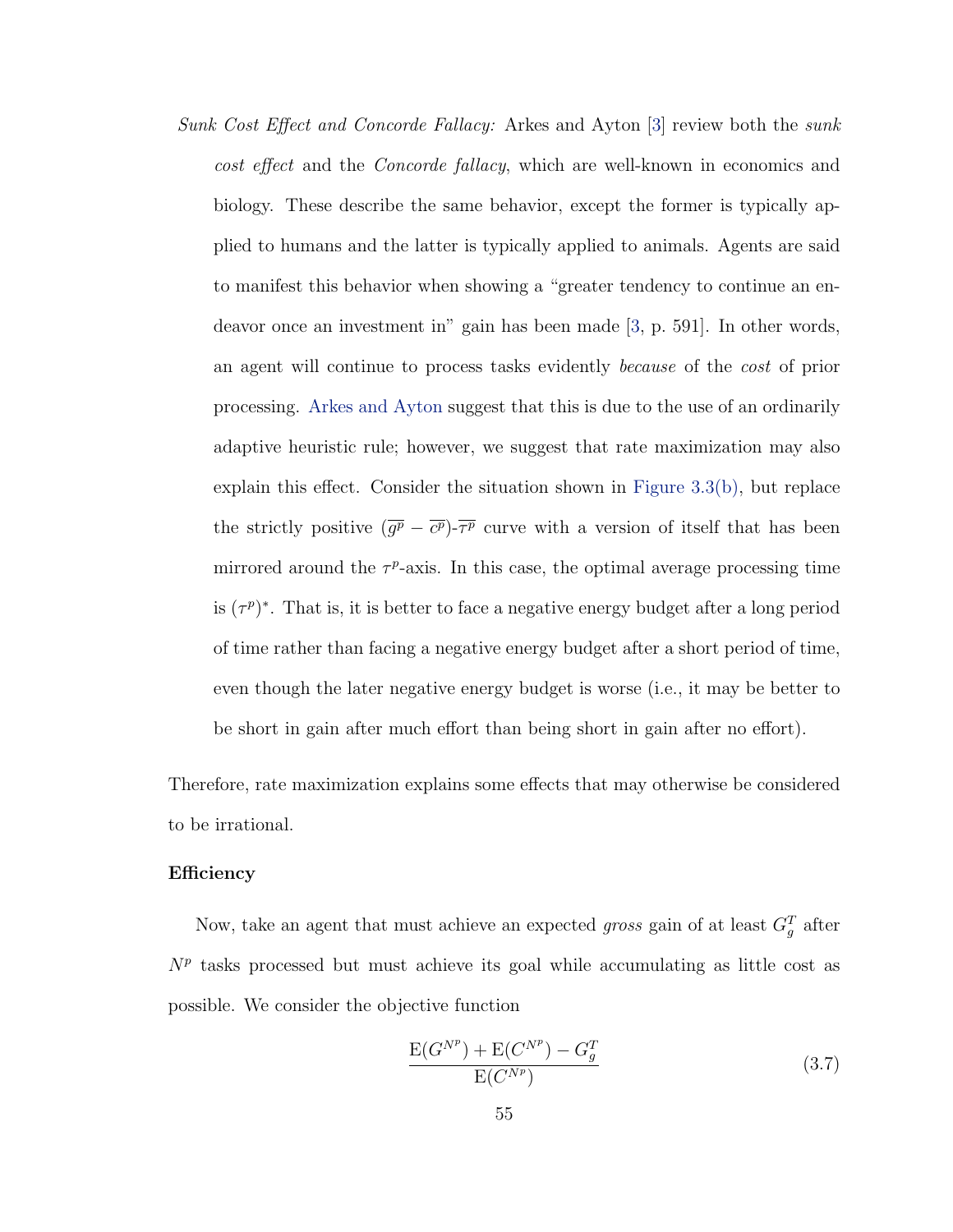*Sunk Cost Effect and Concorde Fallacy:* Arkes and Ayton [3] review both the *sunk cost effect* and the *Concorde fallacy*, which are well-known in economics and biology. These describe the same behavior, except the former is typically applied to humans and the latter is typically applied to animals. Agents are said to manifest this behavior when showing a "greater tendency to continue an endeavor once an investment in" gain has been made [3, p. 591]. In other words, an agent will continue to process tasks evidently *because* of the *cost* of prior processing. Arkes and Ayton suggest that this is due to the use of an ordinarily adaptive heuristic rule; however, we suggest that rate maximization may also explain this effect. Consider the situation shown in Figure 3.3(b), but replace the strictly positive $(\overline{g^p} - \overline{c^p})$-$\overline{\tau^p}$ curve with a version of itself that has been mirrored around the $\tau^p$-axis. In this case, the optimal average processing time is $(\tau^p)^*$. That is, it is better to face a negative energy budget after a long period of time rather than facing a negative energy budget after a short period of time, even though the later negative energy budget is worse (i.e., it may be better to be short in gain after much effort than being short in gain after no effort).

Therefore, rate maximization explains some effects that may otherwise be considered to be irrational.

### Efficiency

Now, take an agent that must achieve an expected *gross* gain of at least $G_g^T$ after $N^p$ tasks processed but must achieve its goal while accumulating as little cost as possible. We consider the objective function

$$\frac{\mathrm{E}(G^{N^p}) + \mathrm{E}(C^{N^p}) - G_g^T}{\mathrm{E}(C^{N^p})} \tag{3.7}$$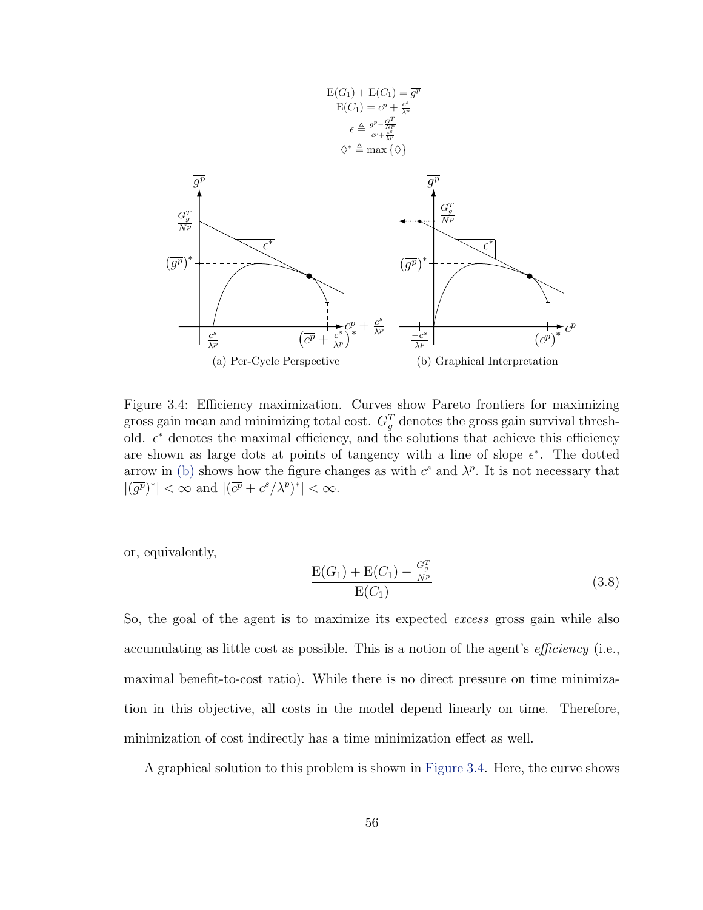$$\mathrm{E}(G_1) + \mathrm{E}(C_1) = \overline{g^p}$$
$$\mathrm{E}(C_1) = \overline{c^p} + \frac{c^s}{\lambda^p}$$
$$\epsilon \triangleq \frac{\overline{g^p} - \frac{G_g^T}{N^p}}{\overline{c^p} + \frac{c^s}{\lambda^p}}$$
$$\lozenge^* \triangleq \max\{\lozenge\}$$

(a) Per-Cycle Perspective

(b) Graphical Interpretation

Figure 3.4: Efficiency maximization. Curves show Pareto frontiers for maximizing gross gain mean and minimizing total cost. $G_g^T$ denotes the gross gain survival threshold. $\epsilon^*$ denotes the maximal efficiency, and the solutions that achieve this efficiency are shown as large dots at points of tangency with a line of slope $\epsilon^*$. The dotted arrow in (b) shows how the figure changes as with $c^s$ and $\lambda^p$. It is not necessary that $|(\overline{g^p})^*| < \infty$ and $|(\overline{c^p} + c^s/\lambda^p)^*| < \infty$.

or, equivalently,

$$\frac{\mathrm{E}(G_1) + \mathrm{E}(C_1) - \frac{G_g^T}{N^p}}{\mathrm{E}(C_1)} \tag{3.8}$$

So, the goal of the agent is to maximize its expected *excess* gross gain while also accumulating as little cost as possible. This is a notion of the agent's *efficiency* (i.e., maximal benefit-to-cost ratio). While there is no direct pressure on time minimization in this objective, all costs in the model depend linearly on time. Therefore, minimization of cost indirectly has a time minimization effect as well.

A graphical solution to this problem is shown in Figure 3.4. Here, the curve shows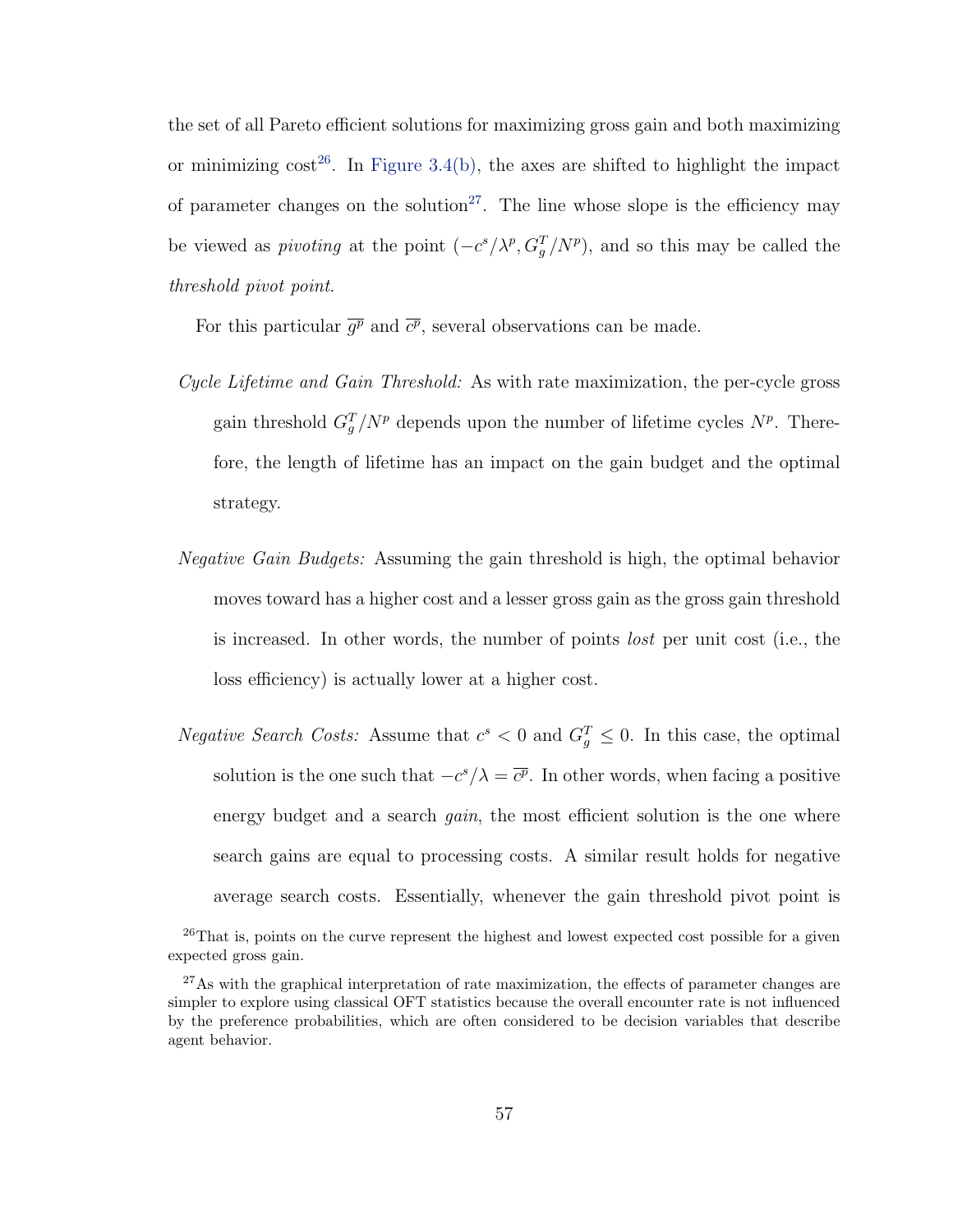the set of all Pareto efficient solutions for maximizing gross gain and both maximizing or minimizing cost[26]. In Figure 3.4(b), the axes are shifted to highlight the impact of parameter changes on the solution[27]. The line whose slope is the efficiency may be viewed as *pivoting* at the point $(-c^s/\lambda^p, G_g^T/N^p)$, and so this may be called the *threshold pivot point*.

For this particular $\overline{g^p}$ and $\overline{c^p}$, several observations can be made.

*Cycle Lifetime and Gain Threshold:* As with rate maximization, the per-cycle gross gain threshold $G_g^T/N^p$ depends upon the number of lifetime cycles $N^p$. Therefore, the length of lifetime has an impact on the gain budget and the optimal strategy.

*Negative Gain Budgets:* Assuming the gain threshold is high, the optimal behavior moves toward has a higher cost and a lesser gross gain as the gross gain threshold is increased. In other words, the number of points *lost* per unit cost (i.e., the loss efficiency) is actually lower at a higher cost.

*Negative Search Costs:* Assume that $c^s < 0$ and $G_g^T \leq 0$. In this case, the optimal solution is the one such that $-c^s/\lambda = \overline{c^p}$. In other words, when facing a positive energy budget and a search *gain*, the most efficient solution is the one where search gains are equal to processing costs. A similar result holds for negative average search costs. Essentially, whenever the gain threshold pivot point is

[26]That is, points on the curve represent the highest and lowest expected cost possible for a given expected gross gain.

[27]As with the graphical interpretation of rate maximization, the effects of parameter changes are simpler to explore using classical OFT statistics because the overall encounter rate is not influenced by the preference probabilities, which are often considered to be decision variables that describe agent behavior.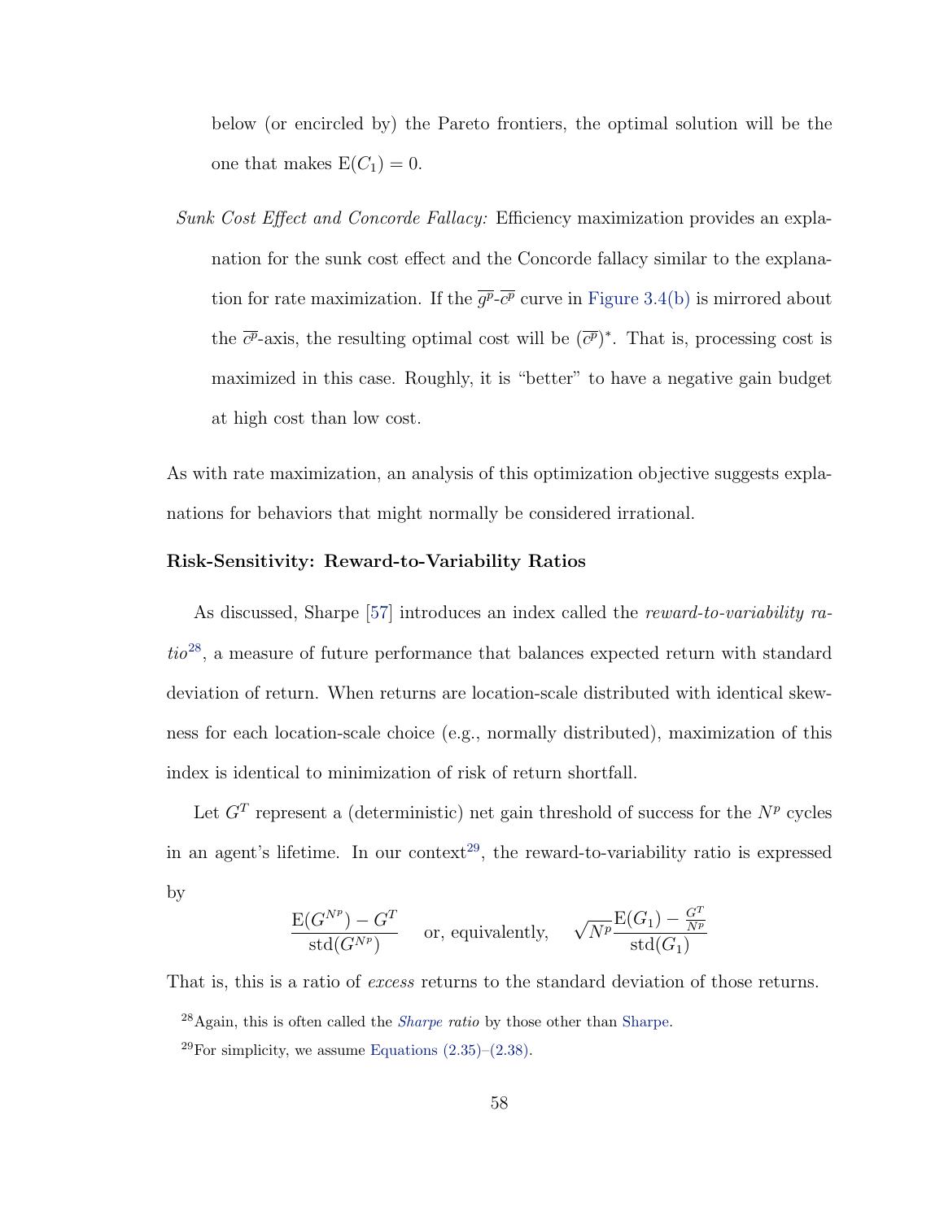below (or encircled by) the Pareto frontiers, the optimal solution will be the one that makes $\mathrm{E}(C_1) = 0$.

*Sunk Cost Effect and Concorde Fallacy:* Efficiency maximization provides an explanation for the sunk cost effect and the Concorde fallacy similar to the explanation for rate maximization. If the $\overline{g^p}$-$\overline{c^p}$ curve in Figure 3.4(b) is mirrored about the $\overline{c^p}$-axis, the resulting optimal cost will be $(\overline{c^p})^*$. That is, processing cost is maximized in this case. Roughly, it is "better" to have a negative gain budget at high cost than low cost.

As with rate maximization, an analysis of this optimization objective suggests explanations for behaviors that might normally be considered irrational.

### Risk-Sensitivity: Reward-to-Variability Ratios

As discussed, Sharpe [57] introduces an index called the *reward-to-variability ratio*[28], a measure of future performance that balances expected return with standard deviation of return. When returns are location-scale distributed with identical skewness for each location-scale choice (e.g., normally distributed), maximization of this index is identical to minimization of risk of return shortfall.

Let $G^T$ represent a (deterministic) net gain threshold of success for the $N^p$ cycles in an agent's lifetime. In our context[29], the reward-to-variability ratio is expressed by

$$\frac{\mathrm{E}(G^{N^p}) - G^T}{\mathrm{std}(G^{N^p})} \quad \text{or, equivalently,} \quad \sqrt{N^p}\frac{\mathrm{E}(G_1) - \frac{G^T}{N^p}}{\mathrm{std}(G_1)}$$

That is, this is a ratio of *excess* returns to the standard deviation of those returns.

[28] Again, this is often called the *Sharpe ratio* by those other than Sharpe.

[29] For simplicity, we assume Equations (2.35)–(2.38).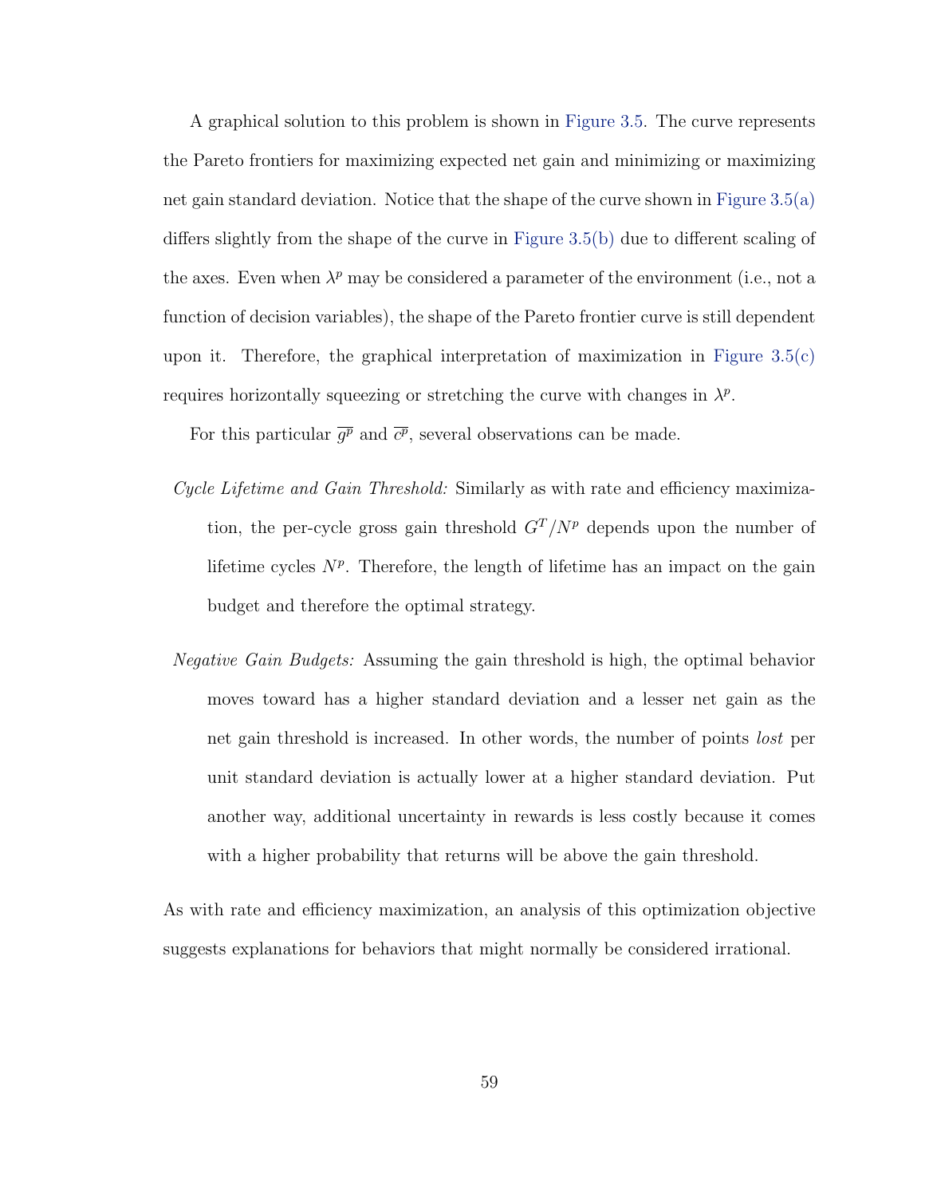A graphical solution to this problem is shown in Figure 3.5. The curve represents the Pareto frontiers for maximizing expected net gain and minimizing or maximizing net gain standard deviation. Notice that the shape of the curve shown in Figure 3.5(a) differs slightly from the shape of the curve in Figure 3.5(b) due to different scaling of the axes. Even when $\lambda^p$ may be considered a parameter of the environment (i.e., not a function of decision variables), the shape of the Pareto frontier curve is still dependent upon it. Therefore, the graphical interpretation of maximization in Figure 3.5(c) requires horizontally squeezing or stretching the curve with changes in $\lambda^p$.

For this particular $\overline{g^p}$ and $\overline{c^p}$, several observations can be made.

- *Cycle Lifetime and Gain Threshold:* Similarly as with rate and efficiency maximization, the per-cycle gross gain threshold $G^T/N^p$ depends upon the number of lifetime cycles $N^p$. Therefore, the length of lifetime has an impact on the gain budget and therefore the optimal strategy.

- *Negative Gain Budgets:* Assuming the gain threshold is high, the optimal behavior moves toward has a higher standard deviation and a lesser net gain as the net gain threshold is increased. In other words, the number of points *lost* per unit standard deviation is actually lower at a higher standard deviation. Put another way, additional uncertainty in rewards is less costly because it comes with a higher probability that returns will be above the gain threshold.

As with rate and efficiency maximization, an analysis of this optimization objective suggests explanations for behaviors that might normally be considered irrational.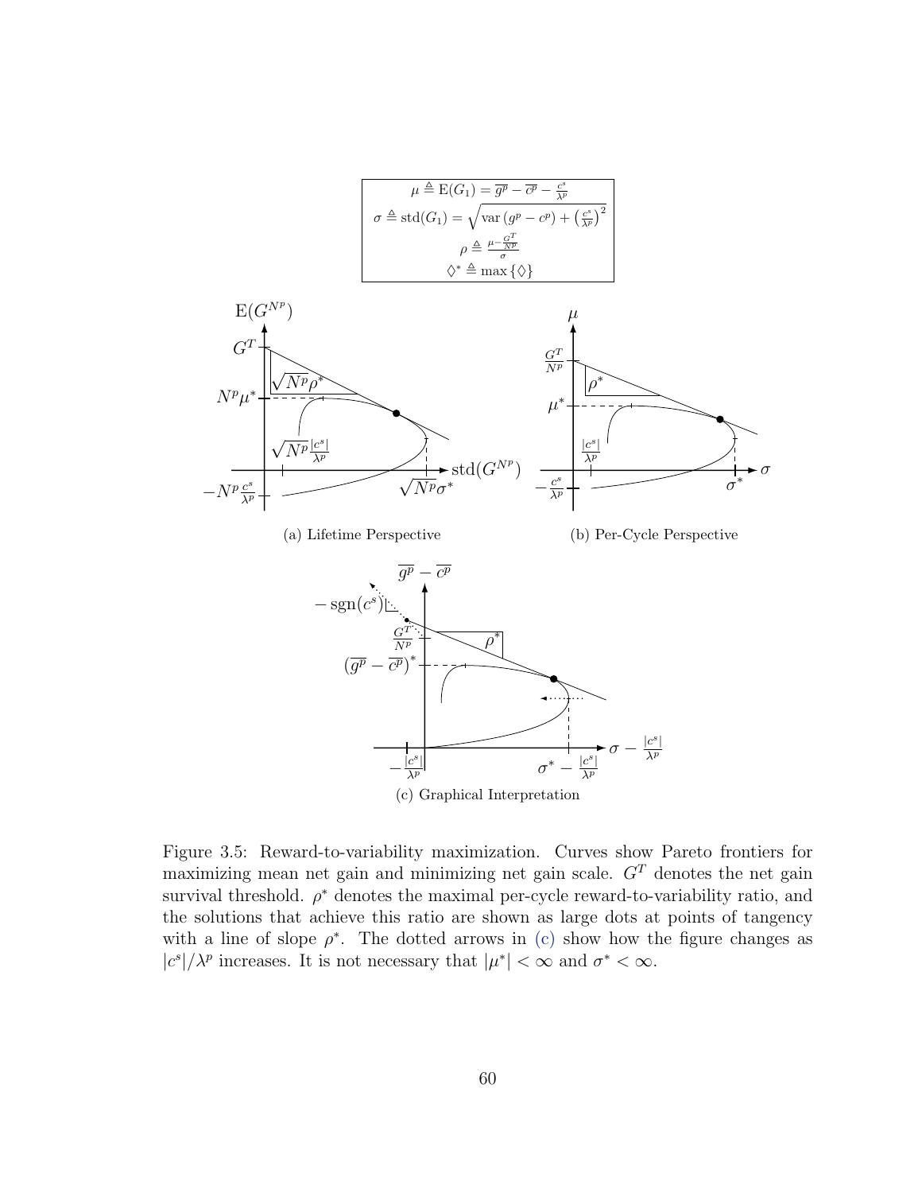$$\mu \triangleq \mathrm{E}(G_1) = \overline{g^p} - \overline{c^p} - \frac{c^s}{\lambda^p}$$

$$\sigma \triangleq \mathrm{std}(G_1) = \sqrt{\mathrm{var}\left(g^p - c^p\right) + \left(\frac{c^s}{\lambda^p}\right)^2}$$

$$\rho \triangleq \frac{\mu - \frac{G^T}{N^p}}{\sigma}$$

$$\lozenge^* \triangleq \max\{\lozenge\}$$

(a) Lifetime Perspective

(b) Per-Cycle Perspective

(c) Graphical Interpretation

Figure 3.5: Reward-to-variability maximization. Curves show Pareto frontiers for maximizing mean net gain and minimizing net gain scale. $G^T$ denotes the net gain survival threshold. $\rho^*$ denotes the maximal per-cycle reward-to-variability ratio, and the solutions that achieve this ratio are shown as large dots at points of tangency with a line of slope $\rho^*$. The dotted arrows in (c) show how the figure changes as $|c^s|/\lambda^p$ increases. It is not necessary that $|\mu^*| < \infty$ and $\sigma^* < \infty$.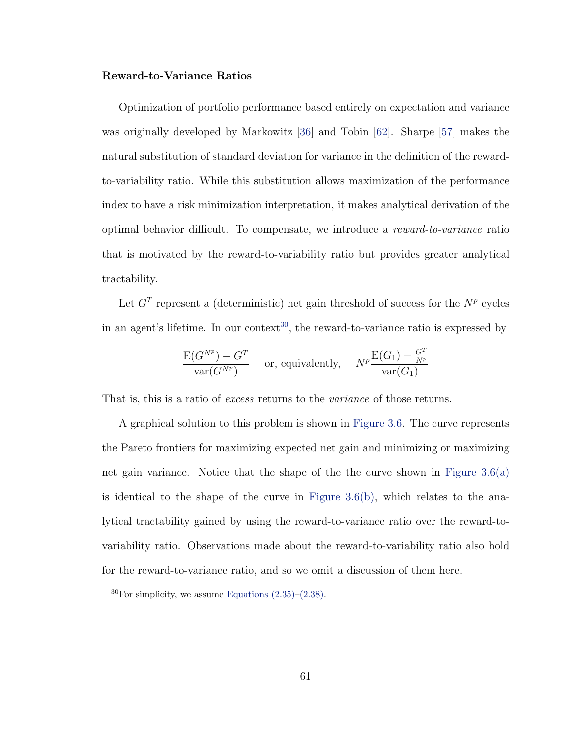### Reward-to-Variance Ratios

Optimization of portfolio performance based entirely on expectation and variance was originally developed by Markowitz [36] and Tobin [62]. Sharpe [57] makes the natural substitution of standard deviation for variance in the definition of the reward-to-variability ratio. While this substitution allows maximization of the performance index to have a risk minimization interpretation, it makes analytical derivation of the optimal behavior difficult. To compensate, we introduce a *reward-to-variance* ratio that is motivated by the reward-to-variability ratio but provides greater analytical tractability.

Let $G^T$ represent a (deterministic) net gain threshold of success for the $N^p$ cycles in an agent's lifetime. In our context[30], the reward-to-variance ratio is expressed by

$$\frac{\mathrm{E}(G^{N^p}) - G^T}{\mathrm{var}(G^{N^p})} \quad \text{or, equivalently,} \quad N^p \frac{\mathrm{E}(G_1) - \frac{G^T}{N^p}}{\mathrm{var}(G_1)}$$

That is, this is a ratio of *excess* returns to the *variance* of those returns.

A graphical solution to this problem is shown in Figure 3.6. The curve represents the Pareto frontiers for maximizing expected net gain and minimizing or maximizing net gain variance. Notice that the shape of the the curve shown in Figure 3.6(a) is identical to the shape of the curve in Figure 3.6(b), which relates to the analytical tractability gained by using the reward-to-variance ratio over the reward-to-variability ratio. Observations made about the reward-to-variability ratio also hold for the reward-to-variance ratio, and so we omit a discussion of them here.

[30] For simplicity, we assume Equations (2.35)–(2.38).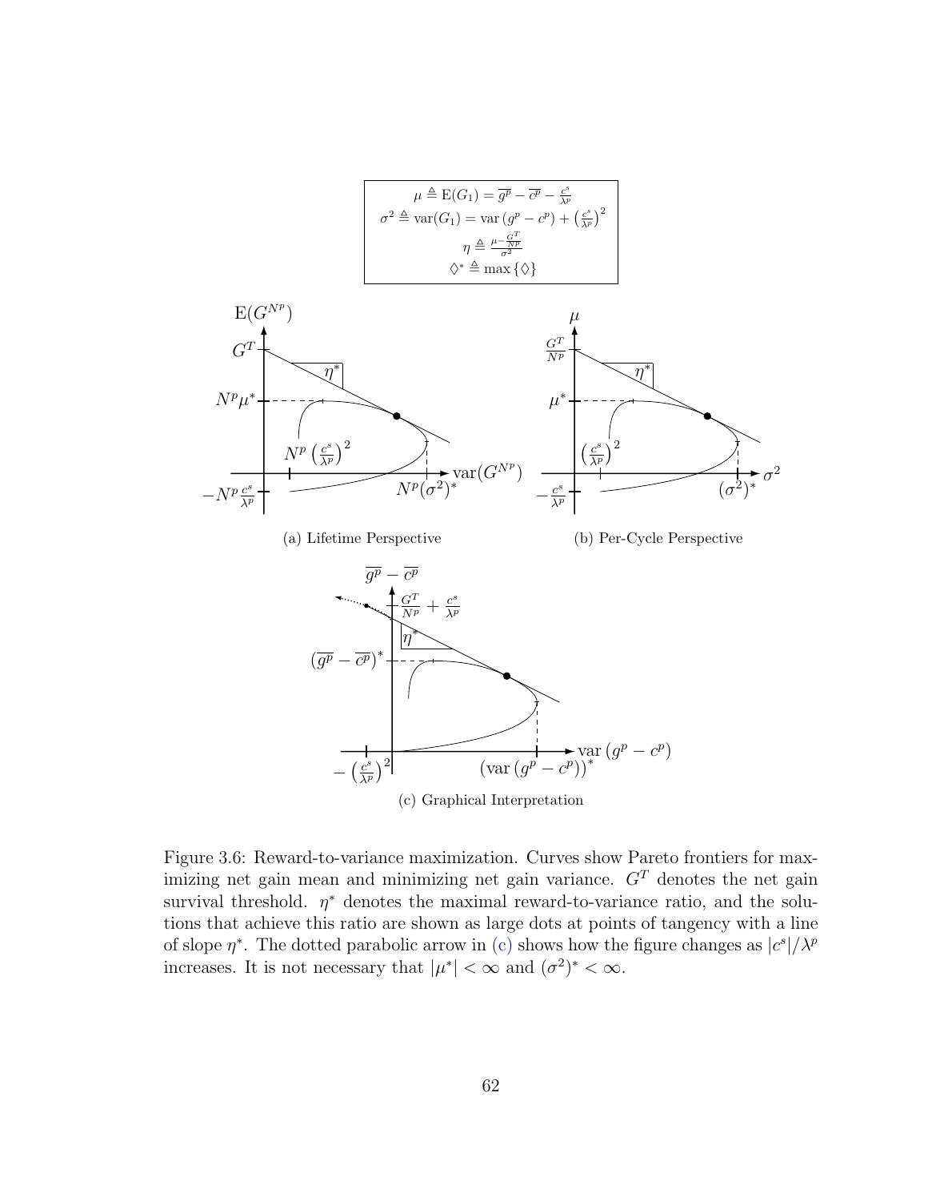$$\mu \triangleq \mathrm{E}(G_1) = \overline{g^p} - \overline{c^p} - \frac{c^s}{\lambda^p}$$
$$\sigma^2 \triangleq \mathrm{var}(G_1) = \mathrm{var}\left(g^p - c^p\right) + \left(\frac{c^s}{\lambda^p}\right)^2$$
$$\eta \triangleq \frac{\mu - \frac{G^T}{N^p}}{\sigma^2}$$
$$\lozenge^* \triangleq \max\{\lozenge\}$$

(a) Lifetime Perspective

(b) Per-Cycle Perspective

(c) Graphical Interpretation

Figure 3.6: Reward-to-variance maximization. Curves show Pareto frontiers for maximizing net gain mean and minimizing net gain variance. $G^T$ denotes the net gain survival threshold. $\eta^*$ denotes the maximal reward-to-variance ratio, and the solutions that achieve this ratio are shown as large dots at points of tangency with a line of slope $\eta^*$. The dotted parabolic arrow in (c) shows how the figure changes as $|c^s|/\lambda^p$ increases. It is not necessary that $|\mu^*| < \infty$ and $(\sigma^2)^* < \infty$.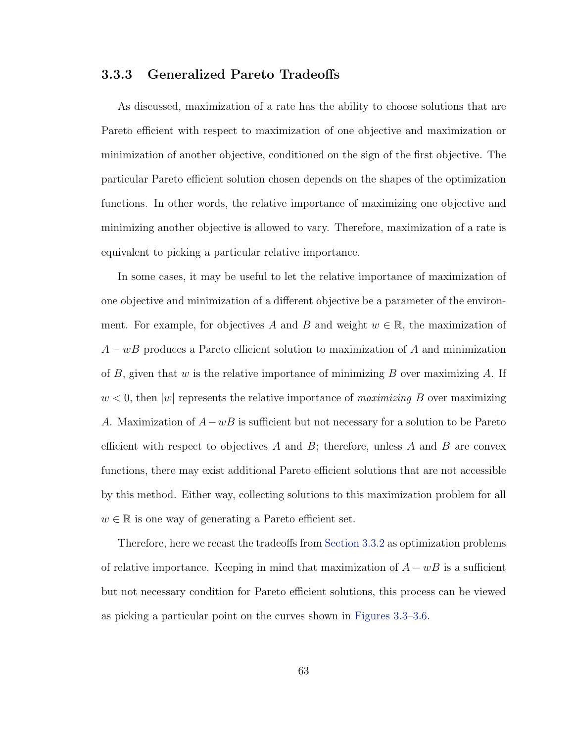### 3.3.3 Generalized Pareto Tradeoffs

As discussed, maximization of a rate has the ability to choose solutions that are Pareto efficient with respect to maximization of one objective and maximization or minimization of another objective, conditioned on the sign of the first objective. The particular Pareto efficient solution chosen depends on the shapes of the optimization functions. In other words, the relative importance of maximizing one objective and minimizing another objective is allowed to vary. Therefore, maximization of a rate is equivalent to picking a particular relative importance.

In some cases, it may be useful to let the relative importance of maximization of one objective and minimization of a different objective be a parameter of the environment. For example, for objectives $A$ and $B$ and weight $w \in \mathbb{R}$, the maximization of $A - wB$ produces a Pareto efficient solution to maximization of $A$ and minimization of $B$, given that $w$ is the relative importance of minimizing $B$ over maximizing $A$. If $w < 0$, then $|w|$ represents the relative importance of *maximizing* $B$ over maximizing $A$. Maximization of $A - wB$ is sufficient but not necessary for a solution to be Pareto efficient with respect to objectives $A$ and $B$; therefore, unless $A$ and $B$ are convex functions, there may exist additional Pareto efficient solutions that are not accessible by this method. Either way, collecting solutions to this maximization problem for all $w \in \mathbb{R}$ is one way of generating a Pareto efficient set.

Therefore, here we recast the tradeoffs from Section 3.3.2 as optimization problems of relative importance. Keeping in mind that maximization of $A - wB$ is a sufficient but not necessary condition for Pareto efficient solutions, this process can be viewed as picking a particular point on the curves shown in Figures 3.3–3.6.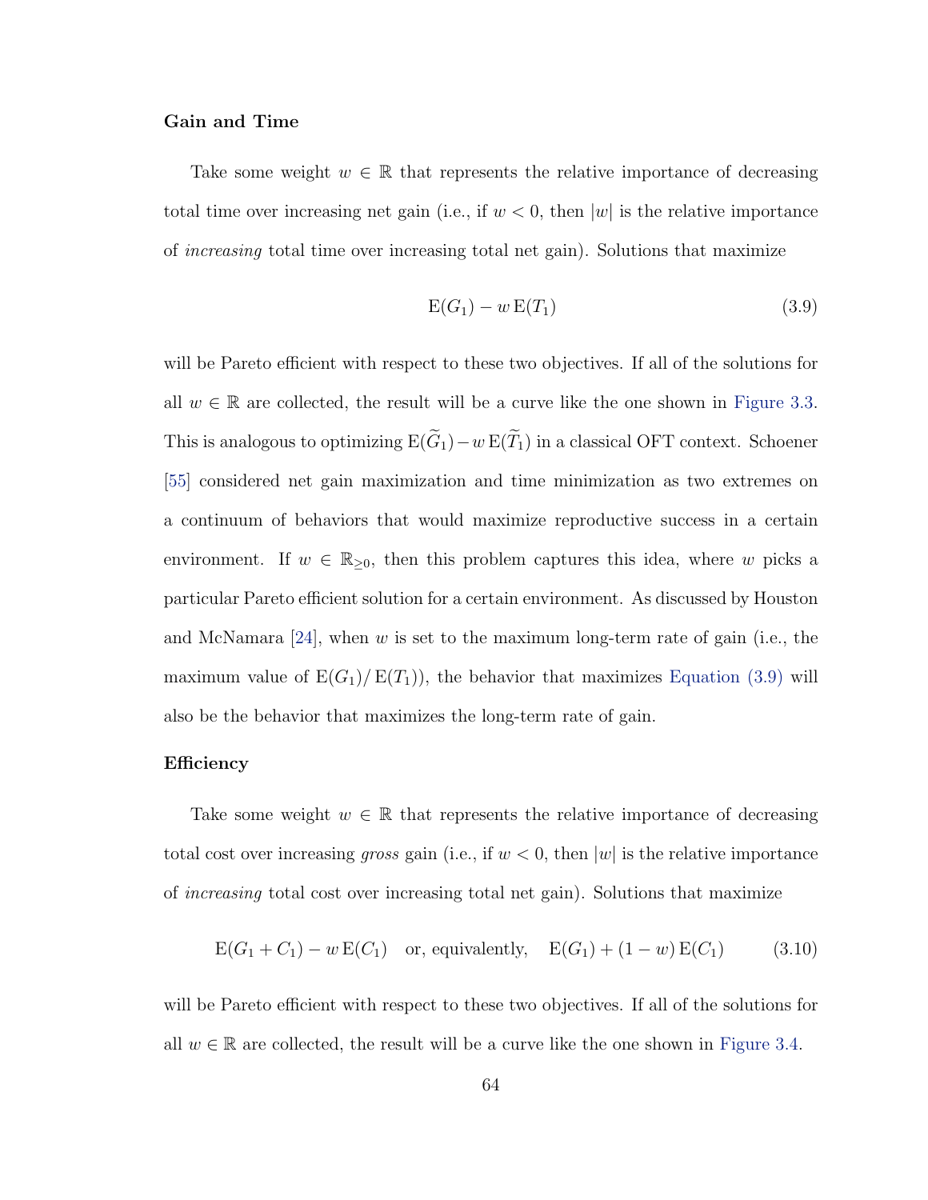### Gain and Time

Take some weight $w \in \mathbb{R}$ that represents the relative importance of decreasing total time over increasing net gain (i.e., if $w < 0$, then $|w|$ is the relative importance of *increasing* total time over increasing total net gain). Solutions that maximize

$$\mathrm{E}(G_1) - w\,\mathrm{E}(T_1) \tag{3.9}$$

will be Pareto efficient with respect to these two objectives. If all of the solutions for all $w \in \mathbb{R}$ are collected, the result will be a curve like the one shown in Figure 3.3. This is analogous to optimizing $\mathrm{E}(\widetilde{G}_1) - w\,\mathrm{E}(\widetilde{T}_1)$ in a classical OFT context. Schoener [55] considered net gain maximization and time minimization as two extremes on a continuum of behaviors that would maximize reproductive success in a certain environment. If $w \in \mathbb{R}_{\geq 0}$, then this problem captures this idea, where $w$ picks a particular Pareto efficient solution for a certain environment. As discussed by Houston and McNamara [24], when $w$ is set to the maximum long-term rate of gain (i.e., the maximum value of $\mathrm{E}(G_1)/\,\mathrm{E}(T_1)$), the behavior that maximizes Equation (3.9) will also be the behavior that maximizes the long-term rate of gain.

### Efficiency

Take some weight $w \in \mathbb{R}$ that represents the relative importance of decreasing total cost over increasing *gross* gain (i.e., if $w < 0$, then $|w|$ is the relative importance of *increasing* total cost over increasing total net gain). Solutions that maximize

$$\mathrm{E}(G_1 + C_1) - w\,\mathrm{E}(C_1) \quad \text{or, equivalently,} \quad \mathrm{E}(G_1) + (1 - w)\,\mathrm{E}(C_1) \tag{3.10}$$

will be Pareto efficient with respect to these two objectives. If all of the solutions for all $w \in \mathbb{R}$ are collected, the result will be a curve like the one shown in Figure 3.4.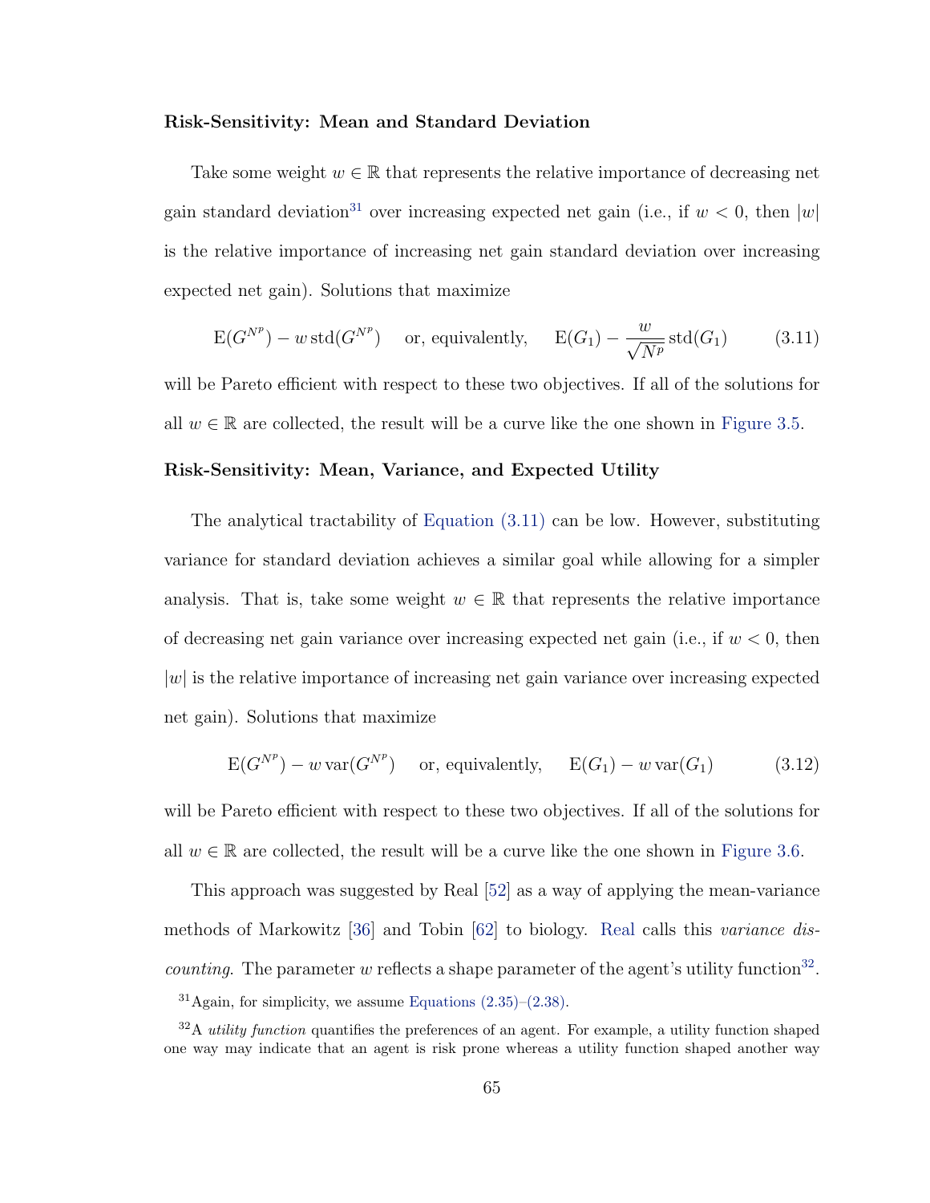**Risk-Sensitivity: Mean and Standard Deviation**

Take some weight $w \in \mathbb{R}$ that represents the relative importance of decreasing net gain standard deviation[31] over increasing expected net gain (i.e., if $w < 0$, then $|w|$ is the relative importance of increasing net gain standard deviation over increasing expected net gain). Solutions that maximize

$$\mathrm{E}(G^{N^p}) - w \, \mathrm{std}(G^{N^p}) \quad \text{or, equivalently,} \quad \mathrm{E}(G_1) - \frac{w}{\sqrt{N^p}} \mathrm{std}(G_1) \tag{3.11}$$

will be Pareto efficient with respect to these two objectives. If all of the solutions for all $w \in \mathbb{R}$ are collected, the result will be a curve like the one shown in Figure 3.5.

**Risk-Sensitivity: Mean, Variance, and Expected Utility**

The analytical tractability of Equation (3.11) can be low. However, substituting variance for standard deviation achieves a similar goal while allowing for a simpler analysis. That is, take some weight $w \in \mathbb{R}$ that represents the relative importance of decreasing net gain variance over increasing expected net gain (i.e., if $w < 0$, then $|w|$ is the relative importance of increasing net gain variance over increasing expected net gain). Solutions that maximize

$$\mathrm{E}(G^{N^p}) - w \, \mathrm{var}(G^{N^p}) \quad \text{or, equivalently,} \quad \mathrm{E}(G_1) - w \, \mathrm{var}(G_1) \tag{3.12}$$

will be Pareto efficient with respect to these two objectives. If all of the solutions for all $w \in \mathbb{R}$ are collected, the result will be a curve like the one shown in Figure 3.6.

This approach was suggested by Real [52] as a way of applying the mean-variance methods of Markowitz [36] and Tobin [62] to biology. Real calls this *variance discounting*. The parameter $w$ reflects a shape parameter of the agent's utility function[32].

[31] Again, for simplicity, we assume Equations (2.35)–(2.38).

[32] A *utility function* quantifies the preferences of an agent. For example, a utility function shaped one way may indicate that an agent is risk prone whereas a utility function shaped another way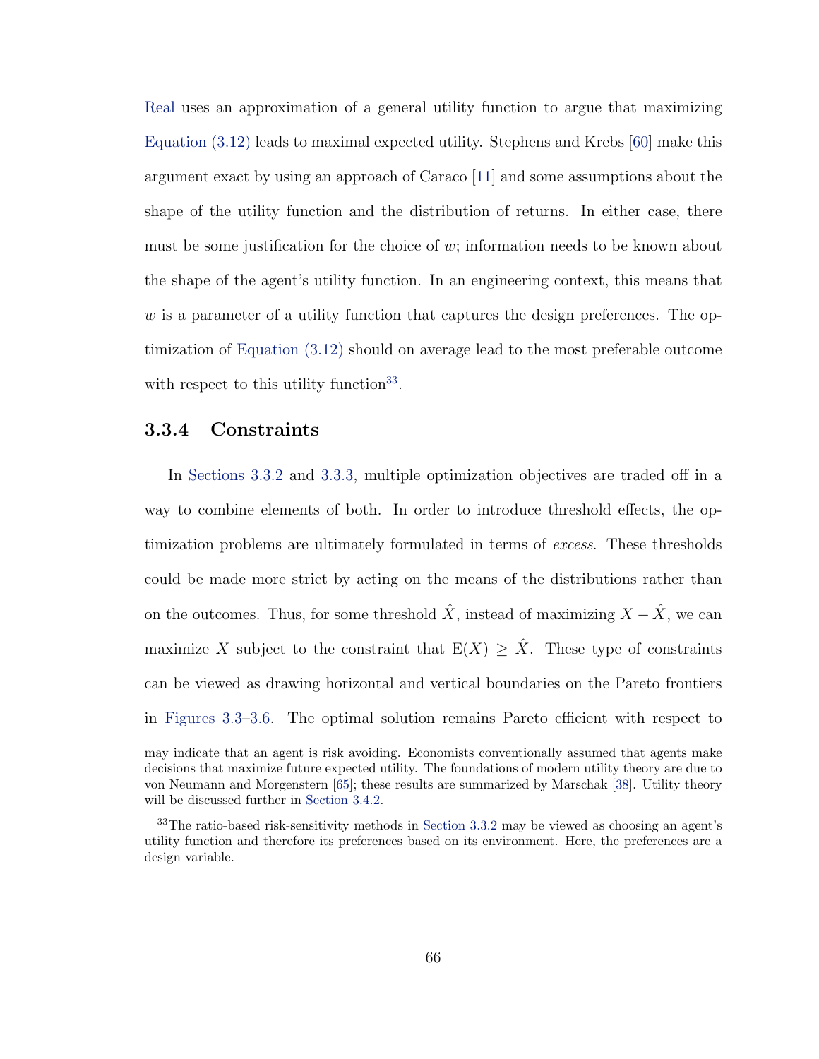Real uses an approximation of a general utility function to argue that maximizing Equation (3.12) leads to maximal expected utility. Stephens and Krebs [60] make this argument exact by using an approach of Caraco [11] and some assumptions about the shape of the utility function and the distribution of returns. In either case, there must be some justification for the choice of $w$; information needs to be known about the shape of the agent's utility function. In an engineering context, this means that $w$ is a parameter of a utility function that captures the design preferences. The optimization of Equation (3.12) should on average lead to the most preferable outcome with respect to this utility function[33].

### 3.3.4 Constraints

In Sections 3.3.2 and 3.3.3, multiple optimization objectives are traded off in a way to combine elements of both. In order to introduce threshold effects, the optimization problems are ultimately formulated in terms of *excess*. These thresholds could be made more strict by acting on the means of the distributions rather than on the outcomes. Thus, for some threshold $\hat{X}$, instead of maximizing $X - \hat{X}$, we can maximize $X$ subject to the constraint that $\mathrm{E}(X) \geq \hat{X}$. These type of constraints can be viewed as drawing horizontal and vertical boundaries on the Pareto frontiers in Figures 3.3–3.6. The optimal solution remains Pareto efficient with respect to

may indicate that an agent is risk avoiding. Economists conventionally assumed that agents make decisions that maximize future expected utility. The foundations of modern utility theory are due to von Neumann and Morgenstern [65]; these results are summarized by Marschak [38]. Utility theory will be discussed further in Section 3.4.2.

[33]The ratio-based risk-sensitivity methods in Section 3.3.2 may be viewed as choosing an agent's utility function and therefore its preferences based on its environment. Here, the preferences are a design variable.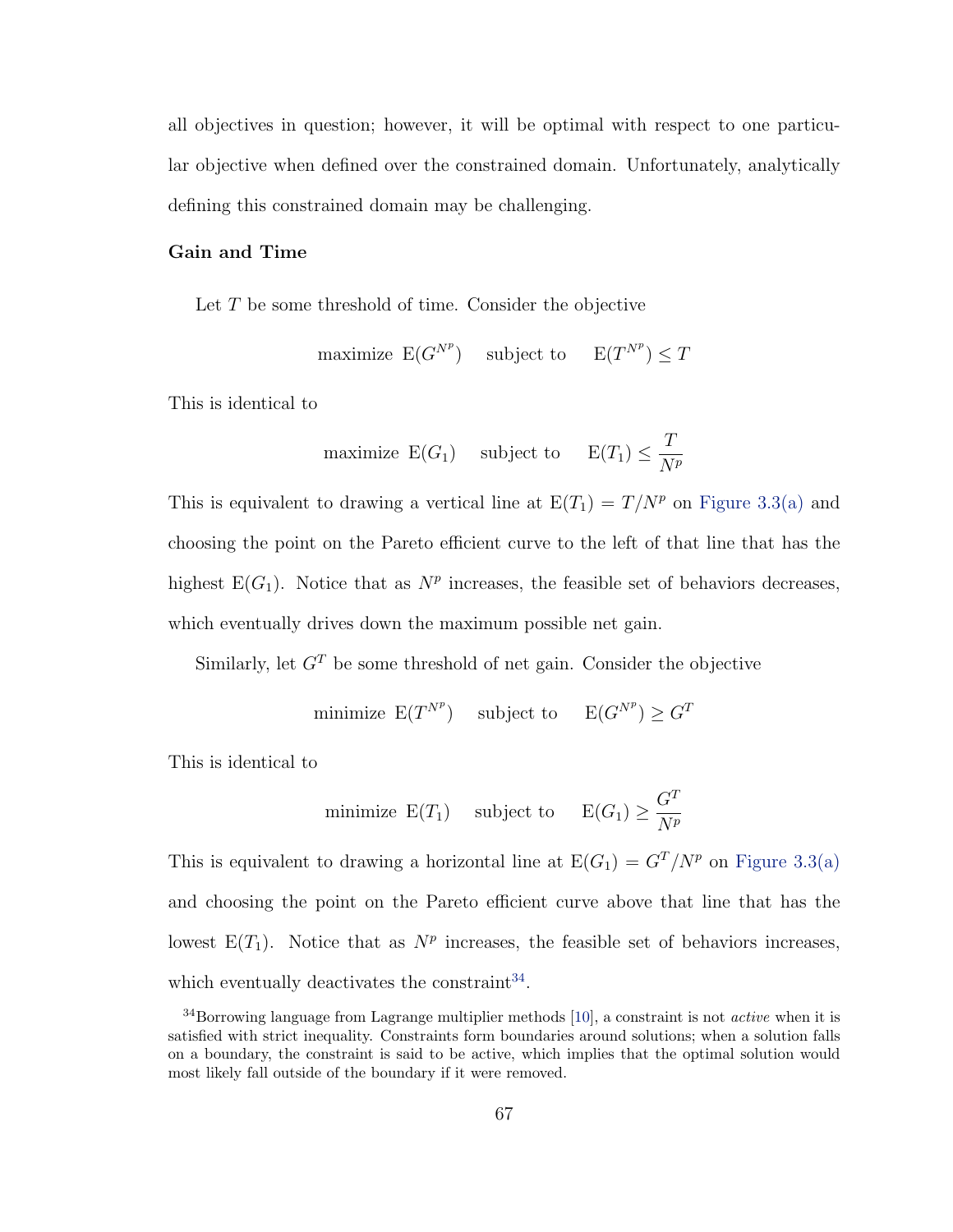all objectives in question; however, it will be optimal with respect to one particular objective when defined over the constrained domain. Unfortunately, analytically defining this constrained domain may be challenging.

**Gain and Time**

Let $T$ be some threshold of time. Consider the objective

$$\text{maximize } \mathrm{E}(G^{N^p}) \quad \text{subject to} \quad \mathrm{E}(T^{N^p}) \leq T$$

This is identical to

$$\text{maximize } \mathrm{E}(G_1) \quad \text{subject to} \quad \mathrm{E}(T_1) \leq \frac{T}{N^p}$$

This is equivalent to drawing a vertical line at $\mathrm{E}(T_1) = T/N^p$ on Figure 3.3(a) and choosing the point on the Pareto efficient curve to the left of that line that has the highest $\mathrm{E}(G_1)$. Notice that as $N^p$ increases, the feasible set of behaviors decreases, which eventually drives down the maximum possible net gain.

Similarly, let $G^T$ be some threshold of net gain. Consider the objective

$$\text{minimize } \mathrm{E}(T^{N^p}) \quad \text{subject to} \quad \mathrm{E}(G^{N^p}) \geq G^T$$

This is identical to

$$\text{minimize } \mathrm{E}(T_1) \quad \text{subject to} \quad \mathrm{E}(G_1) \geq \frac{G^T}{N^p}$$

This is equivalent to drawing a horizontal line at $\mathrm{E}(G_1) = G^T/N^p$ on Figure 3.3(a) and choosing the point on the Pareto efficient curve above that line that has the lowest $\mathrm{E}(T_1)$. Notice that as $N^p$ increases, the feasible set of behaviors increases, which eventually deactivates the constraint[34].

[34] Borrowing language from Lagrange multiplier methods [10], a constraint is not *active* when it is satisfied with strict inequality. Constraints form boundaries around solutions; when a solution falls on a boundary, the constraint is said to be active, which implies that the optimal solution would most likely fall outside of the boundary if it were removed.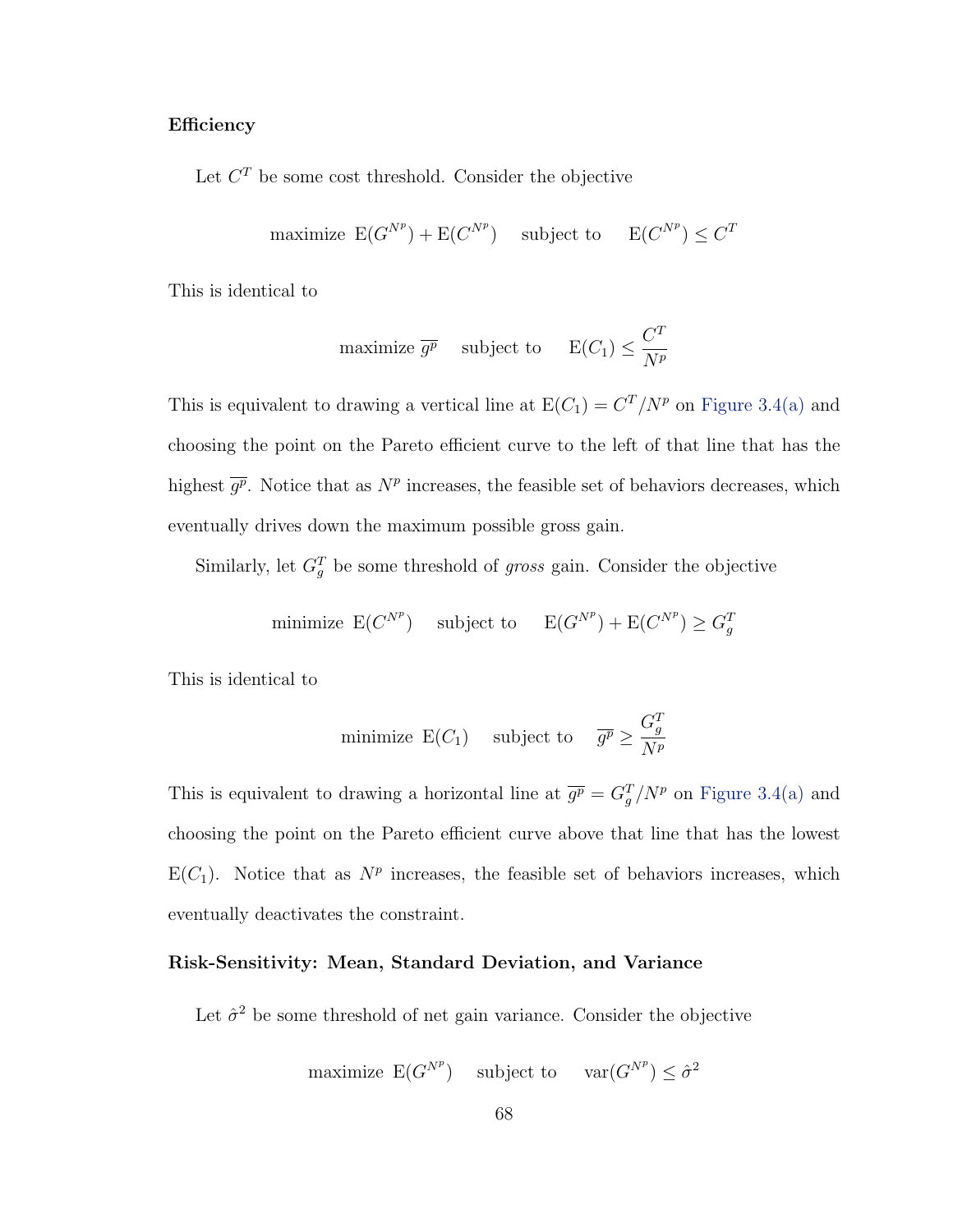**Efficiency**

Let $C^T$ be some cost threshold. Consider the objective

$$\text{maximize } \operatorname{E}(G^{N^p}) + \operatorname{E}(C^{N^p}) \quad \text{subject to} \quad \operatorname{E}(C^{N^p}) \leq C^T$$

This is identical to

$$\text{maximize } \overline{g^p} \quad \text{subject to} \quad \operatorname{E}(C_1) \leq \frac{C^T}{N^p}$$

This is equivalent to drawing a vertical line at $\operatorname{E}(C_1) = C^T/N^p$ on Figure 3.4(a) and choosing the point on the Pareto efficient curve to the left of that line that has the highest $\overline{g^p}$. Notice that as $N^p$ increases, the feasible set of behaviors decreases, which eventually drives down the maximum possible gross gain.

Similarly, let $G_g^T$ be some threshold of *gross* gain. Consider the objective

$$\text{minimize } \operatorname{E}(C^{N^p}) \quad \text{subject to} \quad \operatorname{E}(G^{N^p}) + \operatorname{E}(C^{N^p}) \geq G_g^T$$

This is identical to

$$\text{minimize } \operatorname{E}(C_1) \quad \text{subject to} \quad \overline{g^p} \geq \frac{G_g^T}{N^p}$$

This is equivalent to drawing a horizontal line at $\overline{g^p} = G_g^T/N^p$ on Figure 3.4(a) and choosing the point on the Pareto efficient curve above that line that has the lowest $\operatorname{E}(C_1)$. Notice that as $N^p$ increases, the feasible set of behaviors increases, which eventually deactivates the constraint.

**Risk-Sensitivity: Mean, Standard Deviation, and Variance**

Let $\hat{\sigma}^2$ be some threshold of net gain variance. Consider the objective

$$\text{maximize } \operatorname{E}(G^{N^p}) \quad \text{subject to} \quad \operatorname{var}(G^{N^p}) \leq \hat{\sigma}^2$$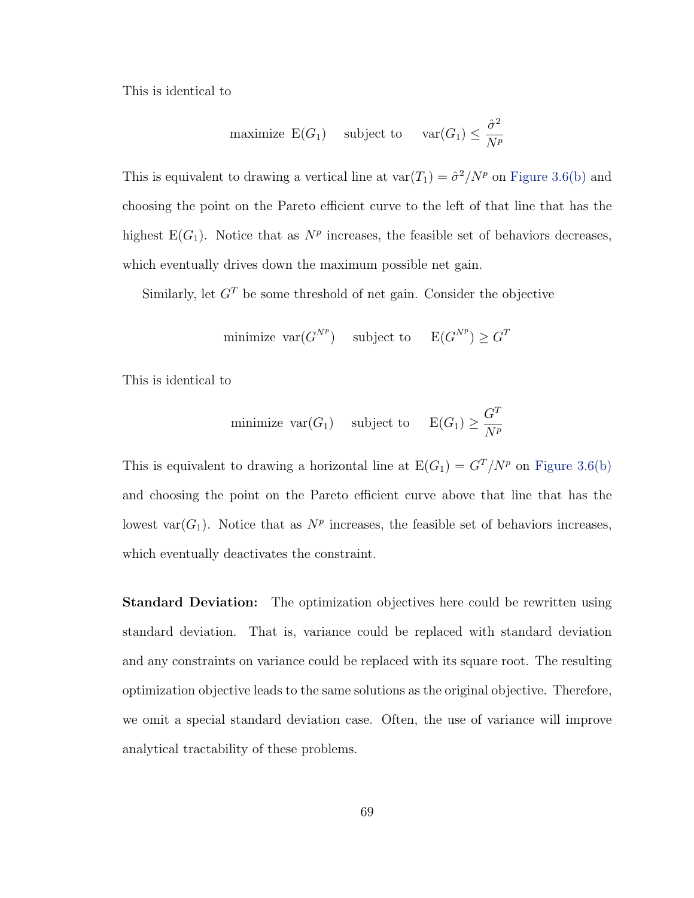This is identical to

$$\text{maximize } \mathrm{E}(G_1) \quad \text{subject to} \quad \mathrm{var}(G_1) \leq \frac{\hat{\sigma}^2}{N^p}$$

This is equivalent to drawing a vertical line at $\mathrm{var}(T_1) = \hat{\sigma}^2/N^p$ on Figure 3.6(b) and choosing the point on the Pareto efficient curve to the left of that line that has the highest $\mathrm{E}(G_1)$. Notice that as $N^p$ increases, the feasible set of behaviors decreases, which eventually drives down the maximum possible net gain.

Similarly, let $G^T$ be some threshold of net gain. Consider the objective

$$\text{minimize } \mathrm{var}(G^{N^p}) \quad \text{subject to} \quad \mathrm{E}(G^{N^p}) \geq G^T$$

This is identical to

$$\text{minimize } \mathrm{var}(G_1) \quad \text{subject to} \quad \mathrm{E}(G_1) \geq \frac{G^T}{N^p}$$

This is equivalent to drawing a horizontal line at $\mathrm{E}(G_1) = G^T/N^p$ on Figure 3.6(b) and choosing the point on the Pareto efficient curve above that line that has the lowest $\mathrm{var}(G_1)$. Notice that as $N^p$ increases, the feasible set of behaviors increases, which eventually deactivates the constraint.

**Standard Deviation:** The optimization objectives here could be rewritten using standard deviation. That is, variance could be replaced with standard deviation and any constraints on variance could be replaced with its square root. The resulting optimization objective leads to the same solutions as the original objective. Therefore, we omit a special standard deviation case. Often, the use of variance will improve analytical tractability of these problems.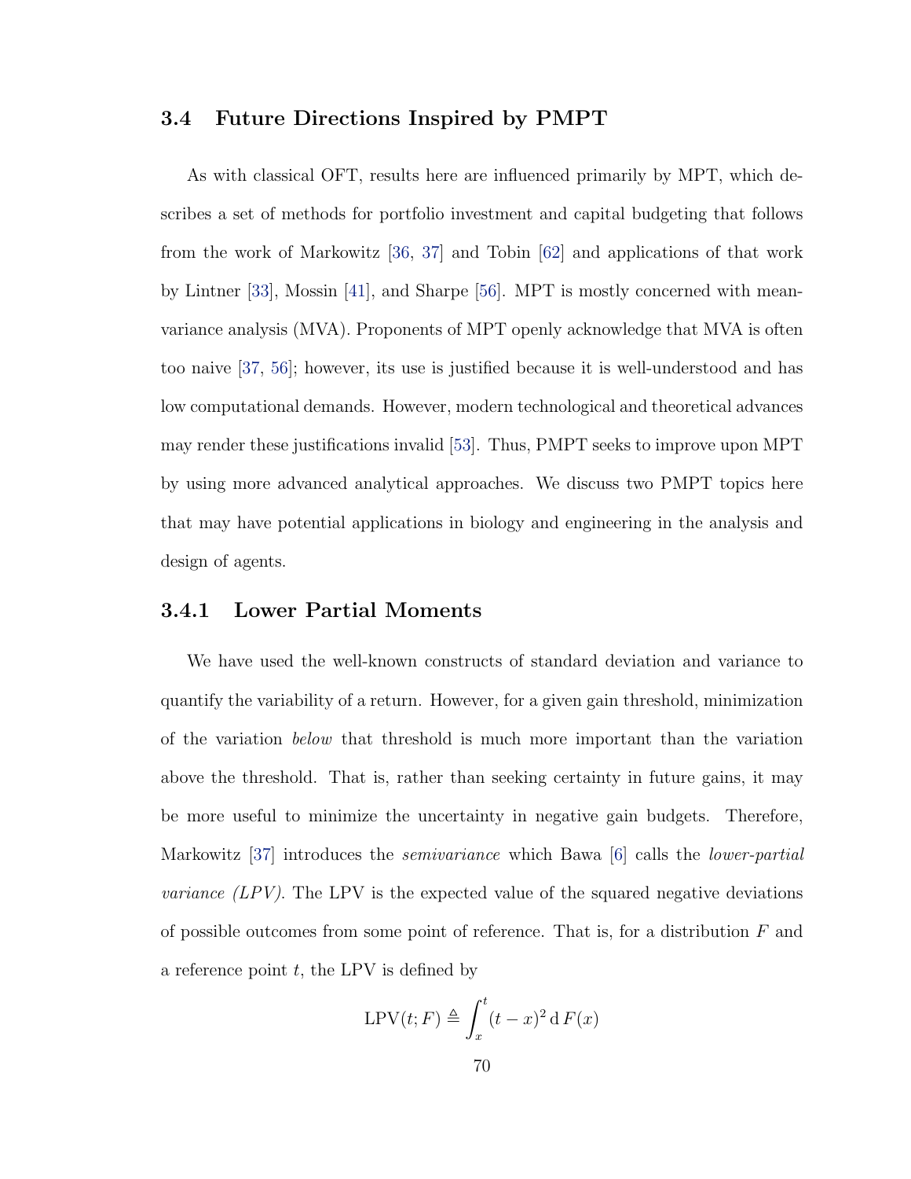## 3.4 Future Directions Inspired by PMPT

As with classical OFT, results here are influenced primarily by MPT, which describes a set of methods for portfolio investment and capital budgeting that follows from the work of Markowitz [36, 37] and Tobin [62] and applications of that work by Lintner [33], Mossin [41], and Sharpe [56]. MPT is mostly concerned with mean-variance analysis (MVA). Proponents of MPT openly acknowledge that MVA is often too naive [37, 56]; however, its use is justified because it is well-understood and has low computational demands. However, modern technological and theoretical advances may render these justifications invalid [53]. Thus, PMPT seeks to improve upon MPT by using more advanced analytical approaches. We discuss two PMPT topics here that may have potential applications in biology and engineering in the analysis and design of agents.

### 3.4.1 Lower Partial Moments

We have used the well-known constructs of standard deviation and variance to quantify the variability of a return. However, for a given gain threshold, minimization of the variation *below* that threshold is much more important than the variation above the threshold. That is, rather than seeking certainty in future gains, it may be more useful to minimize the uncertainty in negative gain budgets. Therefore, Markowitz [37] introduces the *semivariance* which Bawa [6] calls the *lower-partial variance (LPV)*. The LPV is the expected value of the squared negative deviations of possible outcomes from some point of reference. That is, for a distribution $F$ and a reference point $t$, the LPV is defined by

$$\text{LPV}(t; F) \triangleq \int_{x}^{t} (t - x)^2 \, \mathrm{d}\, F(x)$$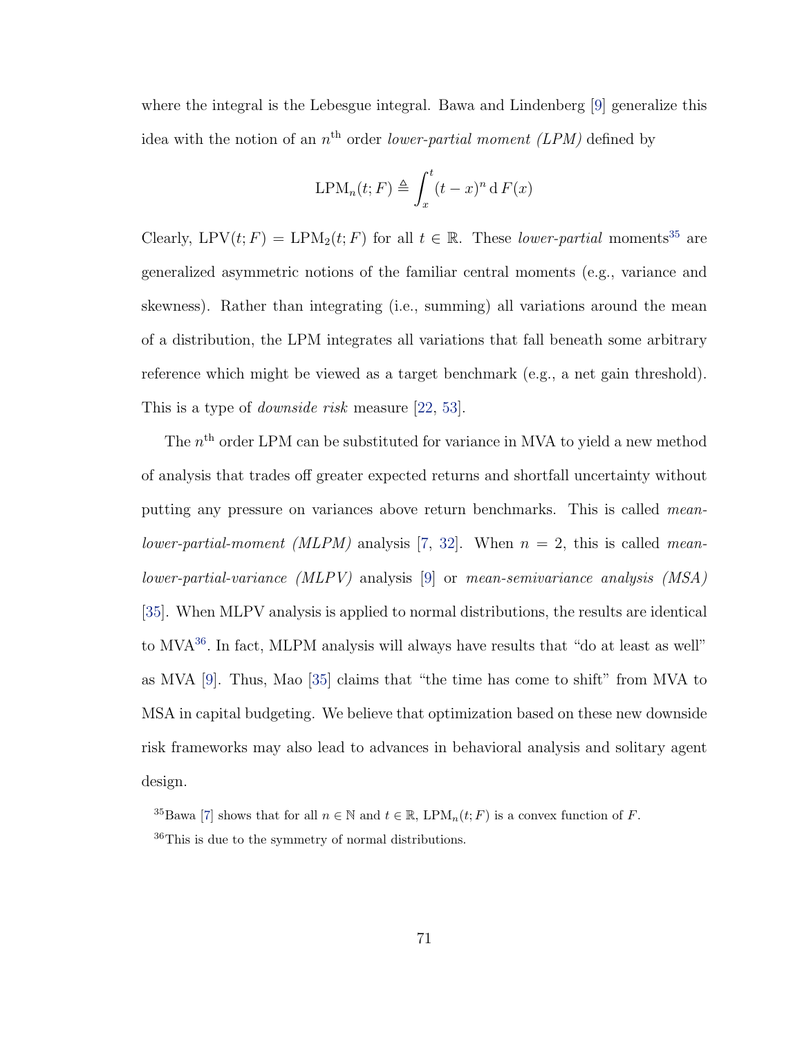where the integral is the Lebesgue integral. Bawa and Lindenberg [9] generalize this idea with the notion of an $n^{\text{th}}$ order *lower-partial moment (LPM)* defined by

$$\text{LPM}_n(t; F) \triangleq \int_x^t (t - x)^n \, \mathrm{d}\, F(x)$$

Clearly, $\text{LPV}(t; F) = \text{LPM}_2(t; F)$ for all $t \in \mathbb{R}$. These *lower-partial* moments[35] are generalized asymmetric notions of the familiar central moments (e.g., variance and skewness). Rather than integrating (i.e., summing) all variations around the mean of a distribution, the LPM integrates all variations that fall beneath some arbitrary reference which might be viewed as a target benchmark (e.g., a net gain threshold). This is a type of *downside risk* measure [22, 53].

The $n^{\text{th}}$ order LPM can be substituted for variance in MVA to yield a new method of analysis that trades off greater expected returns and shortfall uncertainty without putting any pressure on variances above return benchmarks. This is called *mean-lower-partial-moment (MLPM)* analysis [7, 32]. When $n = 2$, this is called *mean-lower-partial-variance (MLPV)* analysis [9] or *mean-semivariance analysis (MSA)* [35]. When MLPV analysis is applied to normal distributions, the results are identical to MVA[36]. In fact, MLPM analysis will always have results that "do at least as well" as MVA [9]. Thus, Mao [35] claims that "the time has come to shift" from MVA to MSA in capital budgeting. We believe that optimization based on these new downside risk frameworks may also lead to advances in behavioral analysis and solitary agent design.

[35] Bawa [7] shows that for all $n \in \mathbb{N}$ and $t \in \mathbb{R}$, $\text{LPM}_n(t; F)$ is a convex function of $F$.

[36] This is due to the symmetry of normal distributions.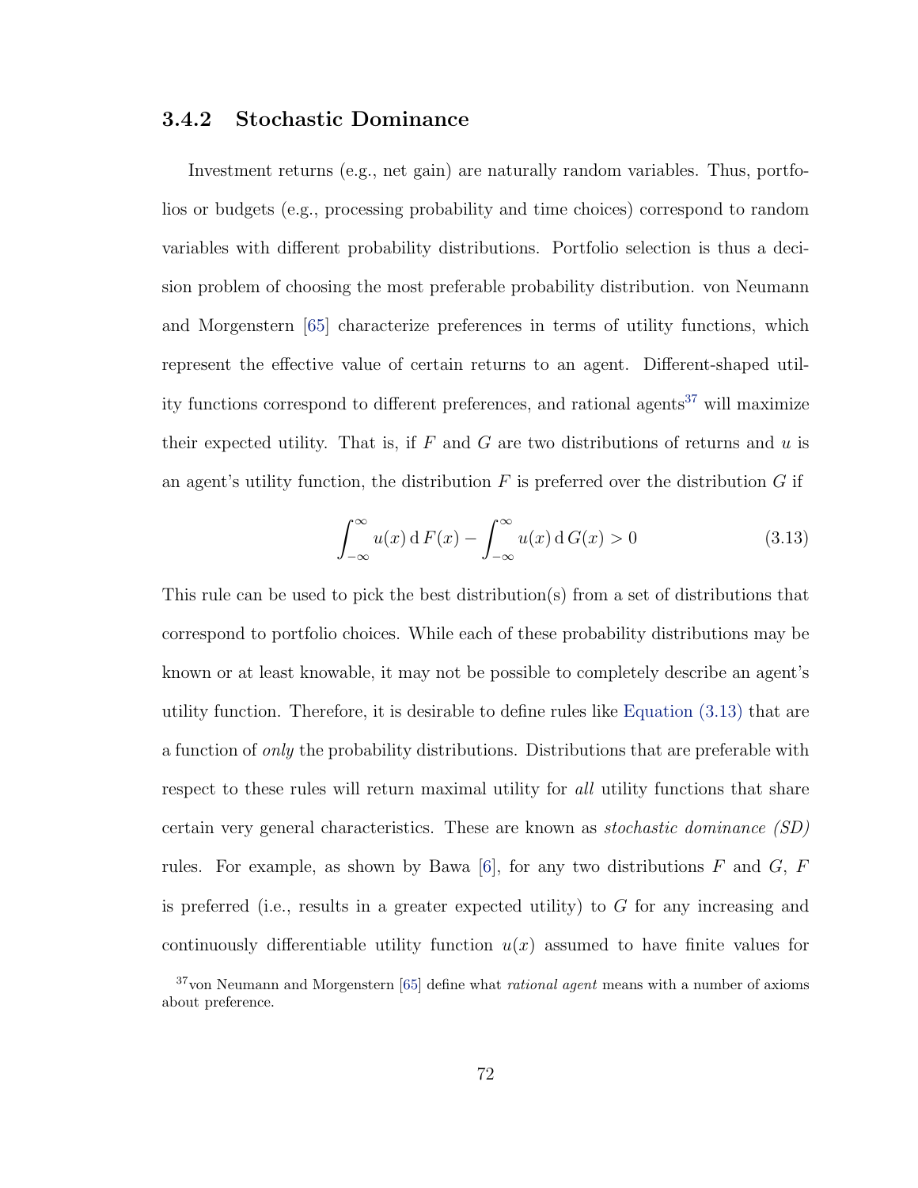### 3.4.2 Stochastic Dominance

Investment returns (e.g., net gain) are naturally random variables. Thus, portfolios or budgets (e.g., processing probability and time choices) correspond to random variables with different probability distributions. Portfolio selection is thus a decision problem of choosing the most preferable probability distribution. von Neumann and Morgenstern [65] characterize preferences in terms of utility functions, which represent the effective value of certain returns to an agent. Different-shaped utility functions correspond to different preferences, and rational agents[37] will maximize their expected utility. That is, if $F$ and $G$ are two distributions of returns and $u$ is an agent's utility function, the distribution $F$ is preferred over the distribution $G$ if

$$\int_{-\infty}^{\infty} u(x) \, \mathrm{d}\, F(x) - \int_{-\infty}^{\infty} u(x) \, \mathrm{d}\, G(x) > 0 \tag{3.13}$$

This rule can be used to pick the best distribution(s) from a set of distributions that correspond to portfolio choices. While each of these probability distributions may be known or at least knowable, it may not be possible to completely describe an agent's utility function. Therefore, it is desirable to define rules like Equation (3.13) that are a function of *only* the probability distributions. Distributions that are preferable with respect to these rules will return maximal utility for *all* utility functions that share certain very general characteristics. These are known as *stochastic dominance (SD)* rules. For example, as shown by Bawa [6], for any two distributions $F$ and $G$, $F$ is preferred (i.e., results in a greater expected utility) to $G$ for any increasing and continuously differentiable utility function $u(x)$ assumed to have finite values for

[37] von Neumann and Morgenstern [65] define what *rational agent* means with a number of axioms about preference.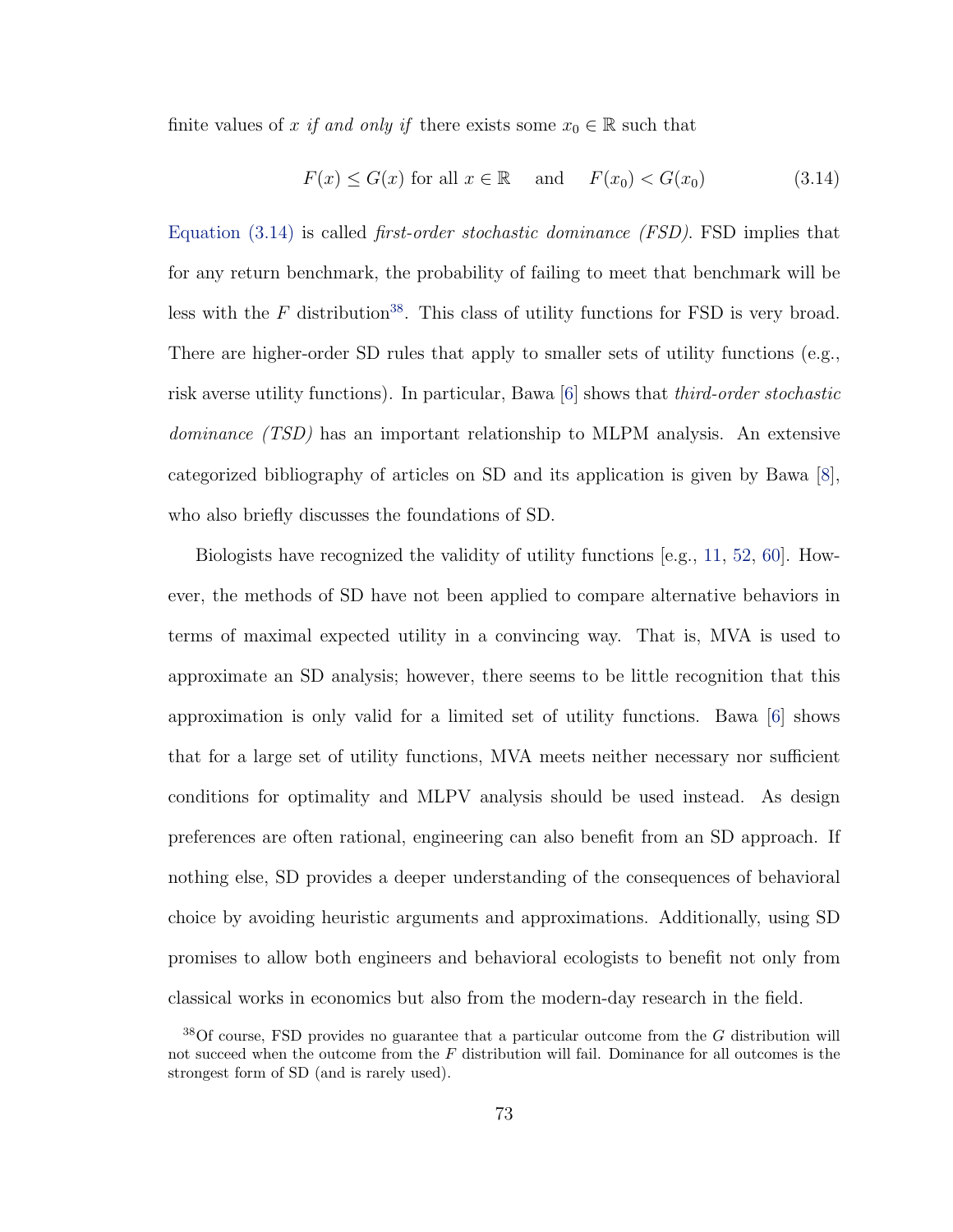finite values of $x$ *if and only if* there exists some $x_0 \in \mathbb{R}$ such that

$$F(x) \leq G(x) \text{ for all } x \in \mathbb{R} \quad \text{and} \quad F(x_0) < G(x_0) \tag{3.14}$$

Equation (3.14) is called *first-order stochastic dominance (FSD)*. FSD implies that for any return benchmark, the probability of failing to meet that benchmark will be less with the $F$ distribution[38]. This class of utility functions for FSD is very broad. There are higher-order SD rules that apply to smaller sets of utility functions (e.g., risk averse utility functions). In particular, Bawa [6] shows that *third-order stochastic dominance (TSD)* has an important relationship to MLPM analysis. An extensive categorized bibliography of articles on SD and its application is given by Bawa [8], who also briefly discusses the foundations of SD.

Biologists have recognized the validity of utility functions [e.g., 11, 52, 60]. However, the methods of SD have not been applied to compare alternative behaviors in terms of maximal expected utility in a convincing way. That is, MVA is used to approximate an SD analysis; however, there seems to be little recognition that this approximation is only valid for a limited set of utility functions. Bawa [6] shows that for a large set of utility functions, MVA meets neither necessary nor sufficient conditions for optimality and MLPV analysis should be used instead. As design preferences are often rational, engineering can also benefit from an SD approach. If nothing else, SD provides a deeper understanding of the consequences of behavioral choice by avoiding heuristic arguments and approximations. Additionally, using SD promises to allow both engineers and behavioral ecologists to benefit not only from classical works in economics but also from the modern-day research in the field.

[38] Of course, FSD provides no guarantee that a particular outcome from the $G$ distribution will not succeed when the outcome from the $F$ distribution will fail. Dominance for all outcomes is the strongest form of SD (and is rarely used).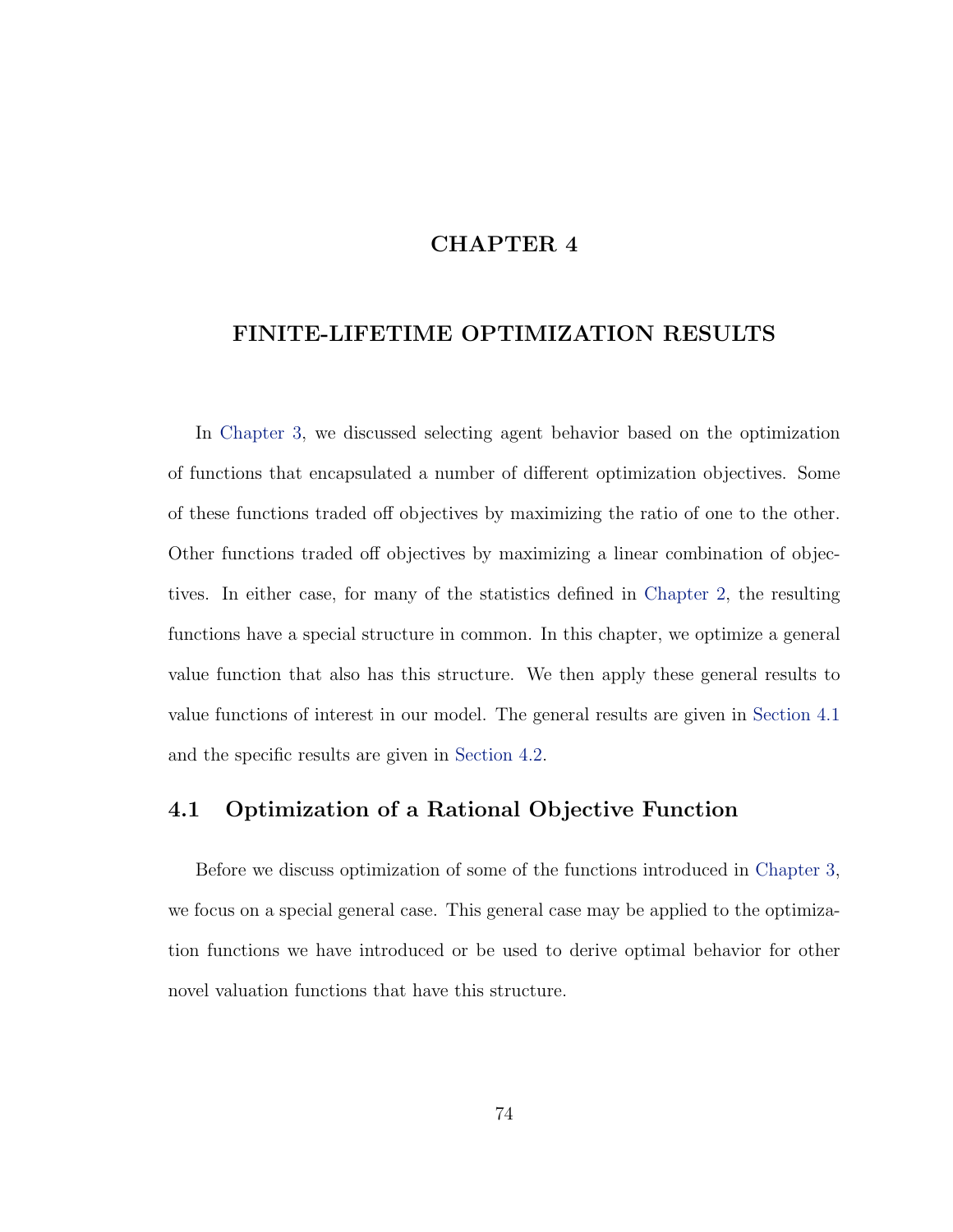# CHAPTER 4

# FINITE-LIFETIME OPTIMIZATION RESULTS

In Chapter 3, we discussed selecting agent behavior based on the optimization of functions that encapsulated a number of different optimization objectives. Some of these functions traded off objectives by maximizing the ratio of one to the other. Other functions traded off objectives by maximizing a linear combination of objectives. In either case, for many of the statistics defined in Chapter 2, the resulting functions have a special structure in common. In this chapter, we optimize a general value function that also has this structure. We then apply these general results to value functions of interest in our model. The general results are given in Section 4.1 and the specific results are given in Section 4.2.

## 4.1 Optimization of a Rational Objective Function

Before we discuss optimization of some of the functions introduced in Chapter 3, we focus on a special general case. This general case may be applied to the optimization functions we have introduced or be used to derive optimal behavior for other novel valuation functions that have this structure.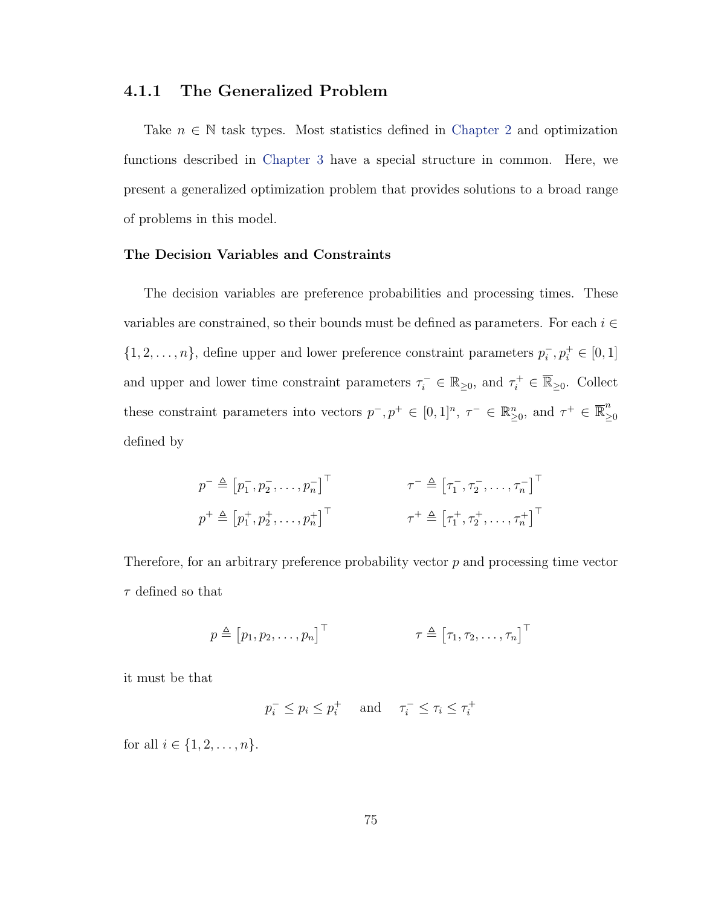### 4.1.1 The Generalized Problem

Take $n \in \mathbb{N}$ task types. Most statistics defined in Chapter 2 and optimization functions described in Chapter 3 have a special structure in common. Here, we present a generalized optimization problem that provides solutions to a broad range of problems in this model.

#### The Decision Variables and Constraints

The decision variables are preference probabilities and processing times. These variables are constrained, so their bounds must be defined as parameters. For each $i \in \{1, 2, \ldots, n\}$, define upper and lower preference constraint parameters $p_i^-, p_i^+ \in [0, 1]$ and upper and lower time constraint parameters $\tau_i^- \in \mathbb{R}_{\geq 0}$, and $\tau_i^+ \in \overline{\mathbb{R}}_{\geq 0}$. Collect these constraint parameters into vectors $p^-, p^+ \in [0, 1]^n$, $\tau^- \in \mathbb{R}_{\geq 0}^n$, and $\tau^+ \in \overline{\mathbb{R}}_{\geq 0}^n$ defined by

$$
p^- \triangleq \left[p_1^-, p_2^-, \ldots, p_n^-\right]^\top \qquad \tau^- \triangleq \left[\tau_1^-, \tau_2^-, \ldots, \tau_n^-\right]^\top
$$

$$
p^+ \triangleq \left[p_1^+, p_2^+, \ldots, p_n^+\right]^\top \qquad \tau^+ \triangleq \left[\tau_1^+, \tau_2^+, \ldots, \tau_n^+\right]^\top
$$

Therefore, for an arbitrary preference probability vector $p$ and processing time vector $\tau$ defined so that

$$
p \triangleq \left[p_1, p_2, \ldots, p_n\right]^\top \qquad \tau \triangleq \left[\tau_1, \tau_2, \ldots, \tau_n\right]^\top
$$

it must be that

$$
p_i^- \leq p_i \leq p_i^+ \quad \text{and} \quad \tau_i^- \leq \tau_i \leq \tau_i^+
$$

for all $i \in \{1, 2, \ldots, n\}$.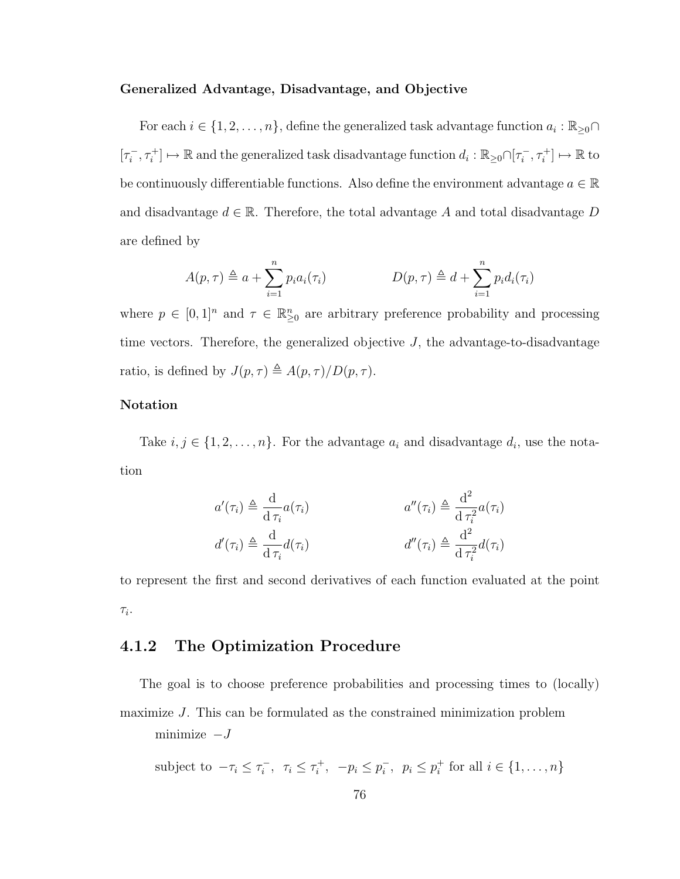**Generalized Advantage, Disadvantage, and Objective**

For each $i \in \{1, 2, \ldots, n\}$, define the generalized task advantage function $a_i : \mathbb{R}_{\geq 0} \cap [\tau_i^-, \tau_i^+] \mapsto \mathbb{R}$ and the generalized task disadvantage function $d_i : \mathbb{R}_{\geq 0} \cap [\tau_i^-, \tau_i^+] \mapsto \mathbb{R}$ to be continuously differentiable functions. Also define the environment advantage $a \in \mathbb{R}$ and disadvantage $d \in \mathbb{R}$. Therefore, the total advantage $A$ and total disadvantage $D$ are defined by

$$A(p, \tau) \triangleq a + \sum_{i=1}^{n} p_i a_i(\tau_i) \qquad\qquad D(p, \tau) \triangleq d + \sum_{i=1}^{n} p_i d_i(\tau_i)$$

where $p \in [0, 1]^n$ and $\tau \in \mathbb{R}_{\geq 0}^n$ are arbitrary preference probability and processing time vectors. Therefore, the generalized objective $J$, the advantage-to-disadvantage ratio, is defined by $J(p, \tau) \triangleq A(p, \tau)/D(p, \tau)$.

**Notation**

Take $i, j \in \{1, 2, \ldots, n\}$. For the advantage $a_i$ and disadvantage $d_i$, use the notation

$$a'(\tau_i) \triangleq \frac{\mathrm{d}}{\mathrm{d}\,\tau_i} a(\tau_i) \qquad\qquad a''(\tau_i) \triangleq \frac{\mathrm{d}^2}{\mathrm{d}\,\tau_i^2} a(\tau_i)$$

$$d'(\tau_i) \triangleq \frac{\mathrm{d}}{\mathrm{d}\,\tau_i} d(\tau_i) \qquad\qquad d''(\tau_i) \triangleq \frac{\mathrm{d}^2}{\mathrm{d}\,\tau_i^2} d(\tau_i)$$

to represent the first and second derivatives of each function evaluated at the point $\tau_i$.

### 4.1.2 The Optimization Procedure

The goal is to choose preference probabilities and processing times to (locally) maximize $J$. This can be formulated as the constrained minimization problem

minimize $-J$

subject to $-\tau_i \leq \tau_i^-$, $\tau_i \leq \tau_i^+$, $-p_i \leq p_i^-$, $p_i \leq p_i^+$ for all $i \in \{1, \ldots, n\}$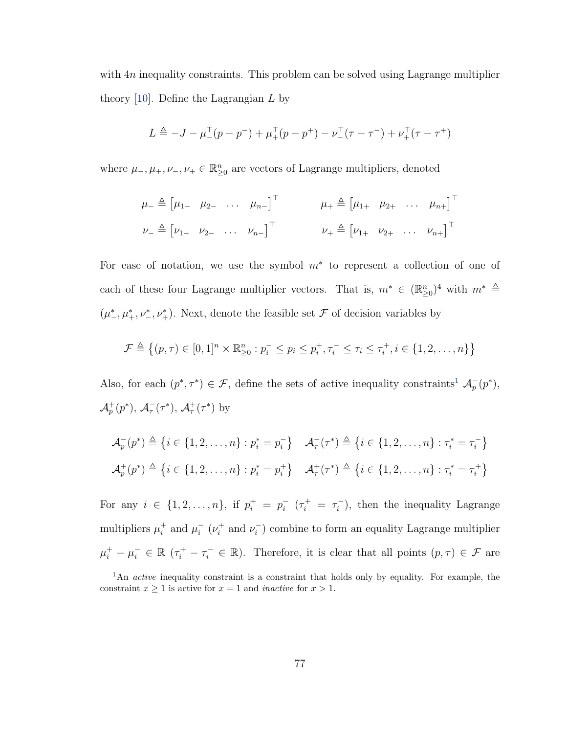with $4n$ inequality constraints. This problem can be solved using Lagrange multiplier theory [10]. Define the Lagrangian $L$ by

$$L \triangleq -J - \mu_-^\top(p - p^-) + \mu_+^\top(p - p^+) - \nu_-^\top(\tau - \tau^-) + \nu_+^\top(\tau - \tau^+)$$

where $\mu_-, \mu_+, \nu_-, \nu_+ \in \mathbb{R}^n_{\geq 0}$ are vectors of Lagrange multipliers, denoted

$$\mu_- \triangleq \begin{bmatrix} \mu_{1-} & \mu_{2-} & \dots & \mu_{n-} \end{bmatrix}^\top \qquad \mu_+ \triangleq \begin{bmatrix} \mu_{1+} & \mu_{2+} & \dots & \mu_{n+} \end{bmatrix}^\top$$

$$\nu_- \triangleq \begin{bmatrix} \nu_{1-} & \nu_{2-} & \dots & \nu_{n-} \end{bmatrix}^\top \qquad \nu_+ \triangleq \begin{bmatrix} \nu_{1+} & \nu_{2+} & \dots & \nu_{n+} \end{bmatrix}^\top$$

For ease of notation, we use the symbol $m^*$ to represent a collection of one of each of these four Lagrange multiplier vectors. That is, $m^* \in (\mathbb{R}^n_{\geq 0})^4$ with $m^* \triangleq (\mu_-^*, \mu_+^*, \nu_-^*, \nu_+^*)$. Next, denote the feasible set $\mathcal{F}$ of decision variables by

$$\mathcal{F} \triangleq \left\{(p, \tau) \in [0, 1]^n \times \mathbb{R}^n_{\geq 0} : p_i^- \leq p_i \leq p_i^+, \tau_i^- \leq \tau_i \leq \tau_i^+, i \in \{1, 2, \dots, n\}\right\}$$

Also, for each $(p^*, \tau^*) \in \mathcal{F}$, define the sets of active inequality constraints[1] $\mathcal{A}_p^-(p^*)$, $\mathcal{A}_p^+(p^*)$, $\mathcal{A}_\tau^-(\tau^*)$, $\mathcal{A}_\tau^+(\tau^*)$ by

$$\mathcal{A}_p^-(p^*) \triangleq \left\{i \in \{1, 2, \dots, n\} : p_i^* = p_i^-\right\} \quad \mathcal{A}_\tau^-(\tau^*) \triangleq \left\{i \in \{1, 2, \dots, n\} : \tau_i^* = \tau_i^-\right\}$$

$$\mathcal{A}_p^+(p^*) \triangleq \left\{i \in \{1, 2, \dots, n\} : p_i^* = p_i^+\right\} \quad \mathcal{A}_\tau^+(\tau^*) \triangleq \left\{i \in \{1, 2, \dots, n\} : \tau_i^* = \tau_i^+\right\}$$

For any $i \in \{1, 2, \dots, n\}$, if $p_i^+ = p_i^-$ ($\tau_i^+ = \tau_i^-$), then the inequality Lagrange multipliers $\mu_i^+$ and $\mu_i^-$ ($\nu_i^+$ and $\nu_i^-$) combine to form an equality Lagrange multiplier $\mu_i^+ - \mu_i^- \in \mathbb{R}$ ($\tau_i^+ - \tau_i^- \in \mathbb{R}$). Therefore, it is clear that all points $(p, \tau) \in \mathcal{F}$ are

[1] An *active* inequality constraint is a constraint that holds only by equality. For example, the constraint $x \geq 1$ is active for $x = 1$ and *inactive* for $x > 1$.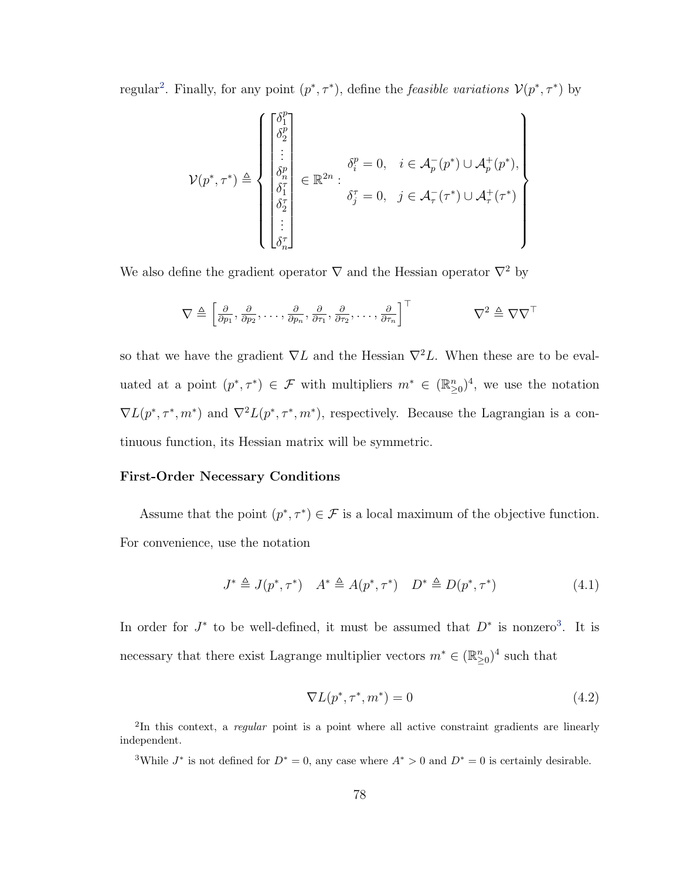regular[2]. Finally, for any point $(p^*, \tau^*)$, define the *feasible variations* $\mathcal{V}(p^*, \tau^*)$ by

$$\mathcal{V}(p^*, \tau^*) \triangleq \left\{ \begin{bmatrix} \delta_1^p \\ \delta_2^p \\ \vdots \\ \delta_n^p \\ \delta_1^\tau \\ \delta_2^\tau \\ \vdots \\ \delta_n^\tau \end{bmatrix} \in \mathbb{R}^{2n} : \begin{array}{l} \delta_i^p = 0, \quad i \in \mathcal{A}_p^-(p^*) \cup \mathcal{A}_p^+(p^*), \\ \\ \delta_j^\tau = 0, \quad j \in \mathcal{A}_\tau^-(\tau^*) \cup \mathcal{A}_\tau^+(\tau^*) \end{array} \right\}$$

We also define the gradient operator $\nabla$ and the Hessian operator $\nabla^2$ by

$$\nabla \triangleq \left[ \tfrac{\partial}{\partial p_1}, \tfrac{\partial}{\partial p_2}, \ldots, \tfrac{\partial}{\partial p_n}, \tfrac{\partial}{\partial \tau_1}, \tfrac{\partial}{\partial \tau_2}, \ldots, \tfrac{\partial}{\partial \tau_n} \right]^\top \qquad\qquad \nabla^2 \triangleq \nabla \nabla^\top$$

so that we have the gradient $\nabla L$ and the Hessian $\nabla^2 L$. When these are to be evaluated at a point $(p^*, \tau^*) \in \mathcal{F}$ with multipliers $m^* \in (\mathbb{R}^n_{\geq 0})^4$, we use the notation $\nabla L(p^*, \tau^*, m^*)$ and $\nabla^2 L(p^*, \tau^*, m^*)$, respectively. Because the Lagrangian is a continuous function, its Hessian matrix will be symmetric.

**First-Order Necessary Conditions**

Assume that the point $(p^*, \tau^*) \in \mathcal{F}$ is a local maximum of the objective function. For convenience, use the notation

$$J^* \triangleq J(p^*, \tau^*) \quad A^* \triangleq A(p^*, \tau^*) \quad D^* \triangleq D(p^*, \tau^*) \tag{4.1}$$

In order for $J^*$ to be well-defined, it must be assumed that $D^*$ is nonzero[3]. It is necessary that there exist Lagrange multiplier vectors $m^* \in (\mathbb{R}^n_{\geq 0})^4$ such that

$$\nabla L(p^*, \tau^*, m^*) = 0 \tag{4.2}$$

[2] In this context, a *regular* point is a point where all active constraint gradients are linearly independent.

[3] While $J^*$ is not defined for $D^* = 0$, any case where $A^* > 0$ and $D^* = 0$ is certainly desirable.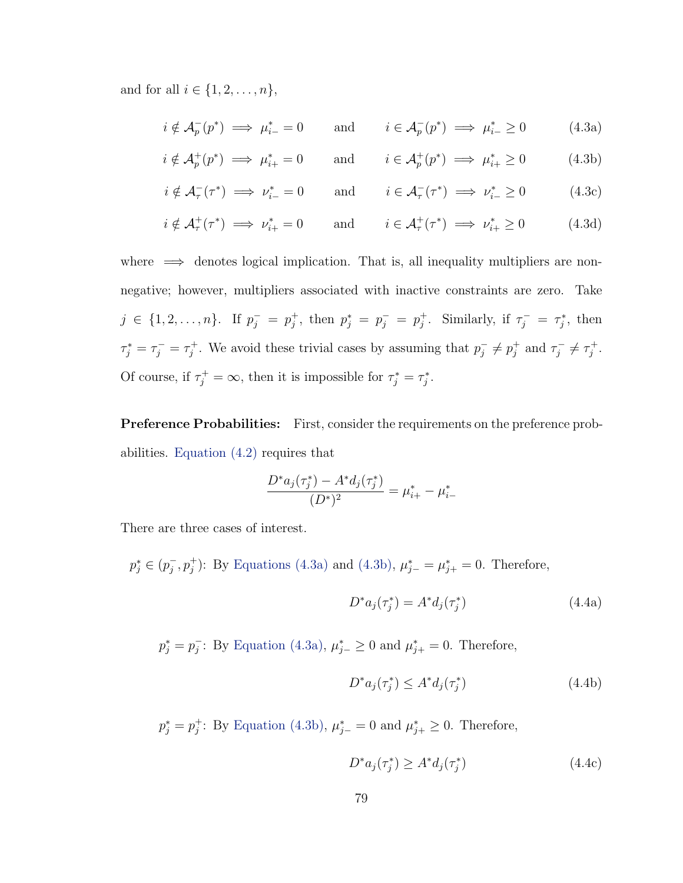and for all $i \in \{1, 2, \ldots, n\}$,

$$i \notin \mathcal{A}_p^-(p^*) \implies \mu_{i-}^* = 0 \qquad \text{and} \qquad i \in \mathcal{A}_p^-(p^*) \implies \mu_{i-}^* \geq 0 \tag{4.3a}$$

$$i \notin \mathcal{A}_p^+(p^*) \implies \mu_{i+}^* = 0 \qquad \text{and} \qquad i \in \mathcal{A}_p^+(p^*) \implies \mu_{i+}^* \geq 0 \tag{4.3b}$$

$$i \notin \mathcal{A}_\tau^-(\tau^*) \implies \nu_{i-}^* = 0 \qquad \text{and} \qquad i \in \mathcal{A}_\tau^-(\tau^*) \implies \nu_{i-}^* \geq 0 \tag{4.3c}$$

$$i \notin \mathcal{A}_\tau^+(\tau^*) \implies \nu_{i+}^* = 0 \qquad \text{and} \qquad i \in \mathcal{A}_\tau^+(\tau^*) \implies \nu_{i+}^* \geq 0 \tag{4.3d}$$

where $\implies$ denotes logical implication. That is, all inequality multipliers are non-negative; however, multipliers associated with inactive constraints are zero. Take $j \in \{1, 2, \ldots, n\}$. If $p_j^- = p_j^+$, then $p_j^* = p_j^- = p_j^+$. Similarly, if $\tau_j^- = \tau_j^*$, then $\tau_j^* = \tau_j^- = \tau_j^+$. We avoid these trivial cases by assuming that $p_j^- \neq p_j^+$ and $\tau_j^- \neq \tau_j^+$. Of course, if $\tau_j^+ = \infty$, then it is impossible for $\tau_j^* = \tau_j^*$.

**Preference Probabilities:** First, consider the requirements on the preference probabilities. Equation (4.2) requires that

$$\frac{D^* a_j(\tau_j^*) - A^* d_j(\tau_j^*)}{(D^*)^2} = \mu_{i+}^* - \mu_{i-}^*$$

There are three cases of interest.

$p_j^* \in (p_j^-, p_j^+)$: By Equations (4.3a) and (4.3b), $\mu_{j-}^* = \mu_{j+}^* = 0$. Therefore,

$$D^* a_j(\tau_j^*) = A^* d_j(\tau_j^*) \tag{4.4a}$$

$p_j^* = p_j^-$: By Equation (4.3a), $\mu_{j-}^* \geq 0$ and $\mu_{j+}^* = 0$. Therefore,

$$D^* a_j(\tau_j^*) \leq A^* d_j(\tau_j^*) \tag{4.4b}$$

$p_j^* = p_j^+$: By Equation (4.3b), $\mu_{j-}^* = 0$ and $\mu_{j+}^* \geq 0$. Therefore,

$$D^* a_j(\tau_j^*) \geq A^* d_j(\tau_j^*) \tag{4.4c}$$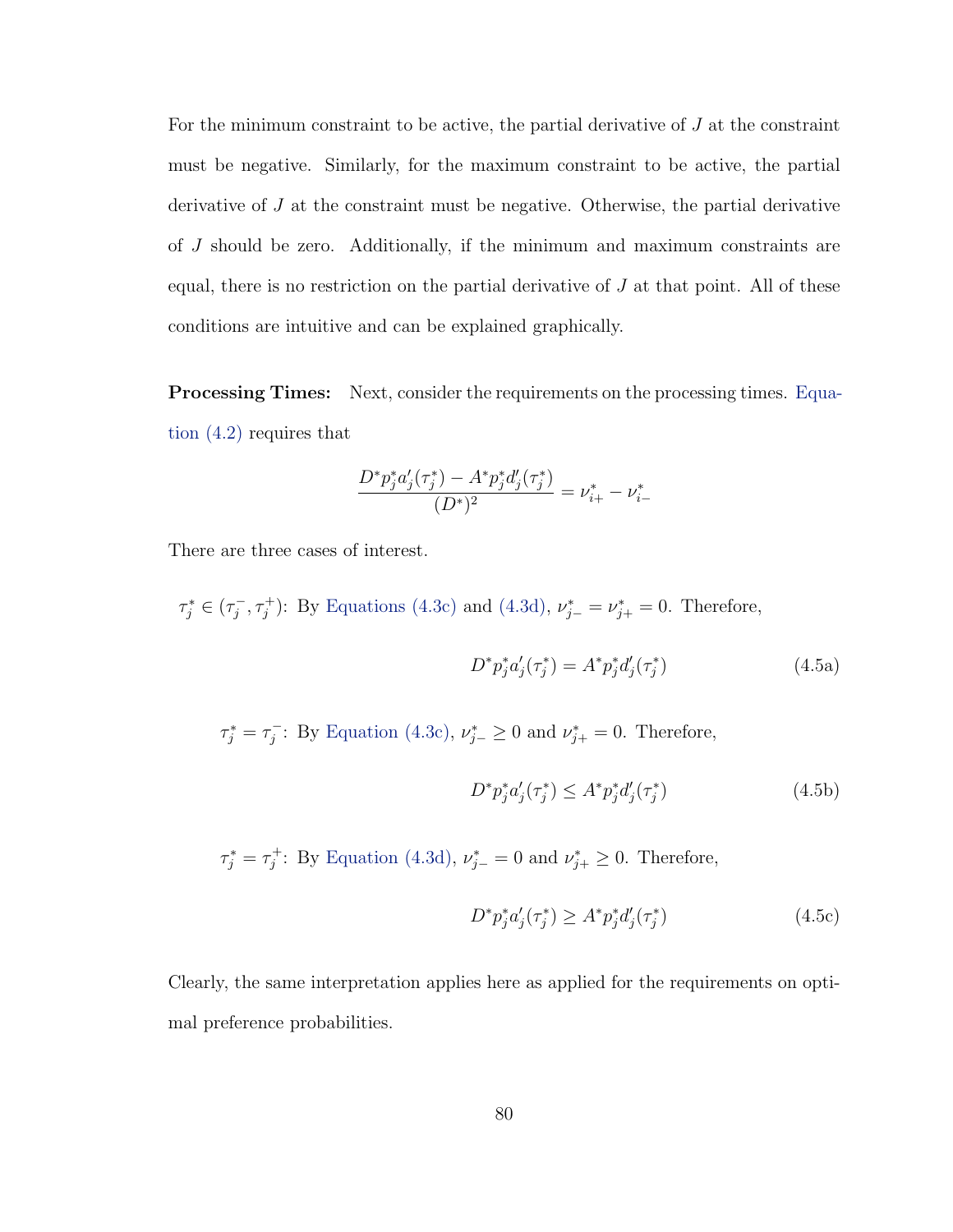For the minimum constraint to be active, the partial derivative of $J$ at the constraint must be negative. Similarly, for the maximum constraint to be active, the partial derivative of $J$ at the constraint must be negative. Otherwise, the partial derivative of $J$ should be zero. Additionally, if the minimum and maximum constraints are equal, there is no restriction on the partial derivative of $J$ at that point. All of these conditions are intuitive and can be explained graphically.

**Processing Times:** Next, consider the requirements on the processing times. Equation (4.2) requires that

$$\frac{D^* p_j^* a_j'(\tau_j^*) - A^* p_j^* d_j'(\tau_j^*)}{(D^*)^2} = \nu_{i+}^* - \nu_{i-}^*$$

There are three cases of interest.

$\tau_j^* \in (\tau_j^-, \tau_j^+)$: By Equations (4.3c) and (4.3d), $\nu_{j-}^* = \nu_{j+}^* = 0$. Therefore,

$$D^* p_j^* a_j'(\tau_j^*) = A^* p_j^* d_j'(\tau_j^*) \tag{4.5a}$$

$\tau_j^* = \tau_j^-$: By Equation (4.3c), $\nu_{j-}^* \geq 0$ and $\nu_{j+}^* = 0$. Therefore,

$$D^* p_j^* a_j'(\tau_j^*) \leq A^* p_j^* d_j'(\tau_j^*) \tag{4.5b}$$

$\tau_j^* = \tau_j^+$: By Equation (4.3d), $\nu_{j-}^* = 0$ and $\nu_{j+}^* \geq 0$. Therefore,

$$D^* p_j^* a_j'(\tau_j^*) \geq A^* p_j^* d_j'(\tau_j^*) \tag{4.5c}$$

Clearly, the same interpretation applies here as applied for the requirements on optimal preference probabilities.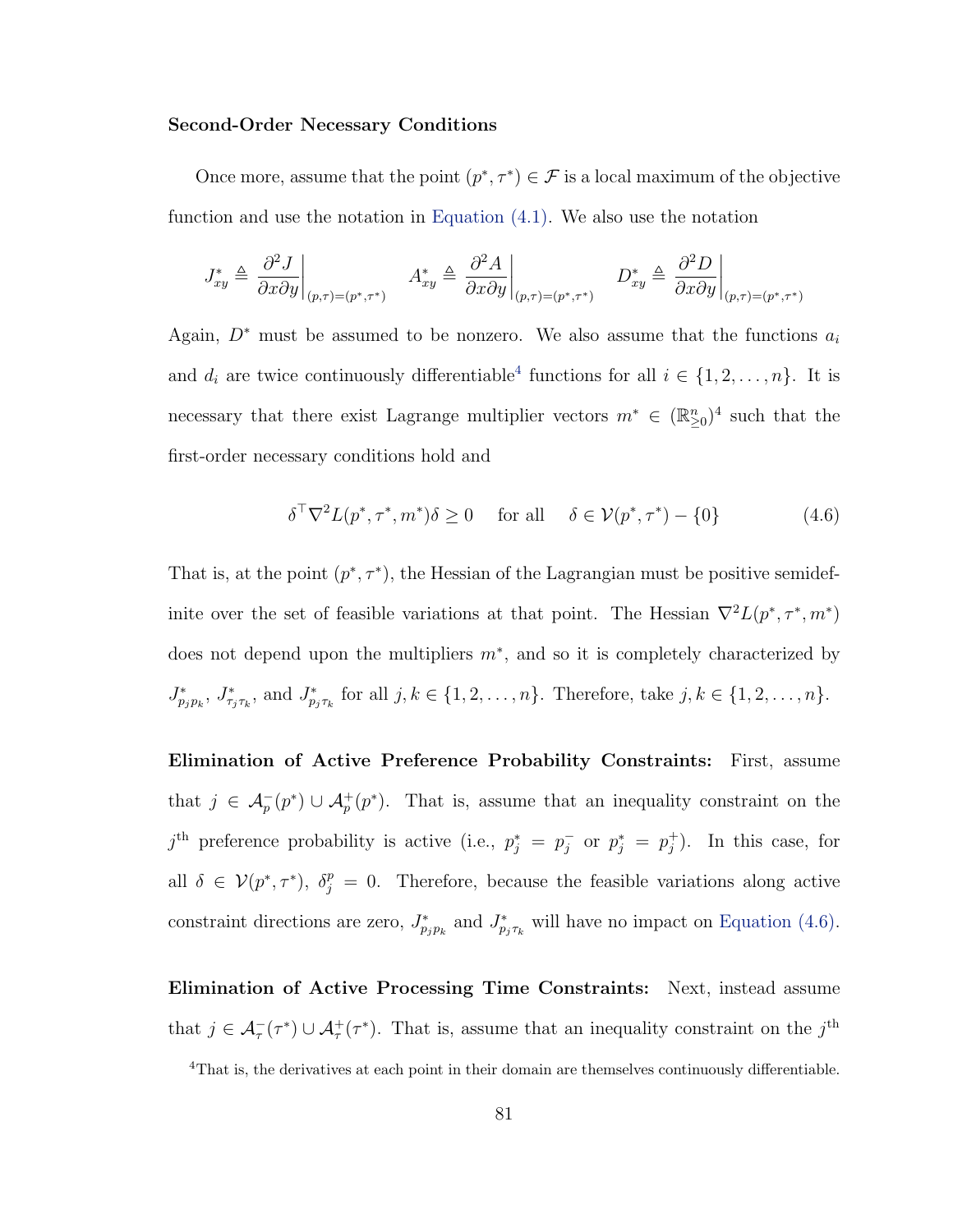**Second-Order Necessary Conditions**

Once more, assume that the point $(p^*, \tau^*) \in \mathcal{F}$ is a local maximum of the objective function and use the notation in Equation (4.1). We also use the notation

$$J^*_{xy} \triangleq \left.\frac{\partial^2 J}{\partial x \partial y}\right|_{(p,\tau)=(p^*,\tau^*)} \qquad A^*_{xy} \triangleq \left.\frac{\partial^2 A}{\partial x \partial y}\right|_{(p,\tau)=(p^*,\tau^*)} \qquad D^*_{xy} \triangleq \left.\frac{\partial^2 D}{\partial x \partial y}\right|_{(p,\tau)=(p^*,\tau^*)}$$

Again, $D^*$ must be assumed to be nonzero. We also assume that the functions $a_i$ and $d_i$ are twice continuously differentiable[4] functions for all $i \in \{1, 2, \ldots, n\}$. It is necessary that there exist Lagrange multiplier vectors $m^* \in (\mathbb{R}^n_{\geq 0})^4$ such that the first-order necessary conditions hold and

$$\delta^\top \nabla^2 L(p^*, \tau^*, m^*) \delta \geq 0 \quad \text{ for all } \quad \delta \in \mathcal{V}(p^*, \tau^*) - \{0\} \tag{4.6}$$

That is, at the point $(p^*, \tau^*)$, the Hessian of the Lagrangian must be positive semidefinite over the set of feasible variations at that point. The Hessian $\nabla^2 L(p^*, \tau^*, m^*)$ does not depend upon the multipliers $m^*$, and so it is completely characterized by $J^*_{p_j p_k}$, $J^*_{\tau_j \tau_k}$, and $J^*_{p_j \tau_k}$ for all $j, k \in \{1, 2, \ldots, n\}$. Therefore, take $j, k \in \{1, 2, \ldots, n\}$.

**Elimination of Active Preference Probability Constraints:** First, assume that $j \in \mathcal{A}^-_p(p^*) \cup \mathcal{A}^+_p(p^*)$. That is, assume that an inequality constraint on the $j^{\text{th}}$ preference probability is active (i.e., $p^*_j = p^-_j$ or $p^*_j = p^+_j$). In this case, for all $\delta \in \mathcal{V}(p^*, \tau^*)$, $\delta^p_j = 0$. Therefore, because the feasible variations along active constraint directions are zero, $J^*_{p_j p_k}$ and $J^*_{p_j \tau_k}$ will have no impact on Equation (4.6).

**Elimination of Active Processing Time Constraints:** Next, instead assume that $j \in \mathcal{A}^-_\tau(\tau^*) \cup \mathcal{A}^+_\tau(\tau^*)$. That is, assume that an inequality constraint on the $j^{\text{th}}$

[4] That is, the derivatives at each point in their domain are themselves continuously differentiable.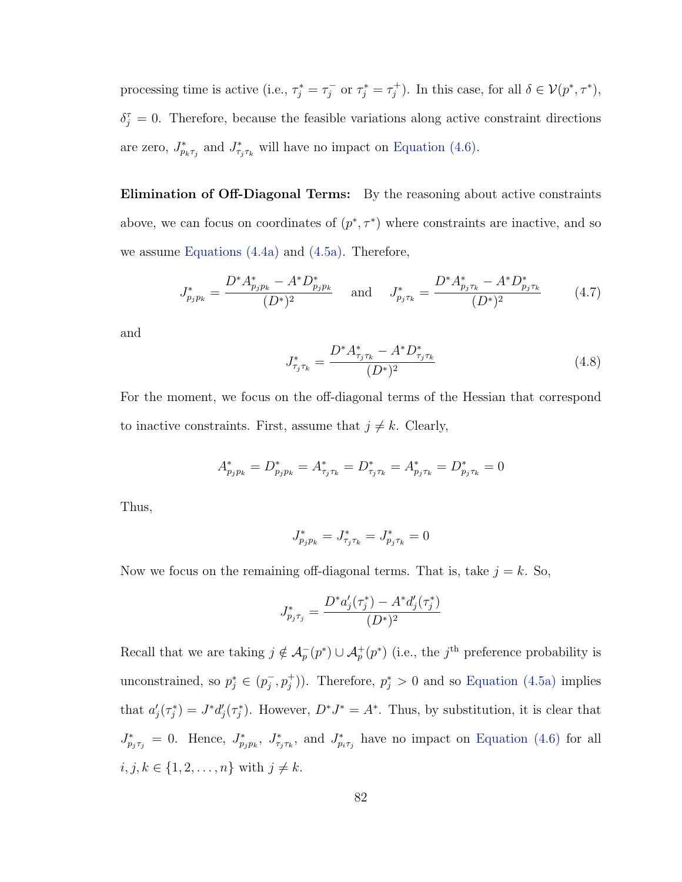processing time is active (i.e., $\tau_j^* = \tau_j^-$ or $\tau_j^* = \tau_j^+$). In this case, for all $\delta \in \mathcal{V}(p^*, \tau^*)$, $\delta_j^\tau = 0$. Therefore, because the feasible variations along active constraint directions are zero, $J^*_{p_k \tau_j}$ and $J^*_{\tau_j \tau_k}$ will have no impact on Equation (4.6).

**Elimination of Off-Diagonal Terms:** By the reasoning about active constraints above, we can focus on coordinates of $(p^*, \tau^*)$ where constraints are inactive, and so we assume Equations (4.4a) and (4.5a). Therefore,

$$J^*_{p_j p_k} = \frac{D^* A^*_{p_j p_k} - A^* D^*_{p_j p_k}}{(D^*)^2} \quad \text{and} \quad J^*_{p_j \tau_k} = \frac{D^* A^*_{p_j \tau_k} - A^* D^*_{p_j \tau_k}}{(D^*)^2} \tag{4.7}$$

and

$$J^*_{\tau_j \tau_k} = \frac{D^* A^*_{\tau_j \tau_k} - A^* D^*_{\tau_j \tau_k}}{(D^*)^2} \tag{4.8}$$

For the moment, we focus on the off-diagonal terms of the Hessian that correspond to inactive constraints. First, assume that $j \neq k$. Clearly,

$$A^*_{p_j p_k} = D^*_{p_j p_k} = A^*_{\tau_j \tau_k} = D^*_{\tau_j \tau_k} = A^*_{p_j \tau_k} = D^*_{p_j \tau_k} = 0$$

Thus,

$$J^*_{p_j p_k} = J^*_{\tau_j \tau_k} = J^*_{p_j \tau_k} = 0$$

Now we focus on the remaining off-diagonal terms. That is, take $j = k$. So,

$$J^*_{p_j \tau_j} = \frac{D^* a_j'(\tau_j^*) - A^* d_j'(\tau_j^*)}{(D^*)^2}$$

Recall that we are taking $j \notin \mathcal{A}_p^-(p^*) \cup \mathcal{A}_p^+(p^*)$ (i.e., the $j^{\text{th}}$ preference probability is unconstrained, so $p_j^* \in (p_j^-, p_j^+)$). Therefore, $p_j^* > 0$ and so Equation (4.5a) implies that $a_j'(\tau_j^*) = J^* d_j'(\tau_j^*)$. However, $D^* J^* = A^*$. Thus, by substitution, it is clear that $J^*_{p_j \tau_j} = 0$. Hence, $J^*_{p_j p_k}$, $J^*_{\tau_j \tau_k}$, and $J^*_{p_i \tau_j}$ have no impact on Equation (4.6) for all $i, j, k \in \{1, 2, \ldots, n\}$ with $j \neq k$.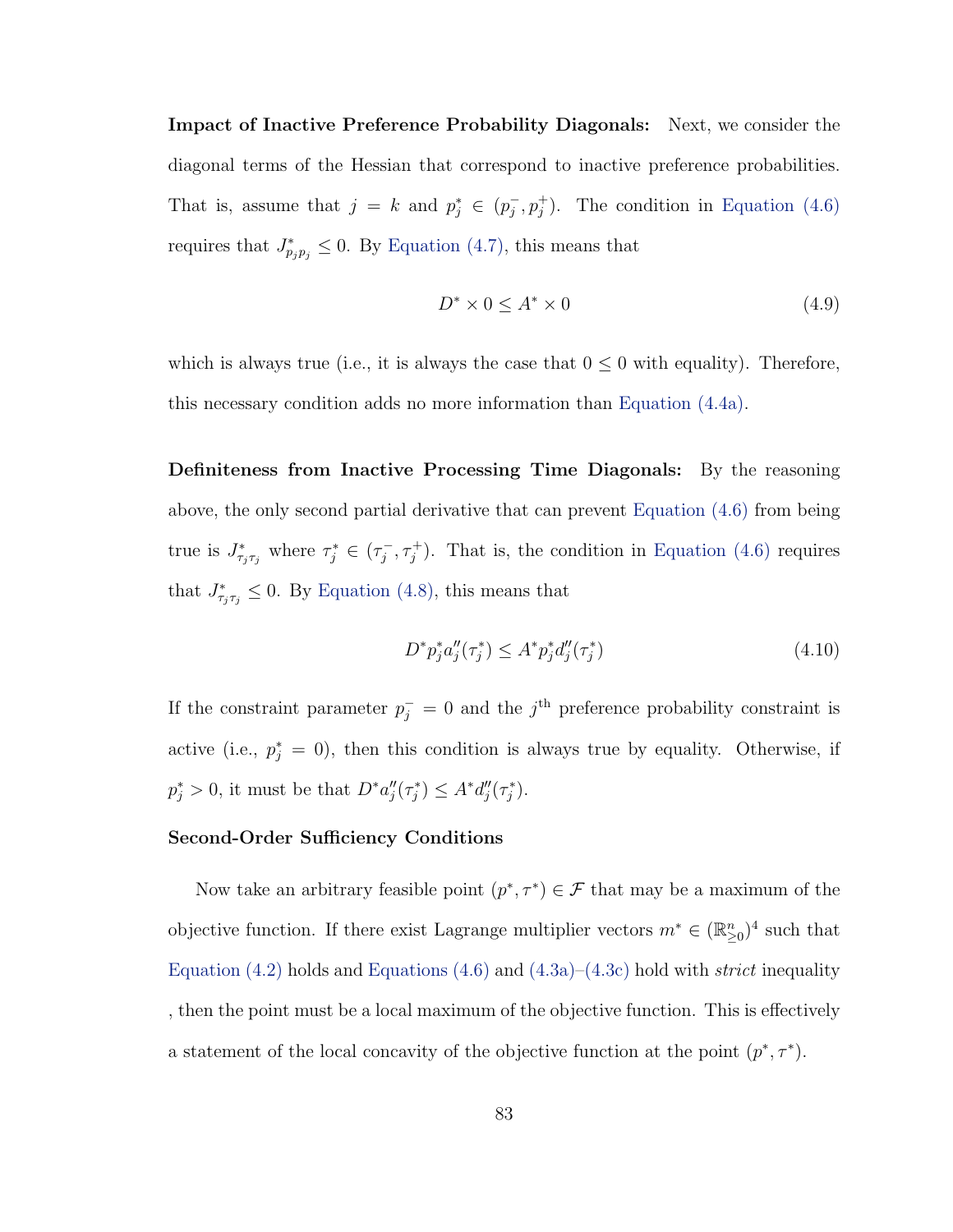**Impact of Inactive Preference Probability Diagonals:** Next, we consider the diagonal terms of the Hessian that correspond to inactive preference probabilities. That is, assume that $j = k$ and $p_j^* \in (p_j^-, p_j^+)$. The condition in Equation (4.6) requires that $J^*_{p_j p_j} \leq 0$. By Equation (4.7), this means that

$$D^* \times 0 \leq A^* \times 0 \tag{4.9}$$

which is always true (i.e., it is always the case that $0 \leq 0$ with equality). Therefore, this necessary condition adds no more information than Equation (4.4a).

**Definiteness from Inactive Processing Time Diagonals:** By the reasoning above, the only second partial derivative that can prevent Equation (4.6) from being true is $J^*_{\tau_j \tau_j}$ where $\tau_j^* \in (\tau_j^-, \tau_j^+)$. That is, the condition in Equation (4.6) requires that $J^*_{\tau_j \tau_j} \leq 0$. By Equation (4.8), this means that

$$D^* p_j^* a_j''(\tau_j^*) \leq A^* p_j^* d_j''(\tau_j^*) \tag{4.10}$$

If the constraint parameter $p_j^- = 0$ and the $j^{\text{th}}$ preference probability constraint is active (i.e., $p_j^* = 0$), then this condition is always true by equality. Otherwise, if $p_j^* > 0$, it must be that $D^* a_j''(\tau_j^*) \leq A^* d_j''(\tau_j^*)$.

### Second-Order Sufficiency Conditions

Now take an arbitrary feasible point $(p^*, \tau^*) \in \mathcal{F}$ that may be a maximum of the objective function. If there exist Lagrange multiplier vectors $m^* \in (\mathbb{R}^n_{\geq 0})^4$ such that Equation (4.2) holds and Equations (4.6) and (4.3a)–(4.3c) hold with *strict* inequality , then the point must be a local maximum of the objective function. This is effectively a statement of the local concavity of the objective function at the point $(p^*, \tau^*)$.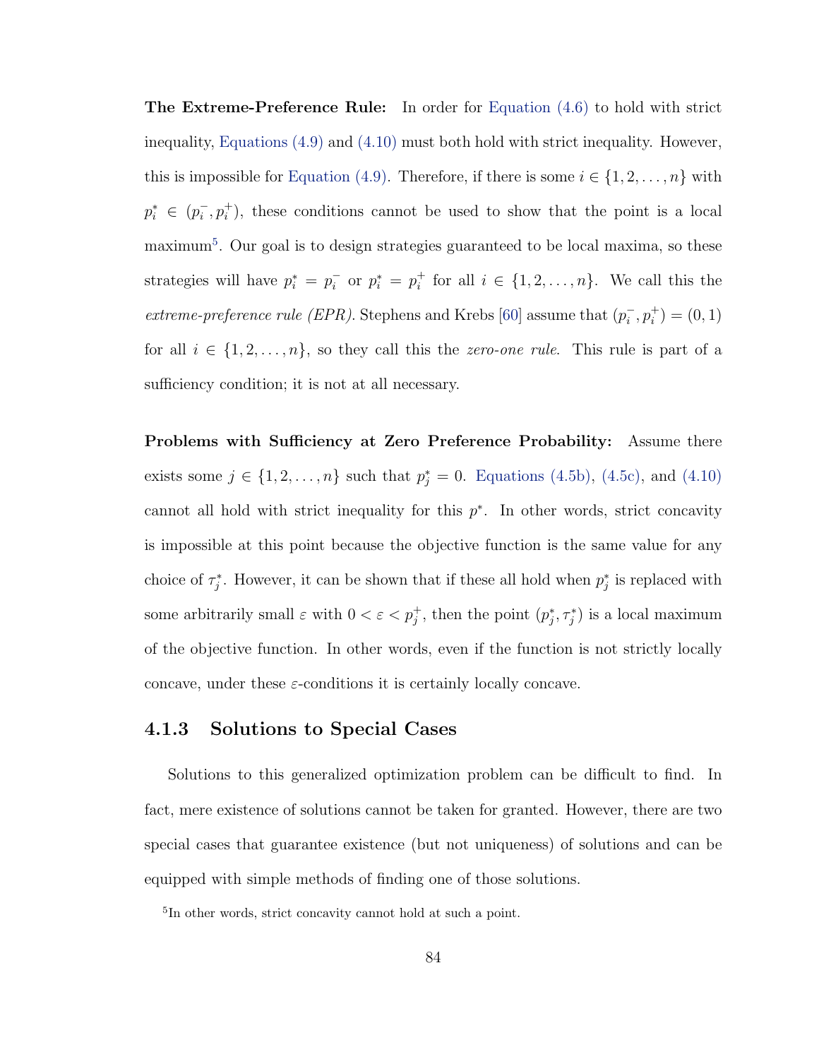**The Extreme-Preference Rule:** In order for Equation (4.6) to hold with strict inequality, Equations (4.9) and (4.10) must both hold with strict inequality. However, this is impossible for Equation (4.9). Therefore, if there is some $i \in \{1, 2, \ldots, n\}$ with $p_i^* \in (p_i^-, p_i^+)$, these conditions cannot be used to show that the point is a local maximum[5]. Our goal is to design strategies guaranteed to be local maxima, so these strategies will have $p_i^* = p_i^-$ or $p_i^* = p_i^+$ for all $i \in \{1, 2, \ldots, n\}$. We call this the *extreme-preference rule (EPR)*. Stephens and Krebs [60] assume that $(p_i^-, p_i^+) = (0, 1)$ for all $i \in \{1, 2, \ldots, n\}$, so they call this the *zero-one rule*. This rule is part of a sufficiency condition; it is not at all necessary.

**Problems with Sufficiency at Zero Preference Probability:** Assume there exists some $j \in \{1, 2, \ldots, n\}$ such that $p_j^* = 0$. Equations (4.5b), (4.5c), and (4.10) cannot all hold with strict inequality for this $p^*$. In other words, strict concavity is impossible at this point because the objective function is the same value for any choice of $\tau_j^*$. However, it can be shown that if these all hold when $p_j^*$ is replaced with some arbitrarily small $\varepsilon$ with $0 < \varepsilon < p_j^+$, then the point $(p_j^*, \tau_j^*)$ is a local maximum of the objective function. In other words, even if the function is not strictly locally concave, under these $\varepsilon$-conditions it is certainly locally concave.

### 4.1.3 Solutions to Special Cases

Solutions to this generalized optimization problem can be difficult to find. In fact, mere existence of solutions cannot be taken for granted. However, there are two special cases that guarantee existence (but not uniqueness) of solutions and can be equipped with simple methods of finding one of those solutions.

[5] In other words, strict concavity cannot hold at such a point.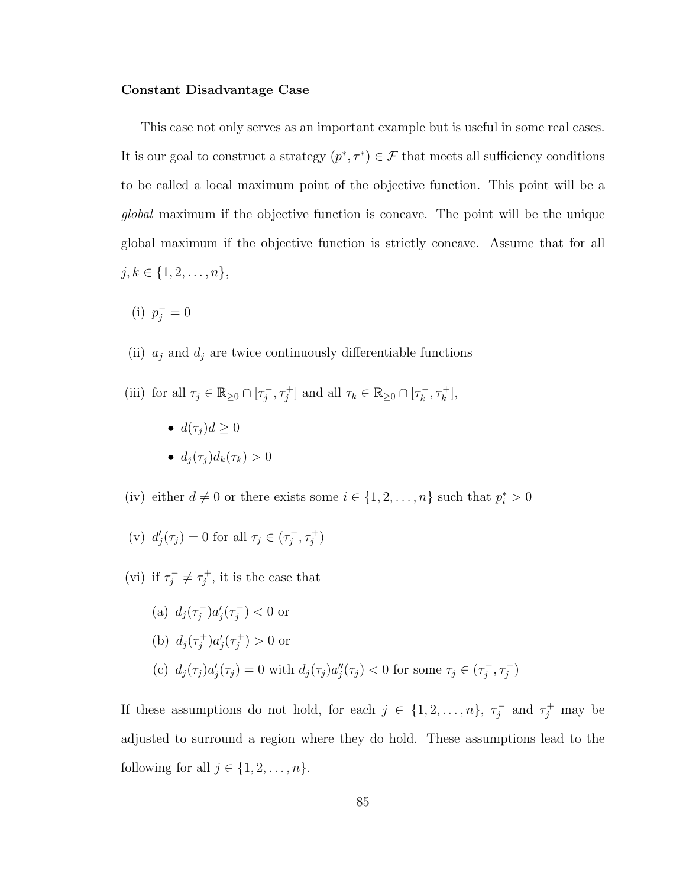**Constant Disadvantage Case**

This case not only serves as an important example but is useful in some real cases. It is our goal to construct a strategy $(p^*, \tau^*) \in \mathcal{F}$ that meets all sufficiency conditions to be called a local maximum point of the objective function. This point will be a *global* maximum if the objective function is concave. The point will be the unique global maximum if the objective function is strictly concave. Assume that for all $j, k \in \{1, 2, \ldots, n\}$,

(i) $p_j^- = 0$

(ii) $a_j$ and $d_j$ are twice continuously differentiable functions

(iii) for all $\tau_j \in \mathbb{R}_{\geq 0} \cap [\tau_j^-, \tau_j^+]$ and all $\tau_k \in \mathbb{R}_{\geq 0} \cap [\tau_k^-, \tau_k^+]$,

- $d(\tau_j)d \geq 0$
- $d_j(\tau_j)d_k(\tau_k) > 0$

(iv) either $d \neq 0$ or there exists some $i \in \{1, 2, \ldots, n\}$ such that $p_i^* > 0$

(v) $d_j'(\tau_j) = 0$ for all $\tau_j \in (\tau_j^-, \tau_j^+)$

(vi) if $\tau_j^- \neq \tau_j^+$, it is the case that

(a) $d_j(\tau_j^-)a_j'(\tau_j^-) < 0$ or

(b) $d_j(\tau_j^+)a_j'(\tau_j^+) > 0$ or

(c) $d_j(\tau_j)a_j'(\tau_j) = 0$ with $d_j(\tau_j)a_j''(\tau_j) < 0$ for some $\tau_j \in (\tau_j^-, \tau_j^+)$

If these assumptions do not hold, for each $j \in \{1, 2, \ldots, n\}$, $\tau_j^-$ and $\tau_j^+$ may be adjusted to surround a region where they do hold. These assumptions lead to the following for all $j \in \{1, 2, \ldots, n\}$.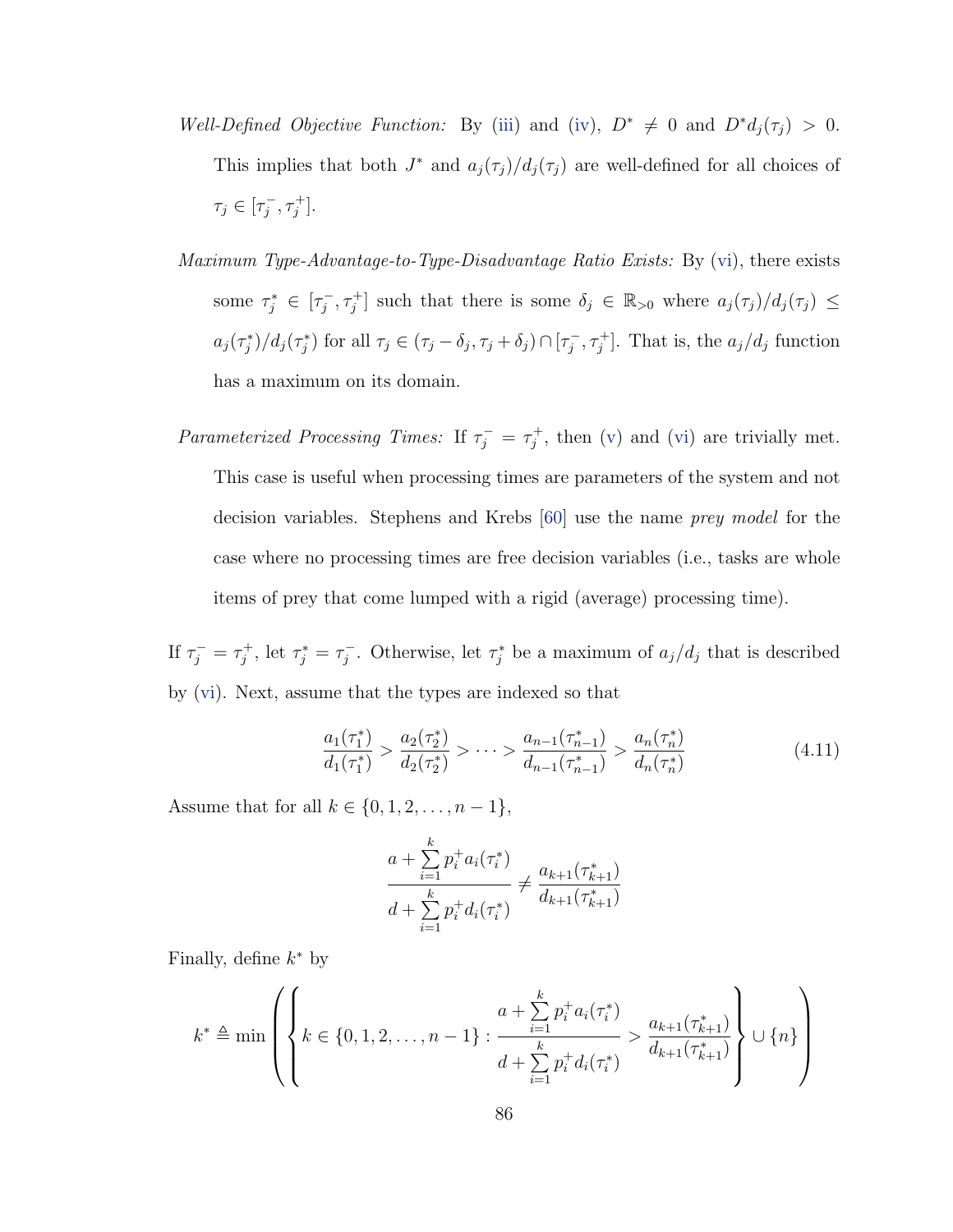*Well-Defined Objective Function:* By (iii) and (iv), $D^* \neq 0$ and $D^* d_j(\tau_j) > 0$. This implies that both $J^*$ and $a_j(\tau_j)/d_j(\tau_j)$ are well-defined for all choices of $\tau_j \in [\tau_j^-, \tau_j^+]$.

*Maximum Type-Advantage-to-Type-Disadvantage Ratio Exists:* By (vi), there exists some $\tau_j^* \in [\tau_j^-, \tau_j^+]$ such that there is some $\delta_j \in \mathbb{R}_{>0}$ where $a_j(\tau_j)/d_j(\tau_j) \leq a_j(\tau_j^*)/d_j(\tau_j^*)$ for all $\tau_j \in (\tau_j - \delta_j, \tau_j + \delta_j) \cap [\tau_j^-, \tau_j^+]$. That is, the $a_j/d_j$ function has a maximum on its domain.

*Parameterized Processing Times:* If $\tau_j^- = \tau_j^+$, then (v) and (vi) are trivially met. This case is useful when processing times are parameters of the system and not decision variables. Stephens and Krebs [60] use the name *prey model* for the case where no processing times are free decision variables (i.e., tasks are whole items of prey that come lumped with a rigid (average) processing time).

If $\tau_j^- = \tau_j^+$, let $\tau_j^* = \tau_j^-$. Otherwise, let $\tau_j^*$ be a maximum of $a_j/d_j$ that is described by (vi). Next, assume that the types are indexed so that

$$\frac{a_1(\tau_1^*)}{d_1(\tau_1^*)} > \frac{a_2(\tau_2^*)}{d_2(\tau_2^*)} > \cdots > \frac{a_{n-1}(\tau_{n-1}^*)}{d_{n-1}(\tau_{n-1}^*)} > \frac{a_n(\tau_n^*)}{d_n(\tau_n^*)} \tag{4.11}$$

Assume that for all $k \in \{0, 1, 2, \ldots, n-1\}$,

$$\frac{a + \sum\limits_{i=1}^{k} p_i^+ a_i(\tau_i^*)}{d + \sum\limits_{i=1}^{k} p_i^+ d_i(\tau_i^*)} \neq \frac{a_{k+1}(\tau_{k+1}^*)}{d_{k+1}(\tau_{k+1}^*)}$$

Finally, define $k^*$ by

$$k^* \triangleq \min\left(\left\{ k \in \{0, 1, 2, \ldots, n-1\} : \frac{a + \sum\limits_{i=1}^{k} p_i^+ a_i(\tau_i^*)}{d + \sum\limits_{i=1}^{k} p_i^+ d_i(\tau_i^*)} > \frac{a_{k+1}(\tau_{k+1}^*)}{d_{k+1}(\tau_{k+1}^*)} \right\} \cup \{n\}\right)$$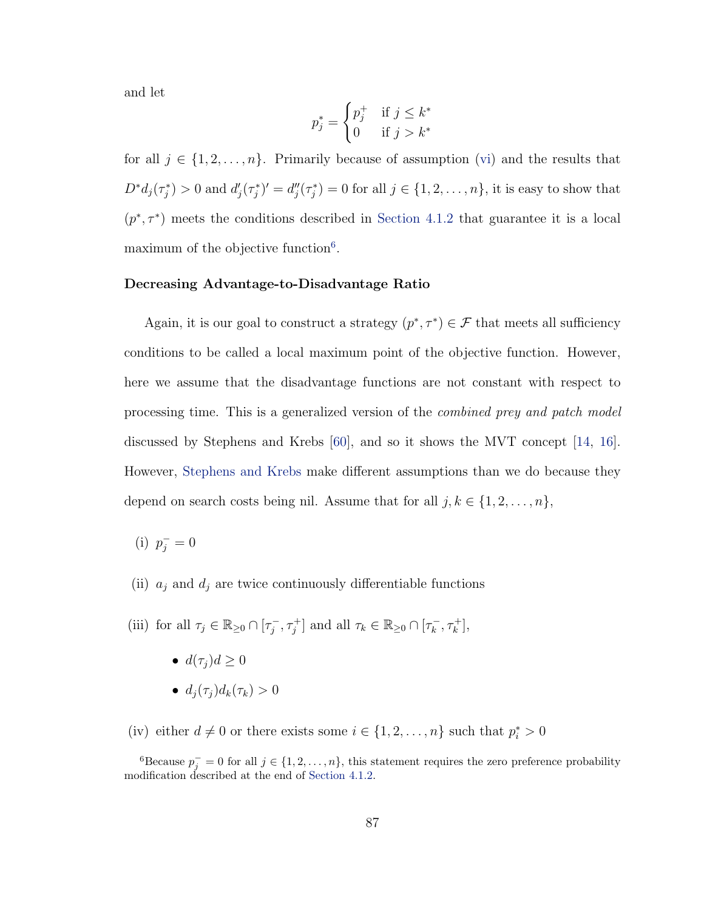and let

$$p_j^* = \begin{cases} p_j^+ & \text{if } j \leq k^* \\ 0 & \text{if } j > k^* \end{cases}$$

for all $j \in \{1, 2, \ldots, n\}$. Primarily because of assumption (vi) and the results that $D^* d_j(\tau_j^*) > 0$ and $d_j'(\tau_j^*)' = d_j''(\tau_j^*) = 0$ for all $j \in \{1, 2, \ldots, n\}$, it is easy to show that $(p^*, \tau^*)$ meets the conditions described in Section 4.1.2 that guarantee it is a local maximum of the objective function[6].

#### Decreasing Advantage-to-Disadvantage Ratio

Again, it is our goal to construct a strategy $(p^*, \tau^*) \in \mathcal{F}$ that meets all sufficiency conditions to be called a local maximum point of the objective function. However, here we assume that the disadvantage functions are not constant with respect to processing time. This is a generalized version of the *combined prey and patch model* discussed by Stephens and Krebs [60], and so it shows the MVT concept [14, 16]. However, Stephens and Krebs make different assumptions than we do because they depend on search costs being nil. Assume that for all $j, k \in \{1, 2, \ldots, n\}$,

(i) $p_j^- = 0$

(ii) $a_j$ and $d_j$ are twice continuously differentiable functions

(iii) for all $\tau_j \in \mathbb{R}_{\geq 0} \cap [\tau_j^-, \tau_j^+]$ and all $\tau_k \in \mathbb{R}_{\geq 0} \cap [\tau_k^-, \tau_k^+]$,

- $d(\tau_j) d \geq 0$
- $d_j(\tau_j) d_k(\tau_k) > 0$

(iv) either $d \neq 0$ or there exists some $i \in \{1, 2, \ldots, n\}$ such that $p_i^* > 0$

[6] Because $p_j^- = 0$ for all $j \in \{1, 2, \ldots, n\}$, this statement requires the zero preference probability modification described at the end of Section 4.1.2.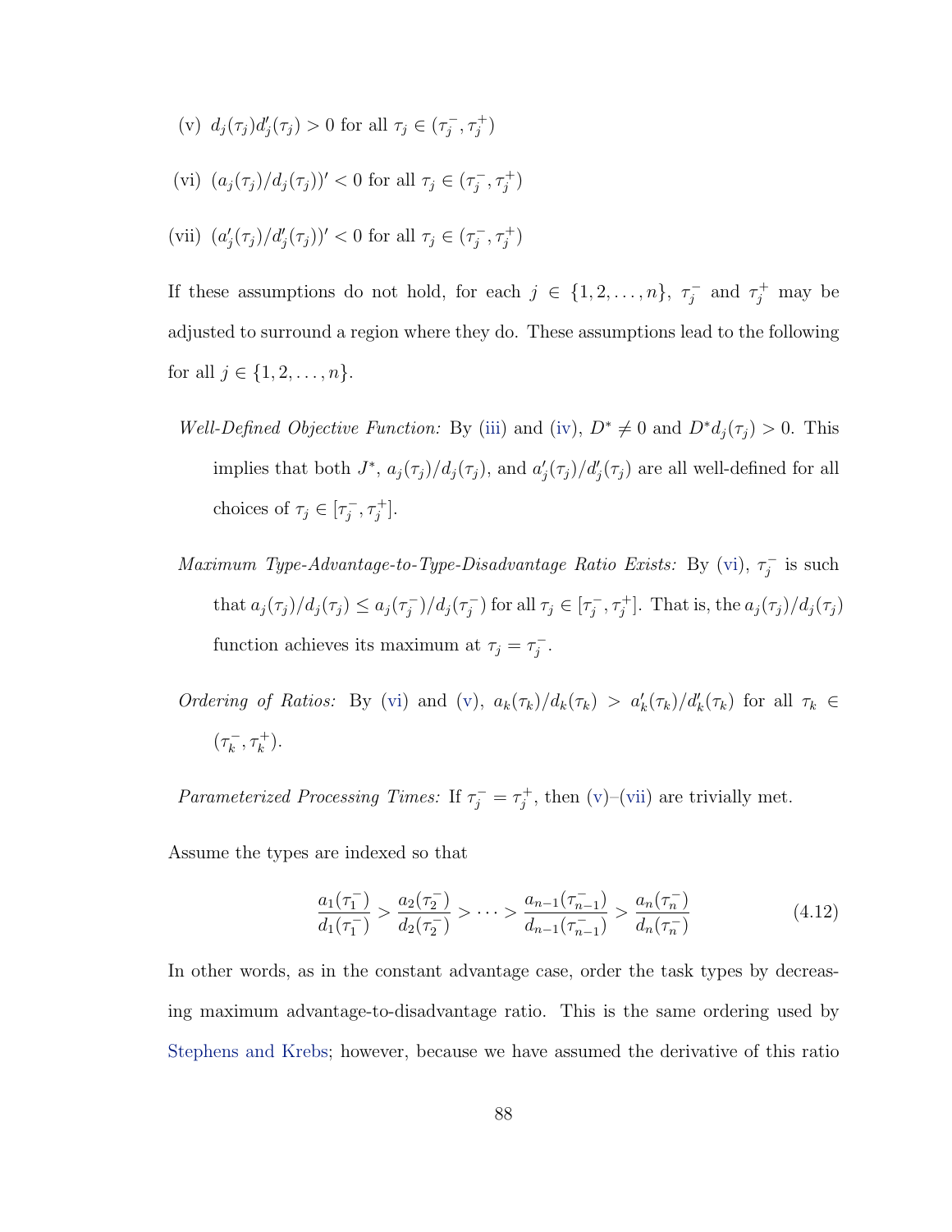(v) $d_j(\tau_j)d'_j(\tau_j) > 0$ for all $\tau_j \in (\tau_j^-, \tau_j^+)$

(vi) $(a_j(\tau_j)/d_j(\tau_j))' < 0$ for all $\tau_j \in (\tau_j^-, \tau_j^+)$

(vii) $(a'_j(\tau_j)/d'_j(\tau_j))' < 0$ for all $\tau_j \in (\tau_j^-, \tau_j^+)$

If these assumptions do not hold, for each $j \in \{1, 2, \ldots, n\}$, $\tau_j^-$ and $\tau_j^+$ may be adjusted to surround a region where they do. These assumptions lead to the following for all $j \in \{1, 2, \ldots, n\}$.

*Well-Defined Objective Function:* By (iii) and (iv), $D^* \neq 0$ and $D^* d_j(\tau_j) > 0$. This implies that both $J^*$, $a_j(\tau_j)/d_j(\tau_j)$, and $a'_j(\tau_j)/d'_j(\tau_j)$ are all well-defined for all choices of $\tau_j \in [\tau_j^-, \tau_j^+]$.

*Maximum Type-Advantage-to-Type-Disadvantage Ratio Exists:* By (vi), $\tau_j^-$ is such that $a_j(\tau_j)/d_j(\tau_j) \leq a_j(\tau_j^-)/d_j(\tau_j^-)$ for all $\tau_j \in [\tau_j^-, \tau_j^+]$. That is, the $a_j(\tau_j)/d_j(\tau_j)$ function achieves its maximum at $\tau_j = \tau_j^-$.

*Ordering of Ratios:* By (vi) and (v), $a_k(\tau_k)/d_k(\tau_k) > a'_k(\tau_k)/d'_k(\tau_k)$ for all $\tau_k \in (\tau_k^-, \tau_k^+)$.

*Parameterized Processing Times:* If $\tau_j^- = \tau_j^+$, then (v)–(vii) are trivially met.

Assume the types are indexed so that

$$\frac{a_1(\tau_1^-)}{d_1(\tau_1^-)} > \frac{a_2(\tau_2^-)}{d_2(\tau_2^-)} > \cdots > \frac{a_{n-1}(\tau_{n-1}^-)}{d_{n-1}(\tau_{n-1}^-)} > \frac{a_n(\tau_n^-)}{d_n(\tau_n^-)} \tag{4.12}$$

In other words, as in the constant advantage case, order the task types by decreasing maximum advantage-to-disadvantage ratio. This is the same ordering used by Stephens and Krebs; however, because we have assumed the derivative of this ratio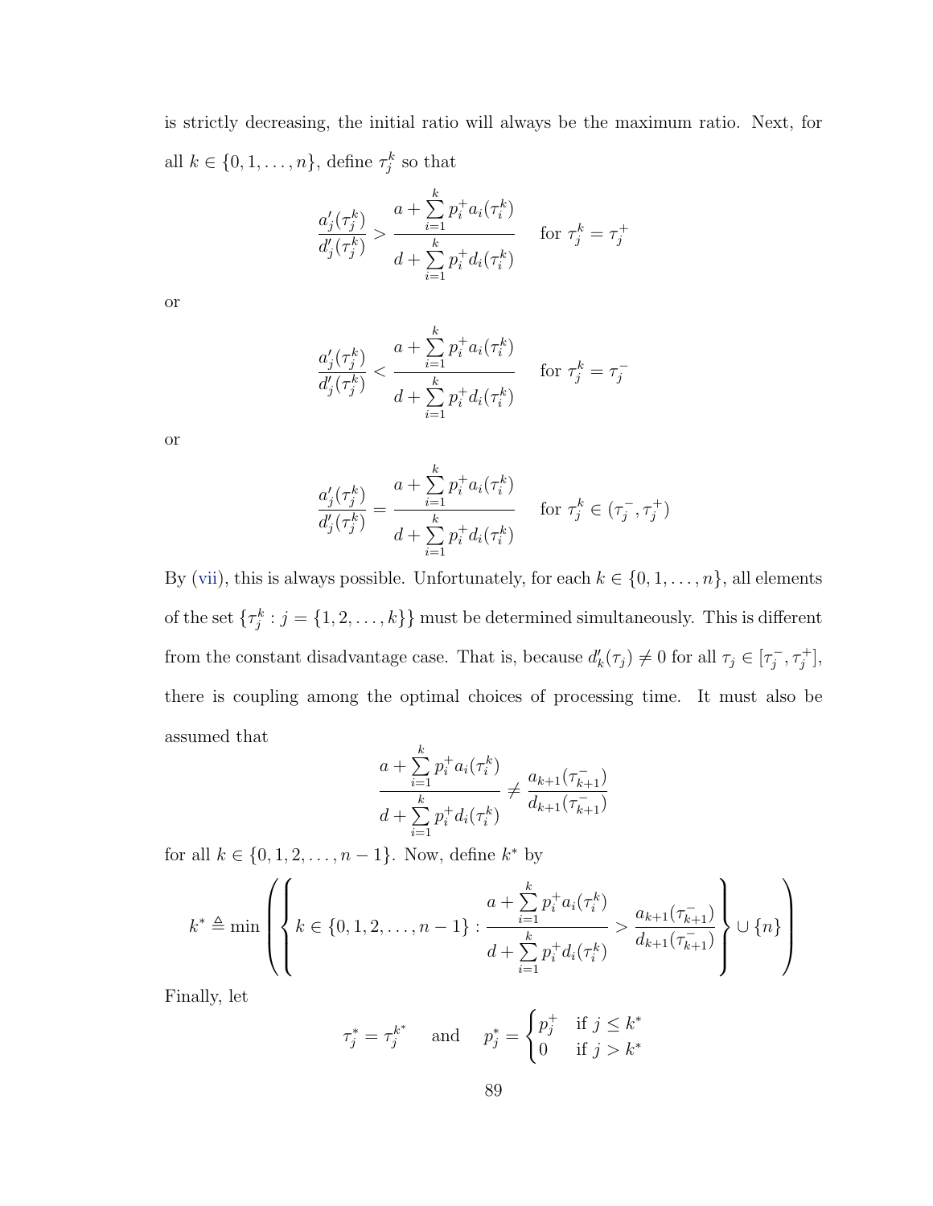is strictly decreasing, the initial ratio will always be the maximum ratio. Next, for all $k \in \{0, 1, \dots, n\}$, define $\tau_j^k$ so that

$$\frac{a_j'(\tau_j^k)}{d_j'(\tau_j^k)} > \frac{a + \sum\limits_{i=1}^{k} p_i^+ a_i(\tau_i^k)}{d + \sum\limits_{i=1}^{k} p_i^+ d_i(\tau_i^k)} \quad \text{for } \tau_j^k = \tau_j^+$$

or

$$\frac{a_j'(\tau_j^k)}{d_j'(\tau_j^k)} < \frac{a + \sum\limits_{i=1}^{k} p_i^+ a_i(\tau_i^k)}{d + \sum\limits_{i=1}^{k} p_i^+ d_i(\tau_i^k)} \quad \text{for } \tau_j^k = \tau_j^-$$

or

$$\frac{a_j'(\tau_j^k)}{d_j'(\tau_j^k)} = \frac{a + \sum\limits_{i=1}^{k} p_i^+ a_i(\tau_i^k)}{d + \sum\limits_{i=1}^{k} p_i^+ d_i(\tau_i^k)} \quad \text{for } \tau_j^k \in (\tau_j^-, \tau_j^+)$$

By (vii), this is always possible. Unfortunately, for each $k \in \{0, 1, \dots, n\}$, all elements of the set $\{\tau_j^k : j = \{1, 2, \dots, k\}\}$ must be determined simultaneously. This is different from the constant disadvantage case. That is, because $d_k'(\tau_j) \neq 0$ for all $\tau_j \in [\tau_j^-, \tau_j^+]$, there is coupling among the optimal choices of processing time. It must also be assumed that

$$\frac{a + \sum\limits_{i=1}^{k} p_i^+ a_i(\tau_i^k)}{d + \sum\limits_{i=1}^{k} p_i^+ d_i(\tau_i^k)} \neq \frac{a_{k+1}(\tau_{k+1}^-)}{d_{k+1}(\tau_{k+1}^-)}$$

for all $k \in \{0, 1, 2, \dots, n-1\}$. Now, define $k^*$ by

$$k^* \triangleq \min \left( \left\{ k \in \{0, 1, 2, \dots, n-1\} : \frac{a + \sum\limits_{i=1}^{k} p_i^+ a_i(\tau_i^k)}{d + \sum\limits_{i=1}^{k} p_i^+ d_i(\tau_i^k)} > \frac{a_{k+1}(\tau_{k+1}^-)}{d_{k+1}(\tau_{k+1}^-)} \right\} \cup \{n\} \right)$$

Finally, let

$$\tau_j^* = \tau_j^{k^*} \quad \text{and} \quad p_j^* = \begin{cases} p_j^+ & \text{if } j \leq k^* \\ 0 & \text{if } j > k^* \end{cases}$$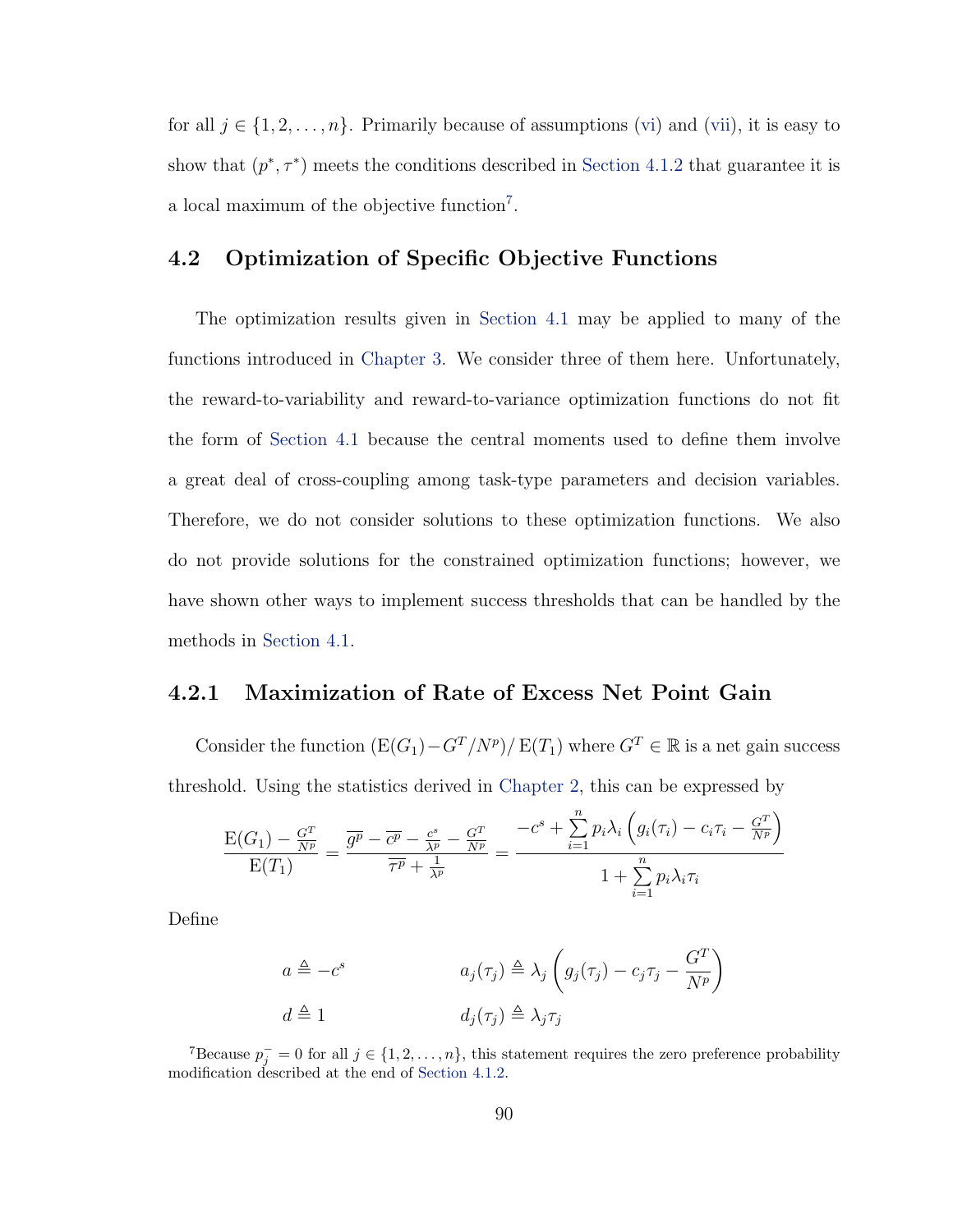for all $j \in \{1, 2, \ldots, n\}$. Primarily because of assumptions (vi) and (vii), it is easy to show that $(p^*, \tau^*)$ meets the conditions described in Section 4.1.2 that guarantee it is a local maximum of the objective function[7].

## 4.2 Optimization of Specific Objective Functions

The optimization results given in Section 4.1 may be applied to many of the functions introduced in Chapter 3. We consider three of them here. Unfortunately, the reward-to-variability and reward-to-variance optimization functions do not fit the form of Section 4.1 because the central moments used to define them involve a great deal of cross-coupling among task-type parameters and decision variables. Therefore, we do not consider solutions to these optimization functions. We also do not provide solutions for the constrained optimization functions; however, we have shown other ways to implement success thresholds that can be handled by the methods in Section 4.1.

### 4.2.1 Maximization of Rate of Excess Net Point Gain

Consider the function $(\mathrm{E}(G_1) - G^T/N^p)/\,\mathrm{E}(T_1)$ where $G^T \in \mathbb{R}$ is a net gain success threshold. Using the statistics derived in Chapter 2, this can be expressed by

$$\frac{\mathrm{E}(G_1) - \frac{G^T}{N^p}}{\mathrm{E}(T_1)} = \frac{\overline{g^p} - \overline{c^p} - \frac{c^s}{\lambda^p} - \frac{G^T}{N^p}}{\overline{\tau^p} + \frac{1}{\lambda^p}} = \frac{-c^s + \sum\limits_{i=1}^{n} p_i \lambda_i \left( g_i(\tau_i) - c_i \tau_i - \frac{G^T}{N^p} \right)}{1 + \sum\limits_{i=1}^{n} p_i \lambda_i \tau_i}$$

Define

$$a \triangleq -c^s \qquad\qquad a_j(\tau_j) \triangleq \lambda_j \left( g_j(\tau_j) - c_j \tau_j - \frac{G^T}{N^p} \right)$$

$$d \triangleq 1 \qquad\qquad d_j(\tau_j) \triangleq \lambda_j \tau_j$$

[7] Because $p_j^- = 0$ for all $j \in \{1, 2, \ldots, n\}$, this statement requires the zero preference probability modification described at the end of Section 4.1.2.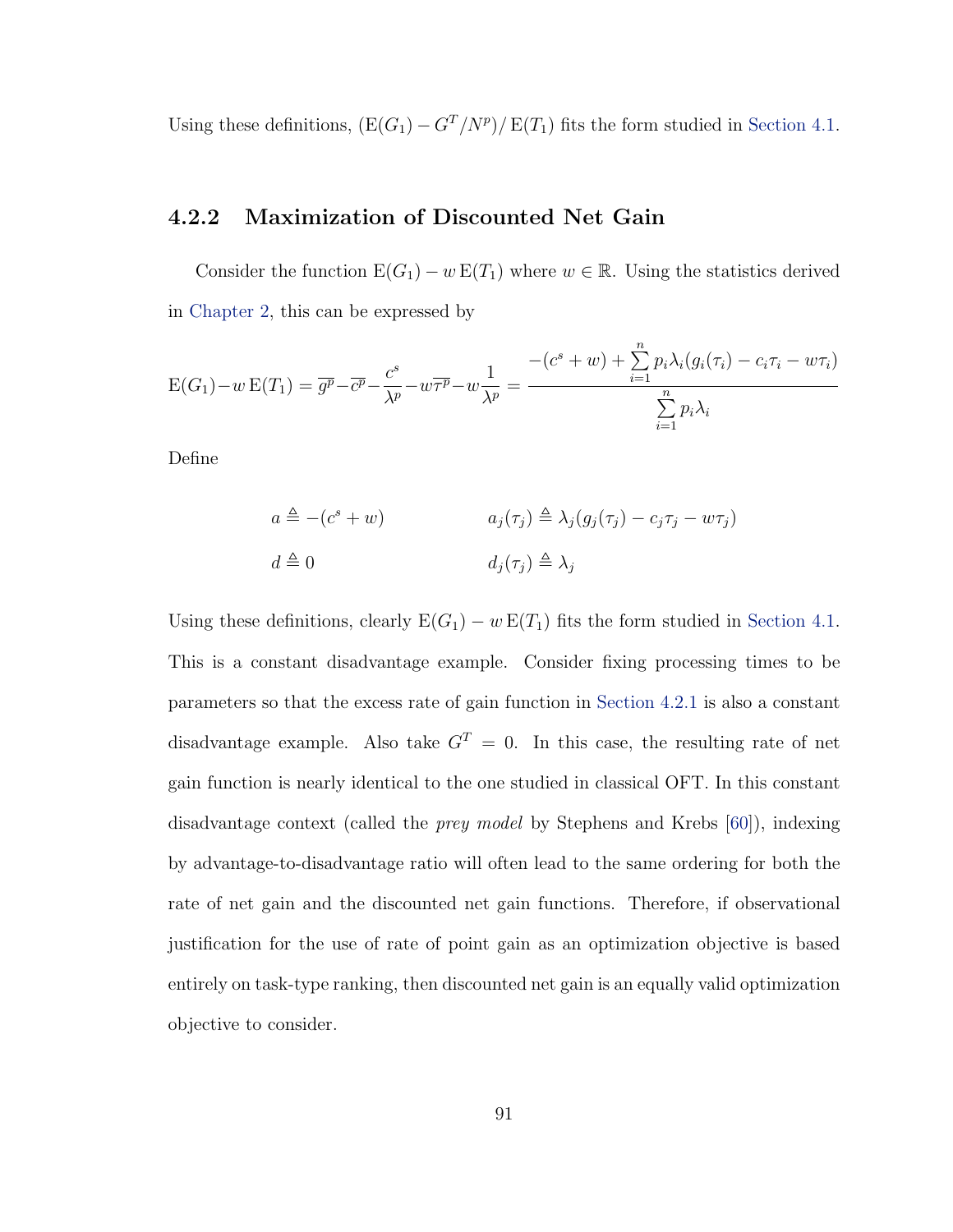Using these definitions, $(\mathrm{E}(G_1) - G^T/N^p)/\,\mathrm{E}(T_1)$ fits the form studied in Section 4.1.

### 4.2.2 Maximization of Discounted Net Gain

Consider the function $\mathrm{E}(G_1) - w\,\mathrm{E}(T_1)$ where $w \in \mathbb{R}$. Using the statistics derived in Chapter 2, this can be expressed by

$$\mathrm{E}(G_1) - w\,\mathrm{E}(T_1) = \overline{g^p} - \overline{c^p} - \frac{c^s}{\lambda^p} - w\overline{\tau^p} - w\frac{1}{\lambda^p} = \frac{-(c^s + w) + \sum_{i=1}^{n} p_i \lambda_i (g_i(\tau_i) - c_i\tau_i - w\tau_i)}{\sum_{i=1}^{n} p_i \lambda_i}$$

Define

$$a \triangleq -(c^s + w) \qquad\qquad a_j(\tau_j) \triangleq \lambda_j(g_j(\tau_j) - c_j\tau_j - w\tau_j)$$

$$d \triangleq 0 \qquad\qquad d_j(\tau_j) \triangleq \lambda_j$$

Using these definitions, clearly $\mathrm{E}(G_1) - w\,\mathrm{E}(T_1)$ fits the form studied in Section 4.1. This is a constant disadvantage example. Consider fixing processing times to be parameters so that the excess rate of gain function in Section 4.2.1 is also a constant disadvantage example. Also take $G^T = 0$. In this case, the resulting rate of net gain function is nearly identical to the one studied in classical OFT. In this constant disadvantage context (called the *prey model* by Stephens and Krebs [60]), indexing by advantage-to-disadvantage ratio will often lead to the same ordering for both the rate of net gain and the discounted net gain functions. Therefore, if observational justification for the use of rate of point gain as an optimization objective is based entirely on task-type ranking, then discounted net gain is an equally valid optimization objective to consider.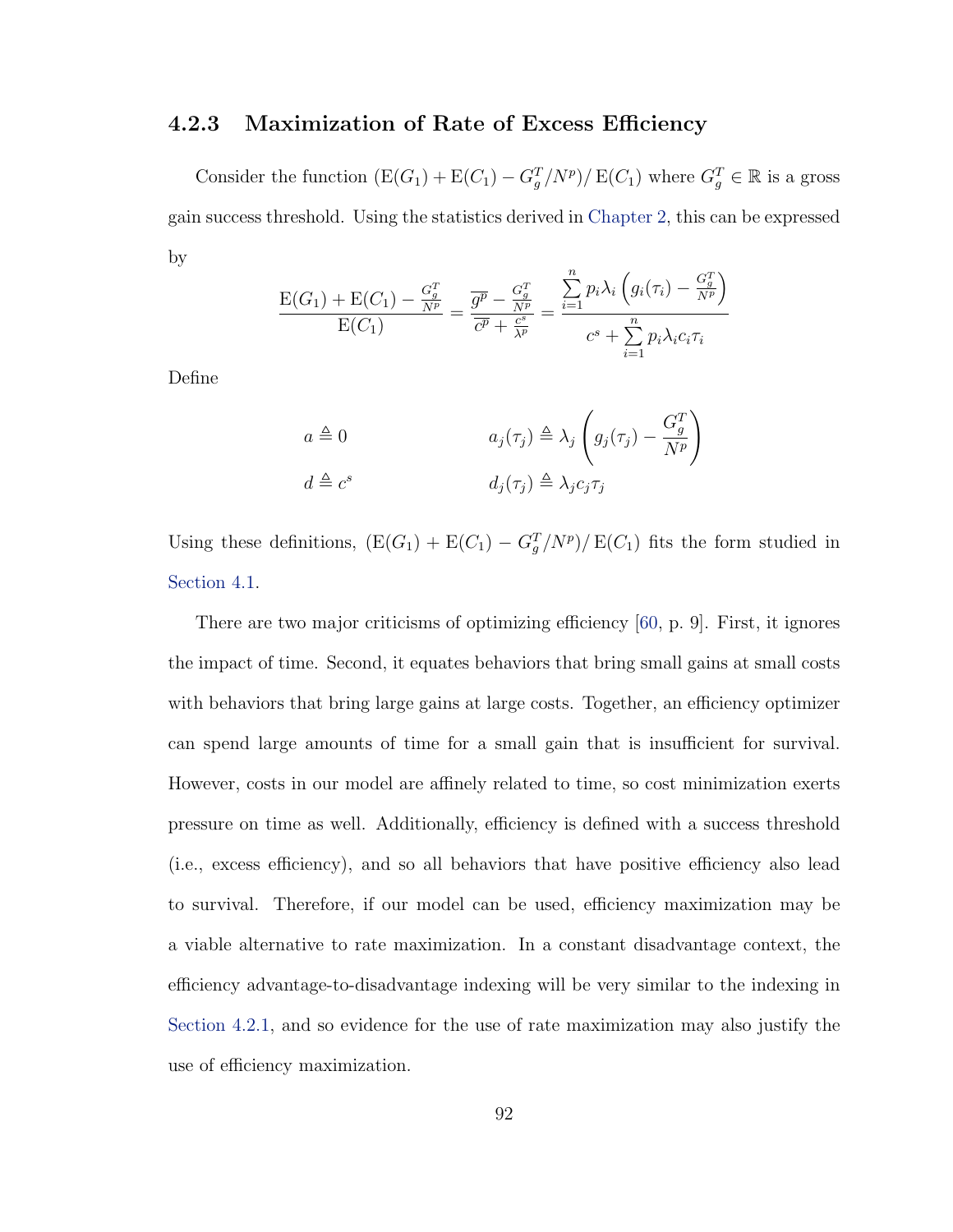### 4.2.3 Maximization of Rate of Excess Efficiency

Consider the function $(\mathrm{E}(G_1) + \mathrm{E}(C_1) - G_g^T/N^p)/\,\mathrm{E}(C_1)$ where $G_g^T \in \mathbb{R}$ is a gross gain success threshold. Using the statistics derived in Chapter 2, this can be expressed by

$$\frac{\mathrm{E}(G_1) + \mathrm{E}(C_1) - \frac{G_g^T}{N^p}}{\mathrm{E}(C_1)} = \frac{\overline{g^p} - \frac{G_g^T}{N^p}}{\overline{c^p} + \frac{c^s}{\lambda^p}} = \frac{\sum\limits_{i=1}^{n} p_i \lambda_i \left( g_i(\tau_i) - \frac{G_g^T}{N^p} \right)}{c^s + \sum\limits_{i=1}^{n} p_i \lambda_i c_i \tau_i}$$

Define

$$a \triangleq 0 \qquad\qquad a_j(\tau_j) \triangleq \lambda_j \left( g_j(\tau_j) - \frac{G_g^T}{N^p} \right)$$

$$d \triangleq c^s \qquad\qquad d_j(\tau_j) \triangleq \lambda_j c_j \tau_j$$

Using these definitions, $(\mathrm{E}(G_1) + \mathrm{E}(C_1) - G_g^T/N^p)/\,\mathrm{E}(C_1)$ fits the form studied in Section 4.1.

There are two major criticisms of optimizing efficiency [60, p. 9]. First, it ignores the impact of time. Second, it equates behaviors that bring small gains at small costs with behaviors that bring large gains at large costs. Together, an efficiency optimizer can spend large amounts of time for a small gain that is insufficient for survival. However, costs in our model are affinely related to time, so cost minimization exerts pressure on time as well. Additionally, efficiency is defined with a success threshold (i.e., excess efficiency), and so all behaviors that have positive efficiency also lead to survival. Therefore, if our model can be used, efficiency maximization may be a viable alternative to rate maximization. In a constant disadvantage context, the efficiency advantage-to-disadvantage indexing will be very similar to the indexing in Section 4.2.1, and so evidence for the use of rate maximization may also justify the use of efficiency maximization.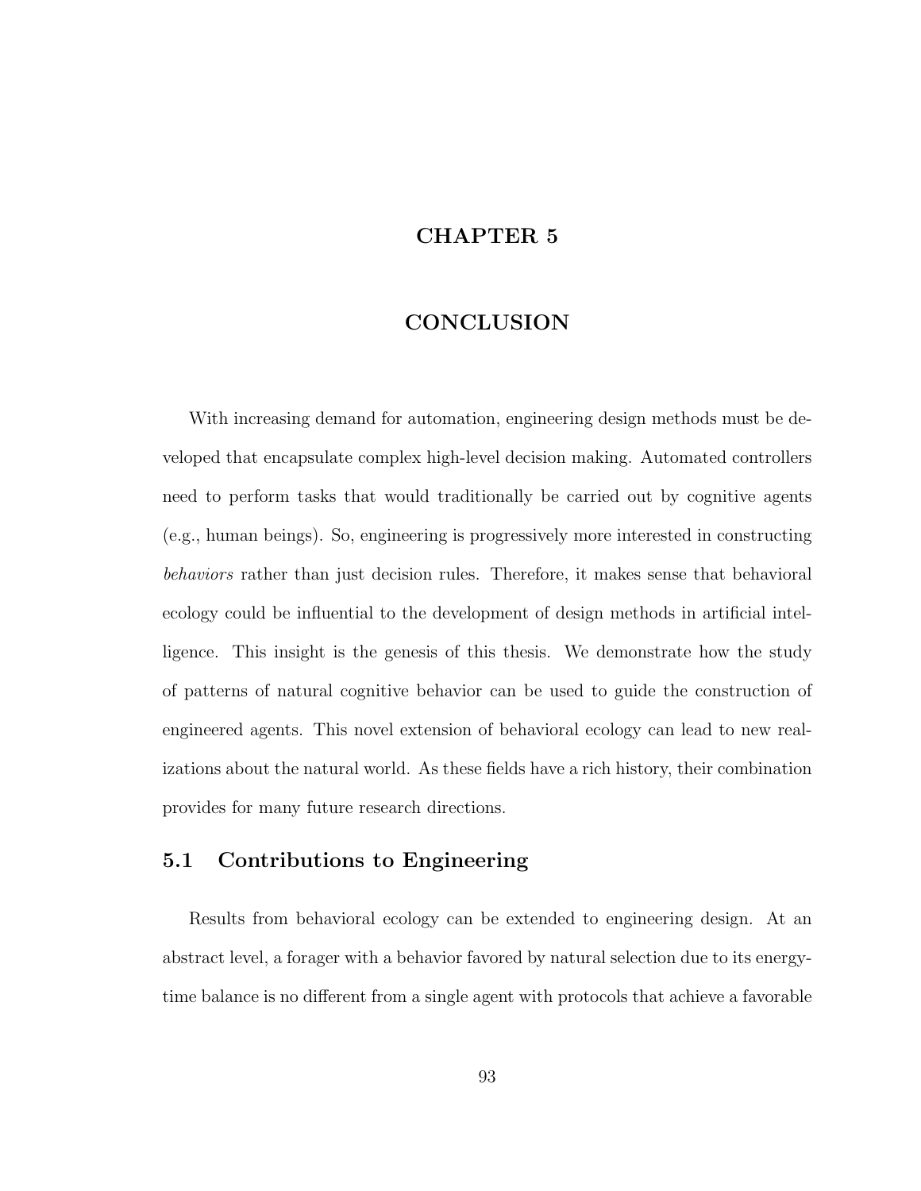# CHAPTER 5

# CONCLUSION

With increasing demand for automation, engineering design methods must be developed that encapsulate complex high-level decision making. Automated controllers need to perform tasks that would traditionally be carried out by cognitive agents (e.g., human beings). So, engineering is progressively more interested in constructing *behaviors* rather than just decision rules. Therefore, it makes sense that behavioral ecology could be influential to the development of design methods in artificial intelligence. This insight is the genesis of this thesis. We demonstrate how the study of patterns of natural cognitive behavior can be used to guide the construction of engineered agents. This novel extension of behavioral ecology can lead to new realizations about the natural world. As these fields have a rich history, their combination provides for many future research directions.

## 5.1 Contributions to Engineering

Results from behavioral ecology can be extended to engineering design. At an abstract level, a forager with a behavior favored by natural selection due to its energy-time balance is no different from a single agent with protocols that achieve a favorable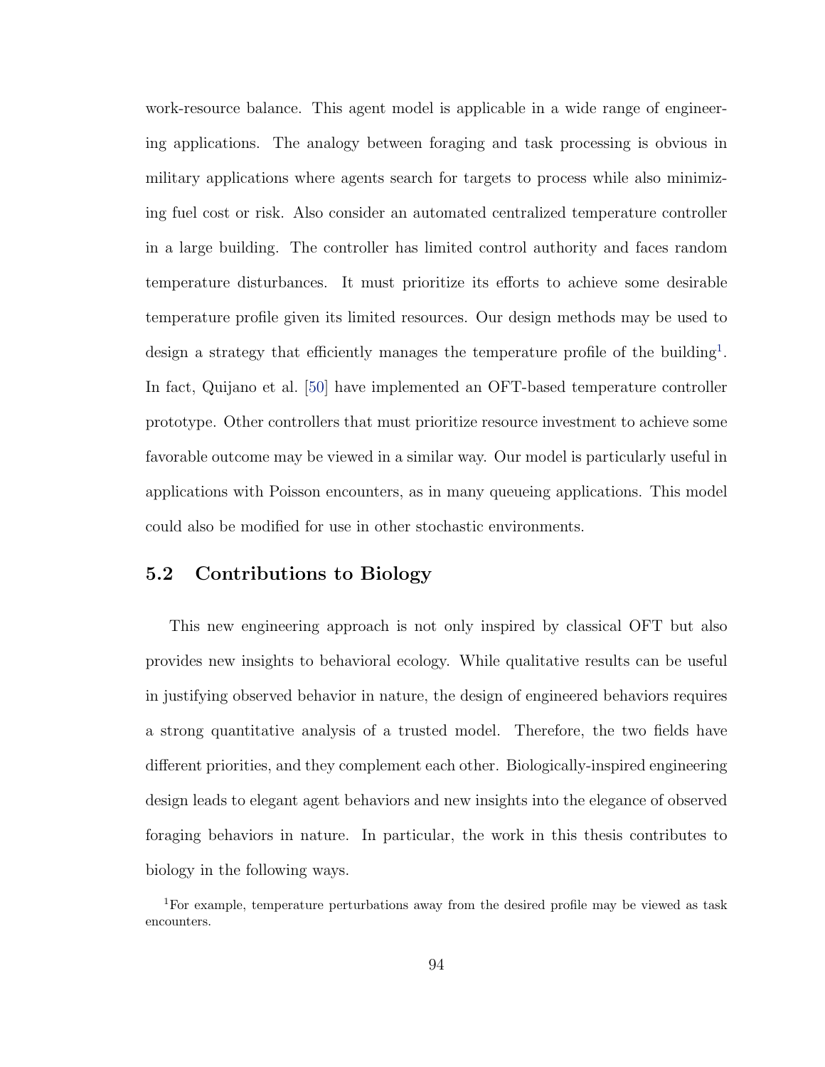work-resource balance. This agent model is applicable in a wide range of engineering applications. The analogy between foraging and task processing is obvious in military applications where agents search for targets to process while also minimizing fuel cost or risk. Also consider an automated centralized temperature controller in a large building. The controller has limited control authority and faces random temperature disturbances. It must prioritize its efforts to achieve some desirable temperature profile given its limited resources. Our design methods may be used to design a strategy that efficiently manages the temperature profile of the building[1]. In fact, Quijano et al. [50] have implemented an OFT-based temperature controller prototype. Other controllers that must prioritize resource investment to achieve some favorable outcome may be viewed in a similar way. Our model is particularly useful in applications with Poisson encounters, as in many queueing applications. This model could also be modified for use in other stochastic environments.

## 5.2 Contributions to Biology

This new engineering approach is not only inspired by classical OFT but also provides new insights to behavioral ecology. While qualitative results can be useful in justifying observed behavior in nature, the design of engineered behaviors requires a strong quantitative analysis of a trusted model. Therefore, the two fields have different priorities, and they complement each other. Biologically-inspired engineering design leads to elegant agent behaviors and new insights into the elegance of observed foraging behaviors in nature. In particular, the work in this thesis contributes to biology in the following ways.

[1] For example, temperature perturbations away from the desired profile may be viewed as task encounters.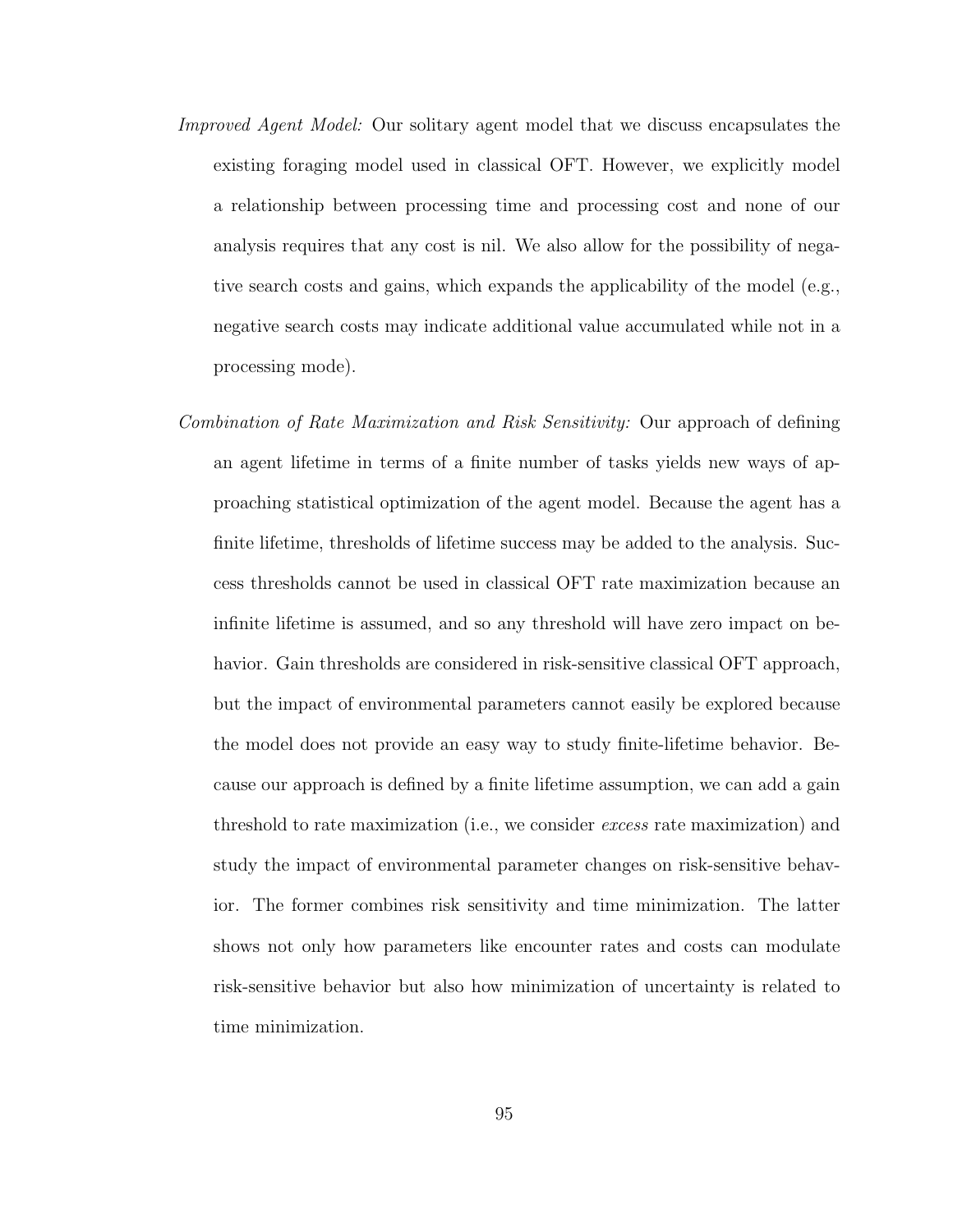*Improved Agent Model:* Our solitary agent model that we discuss encapsulates the existing foraging model used in classical OFT. However, we explicitly model a relationship between processing time and processing cost and none of our analysis requires that any cost is nil. We also allow for the possibility of negative search costs and gains, which expands the applicability of the model (e.g., negative search costs may indicate additional value accumulated while not in a processing mode).

*Combination of Rate Maximization and Risk Sensitivity:* Our approach of defining an agent lifetime in terms of a finite number of tasks yields new ways of approaching statistical optimization of the agent model. Because the agent has a finite lifetime, thresholds of lifetime success may be added to the analysis. Success thresholds cannot be used in classical OFT rate maximization because an infinite lifetime is assumed, and so any threshold will have zero impact on behavior. Gain thresholds are considered in risk-sensitive classical OFT approach, but the impact of environmental parameters cannot easily be explored because the model does not provide an easy way to study finite-lifetime behavior. Because our approach is defined by a finite lifetime assumption, we can add a gain threshold to rate maximization (i.e., we consider *excess* rate maximization) and study the impact of environmental parameter changes on risk-sensitive behavior. The former combines risk sensitivity and time minimization. The latter shows not only how parameters like encounter rates and costs can modulate risk-sensitive behavior but also how minimization of uncertainty is related to time minimization.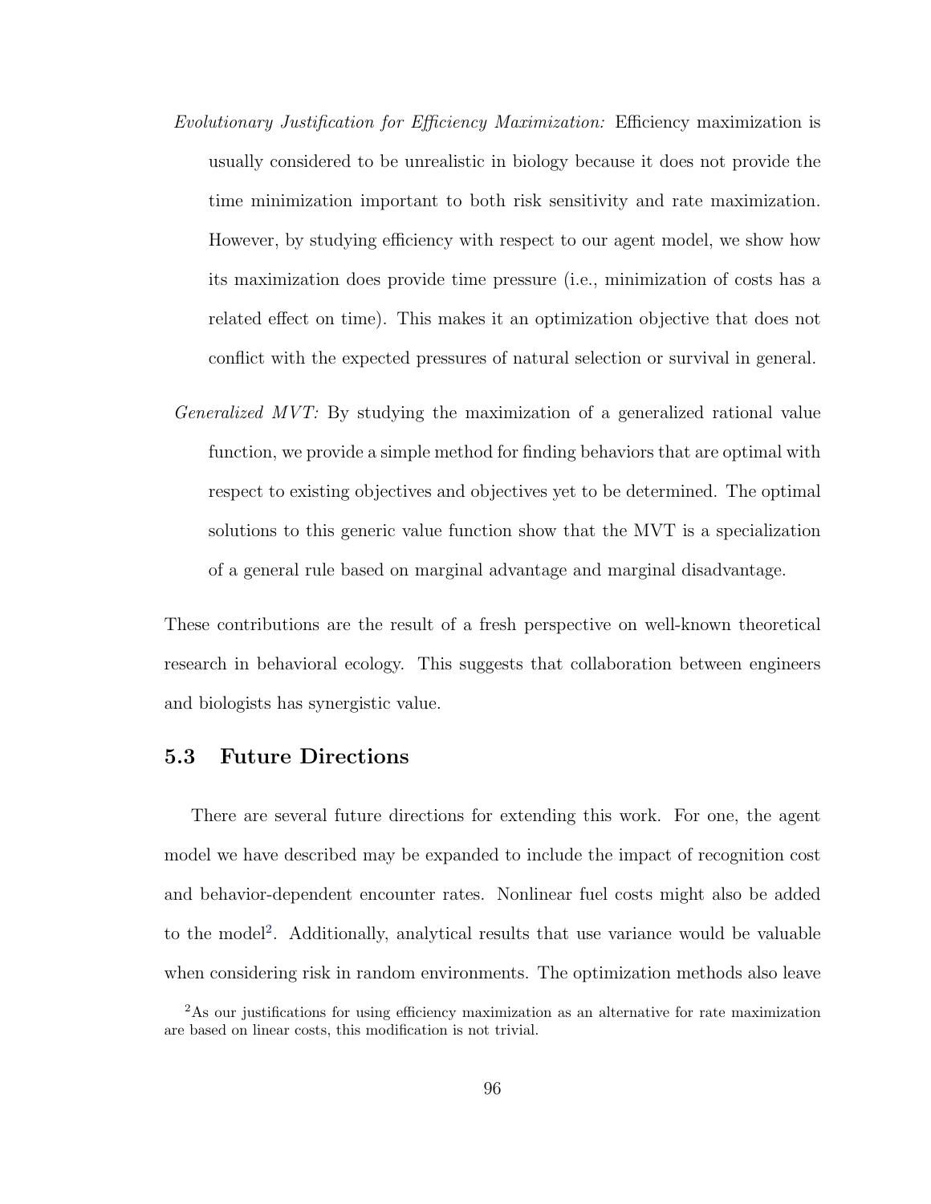*Evolutionary Justification for Efficiency Maximization:* Efficiency maximization is usually considered to be unrealistic in biology because it does not provide the time minimization important to both risk sensitivity and rate maximization. However, by studying efficiency with respect to our agent model, we show how its maximization does provide time pressure (i.e., minimization of costs has a related effect on time). This makes it an optimization objective that does not conflict with the expected pressures of natural selection or survival in general.

*Generalized MVT:* By studying the maximization of a generalized rational value function, we provide a simple method for finding behaviors that are optimal with respect to existing objectives and objectives yet to be determined. The optimal solutions to this generic value function show that the MVT is a specialization of a general rule based on marginal advantage and marginal disadvantage.

These contributions are the result of a fresh perspective on well-known theoretical research in behavioral ecology. This suggests that collaboration between engineers and biologists has synergistic value.

## 5.3 Future Directions

There are several future directions for extending this work. For one, the agent model we have described may be expanded to include the impact of recognition cost and behavior-dependent encounter rates. Nonlinear fuel costs might also be added to the model[2]. Additionally, analytical results that use variance would be valuable when considering risk in random environments. The optimization methods also leave

[2] As our justifications for using efficiency maximization as an alternative for rate maximization are based on linear costs, this modification is not trivial.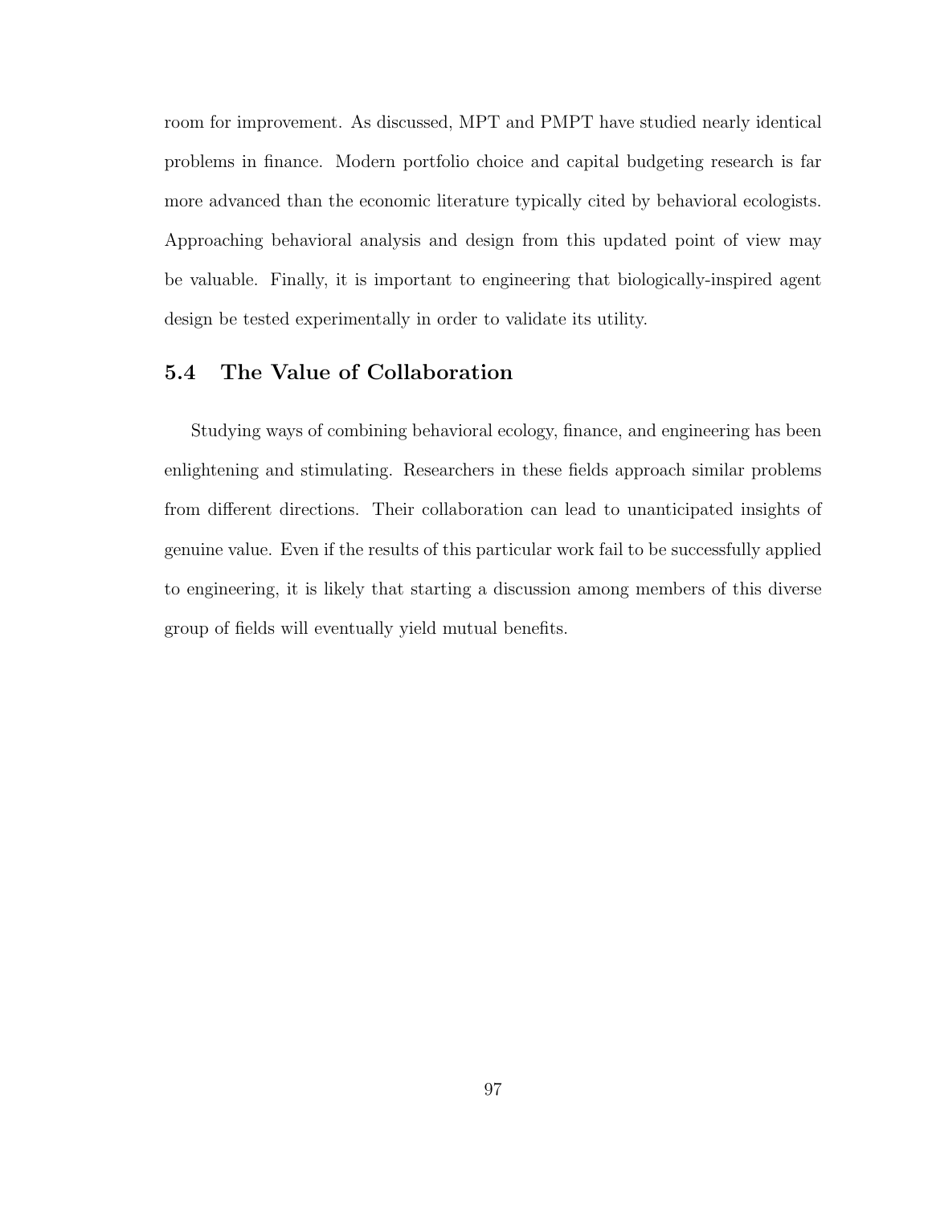room for improvement. As discussed, MPT and PMPT have studied nearly identical problems in finance. Modern portfolio choice and capital budgeting research is far more advanced than the economic literature typically cited by behavioral ecologists. Approaching behavioral analysis and design from this updated point of view may be valuable. Finally, it is important to engineering that biologically-inspired agent design be tested experimentally in order to validate its utility.

## 5.4 The Value of Collaboration

Studying ways of combining behavioral ecology, finance, and engineering has been enlightening and stimulating. Researchers in these fields approach similar problems from different directions. Their collaboration can lead to unanticipated insights of genuine value. Even if the results of this particular work fail to be successfully applied to engineering, it is likely that starting a discussion among members of this diverse group of fields will eventually yield mutual benefits.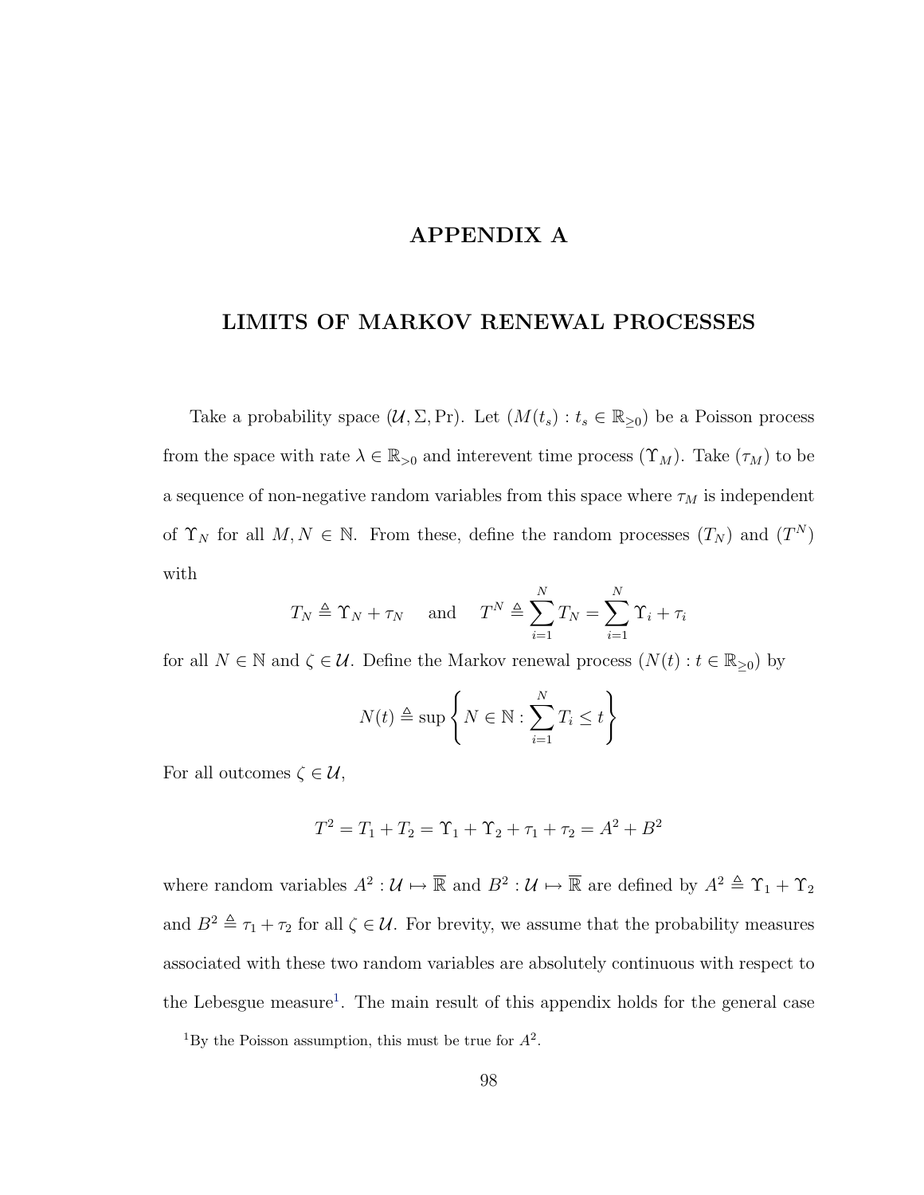# APPENDIX A

## LIMITS OF MARKOV RENEWAL PROCESSES

Take a probability space $(\mathcal{U}, \Sigma, \Pr)$. Let $(M(t_s) : t_s \in \mathbb{R}_{\geq 0})$ be a Poisson process from the space with rate $\lambda \in \mathbb{R}_{>0}$ and interevent time process $(\Upsilon_M)$. Take $(\tau_M)$ to be a sequence of non-negative random variables from this space where $\tau_M$ is independent of $\Upsilon_N$ for all $M, N \in \mathbb{N}$. From these, define the random processes $(T_N)$ and $(T^N)$ with

$$T_N \triangleq \Upsilon_N + \tau_N \quad \text{ and } \quad T^N \triangleq \sum_{i=1}^{N} T_N = \sum_{i=1}^{N} \Upsilon_i + \tau_i$$

for all $N \in \mathbb{N}$ and $\zeta \in \mathcal{U}$. Define the Markov renewal process $(N(t) : t \in \mathbb{R}_{\geq 0})$ by

$$N(t) \triangleq \sup \left\{ N \in \mathbb{N} : \sum_{i=1}^{N} T_i \leq t \right\}$$

For all outcomes $\zeta \in \mathcal{U}$,

$$T^2 = T_1 + T_2 = \Upsilon_1 + \Upsilon_2 + \tau_1 + \tau_2 = A^2 + B^2$$

where random variables $A^2 : \mathcal{U} \mapsto \overline{\mathbb{R}}$ and $B^2 : \mathcal{U} \mapsto \overline{\mathbb{R}}$ are defined by $A^2 \triangleq \Upsilon_1 + \Upsilon_2$ and $B^2 \triangleq \tau_1 + \tau_2$ for all $\zeta \in \mathcal{U}$. For brevity, we assume that the probability measures associated with these two random variables are absolutely continuous with respect to the Lebesgue measure[1]. The main result of this appendix holds for the general case

[1]By the Poisson assumption, this must be true for $A^2$.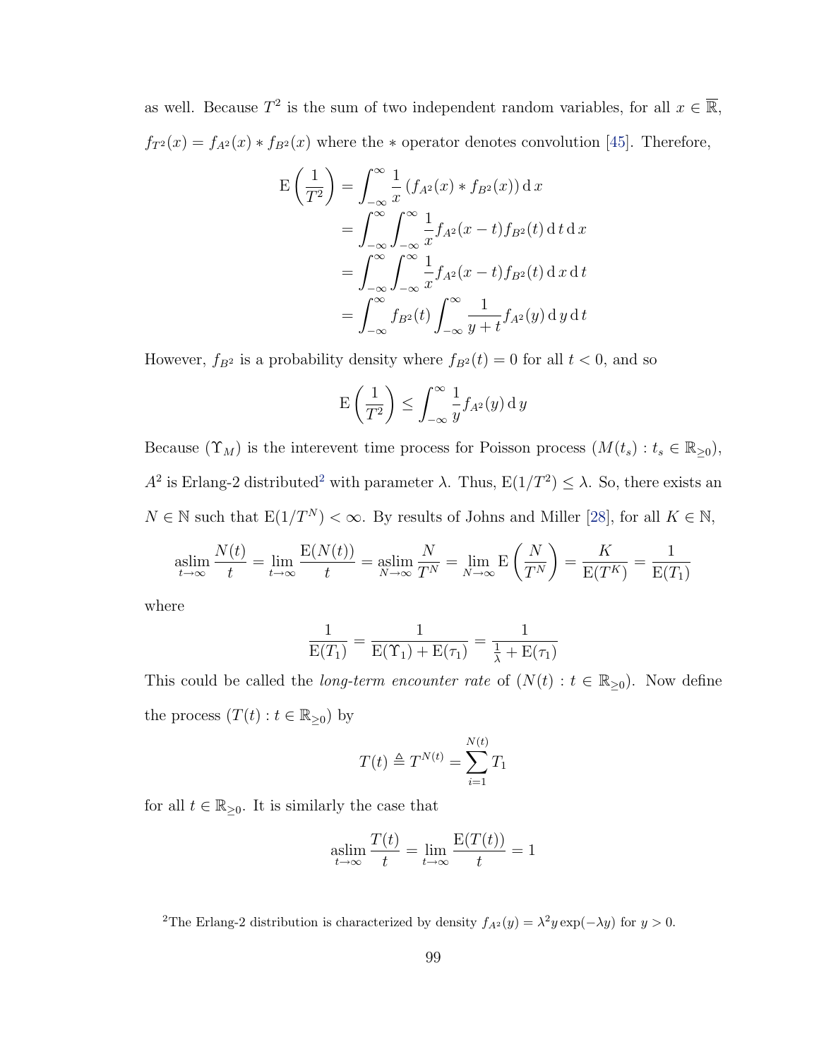as well. Because $T^2$ is the sum of two independent random variables, for all $x \in \overline{\mathbb{R}}$, $f_{T^2}(x) = f_{A^2}(x) * f_{B^2}(x)$ where the $*$ operator denotes convolution [45]. Therefore,

$$
\begin{aligned}
\mathrm{E}\left(\frac{1}{T^2}\right) &= \int_{-\infty}^{\infty} \frac{1}{x} \left(f_{A^2}(x) * f_{B^2}(x)\right) \mathrm{d}\, x \\
&= \int_{-\infty}^{\infty} \int_{-\infty}^{\infty} \frac{1}{x} f_{A^2}(x-t) f_{B^2}(t) \,\mathrm{d}\, t \,\mathrm{d}\, x \\
&= \int_{-\infty}^{\infty} \int_{-\infty}^{\infty} \frac{1}{x} f_{A^2}(x-t) f_{B^2}(t) \,\mathrm{d}\, x \,\mathrm{d}\, t \\
&= \int_{-\infty}^{\infty} f_{B^2}(t) \int_{-\infty}^{\infty} \frac{1}{y+t} f_{A^2}(y) \,\mathrm{d}\, y \,\mathrm{d}\, t
\end{aligned}
$$

However, $f_{B^2}$ is a probability density where $f_{B^2}(t) = 0$ for all $t < 0$, and so

$$
\mathrm{E}\left(\frac{1}{T^2}\right) \leq \int_{-\infty}^{\infty} \frac{1}{y} f_{A^2}(y) \,\mathrm{d}\, y
$$

Because $(\Upsilon_M)$ is the interevent time process for Poisson process $(M(t_s) : t_s \in \mathbb{R}_{\geq 0})$, $A^2$ is Erlang-2 distributed[2] with parameter $\lambda$. Thus, $\mathrm{E}(1/T^2) \leq \lambda$. So, there exists an $N \in \mathbb{N}$ such that $\mathrm{E}(1/T^N) < \infty$. By results of Johns and Miller [28], for all $K \in \mathbb{N}$,

$$
\operatorname*{aslim}_{t \to \infty} \frac{N(t)}{t} = \lim_{t \to \infty} \frac{\mathrm{E}(N(t))}{t} = \operatorname*{aslim}_{N \to \infty} \frac{N}{T^N} = \lim_{N \to \infty} \mathrm{E}\left(\frac{N}{T^N}\right) = \frac{K}{\mathrm{E}(T^K)} = \frac{1}{\mathrm{E}(T_1)}
$$

where

$$
\frac{1}{\mathrm{E}(T_1)} = \frac{1}{\mathrm{E}(\Upsilon_1) + \mathrm{E}(\tau_1)} = \frac{1}{\frac{1}{\lambda} + \mathrm{E}(\tau_1)}
$$

This could be called the *long-term encounter rate* of $(N(t) : t \in \mathbb{R}_{\geq 0})$. Now define the process $(T(t) : t \in \mathbb{R}_{\geq 0})$ by

$$
T(t) \triangleq T^{N(t)} = \sum_{i=1}^{N(t)} T_1
$$

for all $t \in \mathbb{R}_{\geq 0}$. It is similarly the case that

$$
\operatorname*{aslim}_{t \to \infty} \frac{T(t)}{t} = \lim_{t \to \infty} \frac{\mathrm{E}(T(t))}{t} = 1
$$

[2] The Erlang-2 distribution is characterized by density $f_{A^2}(y) = \lambda^2 y \exp(-\lambda y)$ for $y > 0$.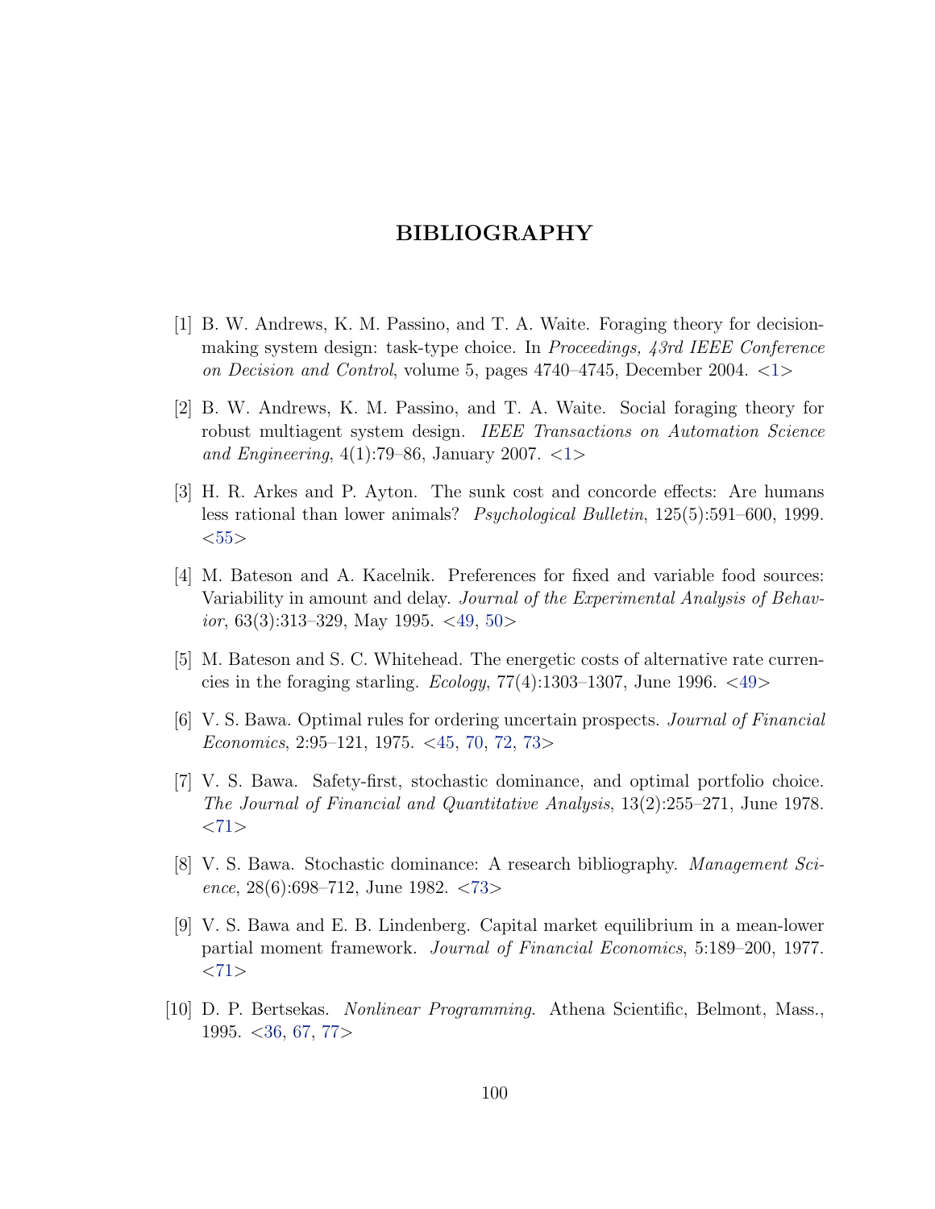# BIBLIOGRAPHY

[1] B. W. Andrews, K. M. Passino, and T. A. Waite. Foraging theory for decision-making system design: task-type choice. In *Proceedings, 43rd IEEE Conference on Decision and Control*, volume 5, pages 4740–4745, December 2004. <1>

[2] B. W. Andrews, K. M. Passino, and T. A. Waite. Social foraging theory for robust multiagent system design. *IEEE Transactions on Automation Science and Engineering*, 4(1):79–86, January 2007. <1>

[3] H. R. Arkes and P. Ayton. The sunk cost and concorde effects: Are humans less rational than lower animals? *Psychological Bulletin*, 125(5):591–600, 1999. <55>

[4] M. Bateson and A. Kacelnik. Preferences for fixed and variable food sources: Variability in amount and delay. *Journal of the Experimental Analysis of Behavior*, 63(3):313–329, May 1995. <49, 50>

[5] M. Bateson and S. C. Whitehead. The energetic costs of alternative rate currencies in the foraging starling. *Ecology*, 77(4):1303–1307, June 1996. <49>

[6] V. S. Bawa. Optimal rules for ordering uncertain prospects. *Journal of Financial Economics*, 2:95–121, 1975. <45, 70, 72, 73>

[7] V. S. Bawa. Safety-first, stochastic dominance, and optimal portfolio choice. *The Journal of Financial and Quantitative Analysis*, 13(2):255–271, June 1978. <71>

[8] V. S. Bawa. Stochastic dominance: A research bibliography. *Management Science*, 28(6):698–712, June 1982. <73>

[9] V. S. Bawa and E. B. Lindenberg. Capital market equilibrium in a mean-lower partial moment framework. *Journal of Financial Economics*, 5:189–200, 1977. <71>

[10] D. P. Bertsekas. *Nonlinear Programming*. Athena Scientific, Belmont, Mass., 1995. <36, 67, 77>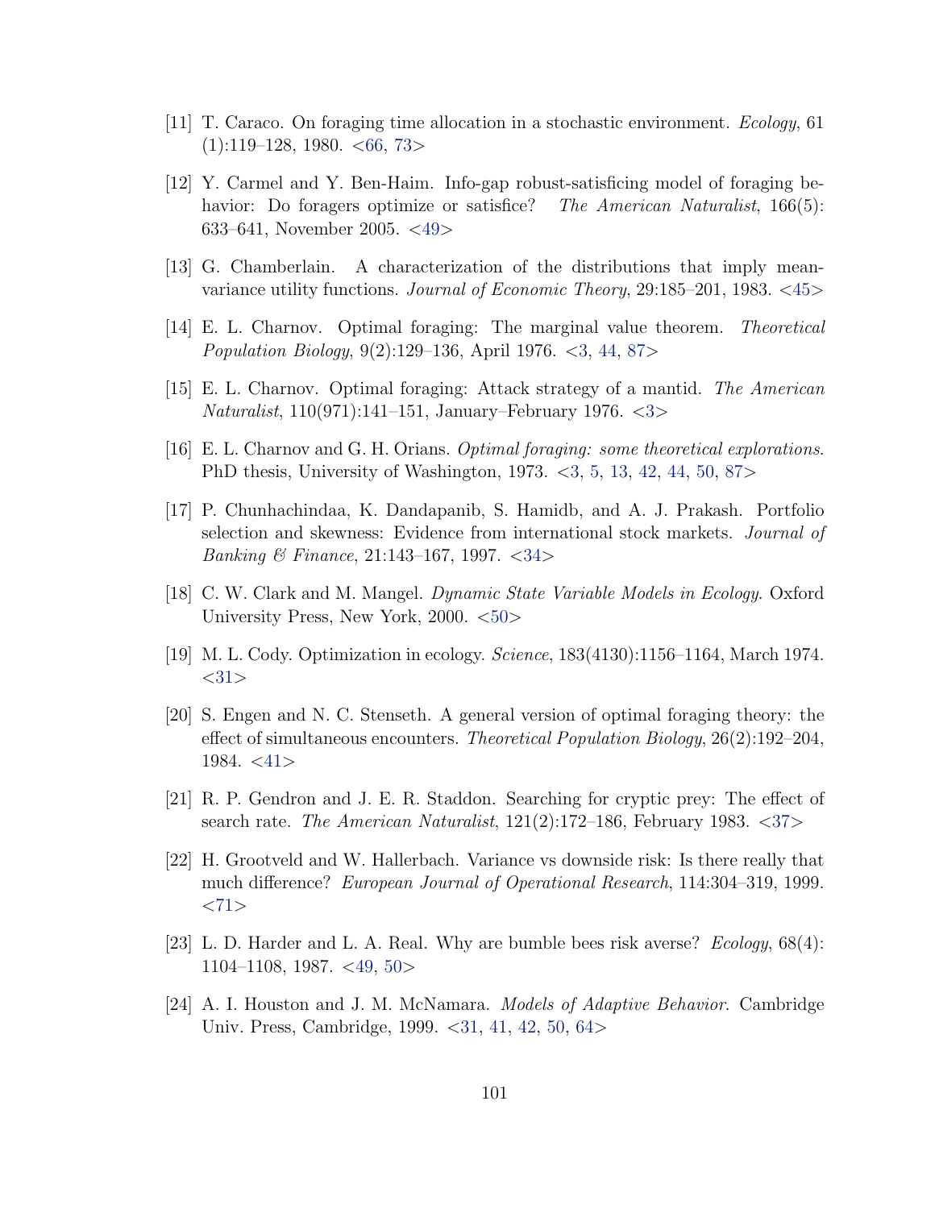[11] T. Caraco. On foraging time allocation in a stochastic environment. *Ecology*, 61 (1):119–128, 1980. <66, 73>

[12] Y. Carmel and Y. Ben-Haim. Info-gap robust-satisficing model of foraging behavior: Do foragers optimize or satisfice? *The American Naturalist*, 166(5): 633–641, November 2005. <49>

[13] G. Chamberlain. A characterization of the distributions that imply mean-variance utility functions. *Journal of Economic Theory*, 29:185–201, 1983. <45>

[14] E. L. Charnov. Optimal foraging: The marginal value theorem. *Theoretical Population Biology*, 9(2):129–136, April 1976. <3, 44, 87>

[15] E. L. Charnov. Optimal foraging: Attack strategy of a mantid. *The American Naturalist*, 110(971):141–151, January–February 1976. <3>

[16] E. L. Charnov and G. H. Orians. *Optimal foraging: some theoretical explorations.* PhD thesis, University of Washington, 1973. <3, 5, 13, 42, 44, 50, 87>

[17] P. Chunhachindaa, K. Dandapanib, S. Hamidb, and A. J. Prakash. Portfolio selection and skewness: Evidence from international stock markets. *Journal of Banking & Finance*, 21:143–167, 1997. <34>

[18] C. W. Clark and M. Mangel. *Dynamic State Variable Models in Ecology.* Oxford University Press, New York, 2000. <50>

[19] M. L. Cody. Optimization in ecology. *Science*, 183(4130):1156–1164, March 1974. <31>

[20] S. Engen and N. C. Stenseth. A general version of optimal foraging theory: the effect of simultaneous encounters. *Theoretical Population Biology*, 26(2):192–204, 1984. <41>

[21] R. P. Gendron and J. E. R. Staddon. Searching for cryptic prey: The effect of search rate. *The American Naturalist*, 121(2):172–186, February 1983. <37>

[22] H. Grootveld and W. Hallerbach. Variance vs downside risk: Is there really that much difference? *European Journal of Operational Research*, 114:304–319, 1999. <71>

[23] L. D. Harder and L. A. Real. Why are bumble bees risk averse? *Ecology*, 68(4): 1104–1108, 1987. <49, 50>

[24] A. I. Houston and J. M. McNamara. *Models of Adaptive Behavior.* Cambridge Univ. Press, Cambridge, 1999. <31, 41, 42, 50, 64>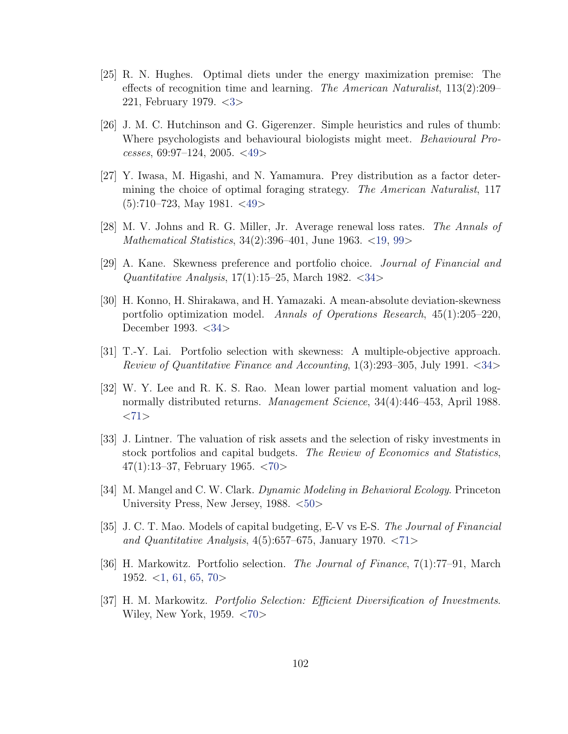[25] R. N. Hughes. Optimal diets under the energy maximization premise: The effects of recognition time and learning. *The American Naturalist*, 113(2):209–221, February 1979. <3>

[26] J. M. C. Hutchinson and G. Gigerenzer. Simple heuristics and rules of thumb: Where psychologists and behavioural biologists might meet. *Behavioural Processes*, 69:97–124, 2005. <49>

[27] Y. Iwasa, M. Higashi, and N. Yamamura. Prey distribution as a factor determining the choice of optimal foraging strategy. *The American Naturalist*, 117 (5):710–723, May 1981. <49>

[28] M. V. Johns and R. G. Miller, Jr. Average renewal loss rates. *The Annals of Mathematical Statistics*, 34(2):396–401, June 1963. <19, 99>

[29] A. Kane. Skewness preference and portfolio choice. *Journal of Financial and Quantitative Analysis*, 17(1):15–25, March 1982. <34>

[30] H. Konno, H. Shirakawa, and H. Yamazaki. A mean-absolute deviation-skewness portfolio optimization model. *Annals of Operations Research*, 45(1):205–220, December 1993. <34>

[31] T.-Y. Lai. Portfolio selection with skewness: A multiple-objective approach. *Review of Quantitative Finance and Accounting*, 1(3):293–305, July 1991. <34>

[32] W. Y. Lee and R. K. S. Rao. Mean lower partial moment valuation and lognormally distributed returns. *Management Science*, 34(4):446–453, April 1988. <71>

[33] J. Lintner. The valuation of risk assets and the selection of risky investments in stock portfolios and capital budgets. *The Review of Economics and Statistics*, 47(1):13–37, February 1965. <70>

[34] M. Mangel and C. W. Clark. *Dynamic Modeling in Behavioral Ecology*. Princeton University Press, New Jersey, 1988. <50>

[35] J. C. T. Mao. Models of capital budgeting, E-V vs E-S. *The Journal of Financial and Quantitative Analysis*, 4(5):657–675, January 1970. <71>

[36] H. Markowitz. Portfolio selection. *The Journal of Finance*, 7(1):77–91, March 1952. <1, 61, 65, 70>

[37] H. M. Markowitz. *Portfolio Selection: Efficient Diversification of Investments*. Wiley, New York, 1959. <70>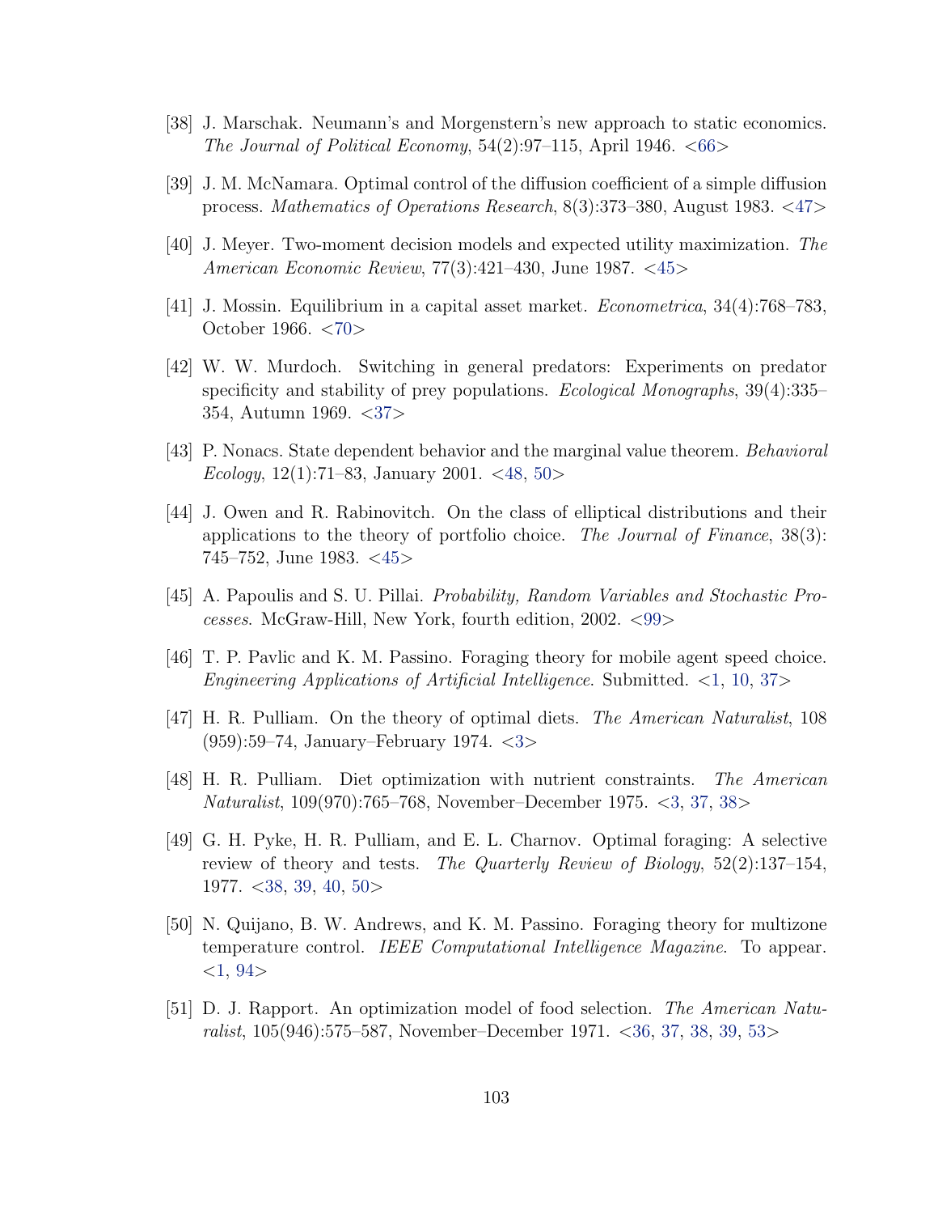[38] J. Marschak. Neumann's and Morgenstern's new approach to static economics. *The Journal of Political Economy*, 54(2):97–115, April 1946. <66>

[39] J. M. McNamara. Optimal control of the diffusion coefficient of a simple diffusion process. *Mathematics of Operations Research*, 8(3):373–380, August 1983. <47>

[40] J. Meyer. Two-moment decision models and expected utility maximization. *The American Economic Review*, 77(3):421–430, June 1987. <45>

[41] J. Mossin. Equilibrium in a capital asset market. *Econometrica*, 34(4):768–783, October 1966. <70>

[42] W. W. Murdoch. Switching in general predators: Experiments on predator specificity and stability of prey populations. *Ecological Monographs*, 39(4):335–354, Autumn 1969. <37>

[43] P. Nonacs. State dependent behavior and the marginal value theorem. *Behavioral Ecology*, 12(1):71–83, January 2001. <48, 50>

[44] J. Owen and R. Rabinovitch. On the class of elliptical distributions and their applications to the theory of portfolio choice. *The Journal of Finance*, 38(3): 745–752, June 1983. <45>

[45] A. Papoulis and S. U. Pillai. *Probability, Random Variables and Stochastic Processes*. McGraw-Hill, New York, fourth edition, 2002. <99>

[46] T. P. Pavlic and K. M. Passino. Foraging theory for mobile agent speed choice. *Engineering Applications of Artificial Intelligence*. Submitted. <1, 10, 37>

[47] H. R. Pulliam. On the theory of optimal diets. *The American Naturalist*, 108 (959):59–74, January–February 1974. <3>

[48] H. R. Pulliam. Diet optimization with nutrient constraints. *The American Naturalist*, 109(970):765–768, November–December 1975. <3, 37, 38>

[49] G. H. Pyke, H. R. Pulliam, and E. L. Charnov. Optimal foraging: A selective review of theory and tests. *The Quarterly Review of Biology*, 52(2):137–154, 1977. <38, 39, 40, 50>

[50] N. Quijano, B. W. Andrews, and K. M. Passino. Foraging theory for multizone temperature control. *IEEE Computational Intelligence Magazine*. To appear. <1, 94>

[51] D. J. Rapport. An optimization model of food selection. *The American Naturalist*, 105(946):575–587, November–December 1971. <36, 37, 38, 39, 53>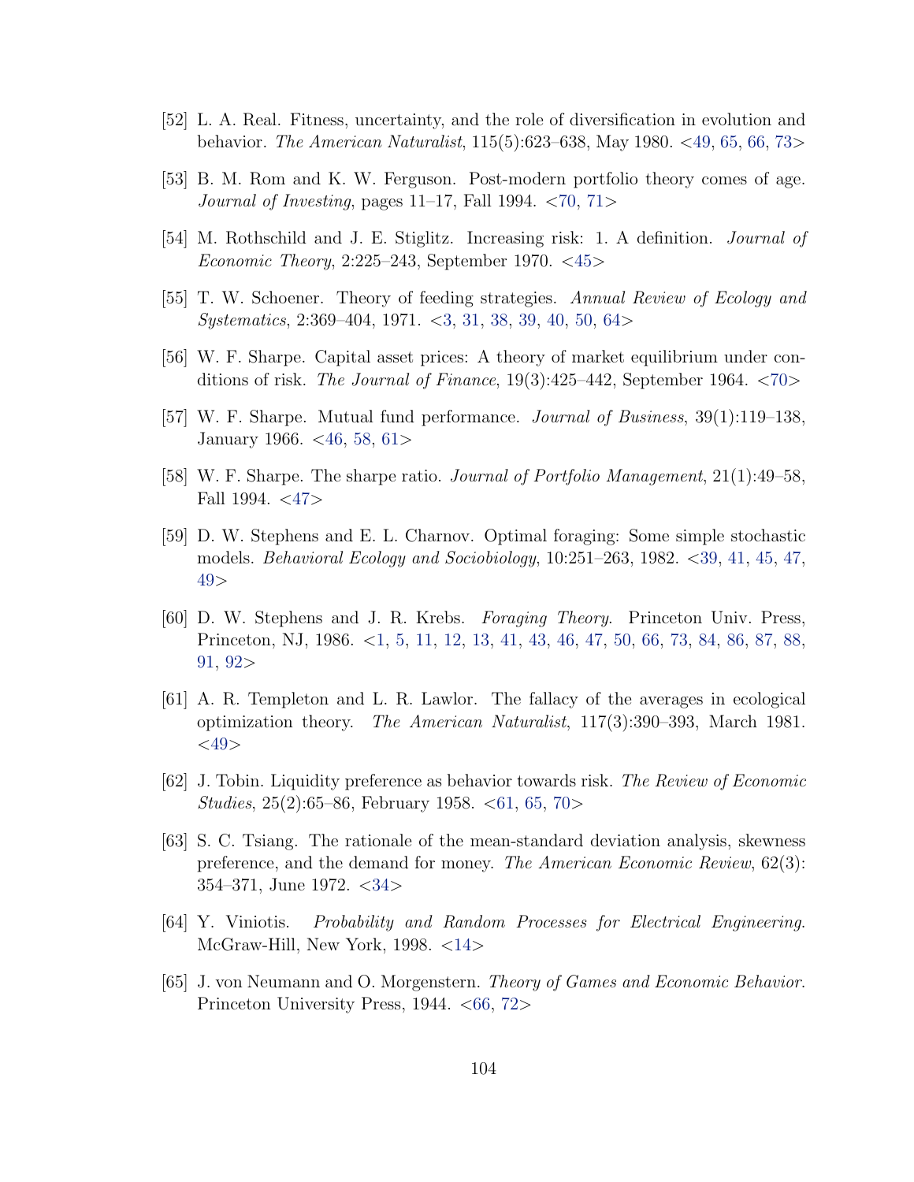[52] L. A. Real. Fitness, uncertainty, and the role of diversification in evolution and behavior. *The American Naturalist*, 115(5):623–638, May 1980. <49, 65, 66, 73>

[53] B. M. Rom and K. W. Ferguson. Post-modern portfolio theory comes of age. *Journal of Investing*, pages 11–17, Fall 1994. <70, 71>

[54] M. Rothschild and J. E. Stiglitz. Increasing risk: 1. A definition. *Journal of Economic Theory*, 2:225–243, September 1970. <45>

[55] T. W. Schoener. Theory of feeding strategies. *Annual Review of Ecology and Systematics*, 2:369–404, 1971. <3, 31, 38, 39, 40, 50, 64>

[56] W. F. Sharpe. Capital asset prices: A theory of market equilibrium under conditions of risk. *The Journal of Finance*, 19(3):425–442, September 1964. <70>

[57] W. F. Sharpe. Mutual fund performance. *Journal of Business*, 39(1):119–138, January 1966. <46, 58, 61>

[58] W. F. Sharpe. The sharpe ratio. *Journal of Portfolio Management*, 21(1):49–58, Fall 1994. <47>

[59] D. W. Stephens and E. L. Charnov. Optimal foraging: Some simple stochastic models. *Behavioral Ecology and Sociobiology*, 10:251–263, 1982. <39, 41, 45, 47, 49>

[60] D. W. Stephens and J. R. Krebs. *Foraging Theory*. Princeton Univ. Press, Princeton, NJ, 1986. <1, 5, 11, 12, 13, 41, 43, 46, 47, 50, 66, 73, 84, 86, 87, 88, 91, 92>

[61] A. R. Templeton and L. R. Lawlor. The fallacy of the averages in ecological optimization theory. *The American Naturalist*, 117(3):390–393, March 1981. <49>

[62] J. Tobin. Liquidity preference as behavior towards risk. *The Review of Economic Studies*, 25(2):65–86, February 1958. <61, 65, 70>

[63] S. C. Tsiang. The rationale of the mean-standard deviation analysis, skewness preference, and the demand for money. *The American Economic Review*, 62(3): 354–371, June 1972. <34>

[64] Y. Viniotis. *Probability and Random Processes for Electrical Engineering*. McGraw-Hill, New York, 1998. <14>

[65] J. von Neumann and O. Morgenstern. *Theory of Games and Economic Behavior*. Princeton University Press, 1944. <66, 72>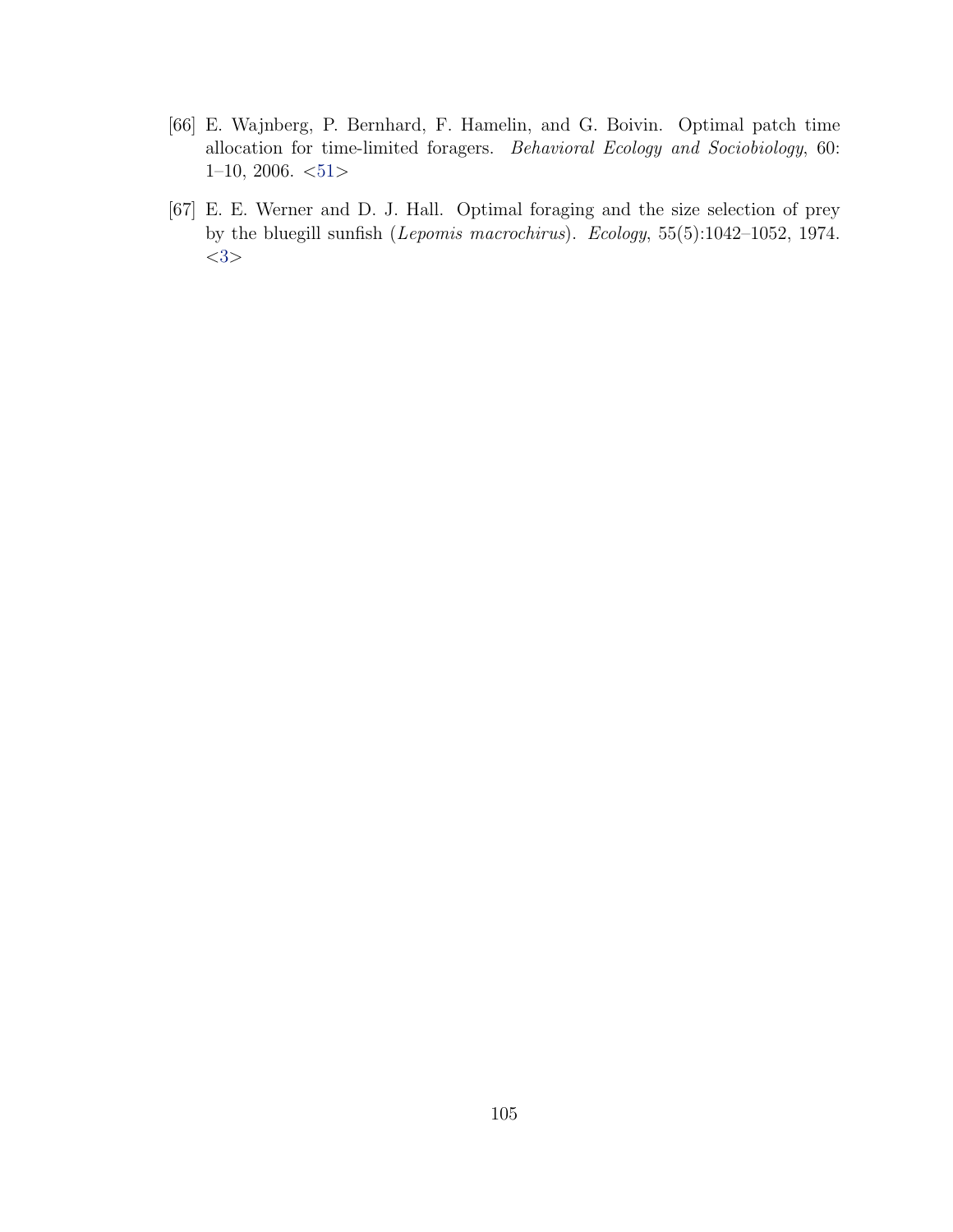[66] E. Wajnberg, P. Bernhard, F. Hamelin, and G. Boivin. Optimal patch time allocation for time-limited foragers. *Behavioral Ecology and Sociobiology*, 60: 1–10, 2006. <51>

[67] E. E. Werner and D. J. Hall. Optimal foraging and the size selection of prey by the bluegill sunfish (*Lepomis macrochirus*). *Ecology*, 55(5):1042–1052, 1974. <3>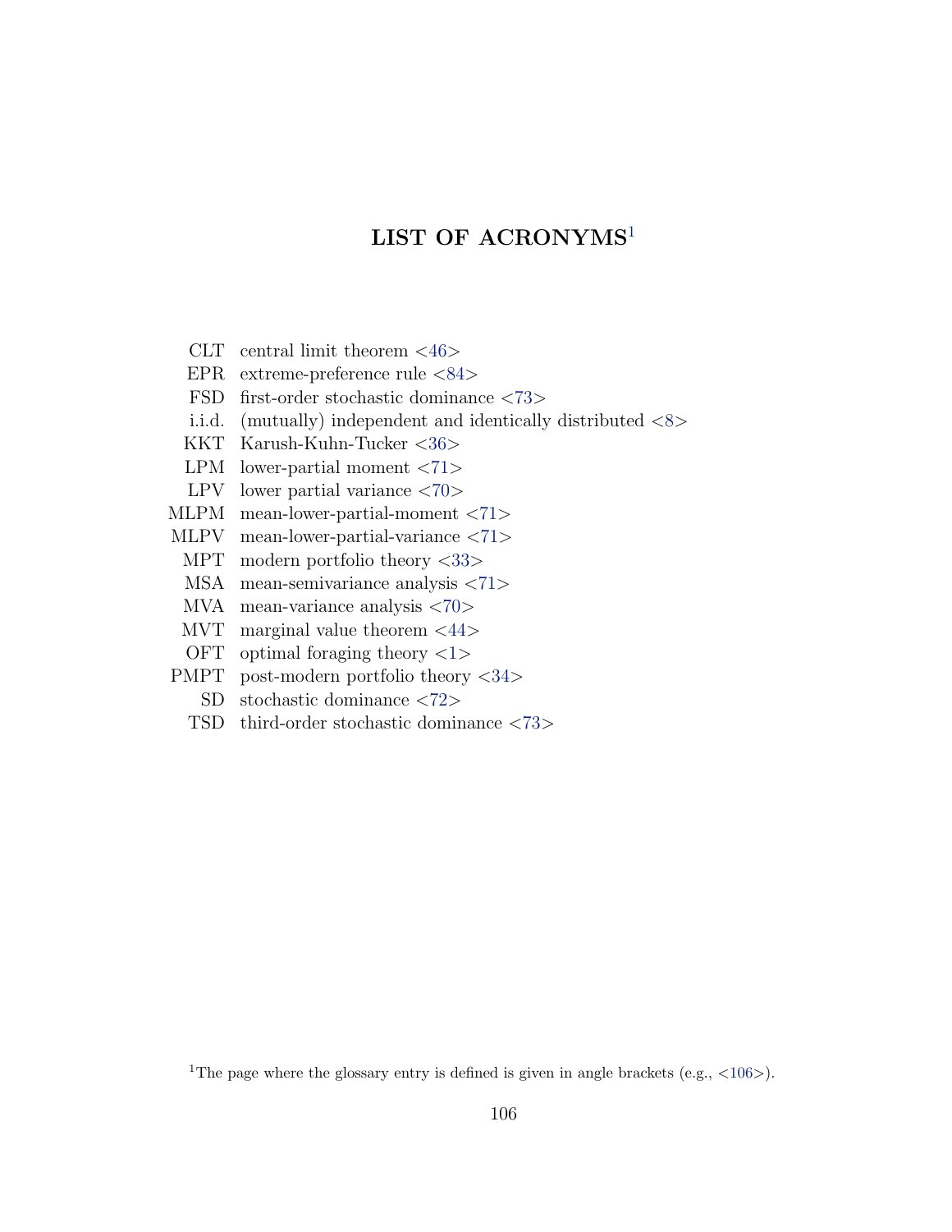# LIST OF ACRONYMS[1]

| | |
|---|---|
| CLT | central limit theorem <46> |
| EPR | extreme-preference rule <84> |
| FSD | first-order stochastic dominance <73> |
| i.i.d. | (mutually) independent and identically distributed <8> |
| KKT | Karush-Kuhn-Tucker <36> |
| LPM | lower-partial moment <71> |
| LPV | lower partial variance <70> |
| MLPM | mean-lower-partial-moment <71> |
| MLPV | mean-lower-partial-variance <71> |
| MPT | modern portfolio theory <33> |
| MSA | mean-semivariance analysis <71> |
| MVA | mean-variance analysis <70> |
| MVT | marginal value theorem <44> |
| OFT | optimal foraging theory <1> |
| PMPT | post-modern portfolio theory <34> |
| SD | stochastic dominance <72> |
| TSD | third-order stochastic dominance <73> |

[1] The page where the glossary entry is defined is given in angle brackets (e.g., <106>).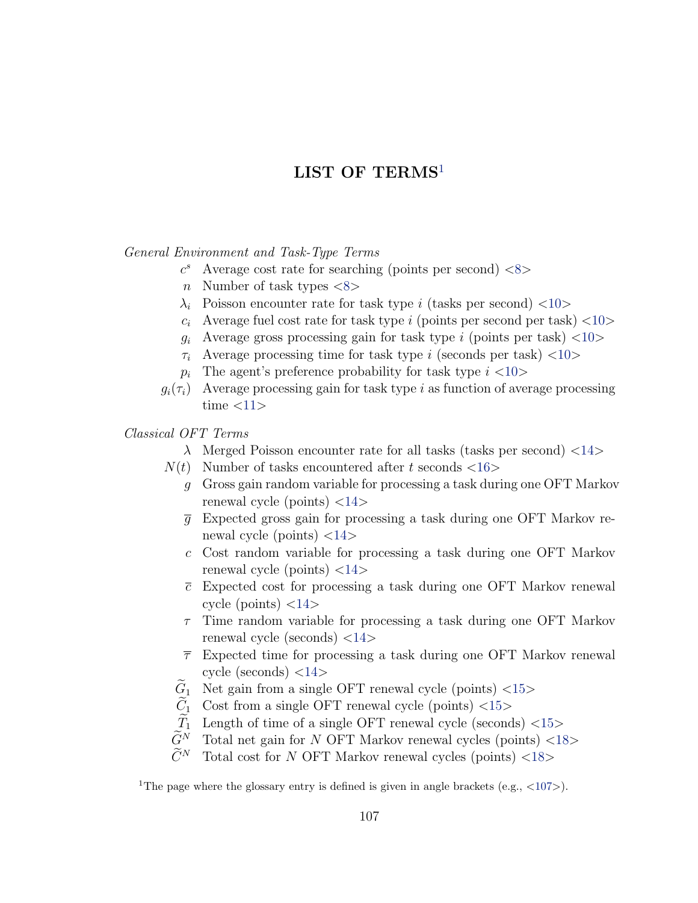# LIST OF TERMS[1]

*General Environment and Task-Type Terms*

- $c^s$ Average cost rate for searching (points per second) <8>
- $n$ Number of task types <8>
- $\lambda_i$ Poisson encounter rate for task type $i$ (tasks per second) <10>
- $c_i$ Average fuel cost rate for task type $i$ (points per second per task) <10>
- $g_i$ Average gross processing gain for task type $i$ (points per task) <10>
- $\tau_i$ Average processing time for task type $i$ (seconds per task) <10>
- $p_i$ The agent's preference probability for task type $i$ <10>
- $g_i(\tau_i)$ Average processing gain for task type $i$ as function of average processing time <11>

*Classical OFT Terms*

- $\lambda$ Merged Poisson encounter rate for all tasks (tasks per second) <14>
- $N(t)$ Number of tasks encountered after $t$ seconds <16>
- $g$ Gross gain random variable for processing a task during one OFT Markov renewal cycle (points) <14>
- $\overline{g}$ Expected gross gain for processing a task during one OFT Markov renewal cycle (points) <14>
- $c$ Cost random variable for processing a task during one OFT Markov renewal cycle (points) <14>
- $\overline{c}$ Expected cost for processing a task during one OFT Markov renewal cycle (points) <14>
- $\tau$ Time random variable for processing a task during one OFT Markov renewal cycle (seconds) <14>
- $\overline{\tau}$ Expected time for processing a task during one OFT Markov renewal cycle (seconds) <14>
- $\widetilde{G}_1$ Net gain from a single OFT renewal cycle (points) <15>
- $\widetilde{C}_1$ Cost from a single OFT renewal cycle (points) <15>
- $\widetilde{T}_1$ Length of time of a single OFT renewal cycle (seconds) <15>
- $\widetilde{G}^N$ Total net gain for $N$ OFT Markov renewal cycles (points) <18>
- $\widetilde{C}^N$ Total cost for $N$ OFT Markov renewal cycles (points) <18>

[1] The page where the glossary entry is defined is given in angle brackets (e.g., <107>).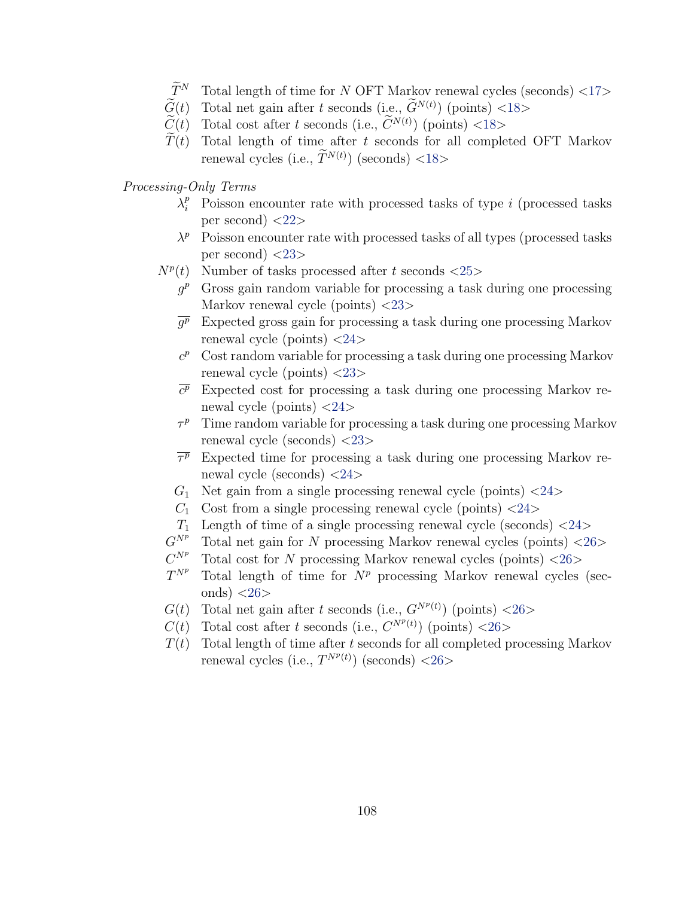$\widetilde{T}^N$ Total length of time for $N$ OFT Markov renewal cycles (seconds) <17>

$\widetilde{G}(t)$ Total net gain after $t$ seconds (i.e., $\widetilde{G}^{N(t)}$) (points) <18>

$\widetilde{C}(t)$ Total cost after $t$ seconds (i.e., $\widetilde{C}^{N(t)}$) (points) <18>

$\widetilde{T}(t)$ Total length of time after $t$ seconds for all completed OFT Markov renewal cycles (i.e., $\widetilde{T}^{N(t)}$) (seconds) <18>

*Processing-Only Terms*

$\lambda_i^p$ Poisson encounter rate with processed tasks of type $i$ (processed tasks per second) <22>

$\lambda^p$ Poisson encounter rate with processed tasks of all types (processed tasks per second) <23>

$N^p(t)$ Number of tasks processed after $t$ seconds <25>

$g^p$ Gross gain random variable for processing a task during one processing Markov renewal cycle (points) <23>

$\overline{g^p}$ Expected gross gain for processing a task during one processing Markov renewal cycle (points) <24>

$c^p$ Cost random variable for processing a task during one processing Markov renewal cycle (points) <23>

$\overline{c^p}$ Expected cost for processing a task during one processing Markov renewal cycle (points) <24>

$\tau^p$ Time random variable for processing a task during one processing Markov renewal cycle (seconds) <23>

$\overline{\tau^p}$ Expected time for processing a task during one processing Markov renewal cycle (seconds) <24>

$G_1$ Net gain from a single processing renewal cycle (points) <24>

$C_1$ Cost from a single processing renewal cycle (points) <24>

$T_1$ Length of time of a single processing renewal cycle (seconds) <24>

$G^{N^p}$ Total net gain for $N$ processing Markov renewal cycles (points) <26>

$C^{N^p}$ Total cost for $N$ processing Markov renewal cycles (points) <26>

$T^{N^p}$ Total length of time for $N^p$ processing Markov renewal cycles (seconds) <26>

$G(t)$ Total net gain after $t$ seconds (i.e., $G^{N^p(t)}$) (points) <26>

$C(t)$ Total cost after $t$ seconds (i.e., $C^{N^p(t)}$) (points) <26>

$T(t)$ Total length of time after $t$ seconds for all completed processing Markov renewal cycles (i.e., $T^{N^p(t)}$) (seconds) <26>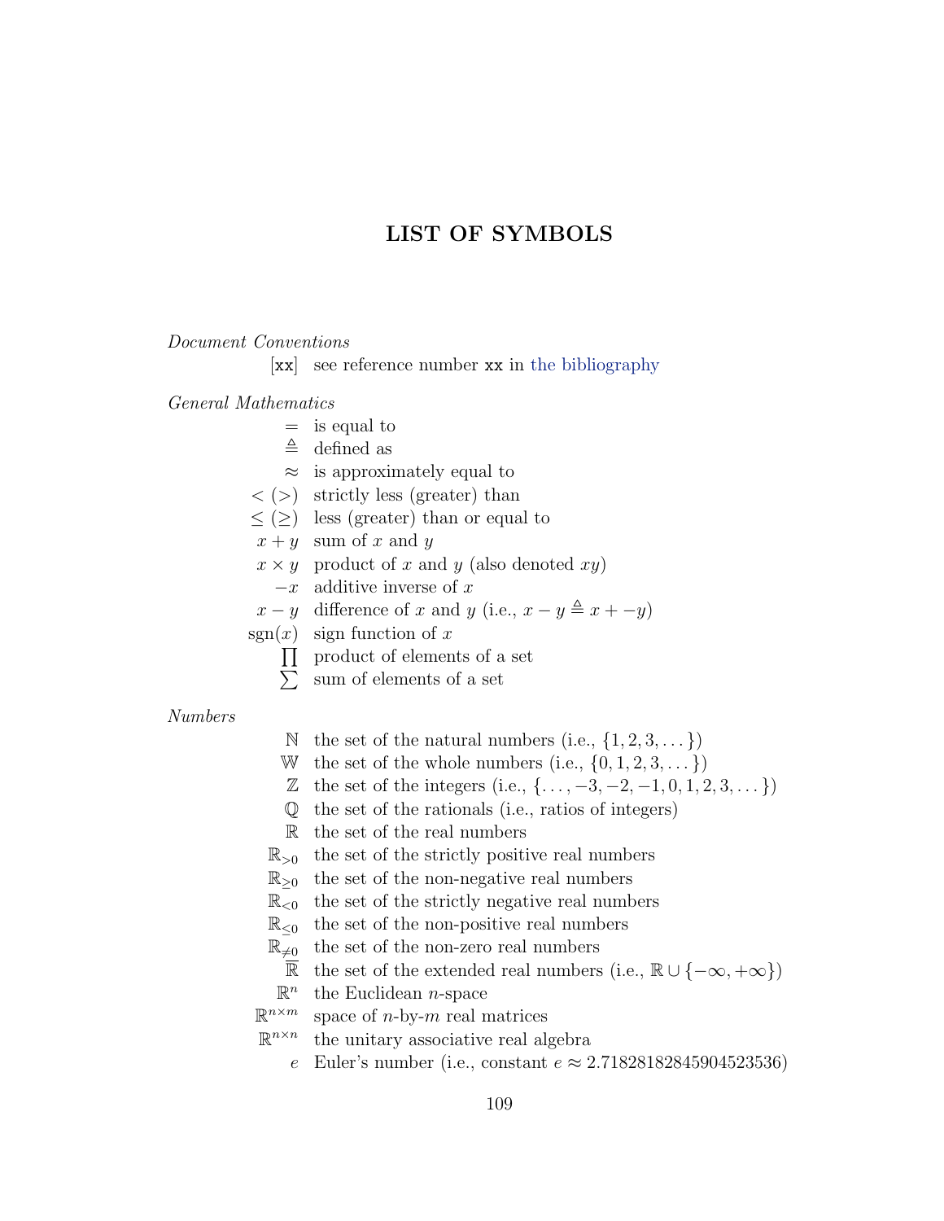# LIST OF SYMBOLS

*Document Conventions*

| | |
|---|---|
| [xx] | see reference number xx in the bibliography |

*General Mathematics*

| | |
|---|---|
| $=$ | is equal to |
| $\triangleq$ | defined as |
| $\approx$ | is approximately equal to |
| $<$ ($>$) | strictly less (greater) than |
| $\leq$ ($\geq$) | less (greater) than or equal to |
| $x + y$ | sum of $x$ and $y$ |
| $x \times y$ | product of $x$ and $y$ (also denoted $xy$) |
| $-x$ | additive inverse of $x$ |
| $x - y$ | difference of $x$ and $y$ (i.e., $x - y \triangleq x + -y$) |
| $\operatorname{sgn}(x)$ | sign function of $x$ |
| $\prod$ | product of elements of a set |
| $\sum$ | sum of elements of a set |

*Numbers*

| | |
|---|---|
| $\mathbb{N}$ | the set of the natural numbers (i.e., $\{1, 2, 3, \dots\}$) |
| $\mathbb{W}$ | the set of the whole numbers (i.e., $\{0, 1, 2, 3, \dots\}$) |
| $\mathbb{Z}$ | the set of the integers (i.e., $\{\dots, -3, -2, -1, 0, 1, 2, 3, \dots\}$) |
| $\mathbb{Q}$ | the set of the rationals (i.e., ratios of integers) |
| $\mathbb{R}$ | the set of the real numbers |
| $\mathbb{R}_{>0}$ | the set of the strictly positive real numbers |
| $\mathbb{R}_{\geq 0}$ | the set of the non-negative real numbers |
| $\mathbb{R}_{<0}$ | the set of the strictly negative real numbers |
| $\mathbb{R}_{\leq 0}$ | the set of the non-positive real numbers |
| $\mathbb{R}_{\neq 0}$ | the set of the non-zero real numbers |
| $\overline{\mathbb{R}}$ | the set of the extended real numbers (i.e., $\mathbb{R} \cup \{-\infty, +\infty\}$) |
| $\mathbb{R}^n$ | the Euclidean $n$-space |
| $\mathbb{R}^{n \times m}$ | space of $n$-by-$m$ real matrices |
| $\mathbb{R}^{n \times n}$ | the unitary associative real algebra |
| $e$ | Euler's number (i.e., constant $e \approx 2.71828182845904523536$) |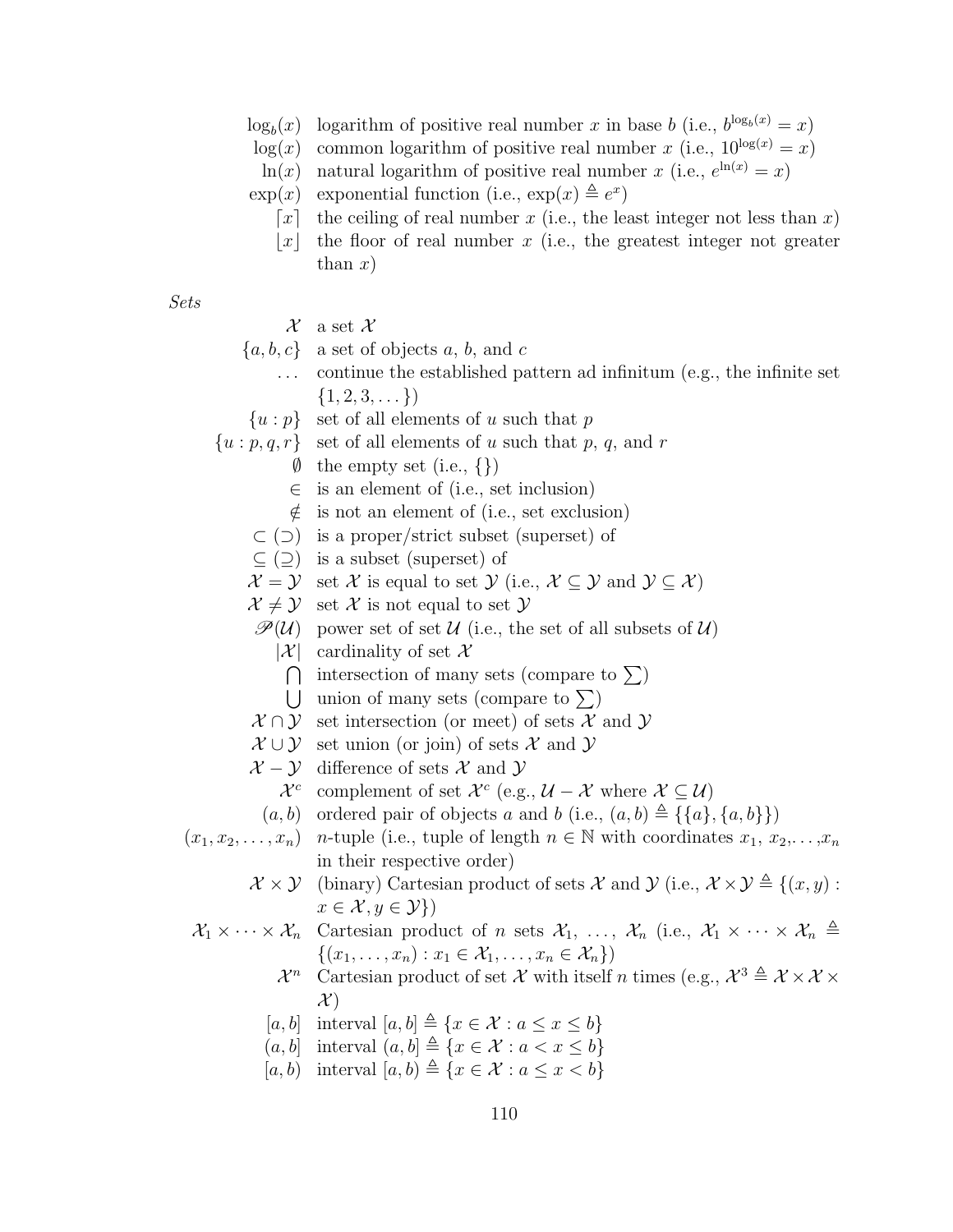| | |
|---|---|
| $\log_b(x)$ | logarithm of positive real number $x$ in base $b$ (i.e., $b^{\log_b(x)} = x$) |
| $\log(x)$ | common logarithm of positive real number $x$ (i.e., $10^{\log(x)} = x$) |
| $\ln(x)$ | natural logarithm of positive real number $x$ (i.e., $e^{\ln(x)} = x$) |
| $\exp(x)$ | exponential function (i.e., $\exp(x) \triangleq e^x$) |
| $\lceil x \rceil$ | the ceiling of real number $x$ (i.e., the least integer not less than $x$) |
| $\lfloor x \rfloor$ | the floor of real number $x$ (i.e., the greatest integer not greater than $x$) |

*Sets*

| | |
|---|---|
| $\mathcal{X}$ | a set $\mathcal{X}$ |
| $\{a, b, c\}$ | a set of objects $a$, $b$, and $c$ |
| $\dots$ | continue the established pattern ad infinitum (e.g., the infinite set $\{1, 2, 3, \dots\}$) |
| $\{u : p\}$ | set of all elements of $u$ such that $p$ |
| $\{u : p, q, r\}$ | set of all elements of $u$ such that $p$, $q$, and $r$ |
| $\emptyset$ | the empty set (i.e., $\{\}$) |
| $\in$ | is an element of (i.e., set inclusion) |
| $\notin$ | is not an element of (i.e., set exclusion) |
| $\subset$ ($\supset$) | is a proper/strict subset (superset) of |
| $\subseteq$ ($\supseteq$) | is a subset (superset) of |
| $\mathcal{X} = \mathcal{Y}$ | set $\mathcal{X}$ is equal to set $\mathcal{Y}$ (i.e., $\mathcal{X} \subseteq \mathcal{Y}$ and $\mathcal{Y} \subseteq \mathcal{X}$) |
| $\mathcal{X} \neq \mathcal{Y}$ | set $\mathcal{X}$ is not equal to set $\mathcal{Y}$ |
| $\mathscr{P}(\mathcal{U})$ | power set of set $\mathcal{U}$ (i.e., the set of all subsets of $\mathcal{U}$) |
| $\lvert\mathcal{X}\rvert$ | cardinality of set $\mathcal{X}$ |
| $\bigcap$ | intersection of many sets (compare to $\sum$) |
| $\bigcup$ | union of many sets (compare to $\sum$) |
| $\mathcal{X} \cap \mathcal{Y}$ | set intersection (or meet) of sets $\mathcal{X}$ and $\mathcal{Y}$ |
| $\mathcal{X} \cup \mathcal{Y}$ | set union (or join) of sets $\mathcal{X}$ and $\mathcal{Y}$ |
| $\mathcal{X} - \mathcal{Y}$ | difference of sets $\mathcal{X}$ and $\mathcal{Y}$ |
| $\mathcal{X}^c$ | complement of set $\mathcal{X}^c$ (e.g., $\mathcal{U} - \mathcal{X}$ where $\mathcal{X} \subseteq \mathcal{U}$) |
| $(a, b)$ | ordered pair of objects $a$ and $b$ (i.e., $(a, b) \triangleq \{\{a\}, \{a, b\}\}$) |
| $(x_1, x_2, \dots, x_n)$ | $n$-tuple (i.e., tuple of length $n \in \mathbb{N}$ with coordinates $x_1$, $x_2$, $\dots$, $x_n$ in their respective order) |
| $\mathcal{X} \times \mathcal{Y}$ | (binary) Cartesian product of sets $\mathcal{X}$ and $\mathcal{Y}$ (i.e., $\mathcal{X} \times \mathcal{Y} \triangleq \{(x, y) : x \in \mathcal{X}, y \in \mathcal{Y}\}$) |
| $\mathcal{X}_1 \times \cdots \times \mathcal{X}_n$ | Cartesian product of $n$ sets $\mathcal{X}_1$, $\dots$, $\mathcal{X}_n$ (i.e., $\mathcal{X}_1 \times \cdots \times \mathcal{X}_n \triangleq \{(x_1, \dots, x_n) : x_1 \in \mathcal{X}_1, \dots, x_n \in \mathcal{X}_n\}$) |
| $\mathcal{X}^n$ | Cartesian product of set $\mathcal{X}$ with itself $n$ times (e.g., $\mathcal{X}^3 \triangleq \mathcal{X} \times \mathcal{X} \times \mathcal{X}$) |
| $[a, b]$ | interval $[a, b] \triangleq \{x \in \mathcal{X} : a \leq x \leq b\}$ |
| $(a, b]$ | interval $(a, b] \triangleq \{x \in \mathcal{X} : a < x \leq b\}$ |
| $[a, b)$ | interval $[a, b) \triangleq \{x \in \mathcal{X} : a \leq x < b\}$ |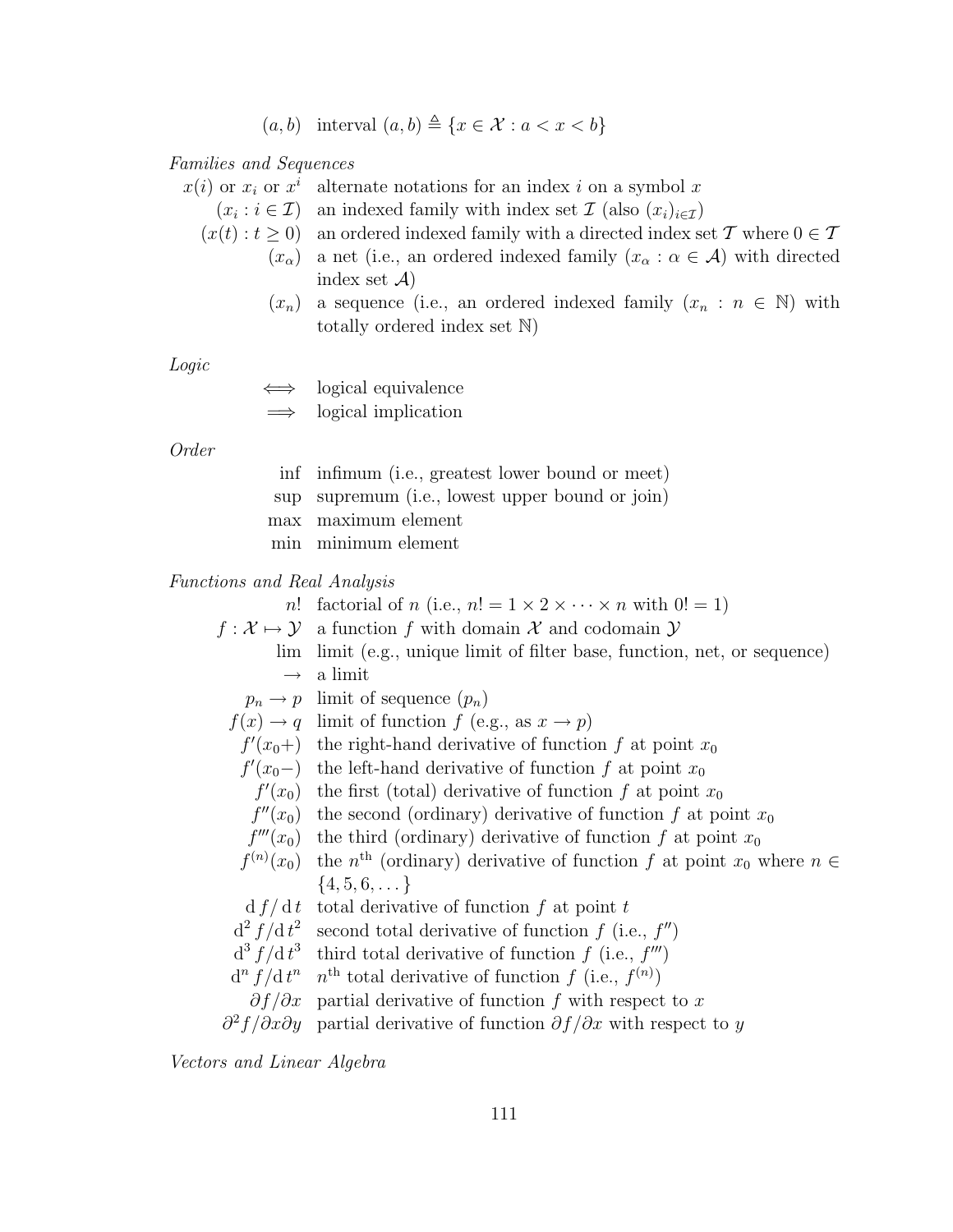| | |
|---|---|
| $(a, b)$ | interval $(a, b) \triangleq \{x \in \mathcal{X} : a < x < b\}$ |

*Families and Sequences*

| | |
|---|---|
| $x(i)$ or $x_i$ or $x^i$ | alternate notations for an index $i$ on a symbol $x$ |
| $(x_i : i \in \mathcal{I})$ | an indexed family with index set $\mathcal{I}$ (also $(x_i)_{i \in \mathcal{I}}$) |
| $(x(t) : t \geq 0)$ | an ordered indexed family with a directed index set $\mathcal{T}$ where $0 \in \mathcal{T}$ |
| $(x_\alpha)$ | a net (i.e., an ordered indexed family $(x_\alpha : \alpha \in \mathcal{A})$ with directed index set $\mathcal{A}$) |
| $(x_n)$ | a sequence (i.e., an ordered indexed family $(x_n : n \in \mathbb{N})$ with totally ordered index set $\mathbb{N}$) |

*Logic*

| | |
|---|---|
| $\iff$ | logical equivalence |
| $\implies$ | logical implication |

*Order*

| | |
|---|---|
| inf | infimum (i.e., greatest lower bound or meet) |
| sup | supremum (i.e., lowest upper bound or join) |
| max | maximum element |
| min | minimum element |

*Functions and Real Analysis*

| | |
|---|---|
| $n!$ | factorial of $n$ (i.e., $n! = 1 \times 2 \times \cdots \times n$ with $0! = 1$) |
| $f : \mathcal{X} \mapsto \mathcal{Y}$ | a function $f$ with domain $\mathcal{X}$ and codomain $\mathcal{Y}$ |
| lim | limit (e.g., unique limit of filter base, function, net, or sequence) |
| $\rightarrow$ | a limit |
| $p_n \rightarrow p$ | limit of sequence $(p_n)$ |
| $f(x) \rightarrow q$ | limit of function $f$ (e.g., as $x \rightarrow p$) |
| $f'(x_0+)$ | the right-hand derivative of function $f$ at point $x_0$ |
| $f'(x_0-)$ | the left-hand derivative of function $f$ at point $x_0$ |
| $f'(x_0)$ | the first (total) derivative of function $f$ at point $x_0$ |
| $f''(x_0)$ | the second (ordinary) derivative of function $f$ at point $x_0$ |
| $f'''(x_0)$ | the third (ordinary) derivative of function $f$ at point $x_0$ |
| $f^{(n)}(x_0)$ | the $n^{\text{th}}$ (ordinary) derivative of function $f$ at point $x_0$ where $n \in \{4, 5, 6, \dots\}$ |
| $\mathrm{d}\, f/\mathrm{d}\, t$ | total derivative of function $f$ at point $t$ |
| $\mathrm{d}^2 f/\mathrm{d}\, t^2$ | second total derivative of function $f$ (i.e., $f''$) |
| $\mathrm{d}^3 f/\mathrm{d}\, t^3$ | third total derivative of function $f$ (i.e., $f'''$) |
| $\mathrm{d}^n f/\mathrm{d}\, t^n$ | $n^{\text{th}}$ total derivative of function $f$ (i.e., $f^{(n)}$) |
| $\partial f/\partial x$ | partial derivative of function $f$ with respect to $x$ |
| $\partial^2 f/\partial x \partial y$ | partial derivative of function $\partial f/\partial x$ with respect to $y$ |

*Vectors and Linear Algebra*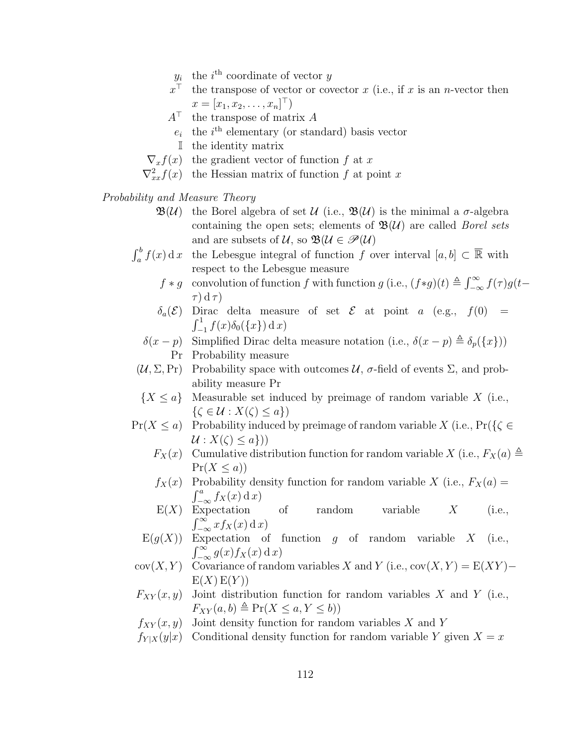$y_i$ the $i^{\text{th}}$ coordinate of vector $y$

$x^\top$ the transpose of vector or covector $x$ (i.e., if $x$ is an $n$-vector then $x = [x_1, x_2, \ldots, x_n]^\top$)

$A^\top$ the transpose of matrix $A$

$e_i$ the $i^{\text{th}}$ elementary (or standard) basis vector

$\mathbb{I}$ the identity matrix

$\nabla_x f(x)$ the gradient vector of function $f$ at $x$

$\nabla^2_{xx} f(x)$ the Hessian matrix of function $f$ at point $x$

*Probability and Measure Theory*

$\mathfrak{B}(\mathcal{U})$ the Borel algebra of set $\mathcal{U}$ (i.e., $\mathfrak{B}(\mathcal{U})$ is the minimal a $\sigma$-algebra containing the open sets; elements of $\mathfrak{B}(\mathcal{U})$ are called *Borel sets* and are subsets of $\mathcal{U}$, so $\mathfrak{B}(\mathcal{U} \in \mathscr{P}(\mathcal{U})$

$\int_a^b f(x) \,\mathrm{d}\, x$ the Lebesgue integral of function $f$ over interval $[a, b] \subset \overline{\mathbb{R}}$ with respect to the Lebesgue measure

$f * g$ convolution of function $f$ with function $g$ (i.e., $(f*g)(t) \triangleq \int_{-\infty}^{\infty} f(\tau) g(t-\tau) \,\mathrm{d}\, \tau$)

$\delta_a(\mathcal{E})$ Dirac delta measure of set $\mathcal{E}$ at point $a$ (e.g., $f(0) = \int_{-1}^{1} f(x) \delta_0(\{x\}) \,\mathrm{d}\, x$)

$\delta(x - p)$ Simplified Dirac delta measure notation (i.e., $\delta(x - p) \triangleq \delta_p(\{x\})$)

$\Pr$ Probability measure

$(\mathcal{U}, \Sigma, \Pr)$ Probability space with outcomes $\mathcal{U}$, $\sigma$-field of events $\Sigma$, and probability measure $\Pr$

$\{X \leq a\}$ Measurable set induced by preimage of random variable $X$ (i.e., $\{\zeta \in \mathcal{U} : X(\zeta) \leq a\}$)

$\Pr(X \leq a)$ Probability induced by preimage of random variable $X$ (i.e., $\Pr(\{\zeta \in \mathcal{U} : X(\zeta) \leq a\})$)

$F_X(x)$ Cumulative distribution function for random variable $X$ (i.e., $F_X(a) \triangleq \Pr(X \leq a)$)

$f_X(x)$ Probability density function for random variable $X$ (i.e., $F_X(a) = \int_{-\infty}^{a} f_X(x) \,\mathrm{d}\, x$)

$\mathrm{E}(X)$ Expectation of random variable $X$ (i.e., $\int_{-\infty}^{\infty} x f_X(x) \,\mathrm{d}\, x$)

$\mathrm{E}(g(X))$ Expectation of function $g$ of random variable $X$ (i.e., $\int_{-\infty}^{\infty} g(x) f_X(x) \,\mathrm{d}\, x$)

$\mathrm{cov}(X, Y)$ Covariance of random variables $X$ and $Y$ (i.e., $\mathrm{cov}(X, Y) = \mathrm{E}(XY) - \mathrm{E}(X)\,\mathrm{E}(Y)$)

$F_{XY}(x, y)$ Joint distribution function for random variables $X$ and $Y$ (i.e., $F_{XY}(a, b) \triangleq \Pr(X \leq a, Y \leq b)$)

$f_{XY}(x, y)$ Joint density function for random variables $X$ and $Y$

$f_{Y|X}(y|x)$ Conditional density function for random variable $Y$ given $X = x$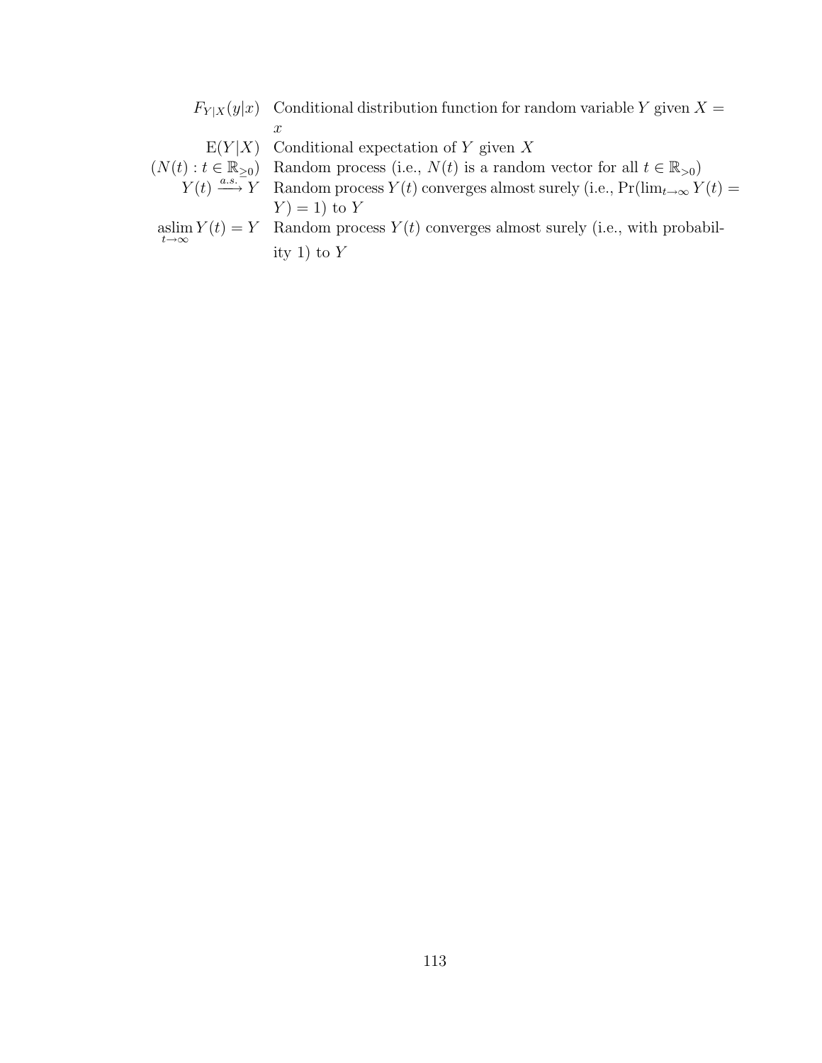| | |
|---|---|
| $F_{Y\|X}(y\|x)$ | Conditional distribution function for random variable $Y$ given $X = x$ |
| $\mathrm{E}(Y\|X)$ | Conditional expectation of $Y$ given $X$ |
| $(N(t) : t \in \mathbb{R}_{\geq 0})$ | Random process (i.e., $N(t)$ is a random vector for all $t \in \mathbb{R}_{>0}$) |
| $Y(t) \xrightarrow{a.s.} Y$ | Random process $Y(t)$ converges almost surely (i.e., $\Pr(\lim_{t\to\infty} Y(t) = Y) = 1$) to $Y$ |
| $\operatorname*{aslim}_{t\to\infty} Y(t) = Y$ | Random process $Y(t)$ converges almost surely (i.e., with probability 1) to $Y$ |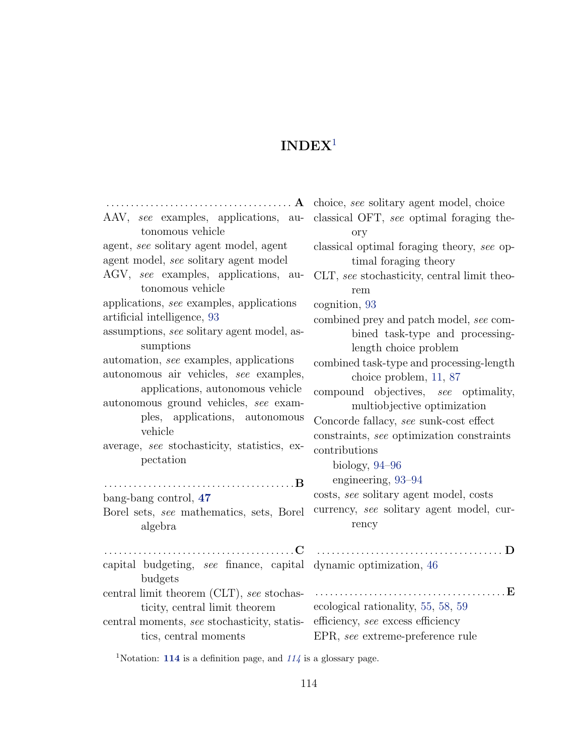# INDEX[1]

**A**

AAV, *see* examples, applications, autonomous vehicle

agent, *see* solitary agent model, agent

agent model, *see* solitary agent model

AGV, *see* examples, applications, autonomous vehicle

applications, *see* examples, applications

artificial intelligence, 93

assumptions, *see* solitary agent model, assumptions

automation, *see* examples, applications

autonomous air vehicles, *see* examples, applications, autonomous vehicle

autonomous ground vehicles, *see* examples, applications, autonomous vehicle

average, *see* stochasticity, statistics, expectation

**B**

bang-bang control, **47**

Borel sets, *see* mathematics, sets, Borel algebra

**C**

capital budgeting, *see* finance, capital budgets

central limit theorem (CLT), *see* stochasticity, central limit theorem

central moments, *see* stochasticity, statistics, central moments

choice, *see* solitary agent model, choice

classical OFT, *see* optimal foraging theory

classical optimal foraging theory, *see* optimal foraging theory

CLT, *see* stochasticity, central limit theorem

cognition, 93

combined prey and patch model, *see* combined task-type and processing-length choice problem

combined task-type and processing-length choice problem, 11, 87

compound objectives, *see* optimality, multiobjective optimization

Concorde fallacy, *see* sunk-cost effect

constraints, *see* optimization constraints

contributions

- biology, 94–96
- engineering, 93–94

costs, *see* solitary agent model, costs

currency, *see* solitary agent model, currency

**D**

dynamic optimization, 46

**E**

ecological rationality, 55, 58, 59

efficiency, *see* excess efficiency

EPR, *see* extreme-preference rule

[1]Notation: **114** is a definition page, and *114* is a glossary page.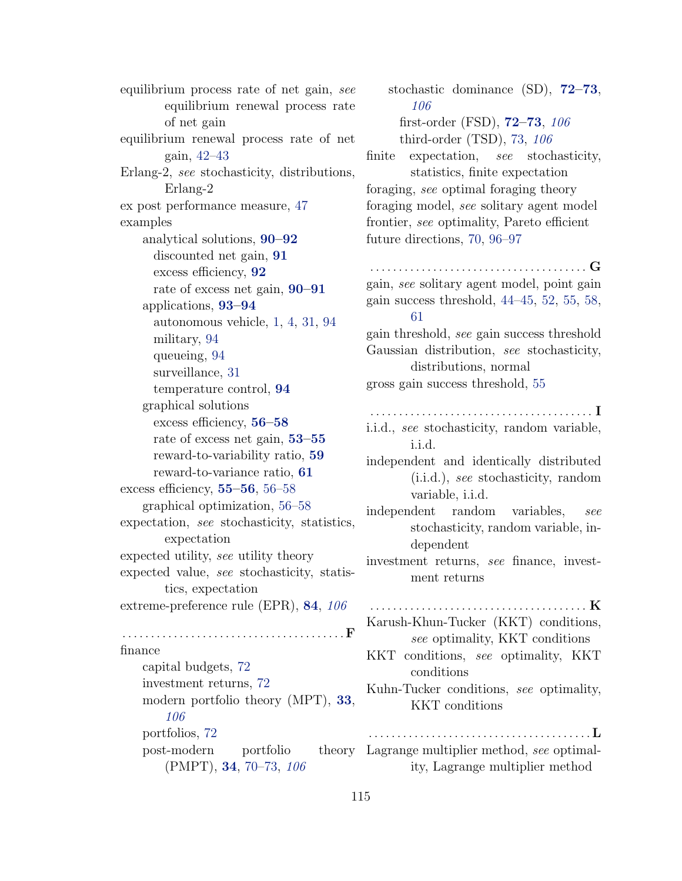equilibrium process rate of net gain, *see* equilibrium renewal process rate of net gain

equilibrium renewal process rate of net gain, 42–43

Erlang-2, *see* stochasticity, distributions, Erlang-2

ex post performance measure, 47

examples
- analytical solutions, **90–92**
  - discounted net gain, **91**
  - excess efficiency, **92**
  - rate of excess net gain, **90–91**
- applications, **93–94**
  - autonomous vehicle, 1, 4, 31, 94
  - military, 94
  - queueing, 94
  - surveillance, 31
  - temperature control, **94**
- graphical solutions
  - excess efficiency, **56–58**
  - rate of excess net gain, **53–55**
  - reward-to-variability ratio, **59**
  - reward-to-variance ratio, **61**

excess efficiency, **55–56**, 56–58
- graphical optimization, 56–58

expectation, *see* stochasticity, statistics, expectation

expected utility, *see* utility theory

expected value, *see* stochasticity, statistics, expectation

extreme-preference rule (EPR), **84**, *106*

## F

finance
- capital budgets, 72
- investment returns, 72
- modern portfolio theory (MPT), **33**, *106*
- portfolios, 72
- post-modern portfolio theory (PMPT), **34**, 70–73, *106*
- stochastic dominance (SD), **72–73**, *106*
  - first-order (FSD), **72–73**, *106*
  - third-order (TSD), 73, *106*

finite expectation, *see* stochasticity, statistics, finite expectation

foraging, *see* optimal foraging theory

foraging model, *see* solitary agent model

frontier, *see* optimality, Pareto efficient

future directions, 70, 96–97

## G

gain, *see* solitary agent model, point gain

gain success threshold, 44–45, 52, 55, 58, 61

gain threshold, *see* gain success threshold

Gaussian distribution, *see* stochasticity, distributions, normal

gross gain success threshold, 55

## I

i.i.d., *see* stochasticity, random variable, i.i.d.

independent and identically distributed (i.i.d.), *see* stochasticity, random variable, i.i.d.

independent random variables, *see* stochasticity, random variable, independent

investment returns, *see* finance, investment returns

## K

Karush-Khun-Tucker (KKT) conditions, *see* optimality, KKT conditions

KKT conditions, *see* optimality, KKT conditions

Kuhn-Tucker conditions, *see* optimality, KKT conditions

## L

Lagrange multiplier method, *see* optimality, Lagrange multiplier method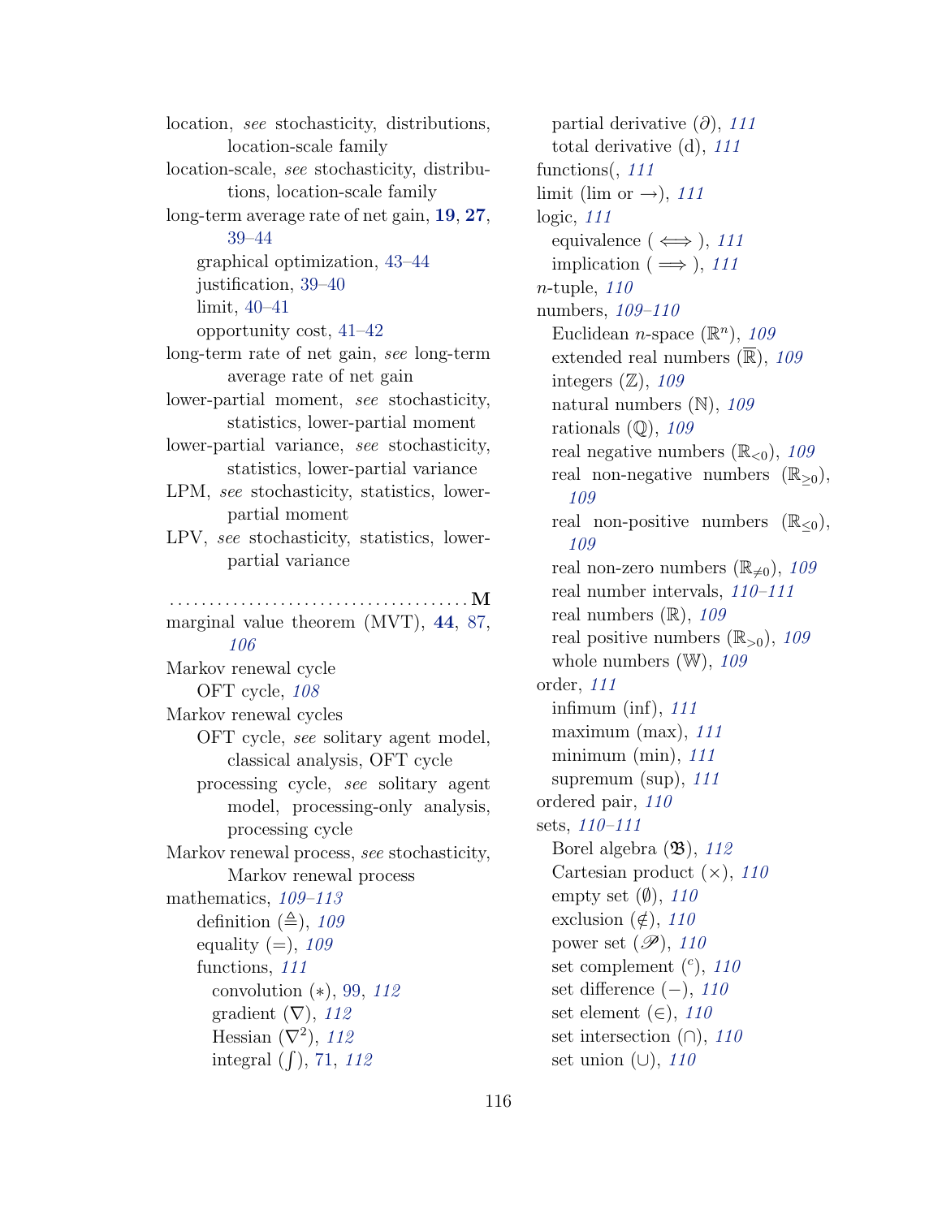location, *see* stochasticity, distributions, location-scale family
location-scale, *see* stochasticity, distributions, location-scale family
long-term average rate of net gain, **19**, **27**, 39–44
  graphical optimization, 43–44
  justification, 39–40
  limit, 40–41
  opportunity cost, 41–42
long-term rate of net gain, *see* long-term average rate of net gain
lower-partial moment, *see* stochasticity, statistics, lower-partial moment
lower-partial variance, *see* stochasticity, statistics, lower-partial variance
LPM, *see* stochasticity, statistics, lower-partial moment
LPV, *see* stochasticity, statistics, lower-partial variance

**M**

marginal value theorem (MVT), **44**, 87, *106*
Markov renewal cycle
  OFT cycle, *108*
Markov renewal cycles
  OFT cycle, *see* solitary agent model, classical analysis, OFT cycle
  processing cycle, *see* solitary agent model, processing-only analysis, processing cycle
Markov renewal process, *see* stochasticity, Markov renewal process
mathematics, *109–113*
  definition ($\triangleq$), *109*
  equality ($=$), *109*
  functions, *111*
    convolution ($*$), 99, *112*
    gradient ($\nabla$), *112*
    Hessian ($\nabla^2$), *112*
    integral ($\int$), 71, *112*
    partial derivative ($\partial$), *111*
    total derivative (d), *111*
  functions(, *111*
  limit (lim or $\rightarrow$), *111*
  logic, *111*
    equivalence ($\iff$), *111*
    implication ($\implies$), *111*
  $n$-tuple, *110*
  numbers, *109–110*
    Euclidean $n$-space ($\mathbb{R}^n$), *109*
    extended real numbers ($\overline{\mathbb{R}}$), *109*
    integers ($\mathbb{Z}$), *109*
    natural numbers ($\mathbb{N}$), *109*
    rationals ($\mathbb{Q}$), *109*
    real negative numbers ($\mathbb{R}_{<0}$), *109*
    real non-negative numbers ($\mathbb{R}_{\geq 0}$), *109*
    real non-positive numbers ($\mathbb{R}_{\leq 0}$), *109*
    real non-zero numbers ($\mathbb{R}_{\neq 0}$), *109*
    real number intervals, *110–111*
    real numbers ($\mathbb{R}$), *109*
    real positive numbers ($\mathbb{R}_{>0}$), *109*
    whole numbers ($\mathbb{W}$), *109*
  order, *111*
    infimum (inf), *111*
    maximum (max), *111*
    minimum (min), *111*
    supremum (sup), *111*
  ordered pair, *110*
  sets, *110–111*
    Borel algebra ($\mathfrak{B}$), *112*
    Cartesian product ($\times$), *110*
    empty set ($\emptyset$), *110*
    exclusion ($\notin$), *110*
    power set ($\mathscr{P}$), *110*
    set complement ($^c$), *110*
    set difference ($-$), *110*
    set element ($\in$), *110*
    set intersection ($\cap$), *110*
    set union ($\cup$), *110*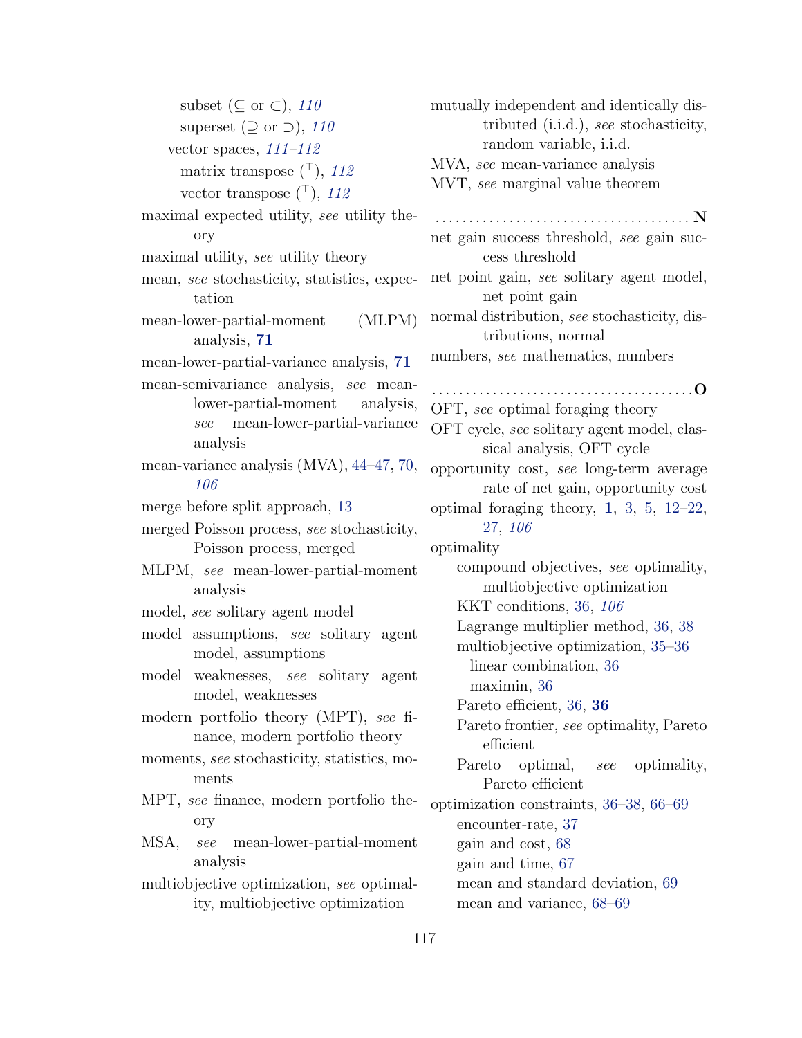subset ($\subseteq$ or $\subset$), *110*
superset ($\supseteq$ or $\supset$), *110*
vector spaces, *111–112*
matrix transpose ($^\top$), *112*
vector transpose ($^\top$), *112*

maximal expected utility, *see* utility theory
maximal utility, *see* utility theory
mean, *see* stochasticity, statistics, expectation
mean-lower-partial-moment (MLPM) analysis, **71**
mean-lower-partial-variance analysis, **71**
mean-semivariance analysis, *see* mean-lower-partial-moment analysis, *see* mean-lower-partial-variance analysis
mean-variance analysis (MVA), 44–47, 70, *106*
merge before split approach, 13
merged Poisson process, *see* stochasticity, Poisson process, merged
MLPM, *see* mean-lower-partial-moment analysis
model, *see* solitary agent model
model assumptions, *see* solitary agent model, assumptions
model weaknesses, *see* solitary agent model, weaknesses
modern portfolio theory (MPT), *see* finance, modern portfolio theory
moments, *see* stochasticity, statistics, moments
MPT, *see* finance, modern portfolio theory
MSA, *see* mean-lower-partial-moment analysis
multiobjective optimization, *see* optimality, multiobjective optimization
mutually independent and identically distributed (i.i.d.), *see* stochasticity, random variable, i.i.d.
MVA, *see* mean-variance analysis
MVT, *see* marginal value theorem

**N**

net gain success threshold, *see* gain success threshold
net point gain, *see* solitary agent model, net point gain
normal distribution, *see* stochasticity, distributions, normal
numbers, *see* mathematics, numbers

**O**

OFT, *see* optimal foraging theory
OFT cycle, *see* solitary agent model, classical analysis, OFT cycle
opportunity cost, *see* long-term average rate of net gain, opportunity cost
optimal foraging theory, **1**, 3, 5, 12–22, 27, *106*
optimality
compound objectives, *see* optimality, multiobjective optimization
KKT conditions, 36, *106*
Lagrange multiplier method, 36, 38
multiobjective optimization, 35–36
linear combination, 36
maximin, 36
Pareto efficient, 36, **36**
Pareto frontier, *see* optimality, Pareto efficient
Pareto optimal, *see* optimality, Pareto efficient

optimization constraints, 36–38, 66–69
encounter-rate, 37
gain and cost, 68
gain and time, 67
mean and standard deviation, 69
mean and variance, 68–69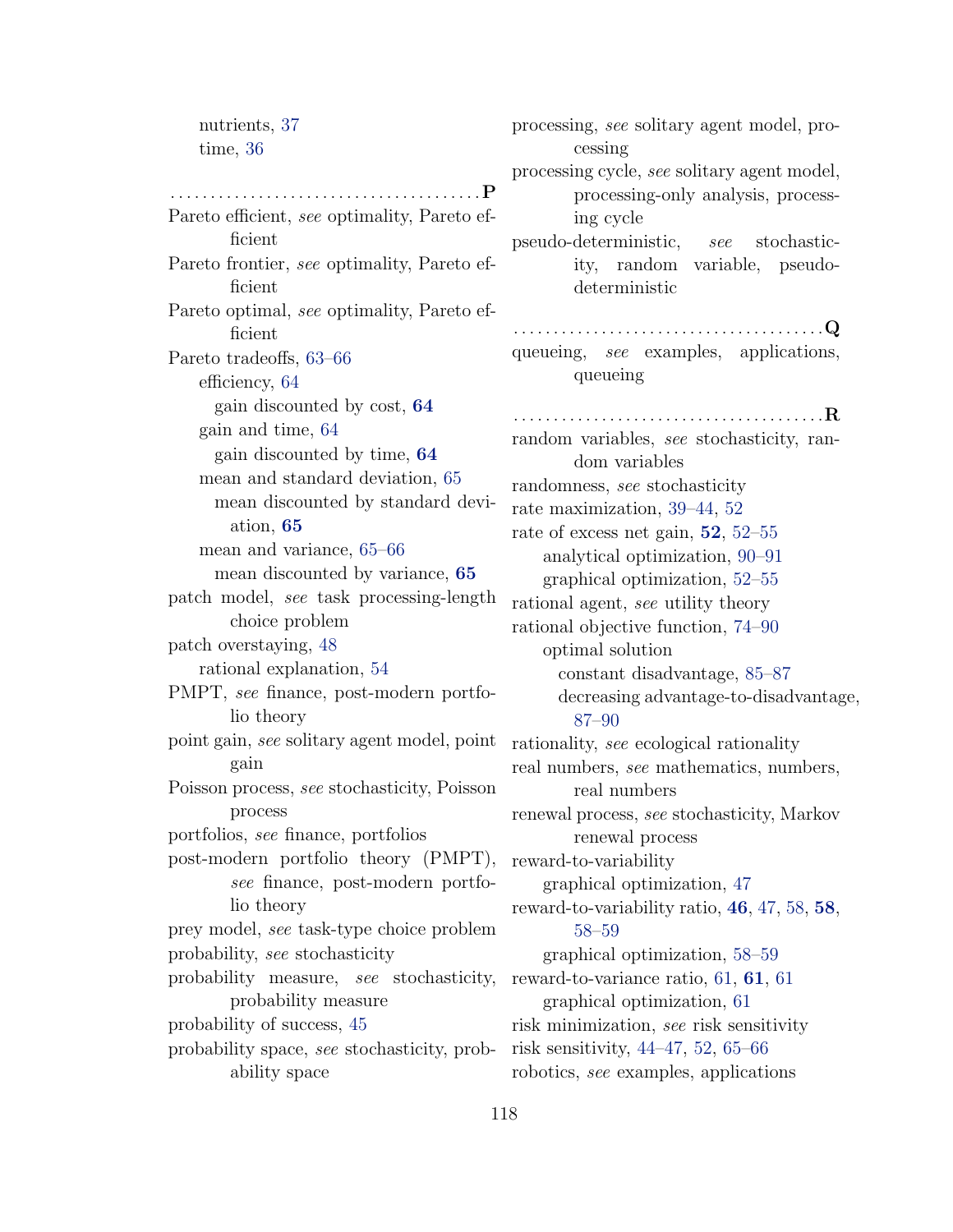nutrients, 37
  time, 36

**P**

Pareto efficient, *see* optimality, Pareto efficient
Pareto frontier, *see* optimality, Pareto efficient
Pareto optimal, *see* optimality, Pareto efficient
Pareto tradeoffs, 63–66
  efficiency, 64
    gain discounted by cost, **64**
  gain and time, 64
    gain discounted by time, **64**
  mean and standard deviation, 65
    mean discounted by standard deviation, **65**
  mean and variance, 65–66
    mean discounted by variance, **65**
patch model, *see* task processing-length choice problem
patch overstaying, 48
  rational explanation, 54
PMPT, *see* finance, post-modern portfolio theory
point gain, *see* solitary agent model, point gain
Poisson process, *see* stochasticity, Poisson process
portfolios, *see* finance, portfolios
post-modern portfolio theory (PMPT), *see* finance, post-modern portfolio theory
prey model, *see* task-type choice problem
probability, *see* stochasticity
probability measure, *see* stochasticity, probability measure
probability of success, 45
probability space, *see* stochasticity, probability space
processing, *see* solitary agent model, processing
processing cycle, *see* solitary agent model, processing-only analysis, processing cycle
pseudo-deterministic, *see* stochasticity, random variable, pseudo-deterministic

**Q**

queueing, *see* examples, applications, queueing

**R**

random variables, *see* stochasticity, random variables
randomness, *see* stochasticity
rate maximization, 39–44, 52
rate of excess net gain, **52**, 52–55
  analytical optimization, 90–91
  graphical optimization, 52–55
rational agent, *see* utility theory
rational objective function, 74–90
  optimal solution
    constant disadvantage, 85–87
    decreasing advantage-to-disadvantage, 87–90
rationality, *see* ecological rationality
real numbers, *see* mathematics, numbers, real numbers
renewal process, *see* stochasticity, Markov renewal process
reward-to-variability
  graphical optimization, 47
reward-to-variability ratio, **46**, 47, 58, **58**, 58–59
  graphical optimization, 58–59
reward-to-variance ratio, 61, **61**, 61
  graphical optimization, 61
risk minimization, *see* risk sensitivity
risk sensitivity, 44–47, 52, 65–66
robotics, *see* examples, applications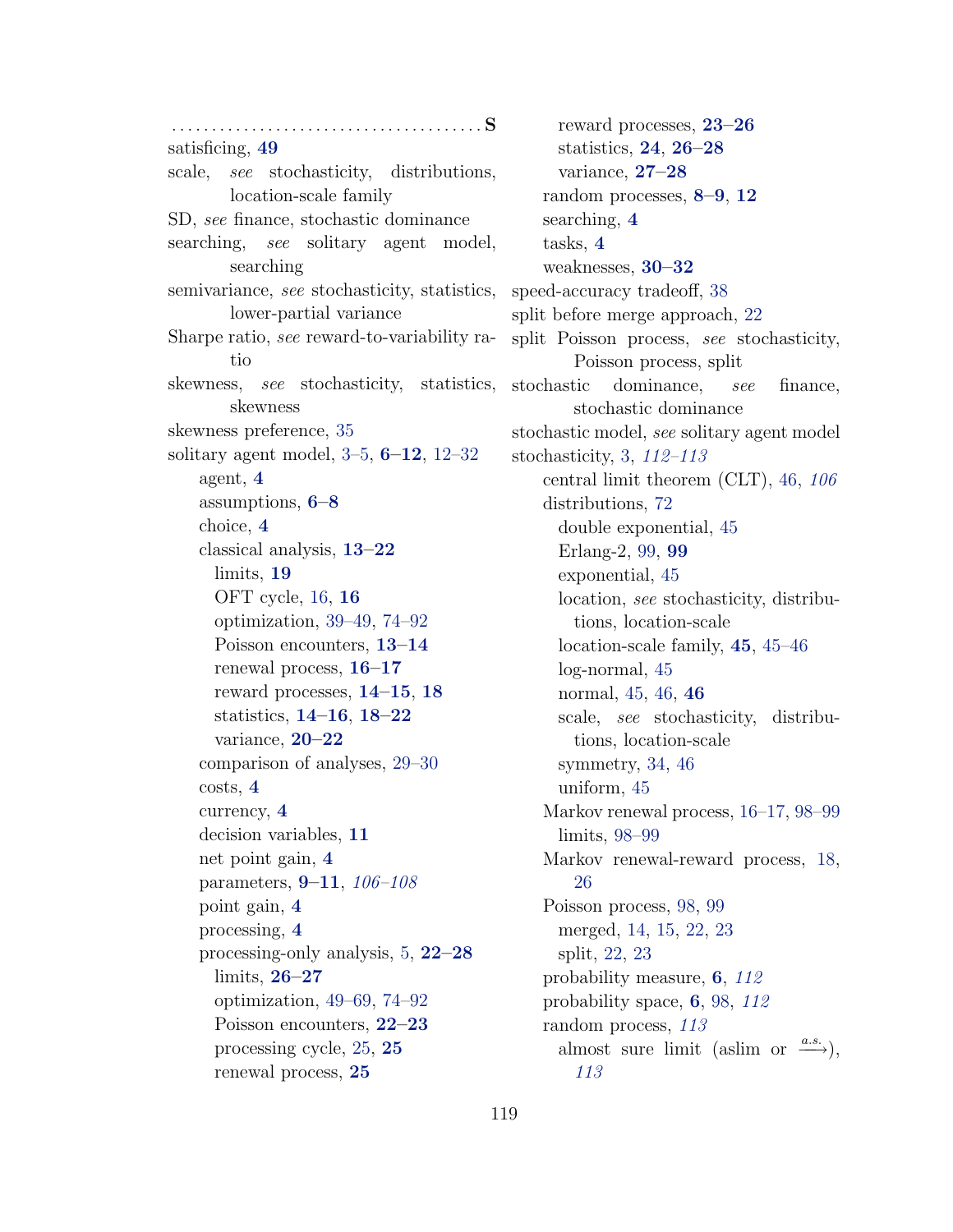**S**

satisficing, **49**

scale, *see* stochasticity, distributions, location-scale family

SD, *see* finance, stochastic dominance

searching, *see* solitary agent model, searching

semivariance, *see* stochasticity, statistics, lower-partial variance

Sharpe ratio, *see* reward-to-variability ratio

skewness, *see* stochasticity, statistics, skewness

skewness preference, 35

solitary agent model, 3–5, **6–12**, 12–32

- agent, **4**
- assumptions, **6–8**
- choice, **4**
- classical analysis, **13–22**
  - limits, **19**
  - OFT cycle, 16, **16**
  - optimization, 39–49, 74–92
  - Poisson encounters, **13–14**
  - renewal process, **16–17**
  - reward processes, **14–15**, **18**
  - statistics, **14–16**, **18–22**
  - variance, **20–22**
- comparison of analyses, 29–30
- costs, **4**
- currency, **4**
- decision variables, **11**
- net point gain, **4**
- parameters, **9–11**, *106–108*
- point gain, **4**
- processing, **4**
- processing-only analysis, 5, **22–28**
  - limits, **26–27**
  - optimization, 49–69, 74–92
  - Poisson encounters, **22–23**
  - processing cycle, 25, **25**
  - renewal process, **25**
  - reward processes, **23–26**
  - statistics, **24**, **26–28**
  - variance, **27–28**
- random processes, **8–9**, **12**
- searching, **4**
- tasks, **4**
- weaknesses, **30–32**

speed-accuracy tradeoff, 38

split before merge approach, 22

split Poisson process, *see* stochasticity, Poisson process, split

stochastic dominance, *see* finance, stochastic dominance

stochastic model, *see* solitary agent model

stochasticity, 3, *112–113*

- central limit theorem (CLT), 46, *106*
- distributions, 72
  - double exponential, 45
  - Erlang-2, 99, **99**
  - exponential, 45
  - location, *see* stochasticity, distributions, location-scale
  - location-scale family, **45**, 45–46
  - log-normal, 45
  - normal, 45, 46, **46**
  - scale, *see* stochasticity, distributions, location-scale
  - symmetry, 34, 46
  - uniform, 45
- Markov renewal process, 16–17, 98–99
  - limits, 98–99
- Markov renewal-reward process, 18, 26
- Poisson process, 98, 99
  - merged, 14, 15, 22, 23
  - split, 22, 23
- probability measure, **6**, *112*
- probability space, **6**, 98, *112*
- random process, *113*
  - almost sure limit (aslim or $\xrightarrow{a.s.}$), *113*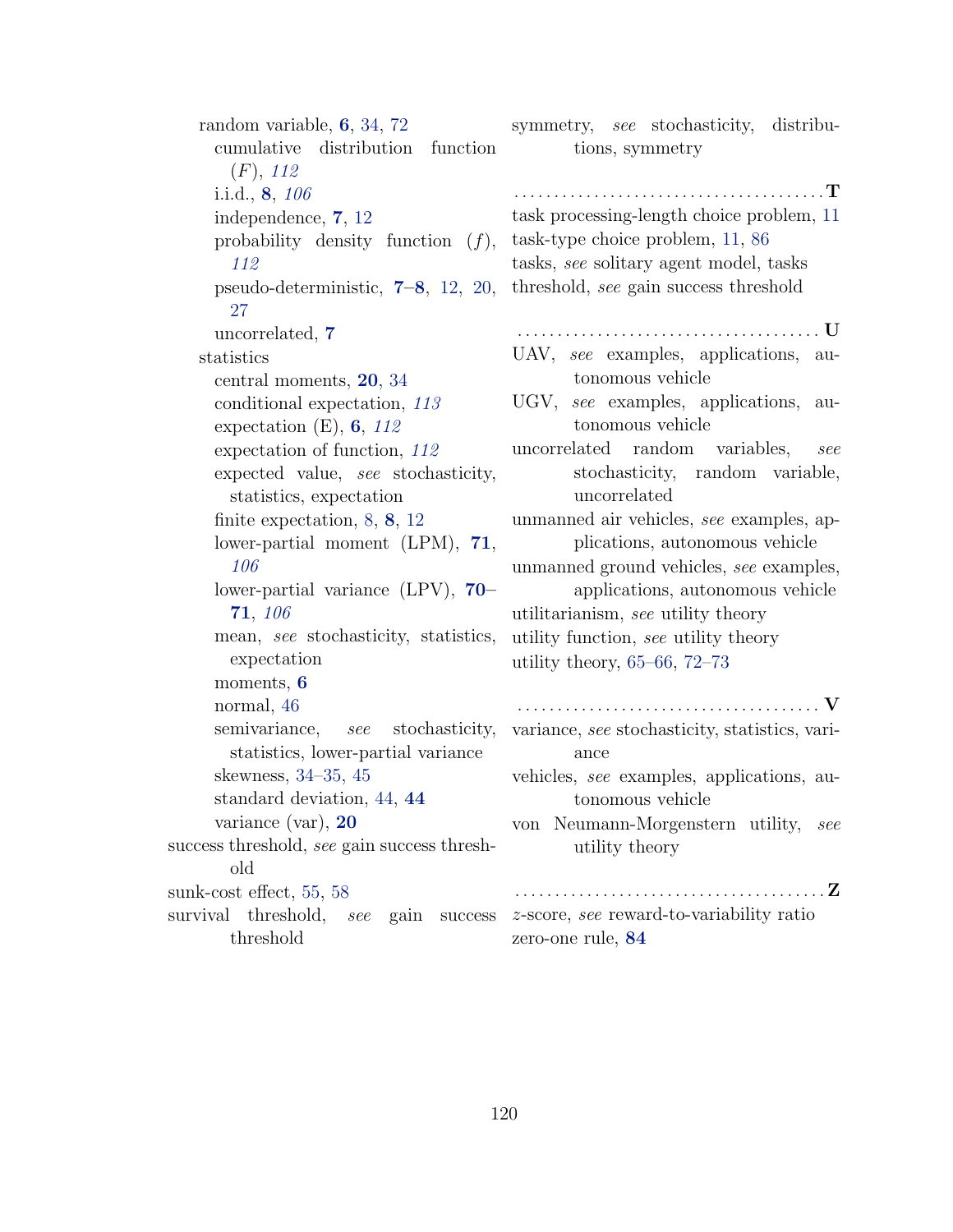random variable, **6**, 34, 72
  cumulative distribution function ($F$), *112*
  i.i.d., **8**, *106*
  independence, **7**, 12
  probability density function ($f$), *112*
  pseudo-deterministic, **7**–**8**, 12, 20, 27
  uncorrelated, **7**
statistics
  central moments, **20**, 34
  conditional expectation, *113*
  expectation (E), **6**, *112*
  expectation of function, *112*
  expected value, *see* stochasticity, statistics, expectation
  finite expectation, 8, **8**, 12
  lower-partial moment (LPM), **71**, *106*
  lower-partial variance (LPV), **70**–**71**, *106*
  mean, *see* stochasticity, statistics, expectation
  moments, **6**
  normal, 46
  semivariance, *see* stochasticity, statistics, lower-partial variance
  skewness, 34–35, 45
  standard deviation, 44, **44**
  variance (var), **20**

success threshold, *see* gain success threshold
sunk-cost effect, 55, 58
survival threshold, *see* gain success threshold
symmetry, *see* stochasticity, distributions, symmetry

**T**

task processing-length choice problem, 11
task-type choice problem, 11, 86
tasks, *see* solitary agent model, tasks
threshold, *see* gain success threshold

**U**

UAV, *see* examples, applications, autonomous vehicle
UGV, *see* examples, applications, autonomous vehicle
uncorrelated random variables, *see* stochasticity, random variable, uncorrelated
unmanned air vehicles, *see* examples, applications, autonomous vehicle
unmanned ground vehicles, *see* examples, applications, autonomous vehicle
utilitarianism, *see* utility theory
utility function, *see* utility theory
utility theory, 65–66, 72–73

**V**

variance, *see* stochasticity, statistics, variance
vehicles, *see* examples, applications, autonomous vehicle
von Neumann-Morgenstern utility, *see* utility theory

**Z**

$z$-score, *see* reward-to-variability ratio
zero-one rule, **84**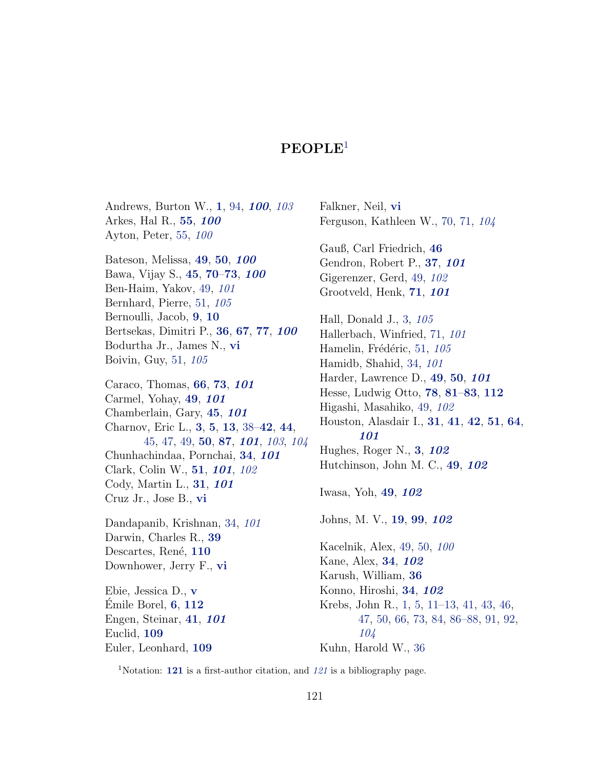# PEOPLE[1]

Andrews, Burton W., **1**, 94, ***100***, *103*
Arkes, Hal R., **55**, ***100***
Ayton, Peter, 55, *100*

Bateson, Melissa, **49**, **50**, ***100***
Bawa, Vijay S., **45**, **70**–**73**, ***100***
Ben-Haim, Yakov, 49, *101*
Bernhard, Pierre, 51, *105*
Bernoulli, Jacob, **9**, **10**
Bertsekas, Dimitri P., **36**, **67**, **77**, ***100***
Bodurtha Jr., James N., **vi**
Boivin, Guy, 51, *105*

Caraco, Thomas, **66**, **73**, ***101***
Carmel, Yohay, **49**, ***101***
Chamberlain, Gary, **45**, ***101***
Charnov, Eric L., **3**, **5**, **13**, 38–**42**, **44**, 45, 47, 49, **50**, **87**, ***101***, *103*, *104*
Chunhachindaa, Pornchai, **34**, ***101***
Clark, Colin W., **51**, ***101***, *102*
Cody, Martin L., **31**, ***101***
Cruz Jr., Jose B., **vi**

Dandapanib, Krishnan, 34, *101*
Darwin, Charles R., **39**
Descartes, René, **110**
Downhower, Jerry F., **vi**

Ebie, Jessica D., **v**
Émile Borel, **6**, **112**
Engen, Steinar, **41**, ***101***
Euclid, **109**
Euler, Leonhard, **109**

Falkner, Neil, **vi**
Ferguson, Kathleen W., 70, 71, *104*

Gauß, Carl Friedrich, **46**
Gendron, Robert P., **37**, ***101***
Gigerenzer, Gerd, 49, *102*
Grootveld, Henk, **71**, ***101***

Hall, Donald J., 3, *105*
Hallerbach, Winfried, 71, *101*
Hamelin, Frédéric, 51, *105*
Hamidb, Shahid, 34, *101*
Harder, Lawrence D., **49**, **50**, ***101***
Hesse, Ludwig Otto, **78**, **81**–**83**, **112**
Higashi, Masahiko, 49, *102*
Houston, Alasdair I., **31**, **41**, **42**, **51**, **64**, ***101***
Hughes, Roger N., **3**, ***102***
Hutchinson, John M. C., **49**, ***102***

Iwasa, Yoh, **49**, ***102***

Johns, M. V., **19**, **99**, ***102***

Kacelnik, Alex, 49, 50, *100*
Kane, Alex, **34**, ***102***
Karush, William, **36**
Konno, Hiroshi, **34**, ***102***
Krebs, John R., 1, 5, 11–13, 41, 43, 46, 47, 50, 66, 73, 84, 86–88, 91, 92, *104*
Kuhn, Harold W., 36

[1]Notation: **121** is a first-author citation, and *121* is a bibliography page.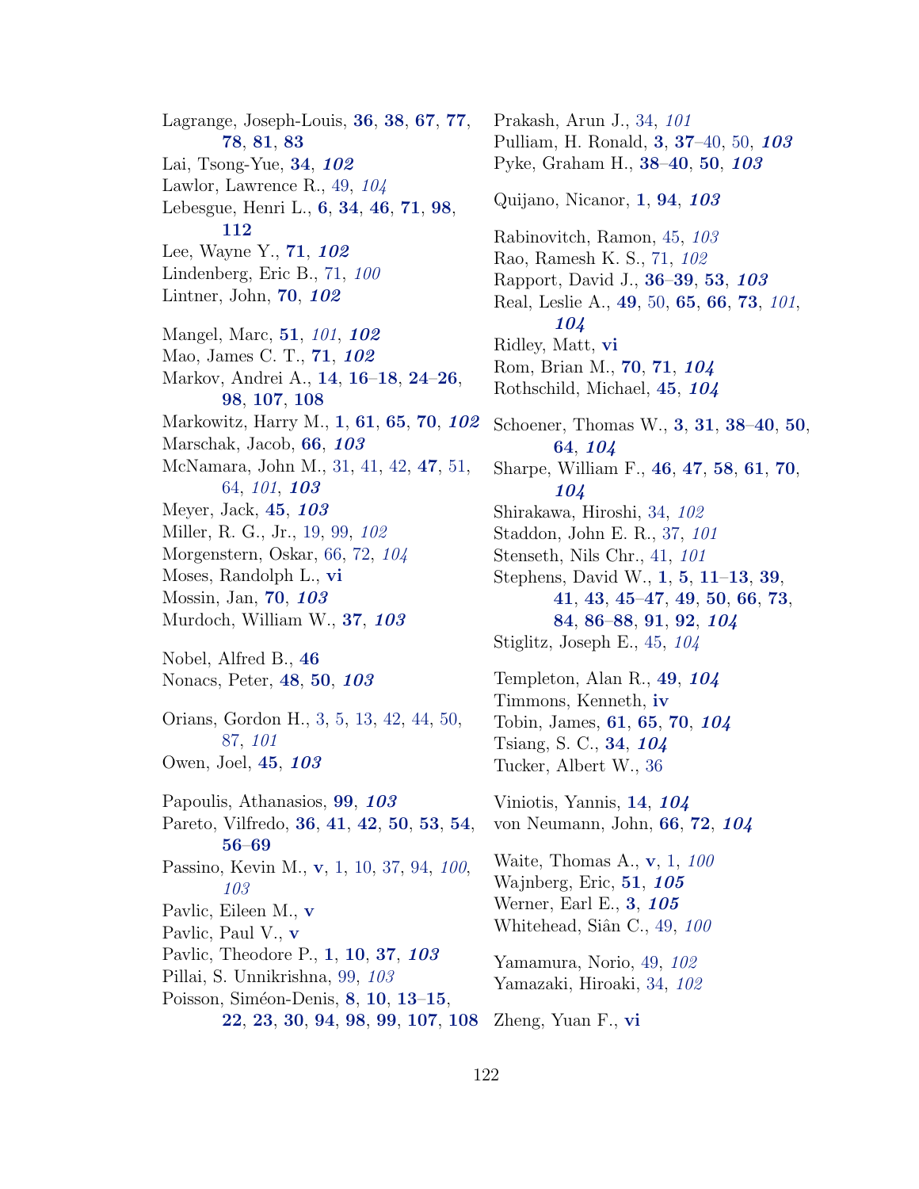Lagrange, Joseph-Louis, **36**, **38**, **67**, **77**, **78**, **81**, **83**
Lai, Tsong-Yue, **34**, ***102***
Lawlor, Lawrence R., 49, *104*
Lebesgue, Henri L., **6**, **34**, **46**, **71**, **98**, **112**
Lee, Wayne Y., **71**, ***102***
Lindenberg, Eric B., 71, *100*
Lintner, John, **70**, ***102***

Mangel, Marc, **51**, *101*, ***102***
Mao, James C. T., **71**, ***102***
Markov, Andrei A., **14**, **16**–**18**, **24**–**26**, **98**, **107**, **108**
Markowitz, Harry M., **1**, **61**, **65**, **70**, ***102***
Marschak, Jacob, **66**, ***103***
McNamara, John M., 31, 41, 42, **47**, 51, 64, *101*, ***103***
Meyer, Jack, **45**, ***103***
Miller, R. G., Jr., 19, 99, *102*
Morgenstern, Oskar, 66, 72, *104*
Moses, Randolph L., **vi**
Mossin, Jan, **70**, ***103***
Murdoch, William W., **37**, ***103***

Nobel, Alfred B., **46**
Nonacs, Peter, **48**, **50**, ***103***

Orians, Gordon H., 3, 5, 13, 42, 44, 50, 87, *101*
Owen, Joel, **45**, ***103***

Papoulis, Athanasios, **99**, ***103***
Pareto, Vilfredo, **36**, **41**, **42**, **50**, **53**, **54**, **56**–**69**
Passino, Kevin M., **v**, 1, 10, 37, 94, *100*, *103*
Pavlic, Eileen M., **v**
Pavlic, Paul V., **v**
Pavlic, Theodore P., **1**, **10**, **37**, ***103***
Pillai, S. Unnikrishna, 99, *103*
Poisson, Siméon-Denis, **8**, **10**, **13**–**15**, **22**, **23**, **30**, **94**, **98**, **99**, **107**, **108**

Prakash, Arun J., 34, *101*
Pulliam, H. Ronald, **3**, **37**–40, 50, ***103***
Pyke, Graham H., **38**–**40**, **50**, ***103***

Quijano, Nicanor, **1**, **94**, ***103***

Rabinovitch, Ramon, 45, *103*
Rao, Ramesh K. S., 71, *102*
Rapport, David J., **36**–**39**, **53**, ***103***
Real, Leslie A., **49**, 50, **65**, **66**, **73**, *101*, ***104***
Ridley, Matt, **vi**
Rom, Brian M., **70**, **71**, ***104***
Rothschild, Michael, **45**, ***104***

Schoener, Thomas W., **3**, **31**, **38**–**40**, **50**, **64**, ***104***
Sharpe, William F., **46**, **47**, **58**, **61**, **70**, ***104***
Shirakawa, Hiroshi, 34, *102*
Staddon, John E. R., 37, *101*
Stenseth, Nils Chr., 41, *101*
Stephens, David W., **1**, **5**, **11**–**13**, **39**, **41**, **43**, **45**–**47**, **49**, **50**, **66**, **73**, **84**, **86**–**88**, **91**, **92**, ***104***
Stiglitz, Joseph E., 45, *104*

Templeton, Alan R., **49**, ***104***
Timmons, Kenneth, **iv**
Tobin, James, **61**, **65**, **70**, ***104***
Tsiang, S. C., **34**, ***104***
Tucker, Albert W., 36

Viniotis, Yannis, **14**, ***104***
von Neumann, John, **66**, **72**, ***104***

Waite, Thomas A., **v**, 1, *100*
Wajnberg, Eric, **51**, ***105***
Werner, Earl E., **3**, ***105***
Whitehead, Siân C., 49, *100*

Yamamura, Norio, 49, *102*
Yamazaki, Hiroaki, 34, *102*

Zheng, Yuan F., **vi**